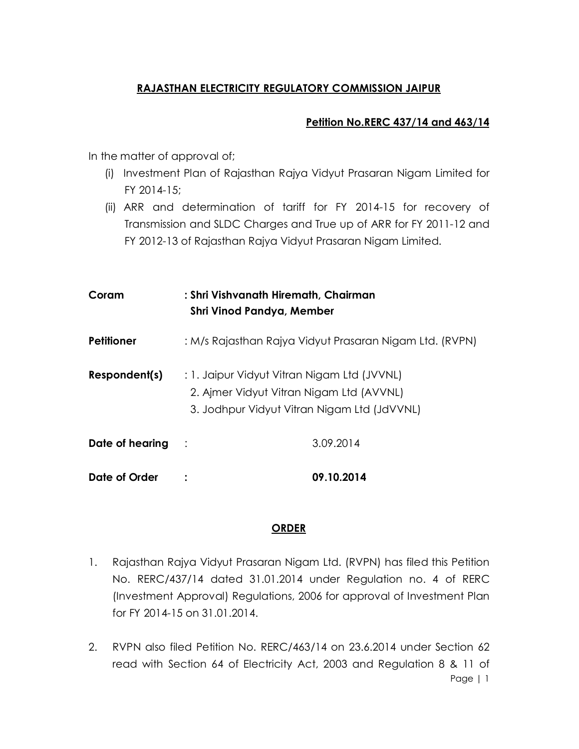# RAJASTHAN ELECTRICITY REGULATORY COMMISSION JAIPUR

**Petition No.RERC 437/14 and 463/14**

In the matter of approval of;

(i) Investment Plan of Rajasthan Rajya Vidyut Prasaran Nigam Limited for FY 2014-15;

(ii) ARR and determination of tariff for FY 2014-15 for recovery of Transmission and SLDC Charges and True up of ARR for FY 2011-12 and FY 2012-13 of Rajasthan Rajya Vidyut Prasaran Nigam Limited.

**Coram** : **Shri Vishvanath Hiremath, Chairman**
**Shri Vinod Pandya, Member**

**Petitioner** : M/s Rajasthan Rajya Vidyut Prasaran Nigam Ltd. (RVPN)

**Respondent(s)** : 1. Jaipur Vidyut Vitran Nigam Ltd (JVVNL)
2. Ajmer Vidyut Vitran Nigam Ltd (AVVNL)
3. Jodhpur Vidyut Vitran Nigam Ltd (JdVVNL)

**Date of hearing** : 3.09.2014

**Date of Order** : **09.10.2014**

## ORDER

1. Rajasthan Rajya Vidyut Prasaran Nigam Ltd. (RVPN) has filed this Petition No. RERC/437/14 dated 31.01.2014 under Regulation no. 4 of RERC (Investment Approval) Regulations, 2006 for approval of Investment Plan for FY 2014-15 on 31.01.2014.

2. RVPN also filed Petition No. RERC/463/14 on 23.6.2014 under Section 62 read with Section 64 of Electricity Act, 2003 and Regulation 8 & 11 of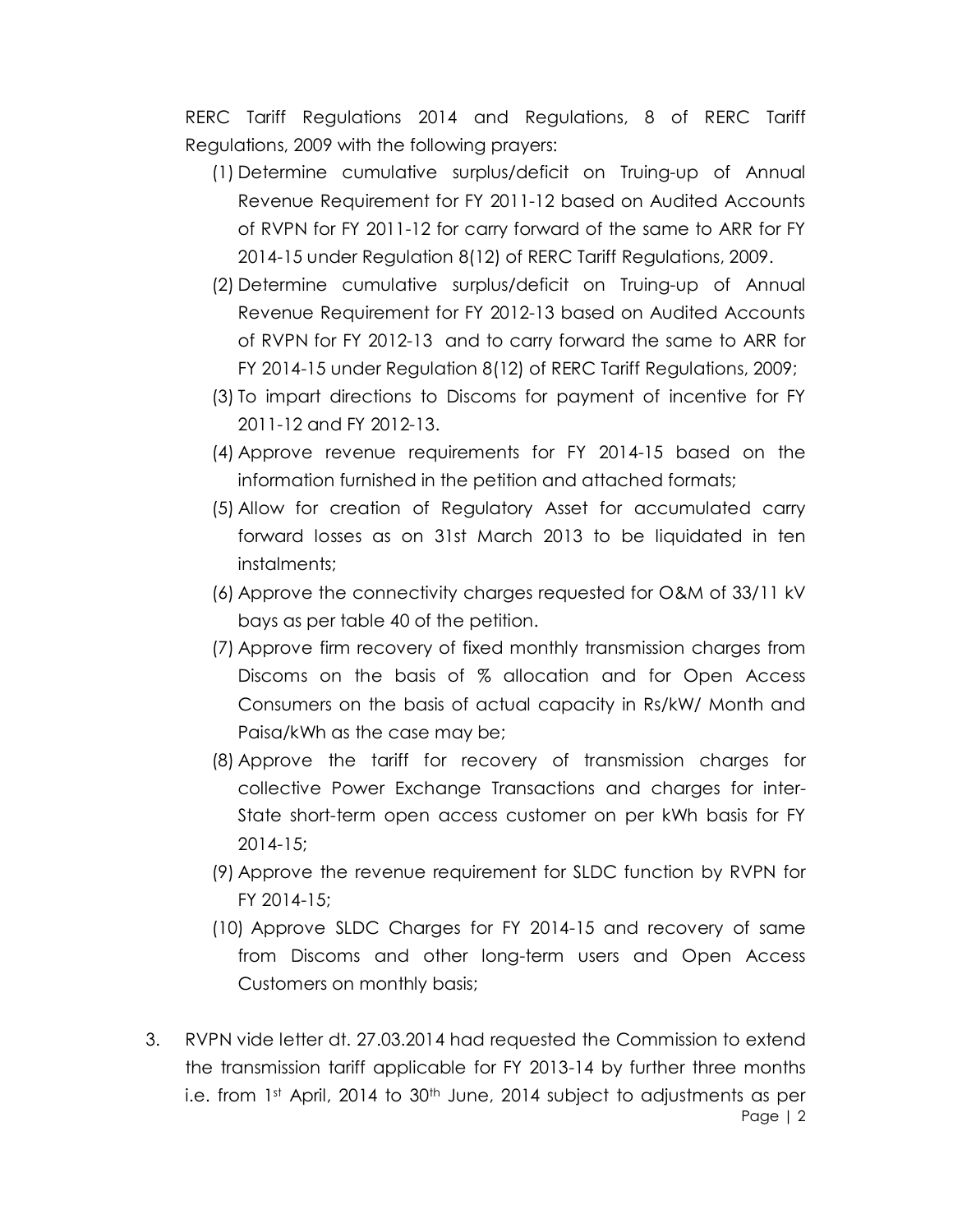RERC Tariff Regulations 2014 and Regulations, 8 of RERC Tariff Regulations, 2009 with the following prayers:

(1) Determine cumulative surplus/deficit on Truing-up of Annual Revenue Requirement for FY 2011-12 based on Audited Accounts of RVPN for FY 2011-12 for carry forward of the same to ARR for FY 2014-15 under Regulation 8(12) of RERC Tariff Regulations, 2009.

(2) Determine cumulative surplus/deficit on Truing-up of Annual Revenue Requirement for FY 2012-13 based on Audited Accounts of RVPN for FY 2012-13 and to carry forward the same to ARR for FY 2014-15 under Regulation 8(12) of RERC Tariff Regulations, 2009;

(3) To impart directions to Discoms for payment of incentive for FY 2011-12 and FY 2012-13.

(4) Approve revenue requirements for FY 2014-15 based on the information furnished in the petition and attached formats;

(5) Allow for creation of Regulatory Asset for accumulated carry forward losses as on 31st March 2013 to be liquidated in ten instalments;

(6) Approve the connectivity charges requested for O&M of 33/11 kV bays as per table 40 of the petition.

(7) Approve firm recovery of fixed monthly transmission charges from Discoms on the basis of % allocation and for Open Access Consumers on the basis of actual capacity in Rs/kW/ Month and Paisa/kWh as the case may be;

(8) Approve the tariff for recovery of transmission charges for collective Power Exchange Transactions and charges for inter-State short-term open access customer on per kWh basis for FY 2014-15;

(9) Approve the revenue requirement for SLDC function by RVPN for FY 2014-15;

(10) Approve SLDC Charges for FY 2014-15 and recovery of same from Discoms and other long-term users and Open Access Customers on monthly basis;

3. RVPN vide letter dt. 27.03.2014 had requested the Commission to extend the transmission tariff applicable for FY 2013-14 by further three months i.e. from 1st April, 2014 to 30th June, 2014 subject to adjustments as per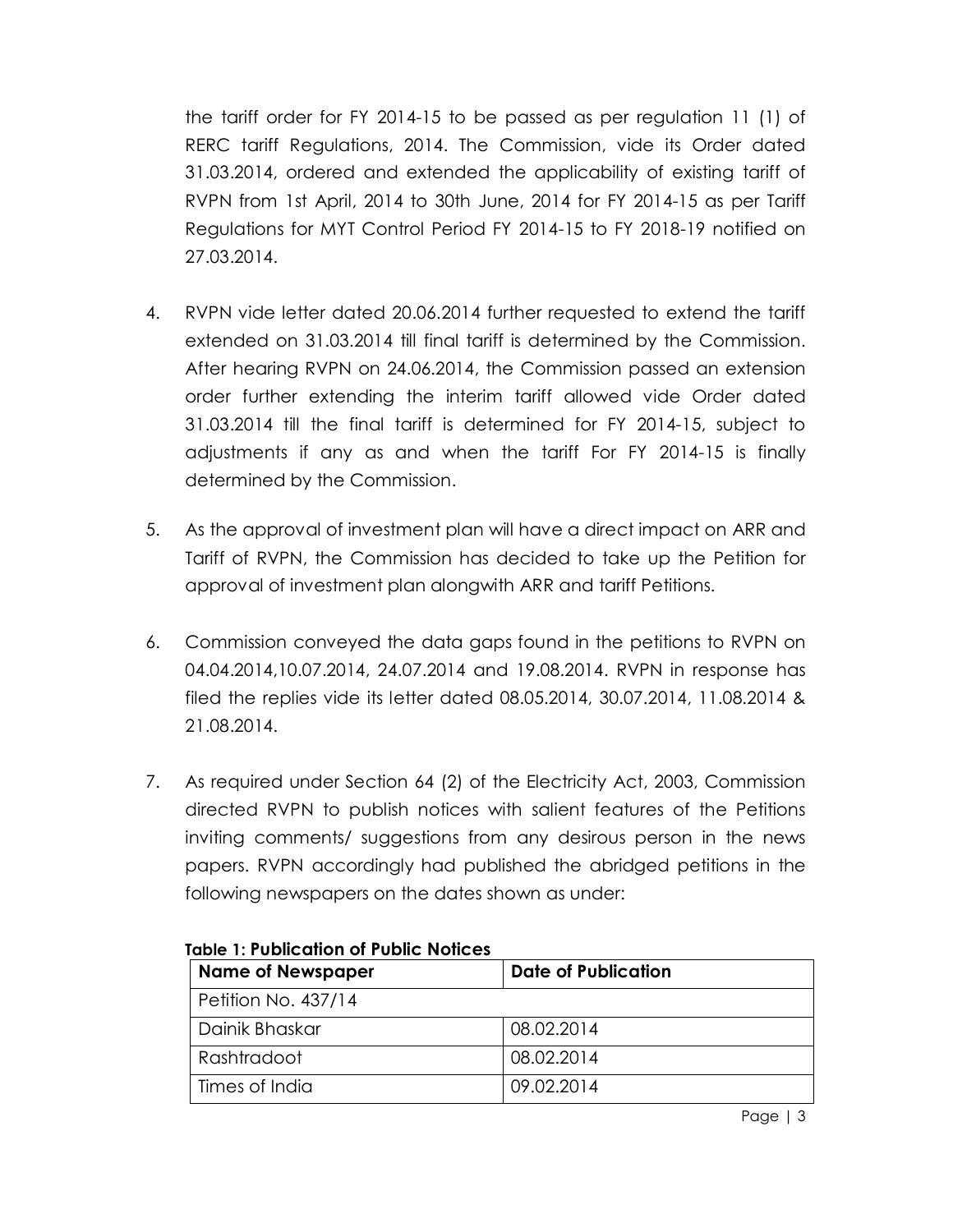the tariff order for FY 2014-15 to be passed as per regulation 11 (1) of RERC tariff Regulations, 2014. The Commission, vide its Order dated 31.03.2014, ordered and extended the applicability of existing tariff of RVPN from 1st April, 2014 to 30th June, 2014 for FY 2014-15 as per Tariff Regulations for MYT Control Period FY 2014-15 to FY 2018-19 notified on 27.03.2014.

4. RVPN vide letter dated 20.06.2014 further requested to extend the tariff extended on 31.03.2014 till final tariff is determined by the Commission. After hearing RVPN on 24.06.2014, the Commission passed an extension order further extending the interim tariff allowed vide Order dated 31.03.2014 till the final tariff is determined for FY 2014-15, subject to adjustments if any as and when the tariff For FY 2014-15 is finally determined by the Commission.

5. As the approval of investment plan will have a direct impact on ARR and Tariff of RVPN, the Commission has decided to take up the Petition for approval of investment plan alongwith ARR and tariff Petitions.

6. Commission conveyed the data gaps found in the petitions to RVPN on 04.04.2014,10.07.2014, 24.07.2014 and 19.08.2014. RVPN in response has filed the replies vide its letter dated 08.05.2014, 30.07.2014, 11.08.2014 & 21.08.2014.

7. As required under Section 64 (2) of the Electricity Act, 2003, Commission directed RVPN to publish notices with salient features of the Petitions inviting comments/ suggestions from any desirous person in the news papers. RVPN accordingly had published the abridged petitions in the following newspapers on the dates shown as under:

**Table 1: Publication of Public Notices**

| Name of Newspaper | Date of Publication |
|---|---|
| Petition No. 437/14 | |
| Dainik Bhaskar | 08.02.2014 |
| Rashtradoot | 08.02.2014 |
| Times of India | 09.02.2014 |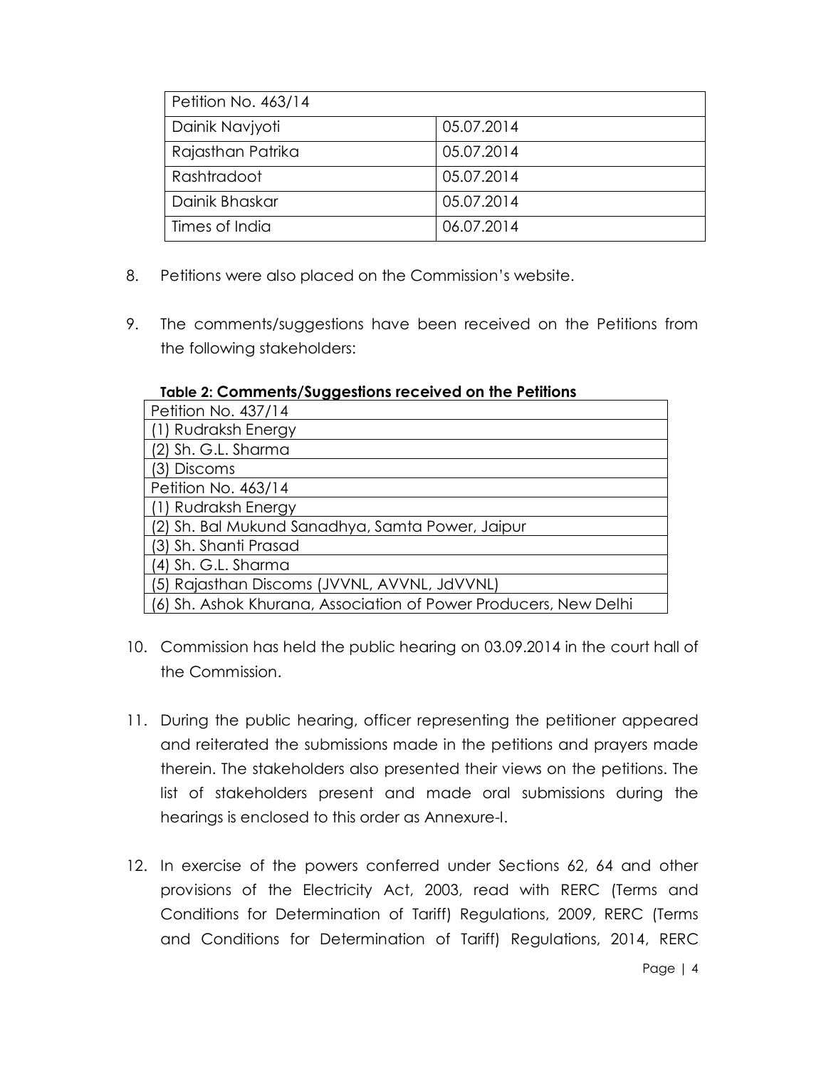| Petition No. 463/14 | |
|---|---|
| Dainik Navjyoti | 05.07.2014 |
| Rajasthan Patrika | 05.07.2014 |
| Rashtradoot | 05.07.2014 |
| Dainik Bhaskar | 05.07.2014 |
| Times of India | 06.07.2014 |

8. Petitions were also placed on the Commission's website.

9. The comments/suggestions have been received on the Petitions from the following stakeholders:

**Table 2: Comments/Suggestions received on the Petitions**

| Petition No. 437/14 |
|---|
| (1) Rudraksh Energy |
| (2) Sh. G.L. Sharma |
| (3) Discoms |
| Petition No. 463/14 |
| (1) Rudraksh Energy |
| (2) Sh. Bal Mukund Sanadhya, Samta Power, Jaipur |
| (3) Sh. Shanti Prasad |
| (4) Sh. G.L. Sharma |
| (5) Rajasthan Discoms (JVVNL, AVVNL, JdVVNL) |
| (6) Sh. Ashok Khurana, Association of Power Producers, New Delhi |

10. Commission has held the public hearing on 03.09.2014 in the court hall of the Commission.

11. During the public hearing, officer representing the petitioner appeared and reiterated the submissions made in the petitions and prayers made therein. The stakeholders also presented their views on the petitions. The list of stakeholders present and made oral submissions during the hearings is enclosed to this order as Annexure-I.

12. In exercise of the powers conferred under Sections 62, 64 and other provisions of the Electricity Act, 2003, read with RERC (Terms and Conditions for Determination of Tariff) Regulations, 2009, RERC (Terms and Conditions for Determination of Tariff) Regulations, 2014, RERC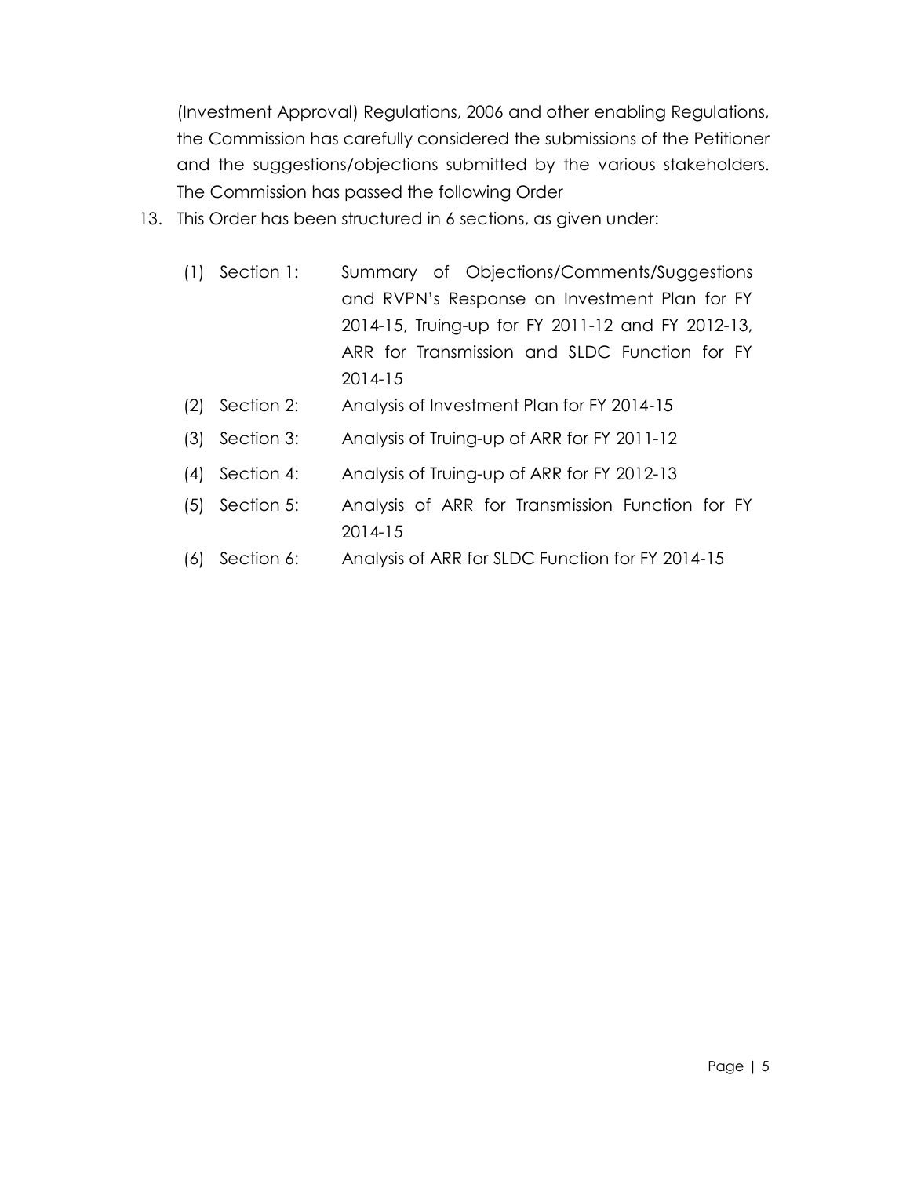(Investment Approval) Regulations, 2006 and other enabling Regulations, the Commission has carefully considered the submissions of the Petitioner and the suggestions/objections submitted by the various stakeholders. The Commission has passed the following Order

13. This Order has been structured in 6 sections, as given under:

    (1) Section 1: Summary of Objections/Comments/Suggestions and RVPN's Response on Investment Plan for FY 2014-15, Truing-up for FY 2011-12 and FY 2012-13, ARR for Transmission and SLDC Function for FY 2014-15

    (2) Section 2: Analysis of Investment Plan for FY 2014-15

    (3) Section 3: Analysis of Truing-up of ARR for FY 2011-12

    (4) Section 4: Analysis of Truing-up of ARR for FY 2012-13

    (5) Section 5: Analysis of ARR for Transmission Function for FY 2014-15

    (6) Section 6: Analysis of ARR for SLDC Function for FY 2014-15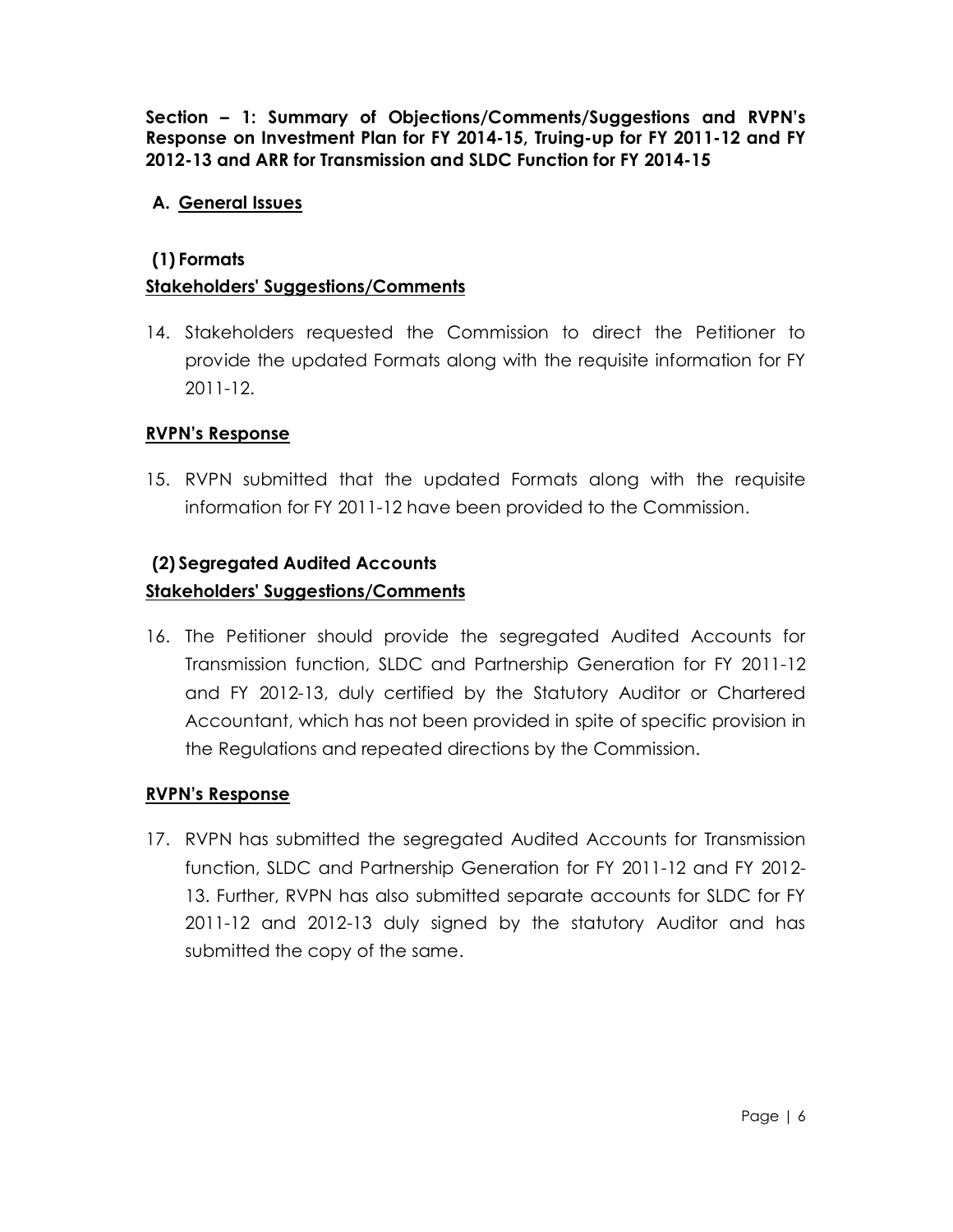## Section – 1: Summary of Objections/Comments/Suggestions and RVPN's Response on Investment Plan for FY 2014-15, Truing-up for FY 2011-12 and FY 2012-13 and ARR for Transmission and SLDC Function for FY 2014-15

### A. General Issues

#### (1) Formats

**Stakeholders' Suggestions/Comments**

14. Stakeholders requested the Commission to direct the Petitioner to provide the updated Formats along with the requisite information for FY 2011-12.

**RVPN's Response**

15. RVPN submitted that the updated Formats along with the requisite information for FY 2011-12 have been provided to the Commission.

#### (2) Segregated Audited Accounts

**Stakeholders' Suggestions/Comments**

16. The Petitioner should provide the segregated Audited Accounts for Transmission function, SLDC and Partnership Generation for FY 2011-12 and FY 2012-13, duly certified by the Statutory Auditor or Chartered Accountant, which has not been provided in spite of specific provision in the Regulations and repeated directions by the Commission.

**RVPN's Response**

17. RVPN has submitted the segregated Audited Accounts for Transmission function, SLDC and Partnership Generation for FY 2011-12 and FY 2012-13. Further, RVPN has also submitted separate accounts for SLDC for FY 2011-12 and 2012-13 duly signed by the statutory Auditor and has submitted the copy of the same.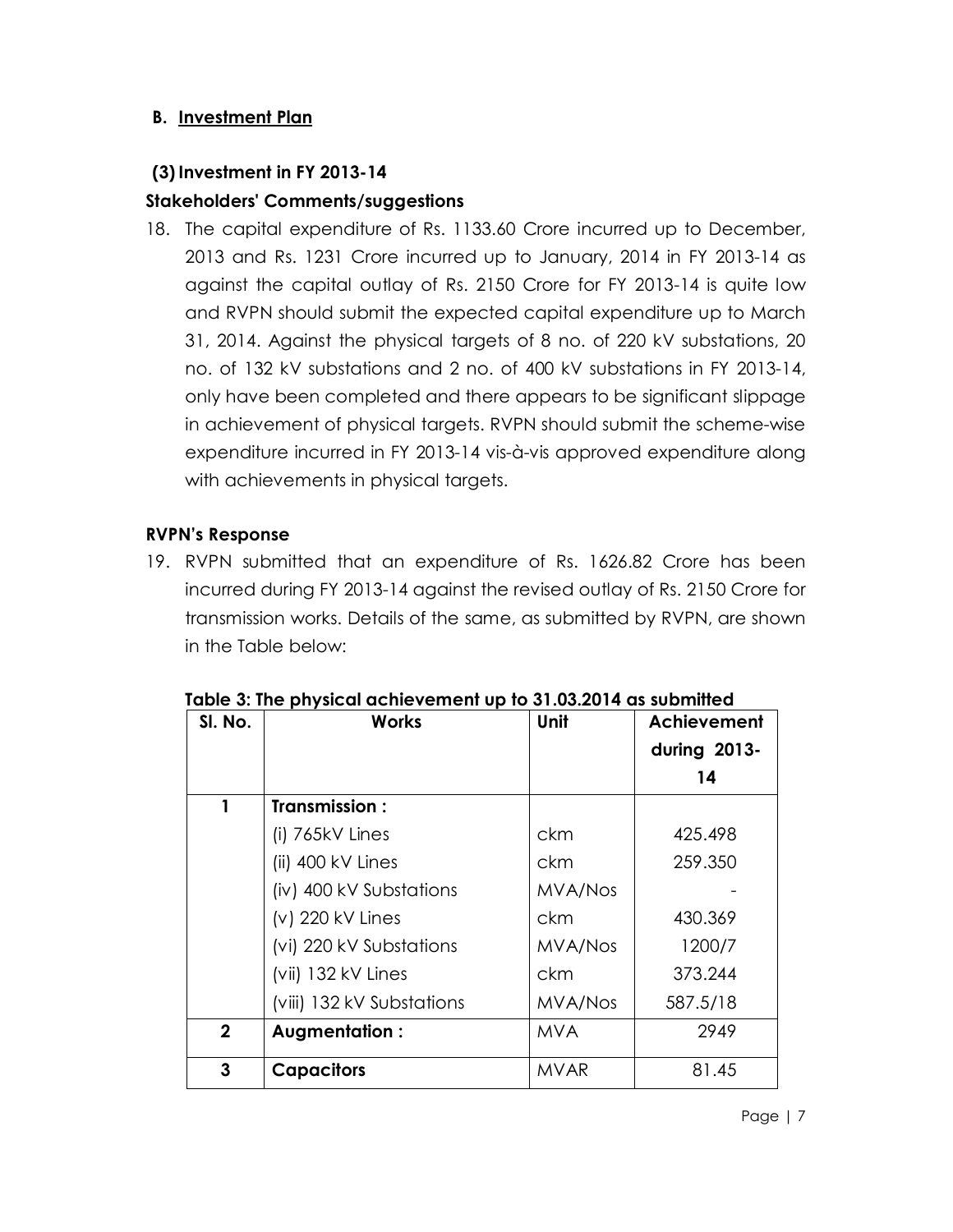## B. Investment Plan

### (3) Investment in FY 2013-14

### Stakeholders' Comments/suggestions

18. The capital expenditure of Rs. 1133.60 Crore incurred up to December, 2013 and Rs. 1231 Crore incurred up to January, 2014 in FY 2013-14 as against the capital outlay of Rs. 2150 Crore for FY 2013-14 is quite low and RVPN should submit the expected capital expenditure up to March 31, 2014. Against the physical targets of 8 no. of 220 kV substations, 20 no. of 132 kV substations and 2 no. of 400 kV substations in FY 2013-14, only have been completed and there appears to be significant slippage in achievement of physical targets. RVPN should submit the scheme-wise expenditure incurred in FY 2013-14 vis-à-vis approved expenditure along with achievements in physical targets.

### RVPN's Response

19. RVPN submitted that an expenditure of Rs. 1626.82 Crore has been incurred during FY 2013-14 against the revised outlay of Rs. 2150 Crore for transmission works. Details of the same, as submitted by RVPN, are shown in the Table below:

**Table 3: The physical achievement up to 31.03.2014 as submitted**

| Sl. No. | Works | Unit | Achievement during 2013-14 |
|---|---|---|---|
| 1 | **Transmission :** | | |
| | (i) 765kV Lines | ckm | 425.498 |
| | (ii) 400 kV Lines | ckm | 259.350 |
| | (iv) 400 kV Substations | MVA/Nos | - |
| | (v) 220 kV Lines | ckm | 430.369 |
| | (vi) 220 kV Substations | MVA/Nos | 1200/7 |
| | (vii) 132 kV Lines | ckm | 373.244 |
| | (viii) 132 kV Substations | MVA/Nos | 587.5/18 |
| 2 | **Augmentation :** | MVA | 2949 |
| 3 | **Capacitors** | MVAR | 81.45 |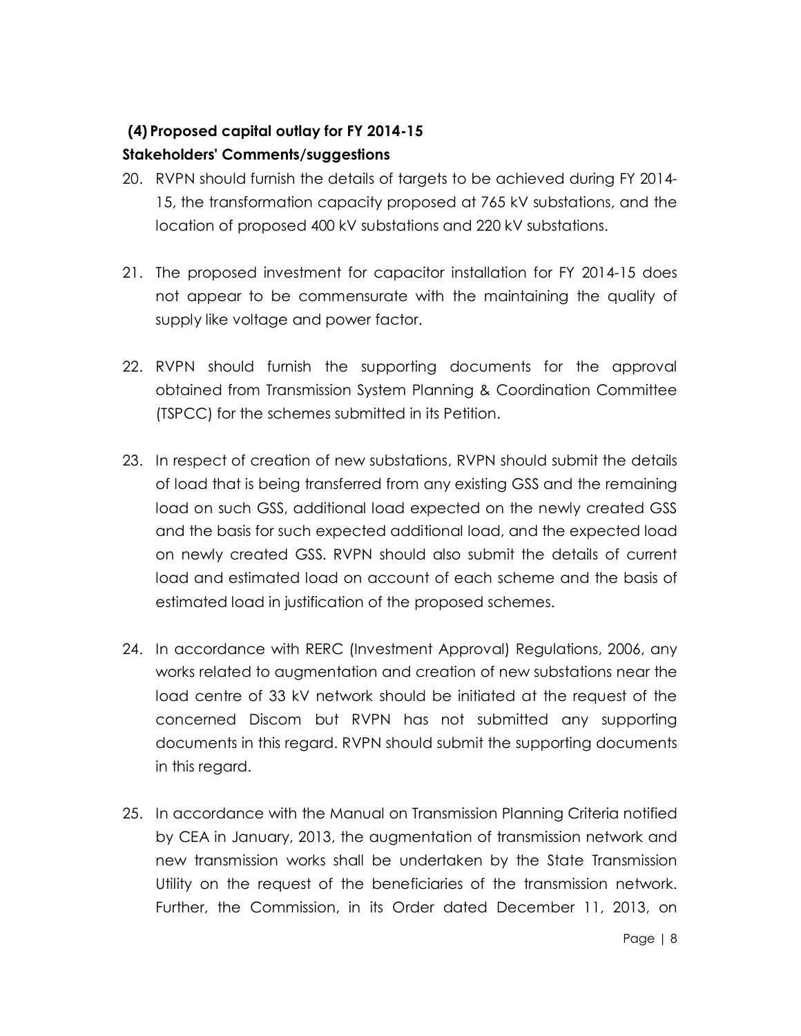### (4) Proposed capital outlay for FY 2014-15

**Stakeholders' Comments/suggestions**

20. RVPN should furnish the details of targets to be achieved during FY 2014-15, the transformation capacity proposed at 765 kV substations, and the location of proposed 400 kV substations and 220 kV substations.

21. The proposed investment for capacitor installation for FY 2014-15 does not appear to be commensurate with the maintaining the quality of supply like voltage and power factor.

22. RVPN should furnish the supporting documents for the approval obtained from Transmission System Planning & Coordination Committee (TSPCC) for the schemes submitted in its Petition.

23. In respect of creation of new substations, RVPN should submit the details of load that is being transferred from any existing GSS and the remaining load on such GSS, additional load expected on the newly created GSS and the basis for such expected additional load, and the expected load on newly created GSS. RVPN should also submit the details of current load and estimated load on account of each scheme and the basis of estimated load in justification of the proposed schemes.

24. In accordance with RERC (Investment Approval) Regulations, 2006, any works related to augmentation and creation of new substations near the load centre of 33 kV network should be initiated at the request of the concerned Discom but RVPN has not submitted any supporting documents in this regard. RVPN should submit the supporting documents in this regard.

25. In accordance with the Manual on Transmission Planning Criteria notified by CEA in January, 2013, the augmentation of transmission network and new transmission works shall be undertaken by the State Transmission Utility on the request of the beneficiaries of the transmission network. Further, the Commission, in its Order dated December 11, 2013, on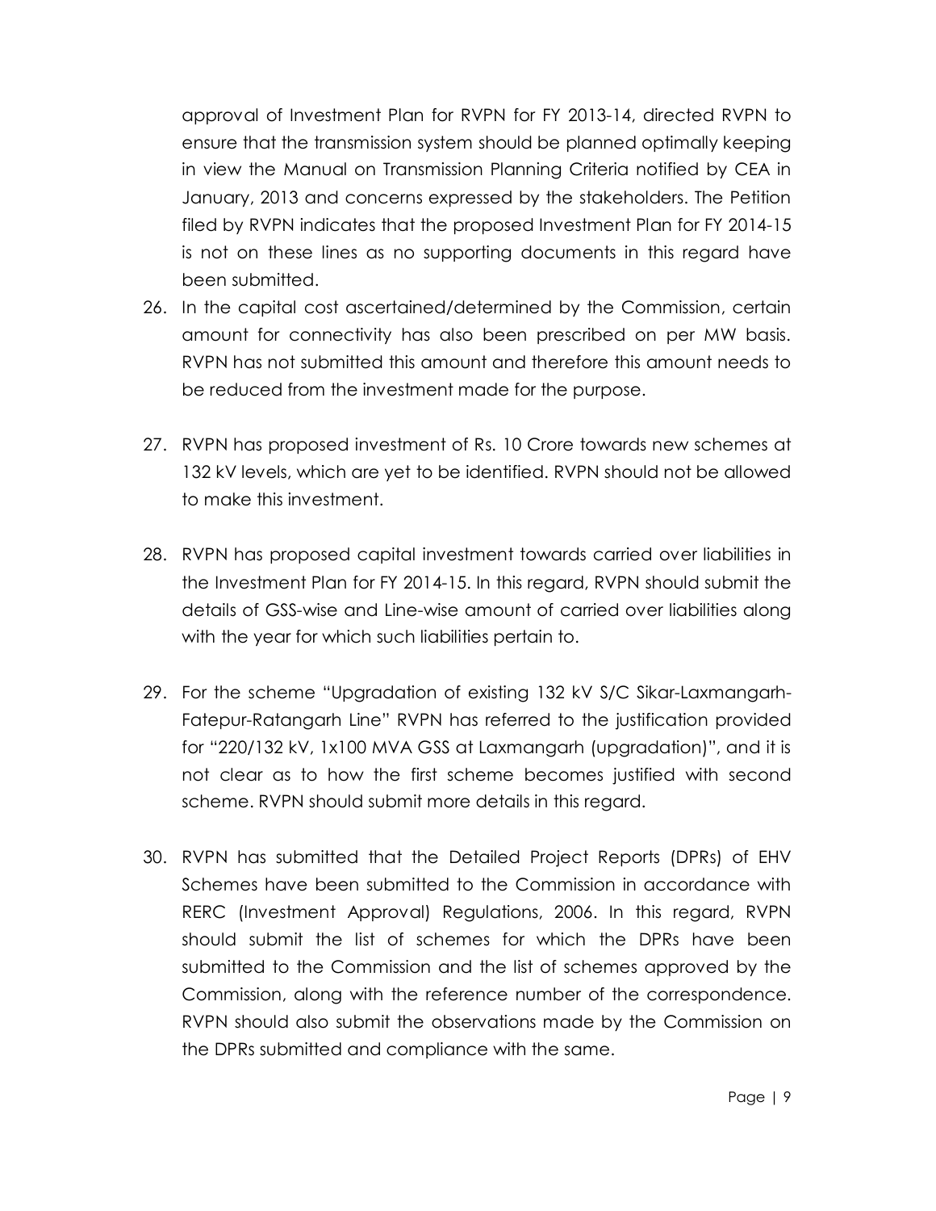approval of Investment Plan for RVPN for FY 2013-14, directed RVPN to ensure that the transmission system should be planned optimally keeping in view the Manual on Transmission Planning Criteria notified by CEA in January, 2013 and concerns expressed by the stakeholders. The Petition filed by RVPN indicates that the proposed Investment Plan for FY 2014-15 is not on these lines as no supporting documents in this regard have been submitted.

26. In the capital cost ascertained/determined by the Commission, certain amount for connectivity has also been prescribed on per MW basis. RVPN has not submitted this amount and therefore this amount needs to be reduced from the investment made for the purpose.

27. RVPN has proposed investment of Rs. 10 Crore towards new schemes at 132 kV levels, which are yet to be identified. RVPN should not be allowed to make this investment.

28. RVPN has proposed capital investment towards carried over liabilities in the Investment Plan for FY 2014-15. In this regard, RVPN should submit the details of GSS-wise and Line-wise amount of carried over liabilities along with the year for which such liabilities pertain to.

29. For the scheme "Upgradation of existing 132 kV S/C Sikar-Laxmangarh-Fatepur-Ratangarh Line" RVPN has referred to the justification provided for "220/132 kV, 1x100 MVA GSS at Laxmangarh (upgradation)", and it is not clear as to how the first scheme becomes justified with second scheme. RVPN should submit more details in this regard.

30. RVPN has submitted that the Detailed Project Reports (DPRs) of EHV Schemes have been submitted to the Commission in accordance with RERC (Investment Approval) Regulations, 2006. In this regard, RVPN should submit the list of schemes for which the DPRs have been submitted to the Commission and the list of schemes approved by the Commission, along with the reference number of the correspondence. RVPN should also submit the observations made by the Commission on the DPRs submitted and compliance with the same.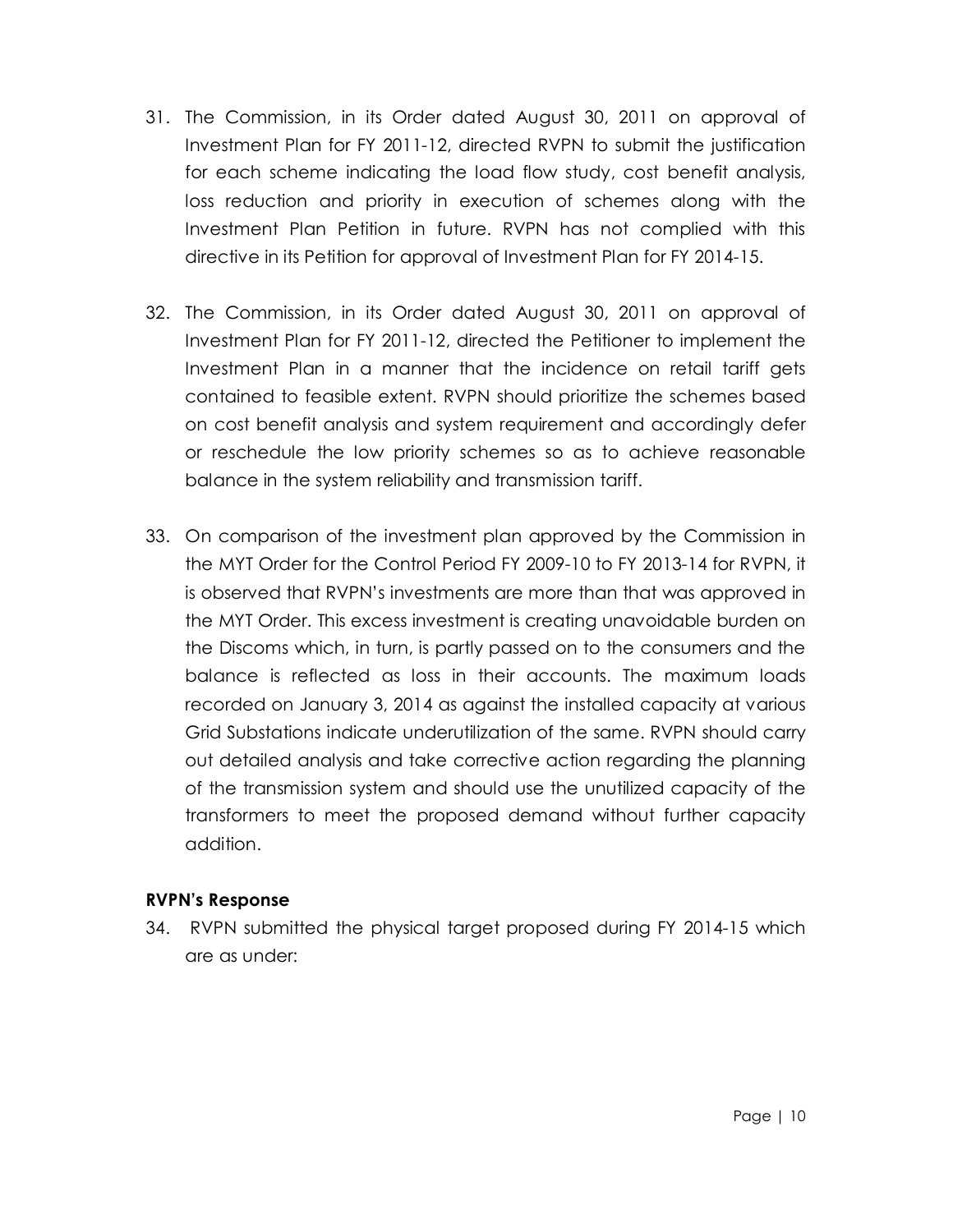31. The Commission, in its Order dated August 30, 2011 on approval of Investment Plan for FY 2011-12, directed RVPN to submit the justification for each scheme indicating the load flow study, cost benefit analysis, loss reduction and priority in execution of schemes along with the Investment Plan Petition in future. RVPN has not complied with this directive in its Petition for approval of Investment Plan for FY 2014-15.

32. The Commission, in its Order dated August 30, 2011 on approval of Investment Plan for FY 2011-12, directed the Petitioner to implement the Investment Plan in a manner that the incidence on retail tariff gets contained to feasible extent. RVPN should prioritize the schemes based on cost benefit analysis and system requirement and accordingly defer or reschedule the low priority schemes so as to achieve reasonable balance in the system reliability and transmission tariff.

33. On comparison of the investment plan approved by the Commission in the MYT Order for the Control Period FY 2009-10 to FY 2013-14 for RVPN, it is observed that RVPN's investments are more than that was approved in the MYT Order. This excess investment is creating unavoidable burden on the Discoms which, in turn, is partly passed on to the consumers and the balance is reflected as loss in their accounts. The maximum loads recorded on January 3, 2014 as against the installed capacity at various Grid Substations indicate underutilization of the same. RVPN should carry out detailed analysis and take corrective action regarding the planning of the transmission system and should use the unutilized capacity of the transformers to meet the proposed demand without further capacity addition.

**RVPN's Response**

34. RVPN submitted the physical target proposed during FY 2014-15 which are as under: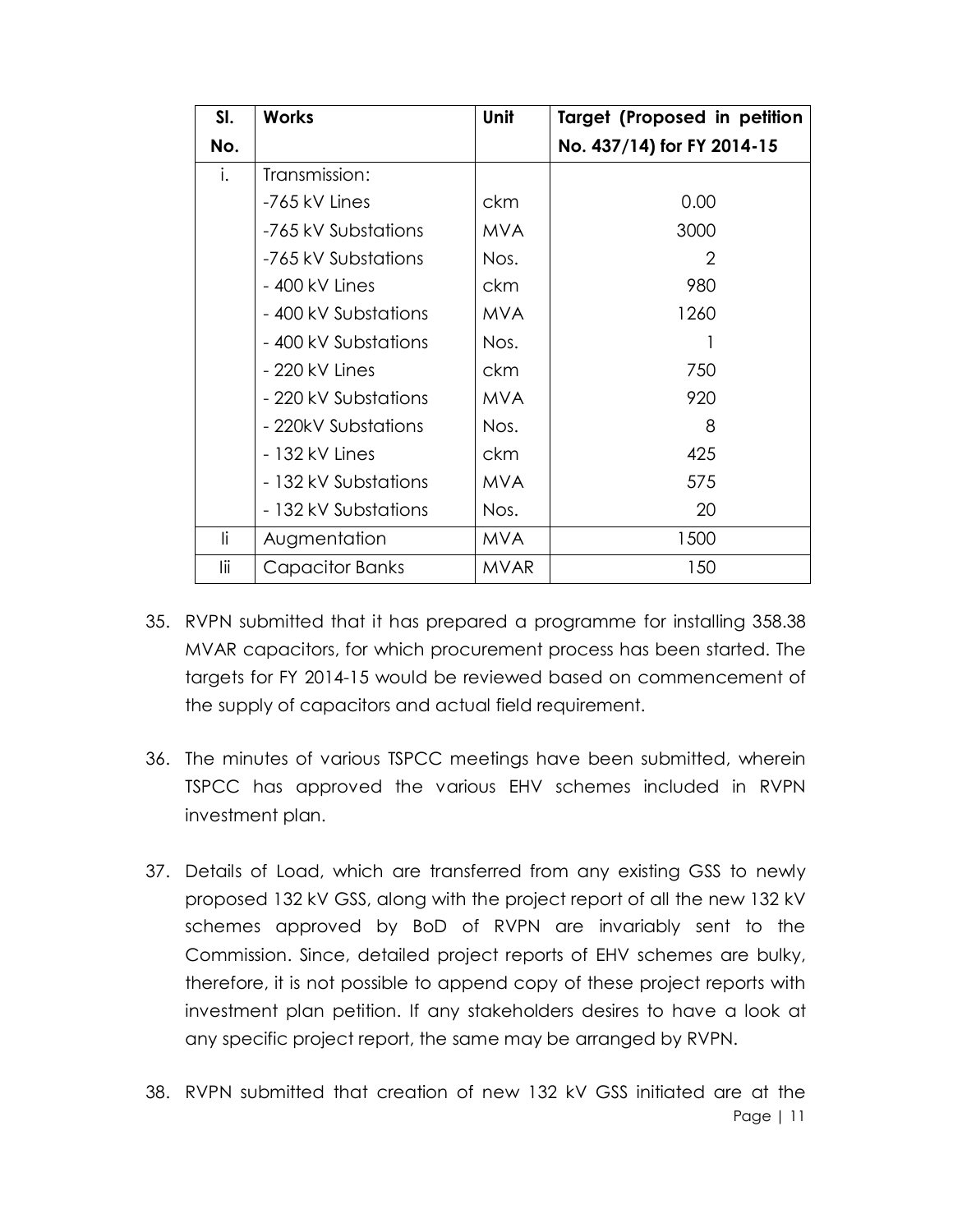| Sl. No. | Works | Unit | Target (Proposed in petition No. 437/14) for FY 2014-15 |
|---|---|---|---|
| i. | Transmission: | | |
| | -765 kV Lines | ckm | 0.00 |
| | -765 kV Substations | MVA | 3000 |
| | -765 kV Substations | Nos. | 2 |
| | - 400 kV Lines | ckm | 980 |
| | - 400 kV Substations | MVA | 1260 |
| | - 400 kV Substations | Nos. | 1 |
| | - 220 kV Lines | ckm | 750 |
| | - 220 kV Substations | MVA | 920 |
| | - 220kV Substations | Nos. | 8 |
| | - 132 kV Lines | ckm | 425 |
| | - 132 kV Substations | MVA | 575 |
| | - 132 kV Substations | Nos. | 20 |
| Ii | Augmentation | MVA | 1500 |
| Iii | Capacitor Banks | MVAR | 150 |

35. RVPN submitted that it has prepared a programme for installing 358.38 MVAR capacitors, for which procurement process has been started. The targets for FY 2014-15 would be reviewed based on commencement of the supply of capacitors and actual field requirement.

36. The minutes of various TSPCC meetings have been submitted, wherein TSPCC has approved the various EHV schemes included in RVPN investment plan.

37. Details of Load, which are transferred from any existing GSS to newly proposed 132 kV GSS, along with the project report of all the new 132 kV schemes approved by BoD of RVPN are invariably sent to the Commission. Since, detailed project reports of EHV schemes are bulky, therefore, it is not possible to append copy of these project reports with investment plan petition. If any stakeholders desires to have a look at any specific project report, the same may be arranged by RVPN.

38. RVPN submitted that creation of new 132 kV GSS initiated are at the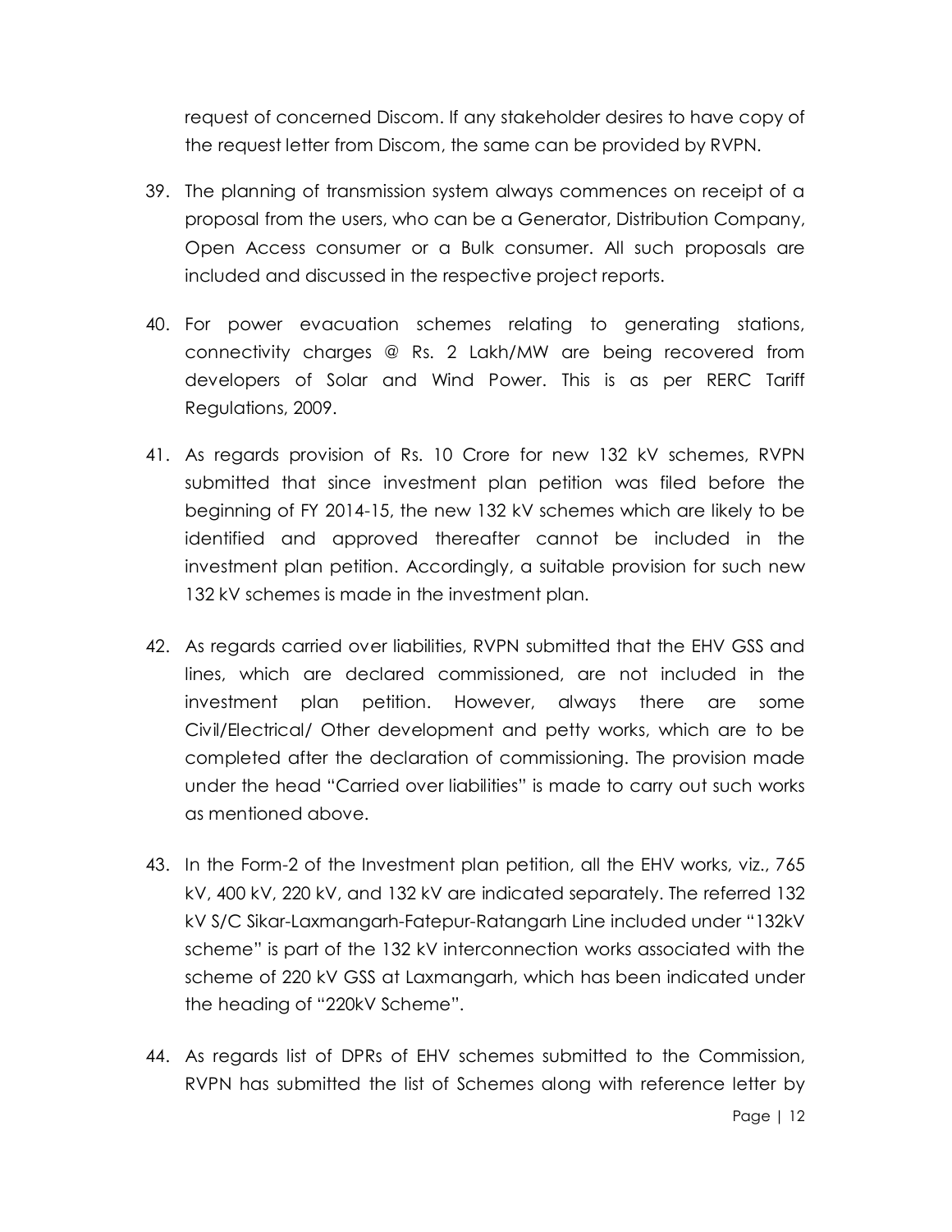request of concerned Discom. If any stakeholder desires to have copy of the request letter from Discom, the same can be provided by RVPN.

39. The planning of transmission system always commences on receipt of a proposal from the users, who can be a Generator, Distribution Company, Open Access consumer or a Bulk consumer. All such proposals are included and discussed in the respective project reports.

40. For power evacuation schemes relating to generating stations, connectivity charges @ Rs. 2 Lakh/MW are being recovered from developers of Solar and Wind Power. This is as per RERC Tariff Regulations, 2009.

41. As regards provision of Rs. 10 Crore for new 132 kV schemes, RVPN submitted that since investment plan petition was filed before the beginning of FY 2014-15, the new 132 kV schemes which are likely to be identified and approved thereafter cannot be included in the investment plan petition. Accordingly, a suitable provision for such new 132 kV schemes is made in the investment plan.

42. As regards carried over liabilities, RVPN submitted that the EHV GSS and lines, which are declared commissioned, are not included in the investment plan petition. However, always there are some Civil/Electrical/ Other development and petty works, which are to be completed after the declaration of commissioning. The provision made under the head "Carried over liabilities" is made to carry out such works as mentioned above.

43. In the Form-2 of the Investment plan petition, all the EHV works, viz., 765 kV, 400 kV, 220 kV, and 132 kV are indicated separately. The referred 132 kV S/C Sikar-Laxmangarh-Fatepur-Ratangarh Line included under "132kV scheme" is part of the 132 kV interconnection works associated with the scheme of 220 kV GSS at Laxmangarh, which has been indicated under the heading of "220kV Scheme".

44. As regards list of DPRs of EHV schemes submitted to the Commission, RVPN has submitted the list of Schemes along with reference letter by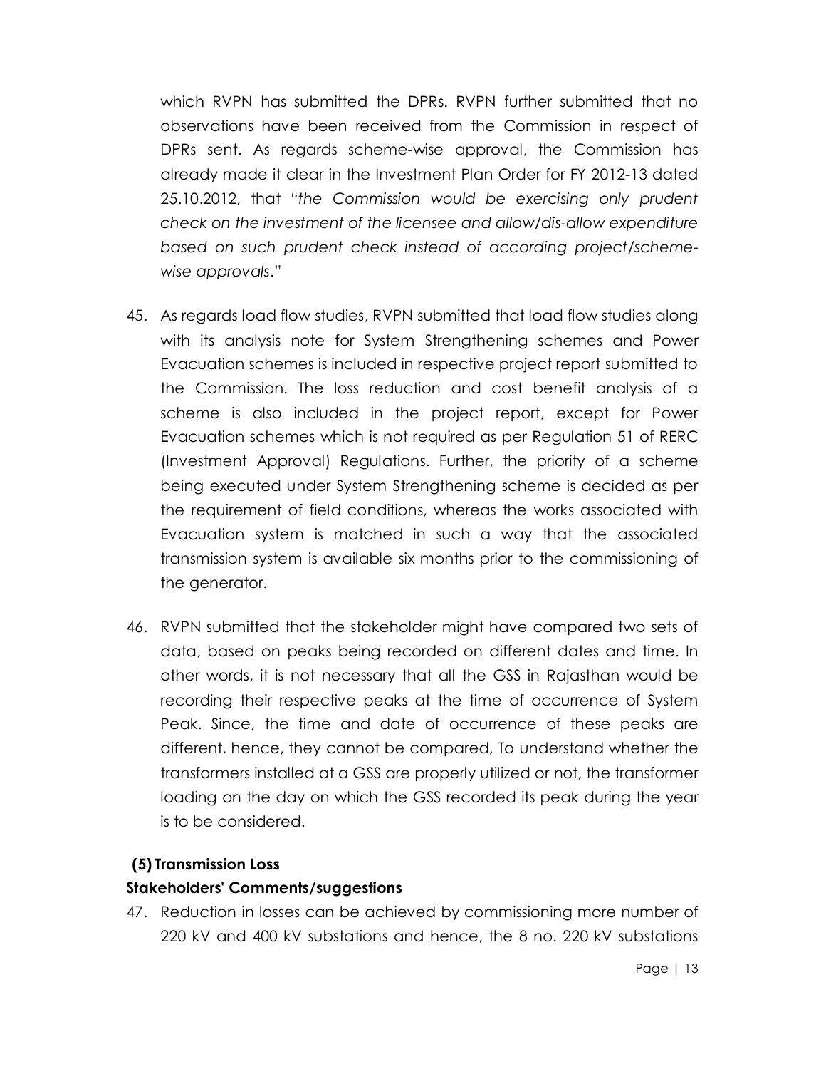which RVPN has submitted the DPRs. RVPN further submitted that no observations have been received from the Commission in respect of DPRs sent. As regards scheme-wise approval, the Commission has already made it clear in the Investment Plan Order for FY 2012-13 dated 25.10.2012, that "*the Commission would be exercising only prudent check on the investment of the licensee and allow/dis-allow expenditure based on such prudent check instead of according project/scheme-wise approvals*."

45. As regards load flow studies, RVPN submitted that load flow studies along with its analysis note for System Strengthening schemes and Power Evacuation schemes is included in respective project report submitted to the Commission. The loss reduction and cost benefit analysis of a scheme is also included in the project report, except for Power Evacuation schemes which is not required as per Regulation 51 of RERC (Investment Approval) Regulations. Further, the priority of a scheme being executed under System Strengthening scheme is decided as per the requirement of field conditions, whereas the works associated with Evacuation system is matched in such a way that the associated transmission system is available six months prior to the commissioning of the generator.

46. RVPN submitted that the stakeholder might have compared two sets of data, based on peaks being recorded on different dates and time. In other words, it is not necessary that all the GSS in Rajasthan would be recording their respective peaks at the time of occurrence of System Peak. Since, the time and date of occurrence of these peaks are different, hence, they cannot be compared, To understand whether the transformers installed at a GSS are properly utilized or not, the transformer loading on the day on which the GSS recorded its peak during the year is to be considered.

### (5) Transmission Loss

**Stakeholders' Comments/suggestions**

47. Reduction in losses can be achieved by commissioning more number of 220 kV and 400 kV substations and hence, the 8 no. 220 kV substations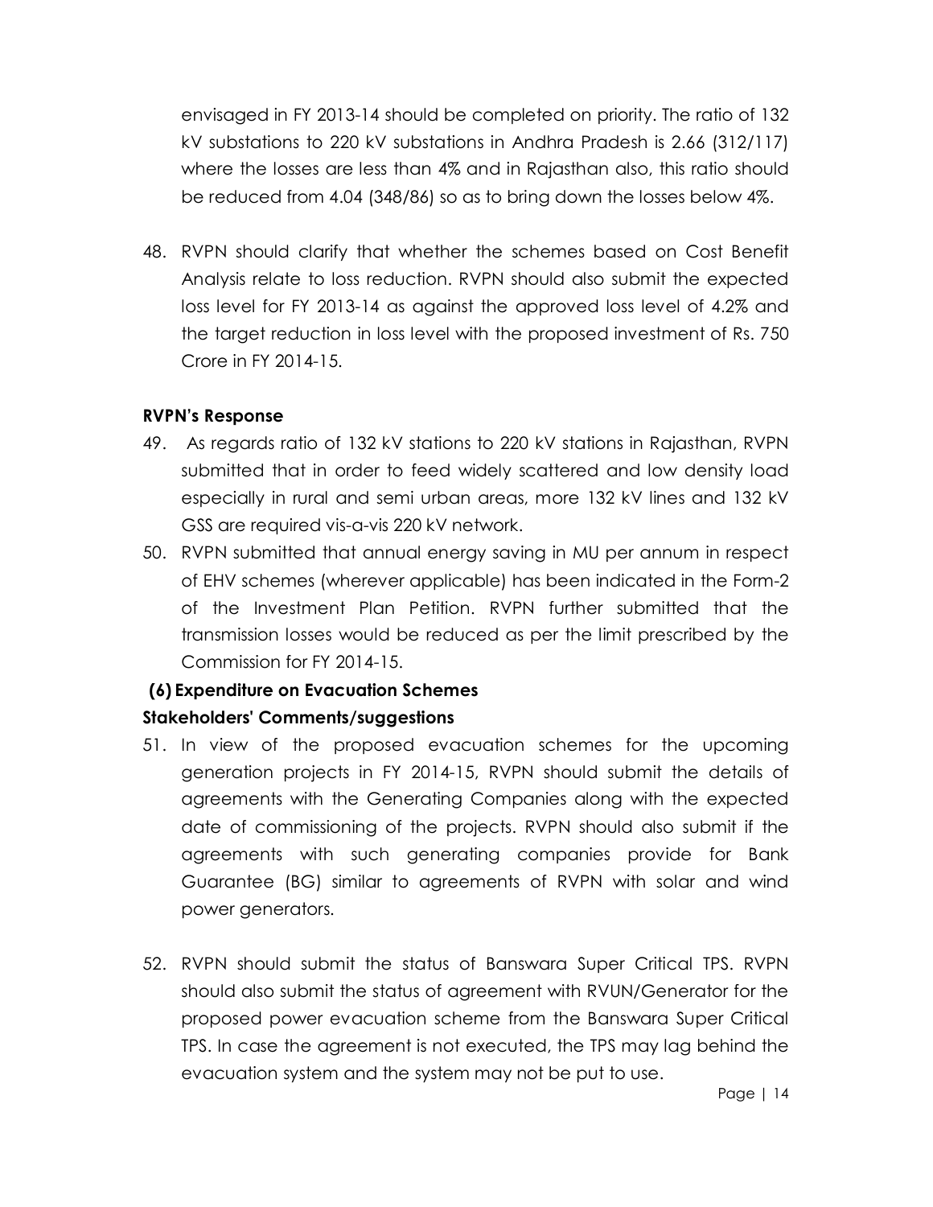envisaged in FY 2013-14 should be completed on priority. The ratio of 132 kV substations to 220 kV substations in Andhra Pradesh is 2.66 (312/117) where the losses are less than 4% and in Rajasthan also, this ratio should be reduced from 4.04 (348/86) so as to bring down the losses below 4%.

48. RVPN should clarify that whether the schemes based on Cost Benefit Analysis relate to loss reduction. RVPN should also submit the expected loss level for FY 2013-14 as against the approved loss level of 4.2% and the target reduction in loss level with the proposed investment of Rs. 750 Crore in FY 2014-15.

**RVPN's Response**

49. As regards ratio of 132 kV stations to 220 kV stations in Rajasthan, RVPN submitted that in order to feed widely scattered and low density load especially in rural and semi urban areas, more 132 kV lines and 132 kV GSS are required vis-a-vis 220 kV network.
50. RVPN submitted that annual energy saving in MU per annum in respect of EHV schemes (wherever applicable) has been indicated in the Form-2 of the Investment Plan Petition. RVPN further submitted that the transmission losses would be reduced as per the limit prescribed by the Commission for FY 2014-15.

**(6) Expenditure on Evacuation Schemes**

**Stakeholders' Comments/suggestions**

51. In view of the proposed evacuation schemes for the upcoming generation projects in FY 2014-15, RVPN should submit the details of agreements with the Generating Companies along with the expected date of commissioning of the projects. RVPN should also submit if the agreements with such generating companies provide for Bank Guarantee (BG) similar to agreements of RVPN with solar and wind power generators.

52. RVPN should submit the status of Banswara Super Critical TPS. RVPN should also submit the status of agreement with RVUN/Generator for the proposed power evacuation scheme from the Banswara Super Critical TPS. In case the agreement is not executed, the TPS may lag behind the evacuation system and the system may not be put to use.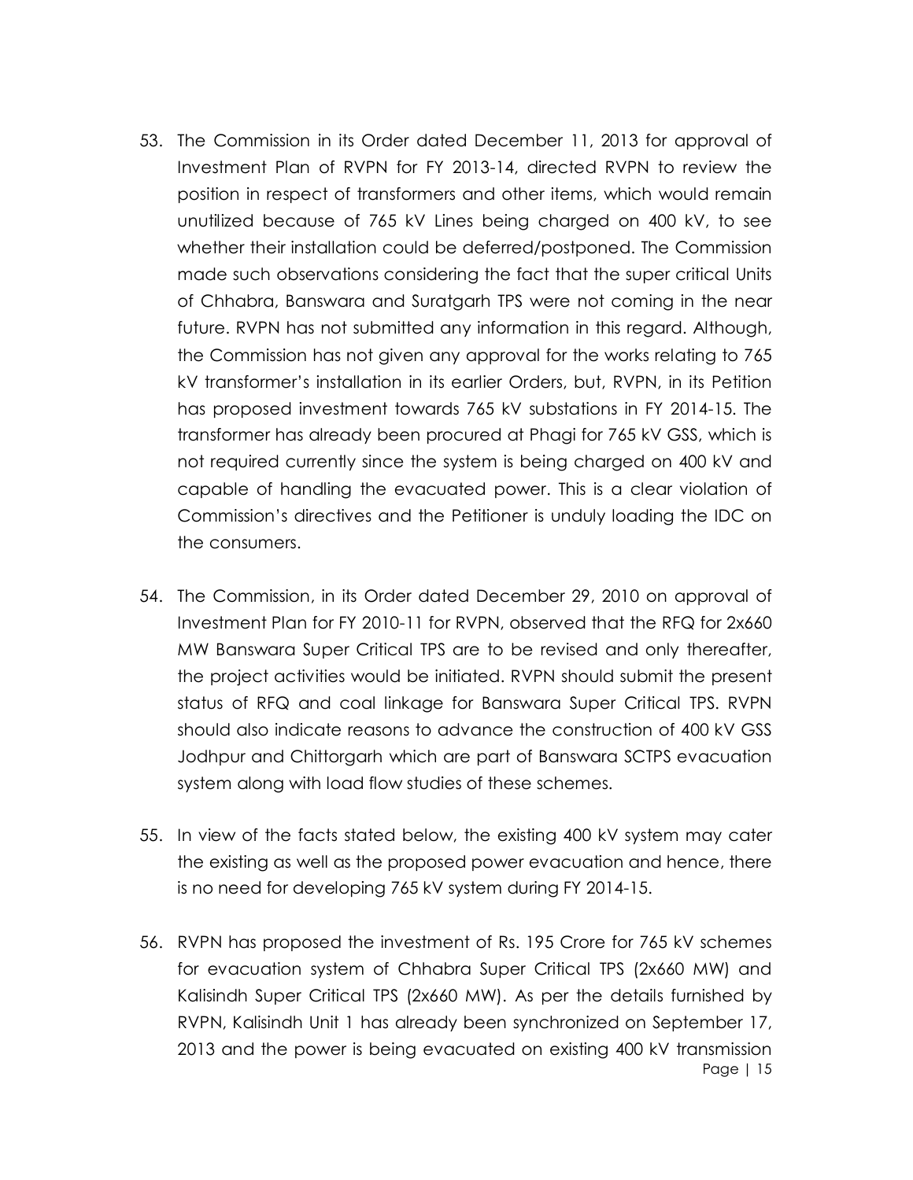53. The Commission in its Order dated December 11, 2013 for approval of Investment Plan of RVPN for FY 2013-14, directed RVPN to review the position in respect of transformers and other items, which would remain unutilized because of 765 kV Lines being charged on 400 kV, to see whether their installation could be deferred/postponed. The Commission made such observations considering the fact that the super critical Units of Chhabra, Banswara and Suratgarh TPS were not coming in the near future. RVPN has not submitted any information in this regard. Although, the Commission has not given any approval for the works relating to 765 kV transformer's installation in its earlier Orders, but, RVPN, in its Petition has proposed investment towards 765 kV substations in FY 2014-15. The transformer has already been procured at Phagi for 765 kV GSS, which is not required currently since the system is being charged on 400 kV and capable of handling the evacuated power. This is a clear violation of Commission's directives and the Petitioner is unduly loading the IDC on the consumers.

54. The Commission, in its Order dated December 29, 2010 on approval of Investment Plan for FY 2010-11 for RVPN, observed that the RFQ for 2x660 MW Banswara Super Critical TPS are to be revised and only thereafter, the project activities would be initiated. RVPN should submit the present status of RFQ and coal linkage for Banswara Super Critical TPS. RVPN should also indicate reasons to advance the construction of 400 kV GSS Jodhpur and Chittorgarh which are part of Banswara SCTPS evacuation system along with load flow studies of these schemes.

55. In view of the facts stated below, the existing 400 kV system may cater the existing as well as the proposed power evacuation and hence, there is no need for developing 765 kV system during FY 2014-15.

56. RVPN has proposed the investment of Rs. 195 Crore for 765 kV schemes for evacuation system of Chhabra Super Critical TPS (2x660 MW) and Kalisindh Super Critical TPS (2x660 MW). As per the details furnished by RVPN, Kalisindh Unit 1 has already been synchronized on September 17, 2013 and the power is being evacuated on existing 400 kV transmission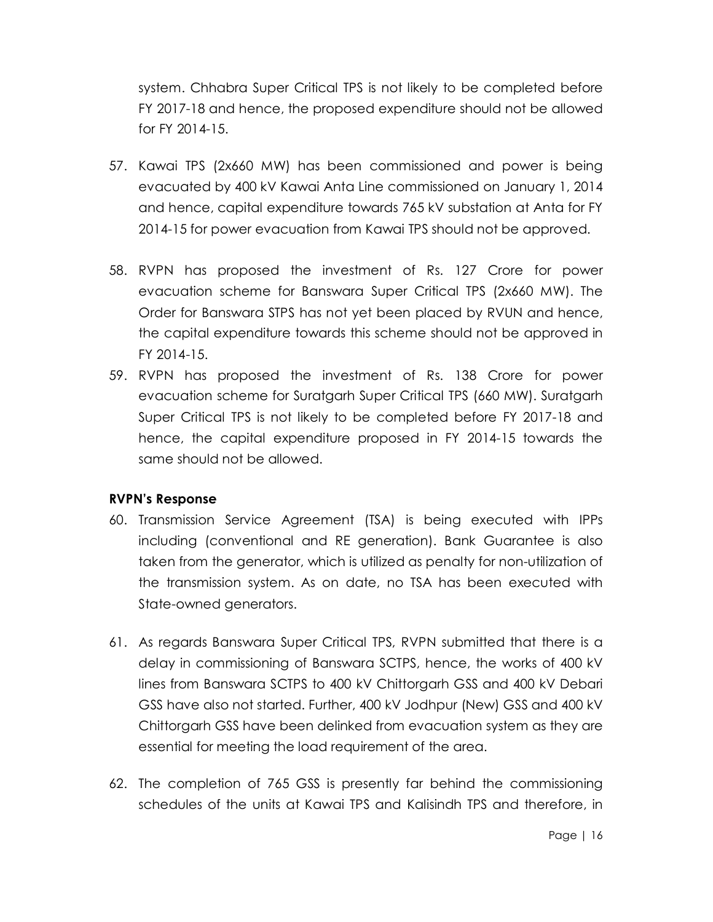system. Chhabra Super Critical TPS is not likely to be completed before FY 2017-18 and hence, the proposed expenditure should not be allowed for FY 2014-15.

57. Kawai TPS (2x660 MW) has been commissioned and power is being evacuated by 400 kV Kawai Anta Line commissioned on January 1, 2014 and hence, capital expenditure towards 765 kV substation at Anta for FY 2014-15 for power evacuation from Kawai TPS should not be approved.

58. RVPN has proposed the investment of Rs. 127 Crore for power evacuation scheme for Banswara Super Critical TPS (2x660 MW). The Order for Banswara STPS has not yet been placed by RVUN and hence, the capital expenditure towards this scheme should not be approved in FY 2014-15.

59. RVPN has proposed the investment of Rs. 138 Crore for power evacuation scheme for Suratgarh Super Critical TPS (660 MW). Suratgarh Super Critical TPS is not likely to be completed before FY 2017-18 and hence, the capital expenditure proposed in FY 2014-15 towards the same should not be allowed.

**RVPN's Response**

60. Transmission Service Agreement (TSA) is being executed with IPPs including (conventional and RE generation). Bank Guarantee is also taken from the generator, which is utilized as penalty for non-utilization of the transmission system. As on date, no TSA has been executed with State-owned generators.

61. As regards Banswara Super Critical TPS, RVPN submitted that there is a delay in commissioning of Banswara SCTPS, hence, the works of 400 kV lines from Banswara SCTPS to 400 kV Chittorgarh GSS and 400 kV Debari GSS have also not started. Further, 400 kV Jodhpur (New) GSS and 400 kV Chittorgarh GSS have been delinked from evacuation system as they are essential for meeting the load requirement of the area.

62. The completion of 765 GSS is presently far behind the commissioning schedules of the units at Kawai TPS and Kalisindh TPS and therefore, in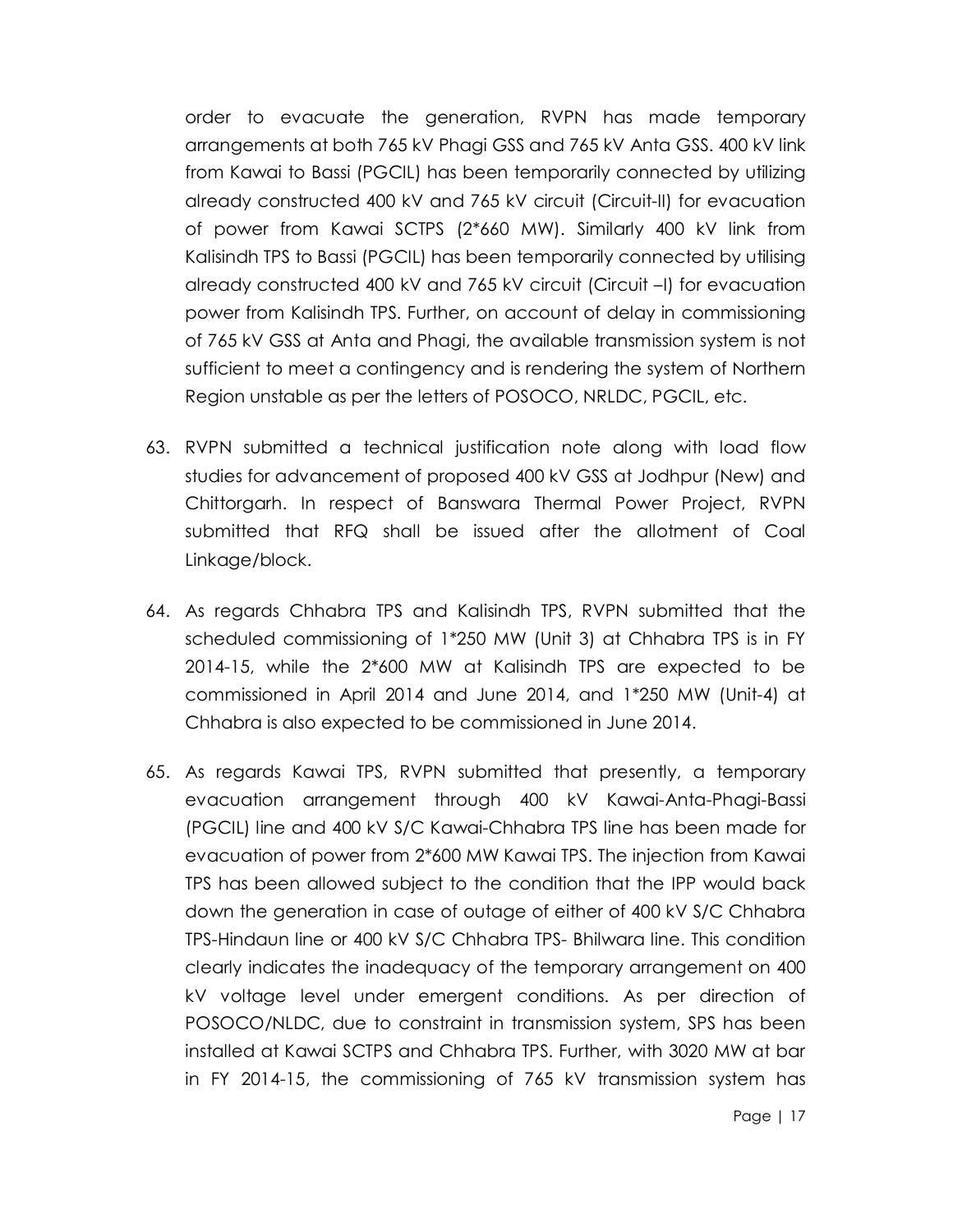order to evacuate the generation, RVPN has made temporary arrangements at both 765 kV Phagi GSS and 765 kV Anta GSS. 400 kV link from Kawai to Bassi (PGCIL) has been temporarily connected by utilizing already constructed 400 kV and 765 kV circuit (Circuit-II) for evacuation of power from Kawai SCTPS (2*660 MW). Similarly 400 kV link from Kalisindh TPS to Bassi (PGCIL) has been temporarily connected by utilising already constructed 400 kV and 765 kV circuit (Circuit –I) for evacuation power from Kalisindh TPS. Further, on account of delay in commissioning of 765 kV GSS at Anta and Phagi, the available transmission system is not sufficient to meet a contingency and is rendering the system of Northern Region unstable as per the letters of POSOCO, NRLDC, PGCIL, etc.

63. RVPN submitted a technical justification note along with load flow studies for advancement of proposed 400 kV GSS at Jodhpur (New) and Chittorgarh. In respect of Banswara Thermal Power Project, RVPN submitted that RFQ shall be issued after the allotment of Coal Linkage/block.

64. As regards Chhabra TPS and Kalisindh TPS, RVPN submitted that the scheduled commissioning of 1*250 MW (Unit 3) at Chhabra TPS is in FY 2014-15, while the 2*600 MW at Kalisindh TPS are expected to be commissioned in April 2014 and June 2014, and 1*250 MW (Unit-4) at Chhabra is also expected to be commissioned in June 2014.

65. As regards Kawai TPS, RVPN submitted that presently, a temporary evacuation arrangement through 400 kV Kawai-Anta-Phagi-Bassi (PGCIL) line and 400 kV S/C Kawai-Chhabra TPS line has been made for evacuation of power from 2*600 MW Kawai TPS. The injection from Kawai TPS has been allowed subject to the condition that the IPP would back down the generation in case of outage of either of 400 kV S/C Chhabra TPS-Hindaun line or 400 kV S/C Chhabra TPS- Bhilwara line. This condition clearly indicates the inadequacy of the temporary arrangement on 400 kV voltage level under emergent conditions. As per direction of POSOCO/NLDC, due to constraint in transmission system, SPS has been installed at Kawai SCTPS and Chhabra TPS. Further, with 3020 MW at bar in FY 2014-15, the commissioning of 765 kV transmission system has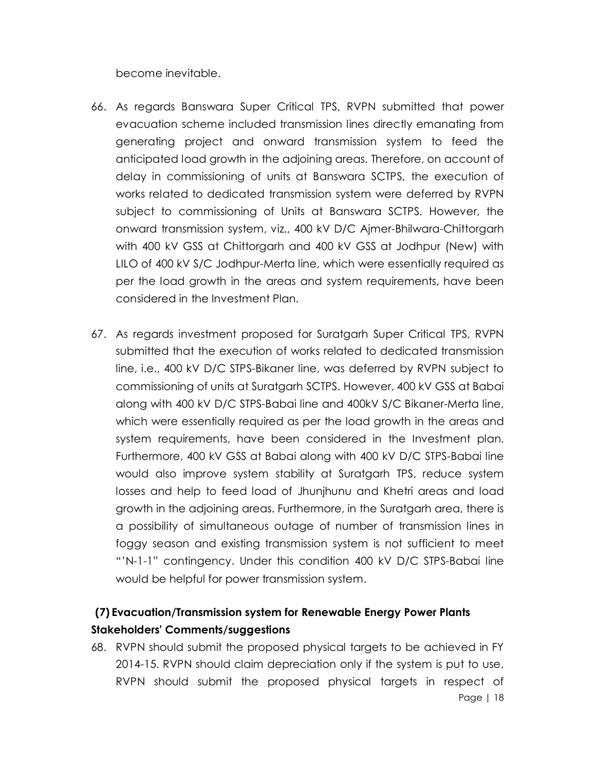become inevitable.

66. As regards Banswara Super Critical TPS, RVPN submitted that power evacuation scheme included transmission lines directly emanating from generating project and onward transmission system to feed the anticipated load growth in the adjoining areas. Therefore, on account of delay in commissioning of units at Banswara SCTPS, the execution of works related to dedicated transmission system were deferred by RVPN subject to commissioning of Units at Banswara SCTPS. However, the onward transmission system, viz., 400 kV D/C Ajmer-Bhilwara-Chittorgarh with 400 kV GSS at Chittorgarh and 400 kV GSS at Jodhpur (New) with LILO of 400 kV S/C Jodhpur-Merta line, which were essentially required as per the load growth in the areas and system requirements, have been considered in the Investment Plan.

67. As regards investment proposed for Suratgarh Super Critical TPS, RVPN submitted that the execution of works related to dedicated transmission line, i.e., 400 kV D/C STPS-Bikaner line, was deferred by RVPN subject to commissioning of units at Suratgarh SCTPS. However, 400 kV GSS at Babai along with 400 kV D/C STPS-Babai line and 400kV S/C Bikaner-Merta line, which were essentially required as per the load growth in the areas and system requirements, have been considered in the Investment plan. Furthermore, 400 kV GSS at Babai along with 400 kV D/C STPS-Babai line would also improve system stability at Suratgarh TPS, reduce system losses and help to feed load of Jhunjhunu and Khetri areas and load growth in the adjoining areas. Furthermore, in the Suratgarh area, there is a possibility of simultaneous outage of number of transmission lines in foggy season and existing transmission system is not sufficient to meet "'N-1-1" contingency. Under this condition 400 kV D/C STPS-Babai line would be helpful for power transmission system.

**(7) Evacuation/Transmission system for Renewable Energy Power Plants**

**Stakeholders' Comments/suggestions**

68. RVPN should submit the proposed physical targets to be achieved in FY 2014-15. RVPN should claim depreciation only if the system is put to use. RVPN should submit the proposed physical targets in respect of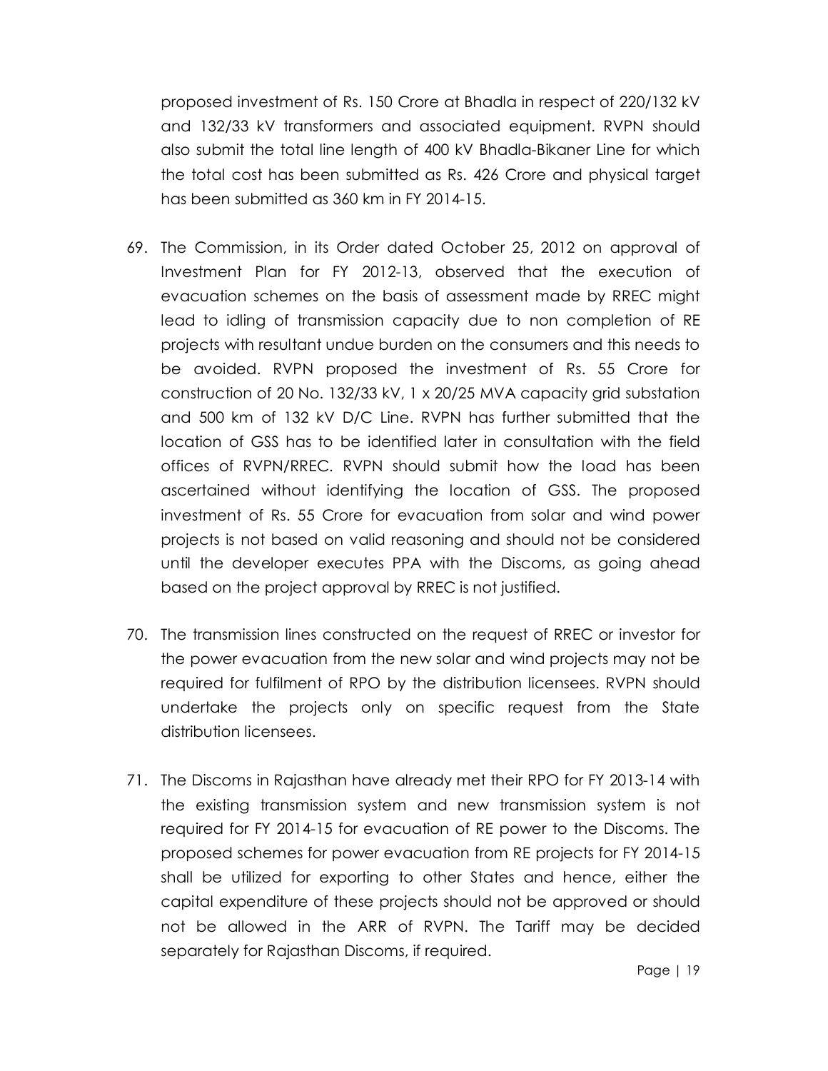proposed investment of Rs. 150 Crore at Bhadla in respect of 220/132 kV and 132/33 kV transformers and associated equipment. RVPN should also submit the total line length of 400 kV Bhadla-Bikaner Line for which the total cost has been submitted as Rs. 426 Crore and physical target has been submitted as 360 km in FY 2014-15.

69. The Commission, in its Order dated October 25, 2012 on approval of Investment Plan for FY 2012-13, observed that the execution of evacuation schemes on the basis of assessment made by RREC might lead to idling of transmission capacity due to non completion of RE projects with resultant undue burden on the consumers and this needs to be avoided. RVPN proposed the investment of Rs. 55 Crore for construction of 20 No. 132/33 kV, 1 x 20/25 MVA capacity grid substation and 500 km of 132 kV D/C Line. RVPN has further submitted that the location of GSS has to be identified later in consultation with the field offices of RVPN/RREC. RVPN should submit how the load has been ascertained without identifying the location of GSS. The proposed investment of Rs. 55 Crore for evacuation from solar and wind power projects is not based on valid reasoning and should not be considered until the developer executes PPA with the Discoms, as going ahead based on the project approval by RREC is not justified.

70. The transmission lines constructed on the request of RREC or investor for the power evacuation from the new solar and wind projects may not be required for fulfilment of RPO by the distribution licensees. RVPN should undertake the projects only on specific request from the State distribution licensees.

71. The Discoms in Rajasthan have already met their RPO for FY 2013-14 with the existing transmission system and new transmission system is not required for FY 2014-15 for evacuation of RE power to the Discoms. The proposed schemes for power evacuation from RE projects for FY 2014-15 shall be utilized for exporting to other States and hence, either the capital expenditure of these projects should not be approved or should not be allowed in the ARR of RVPN. The Tariff may be decided separately for Rajasthan Discoms, if required.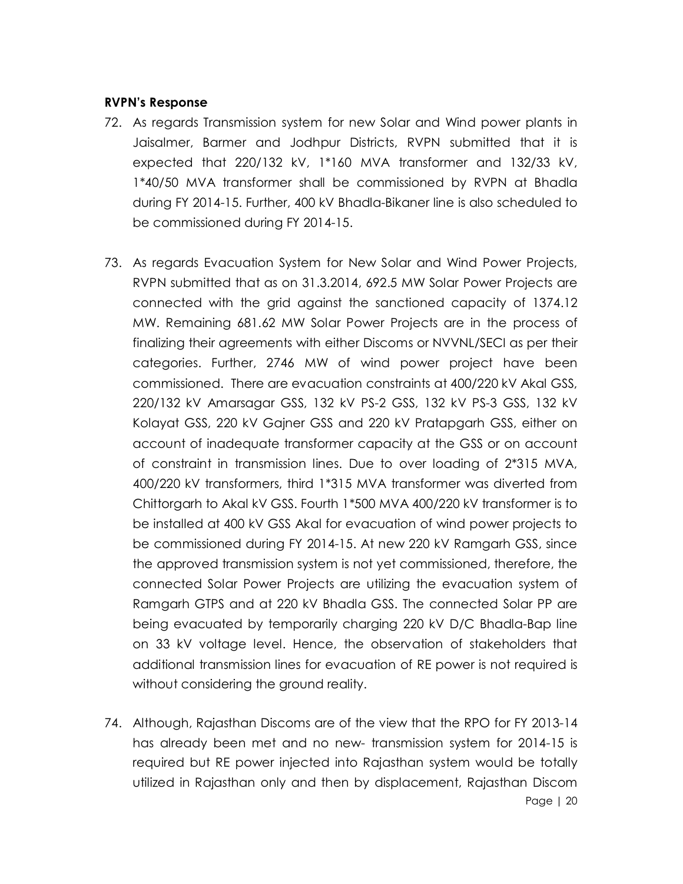**RVPN's Response**

72. As regards Transmission system for new Solar and Wind power plants in Jaisalmer, Barmer and Jodhpur Districts, RVPN submitted that it is expected that 220/132 kV, 1*160 MVA transformer and 132/33 kV, 1*40/50 MVA transformer shall be commissioned by RVPN at Bhadla during FY 2014-15. Further, 400 kV Bhadla-Bikaner line is also scheduled to be commissioned during FY 2014-15.

73. As regards Evacuation System for New Solar and Wind Power Projects, RVPN submitted that as on 31.3.2014, 692.5 MW Solar Power Projects are connected with the grid against the sanctioned capacity of 1374.12 MW. Remaining 681.62 MW Solar Power Projects are in the process of finalizing their agreements with either Discoms or NVVNL/SECI as per their categories. Further, 2746 MW of wind power project have been commissioned. There are evacuation constraints at 400/220 kV Akal GSS, 220/132 kV Amarsagar GSS, 132 kV PS-2 GSS, 132 kV PS-3 GSS, 132 kV Kolayat GSS, 220 kV Gajner GSS and 220 kV Pratapgarh GSS, either on account of inadequate transformer capacity at the GSS or on account of constraint in transmission lines. Due to over loading of 2*315 MVA, 400/220 kV transformers, third 1*315 MVA transformer was diverted from Chittorgarh to Akal kV GSS. Fourth 1*500 MVA 400/220 kV transformer is to be installed at 400 kV GSS Akal for evacuation of wind power projects to be commissioned during FY 2014-15. At new 220 kV Ramgarh GSS, since the approved transmission system is not yet commissioned, therefore, the connected Solar Power Projects are utilizing the evacuation system of Ramgarh GTPS and at 220 kV Bhadla GSS. The connected Solar PP are being evacuated by temporarily charging 220 kV D/C Bhadla-Bap line on 33 kV voltage level. Hence, the observation of stakeholders that additional transmission lines for evacuation of RE power is not required is without considering the ground reality.

74. Although, Rajasthan Discoms are of the view that the RPO for FY 2013-14 has already been met and no new- transmission system for 2014-15 is required but RE power injected into Rajasthan system would be totally utilized in Rajasthan only and then by displacement, Rajasthan Discom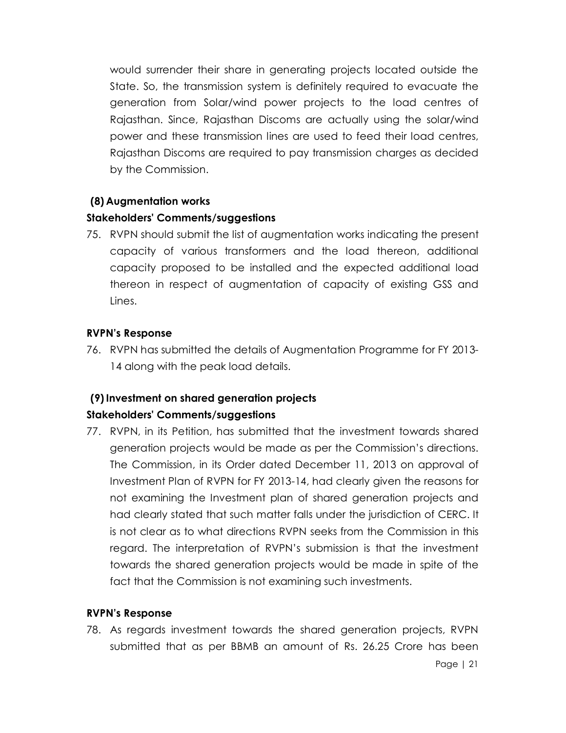would surrender their share in generating projects located outside the State. So, the transmission system is definitely required to evacuate the generation from Solar/wind power projects to the load centres of Rajasthan. Since, Rajasthan Discoms are actually using the solar/wind power and these transmission lines are used to feed their load centres, Rajasthan Discoms are required to pay transmission charges as decided by the Commission.

### (8) Augmentation works

**Stakeholders' Comments/suggestions**

75. RVPN should submit the list of augmentation works indicating the present capacity of various transformers and the load thereon, additional capacity proposed to be installed and the expected additional load thereon in respect of augmentation of capacity of existing GSS and Lines.

**RVPN's Response**

76. RVPN has submitted the details of Augmentation Programme for FY 2013-14 along with the peak load details.

### (9) Investment on shared generation projects

**Stakeholders' Comments/suggestions**

77. RVPN, in its Petition, has submitted that the investment towards shared generation projects would be made as per the Commission's directions. The Commission, in its Order dated December 11, 2013 on approval of Investment Plan of RVPN for FY 2013-14, had clearly given the reasons for not examining the Investment plan of shared generation projects and had clearly stated that such matter falls under the jurisdiction of CERC. It is not clear as to what directions RVPN seeks from the Commission in this regard. The interpretation of RVPN's submission is that the investment towards the shared generation projects would be made in spite of the fact that the Commission is not examining such investments.

**RVPN's Response**

78. As regards investment towards the shared generation projects, RVPN submitted that as per BBMB an amount of Rs. 26.25 Crore has been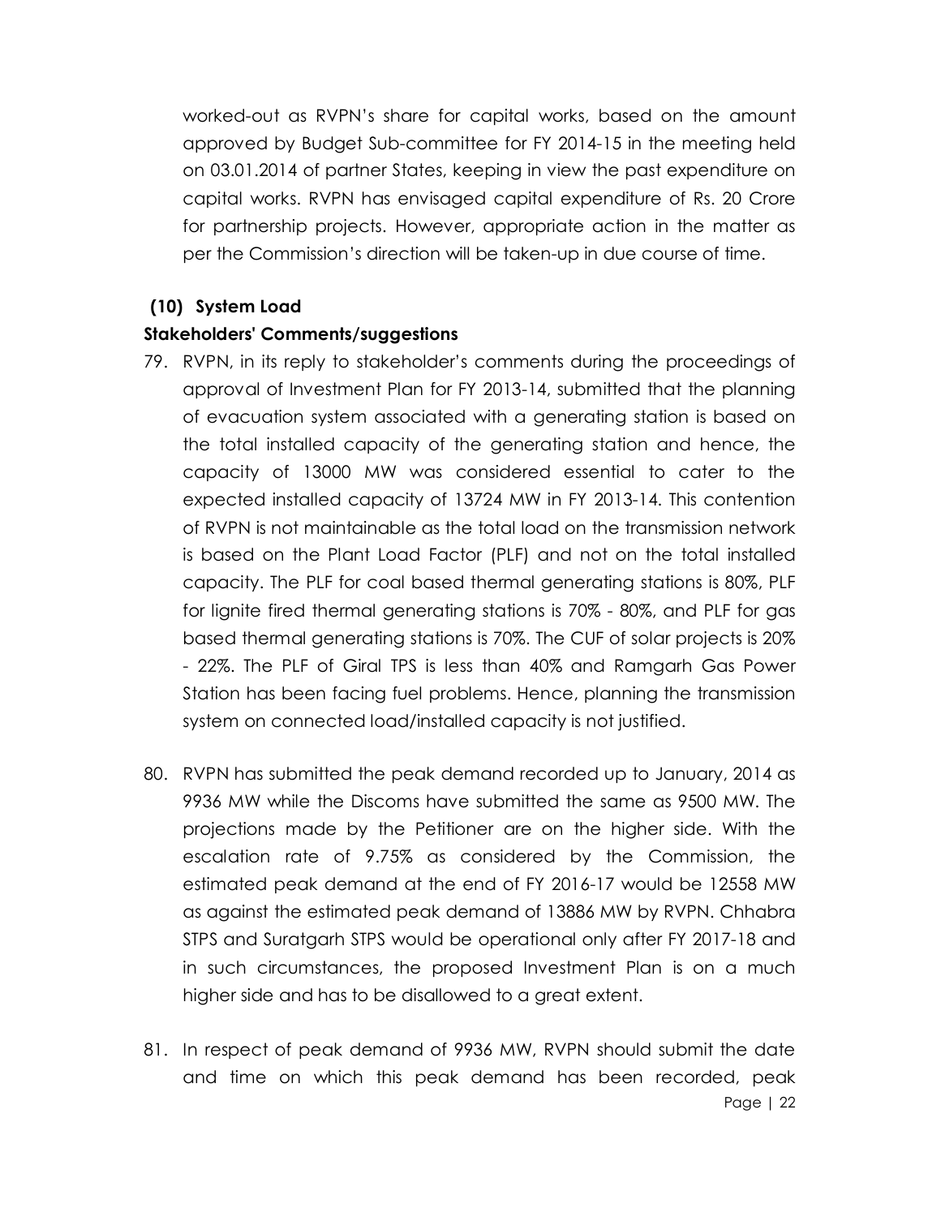worked-out as RVPN's share for capital works, based on the amount approved by Budget Sub-committee for FY 2014-15 in the meeting held on 03.01.2014 of partner States, keeping in view the past expenditure on capital works. RVPN has envisaged capital expenditure of Rs. 20 Crore for partnership projects. However, appropriate action in the matter as per the Commission's direction will be taken-up in due course of time.

### (10) System Load

**Stakeholders' Comments/suggestions**

79. RVPN, in its reply to stakeholder's comments during the proceedings of approval of Investment Plan for FY 2013-14, submitted that the planning of evacuation system associated with a generating station is based on the total installed capacity of the generating station and hence, the capacity of 13000 MW was considered essential to cater to the expected installed capacity of 13724 MW in FY 2013-14. This contention of RVPN is not maintainable as the total load on the transmission network is based on the Plant Load Factor (PLF) and not on the total installed capacity. The PLF for coal based thermal generating stations is 80%, PLF for lignite fired thermal generating stations is 70% - 80%, and PLF for gas based thermal generating stations is 70%. The CUF of solar projects is 20% - 22%. The PLF of Giral TPS is less than 40% and Ramgarh Gas Power Station has been facing fuel problems. Hence, planning the transmission system on connected load/installed capacity is not justified.

80. RVPN has submitted the peak demand recorded up to January, 2014 as 9936 MW while the Discoms have submitted the same as 9500 MW. The projections made by the Petitioner are on the higher side. With the escalation rate of 9.75% as considered by the Commission, the estimated peak demand at the end of FY 2016-17 would be 12558 MW as against the estimated peak demand of 13886 MW by RVPN. Chhabra STPS and Suratgarh STPS would be operational only after FY 2017-18 and in such circumstances, the proposed Investment Plan is on a much higher side and has to be disallowed to a great extent.

81. In respect of peak demand of 9936 MW, RVPN should submit the date and time on which this peak demand has been recorded, peak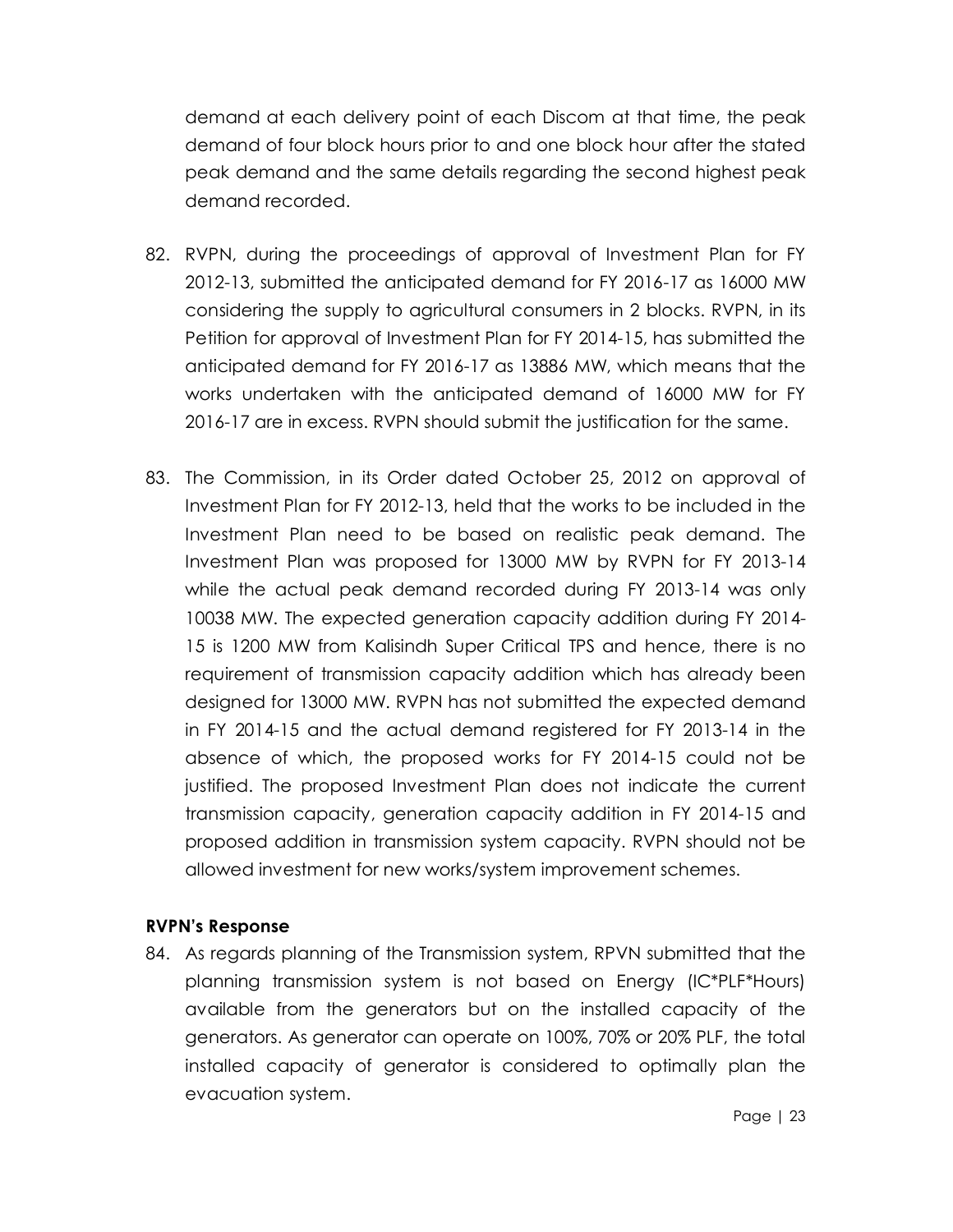demand at each delivery point of each Discom at that time, the peak demand of four block hours prior to and one block hour after the stated peak demand and the same details regarding the second highest peak demand recorded.

82. RVPN, during the proceedings of approval of Investment Plan for FY 2012-13, submitted the anticipated demand for FY 2016-17 as 16000 MW considering the supply to agricultural consumers in 2 blocks. RVPN, in its Petition for approval of Investment Plan for FY 2014-15, has submitted the anticipated demand for FY 2016-17 as 13886 MW, which means that the works undertaken with the anticipated demand of 16000 MW for FY 2016-17 are in excess. RVPN should submit the justification for the same.

83. The Commission, in its Order dated October 25, 2012 on approval of Investment Plan for FY 2012-13, held that the works to be included in the Investment Plan need to be based on realistic peak demand. The Investment Plan was proposed for 13000 MW by RVPN for FY 2013-14 while the actual peak demand recorded during FY 2013-14 was only 10038 MW. The expected generation capacity addition during FY 2014-15 is 1200 MW from Kalisindh Super Critical TPS and hence, there is no requirement of transmission capacity addition which has already been designed for 13000 MW. RVPN has not submitted the expected demand in FY 2014-15 and the actual demand registered for FY 2013-14 in the absence of which, the proposed works for FY 2014-15 could not be justified. The proposed Investment Plan does not indicate the current transmission capacity, generation capacity addition in FY 2014-15 and proposed addition in transmission system capacity. RVPN should not be allowed investment for new works/system improvement schemes.

**RVPN's Response**

84. As regards planning of the Transmission system, RPVN submitted that the planning transmission system is not based on Energy (IC*PLF*Hours) available from the generators but on the installed capacity of the generators. As generator can operate on 100%, 70% or 20% PLF, the total installed capacity of generator is considered to optimally plan the evacuation system.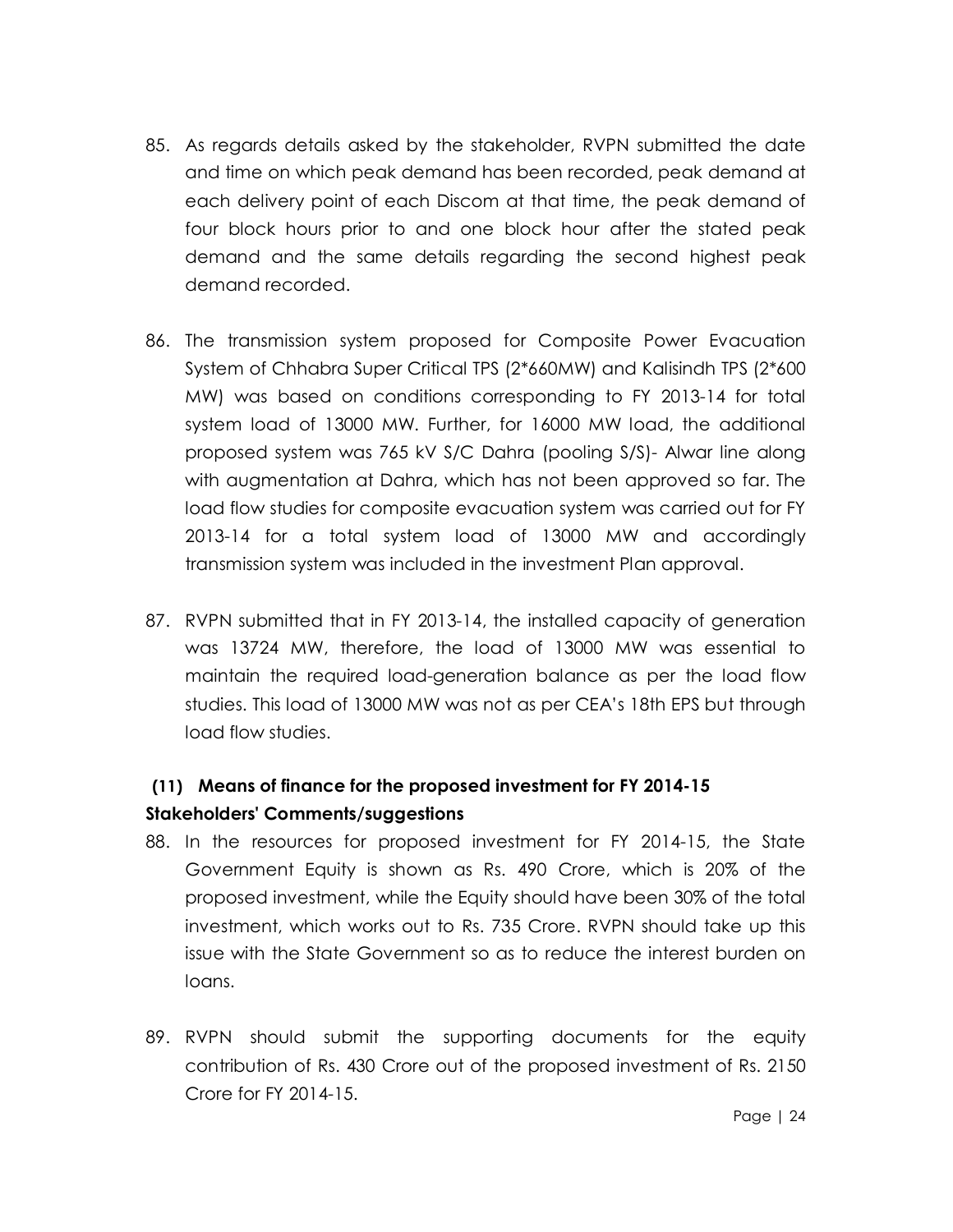85. As regards details asked by the stakeholder, RVPN submitted the date and time on which peak demand has been recorded, peak demand at each delivery point of each Discom at that time, the peak demand of four block hours prior to and one block hour after the stated peak demand and the same details regarding the second highest peak demand recorded.

86. The transmission system proposed for Composite Power Evacuation System of Chhabra Super Critical TPS (2*660MW) and Kalisindh TPS (2*600 MW) was based on conditions corresponding to FY 2013-14 for total system load of 13000 MW. Further, for 16000 MW load, the additional proposed system was 765 kV S/C Dahra (pooling S/S)- Alwar line along with augmentation at Dahra, which has not been approved so far. The load flow studies for composite evacuation system was carried out for FY 2013-14 for a total system load of 13000 MW and accordingly transmission system was included in the investment Plan approval.

87. RVPN submitted that in FY 2013-14, the installed capacity of generation was 13724 MW, therefore, the load of 13000 MW was essential to maintain the required load-generation balance as per the load flow studies. This load of 13000 MW was not as per CEA's 18th EPS but through load flow studies.

### (11) Means of finance for the proposed investment for FY 2014-15

**Stakeholders' Comments/suggestions**

88. In the resources for proposed investment for FY 2014-15, the State Government Equity is shown as Rs. 490 Crore, which is 20% of the proposed investment, while the Equity should have been 30% of the total investment, which works out to Rs. 735 Crore. RVPN should take up this issue with the State Government so as to reduce the interest burden on loans.

89. RVPN should submit the supporting documents for the equity contribution of Rs. 430 Crore out of the proposed investment of Rs. 2150 Crore for FY 2014-15.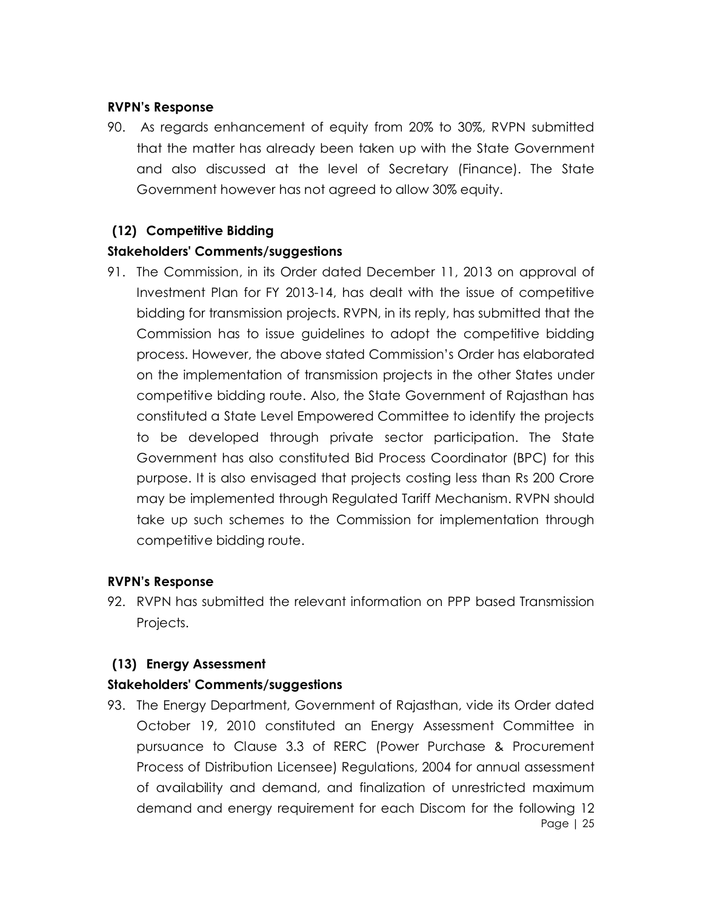**RVPN's Response**

90. As regards enhancement of equity from 20% to 30%, RVPN submitted that the matter has already been taken up with the State Government and also discussed at the level of Secretary (Finance). The State Government however has not agreed to allow 30% equity.

### (12) Competitive Bidding

**Stakeholders' Comments/suggestions**

91. The Commission, in its Order dated December 11, 2013 on approval of Investment Plan for FY 2013-14, has dealt with the issue of competitive bidding for transmission projects. RVPN, in its reply, has submitted that the Commission has to issue guidelines to adopt the competitive bidding process. However, the above stated Commission's Order has elaborated on the implementation of transmission projects in the other States under competitive bidding route. Also, the State Government of Rajasthan has constituted a State Level Empowered Committee to identify the projects to be developed through private sector participation. The State Government has also constituted Bid Process Coordinator (BPC) for this purpose. It is also envisaged that projects costing less than Rs 200 Crore may be implemented through Regulated Tariff Mechanism. RVPN should take up such schemes to the Commission for implementation through competitive bidding route.

**RVPN's Response**

92. RVPN has submitted the relevant information on PPP based Transmission Projects.

### (13) Energy Assessment

**Stakeholders' Comments/suggestions**

93. The Energy Department, Government of Rajasthan, vide its Order dated October 19, 2010 constituted an Energy Assessment Committee in pursuance to Clause 3.3 of RERC (Power Purchase & Procurement Process of Distribution Licensee) Regulations, 2004 for annual assessment of availability and demand, and finalization of unrestricted maximum demand and energy requirement for each Discom for the following 12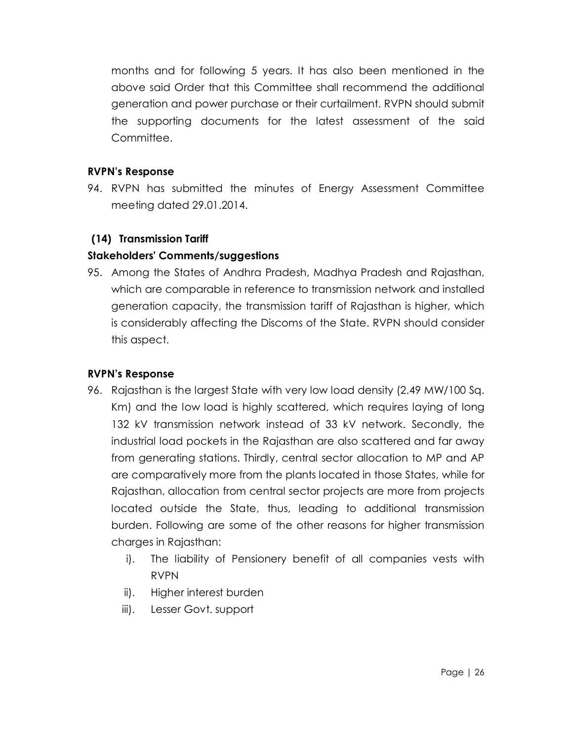months and for following 5 years. It has also been mentioned in the above said Order that this Committee shall recommend the additional generation and power purchase or their curtailment. RVPN should submit the supporting documents for the latest assessment of the said Committee.

**RVPN's Response**

94. RVPN has submitted the minutes of Energy Assessment Committee meeting dated 29.01.2014.

### (14) Transmission Tariff

**Stakeholders' Comments/suggestions**

95. Among the States of Andhra Pradesh, Madhya Pradesh and Rajasthan, which are comparable in reference to transmission network and installed generation capacity, the transmission tariff of Rajasthan is higher, which is considerably affecting the Discoms of the State. RVPN should consider this aspect.

**RVPN's Response**

96. Rajasthan is the largest State with very low load density (2.49 MW/100 Sq. Km) and the low load is highly scattered, which requires laying of long 132 kV transmission network instead of 33 kV network. Secondly, the industrial load pockets in the Rajasthan are also scattered and far away from generating stations. Thirdly, central sector allocation to MP and AP are comparatively more from the plants located in those States, while for Rajasthan, allocation from central sector projects are more from projects located outside the State, thus, leading to additional transmission burden. Following are some of the other reasons for higher transmission charges in Rajasthan:
    i). The liability of Pensionery benefit of all companies vests with RVPN
    ii). Higher interest burden
    iii). Lesser Govt. support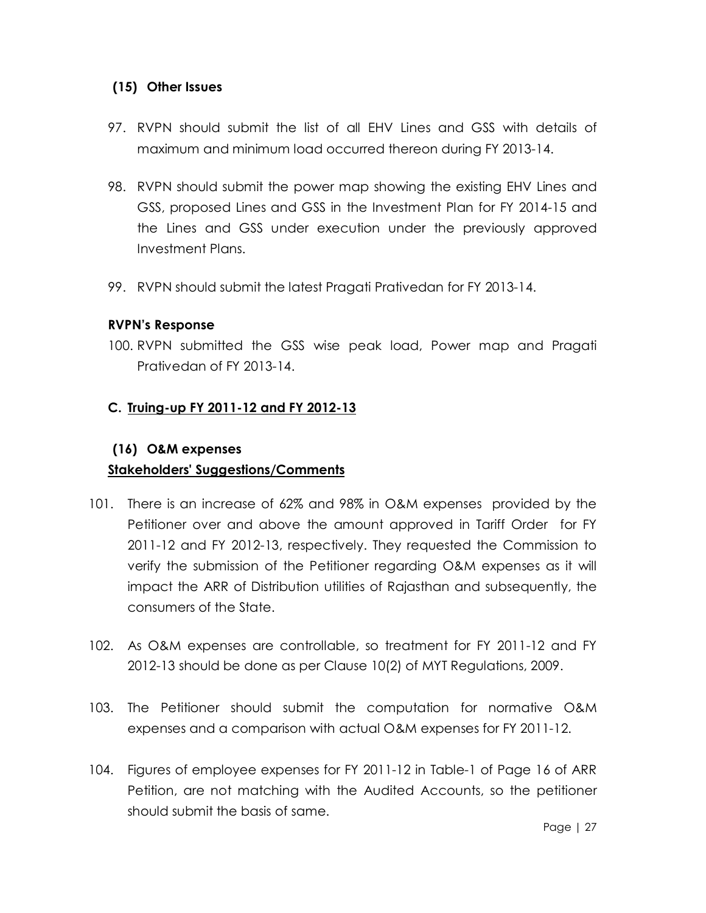### (15) Other Issues

97. RVPN should submit the list of all EHV Lines and GSS with details of maximum and minimum load occurred thereon during FY 2013-14.

98. RVPN should submit the power map showing the existing EHV Lines and GSS, proposed Lines and GSS in the Investment Plan for FY 2014-15 and the Lines and GSS under execution under the previously approved Investment Plans.

99. RVPN should submit the latest Pragati Prativedan for FY 2013-14.

**RVPN's Response**

100. RVPN submitted the GSS wise peak load, Power map and Pragati Prativedan of FY 2013-14.

## C. Truing-up FY 2011-12 and FY 2012-13

### (16) O&M expenses

**Stakeholders' Suggestions/Comments**

101. There is an increase of 62% and 98% in O&M expenses provided by the Petitioner over and above the amount approved in Tariff Order for FY 2011-12 and FY 2012-13, respectively. They requested the Commission to verify the submission of the Petitioner regarding O&M expenses as it will impact the ARR of Distribution utilities of Rajasthan and subsequently, the consumers of the State.

102. As O&M expenses are controllable, so treatment for FY 2011-12 and FY 2012-13 should be done as per Clause 10(2) of MYT Regulations, 2009.

103. The Petitioner should submit the computation for normative O&M expenses and a comparison with actual O&M expenses for FY 2011-12.

104. Figures of employee expenses for FY 2011-12 in Table-1 of Page 16 of ARR Petition, are not matching with the Audited Accounts, so the petitioner should submit the basis of same.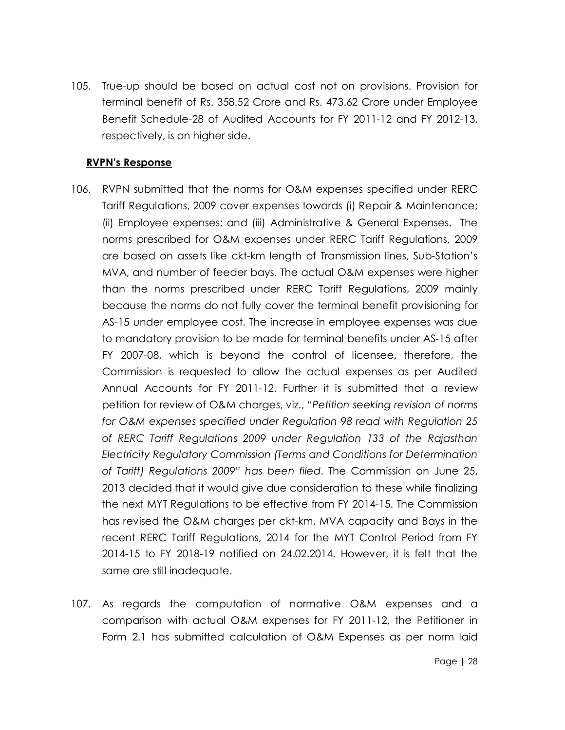105. True-up should be based on actual cost not on provisions. Provision for terminal benefit of Rs. 358.52 Crore and Rs. 473.62 Crore under Employee Benefit Schedule-28 of Audited Accounts for FY 2011-12 and FY 2012-13, respectively, is on higher side.

**RVPN's Response**

106. RVPN submitted that the norms for O&M expenses specified under RERC Tariff Regulations, 2009 cover expenses towards (i) Repair & Maintenance; (ii) Employee expenses; and (iii) Administrative & General Expenses. The norms prescribed for O&M expenses under RERC Tariff Regulations, 2009 are based on assets like ckt-km length of Transmission lines, Sub-Station's MVA, and number of feeder bays. The actual O&M expenses were higher than the norms prescribed under RERC Tariff Regulations, 2009 mainly because the norms do not fully cover the terminal benefit provisioning for AS-15 under employee cost. The increase in employee expenses was due to mandatory provision to be made for terminal benefits under AS-15 after FY 2007-08, which is beyond the control of licensee, therefore, the Commission is requested to allow the actual expenses as per Audited Annual Accounts for FY 2011-12. Further it is submitted that a review petition for review of O&M charges, viz., *"Petition seeking revision of norms for O&M expenses specified under Regulation 98 read with Regulation 25 of RERC Tariff Regulations 2009 under Regulation 133 of the Rajasthan Electricity Regulatory Commission (Terms and Conditions for Determination of Tariff) Regulations 2009" has been filed*. The Commission on June 25, 2013 decided that it would give due consideration to these while finalizing the next MYT Regulations to be effective from FY 2014-15. The Commission has revised the O&M charges per ckt-km, MVA capacity and Bays in the recent RERC Tariff Regulations, 2014 for the MYT Control Period from FY 2014-15 to FY 2018-19 notified on 24.02.2014. However, it is felt that the same are still inadequate.

107. As regards the computation of normative O&M expenses and a comparison with actual O&M expenses for FY 2011-12, the Petitioner in Form 2.1 has submitted calculation of O&M Expenses as per norm laid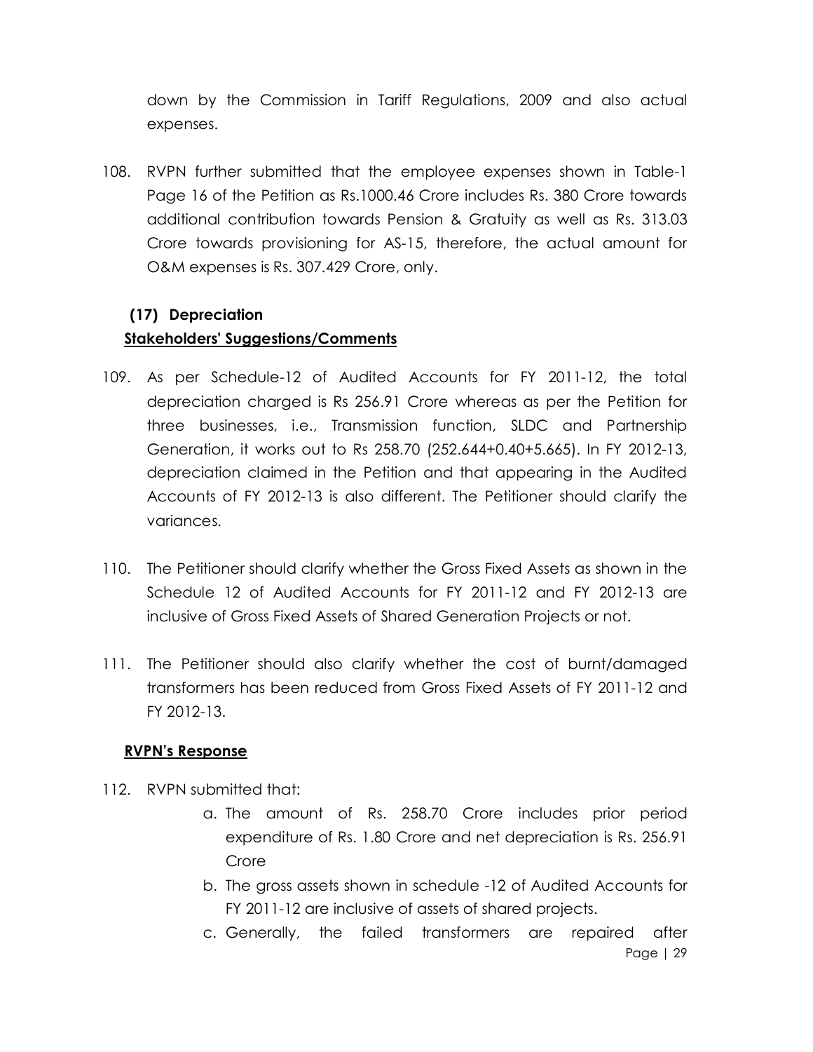down by the Commission in Tariff Regulations, 2009 and also actual expenses.

108. RVPN further submitted that the employee expenses shown in Table-1 Page 16 of the Petition as Rs.1000.46 Crore includes Rs. 380 Crore towards additional contribution towards Pension & Gratuity as well as Rs. 313.03 Crore towards provisioning for AS-15, therefore, the actual amount for O&M expenses is Rs. 307.429 Crore, only.

### (17) Depreciation

**Stakeholders' Suggestions/Comments**

109. As per Schedule-12 of Audited Accounts for FY 2011-12, the total depreciation charged is Rs 256.91 Crore whereas as per the Petition for three businesses, i.e., Transmission function, SLDC and Partnership Generation, it works out to Rs 258.70 (252.644+0.40+5.665). In FY 2012-13, depreciation claimed in the Petition and that appearing in the Audited Accounts of FY 2012-13 is also different. The Petitioner should clarify the variances.

110. The Petitioner should clarify whether the Gross Fixed Assets as shown in the Schedule 12 of Audited Accounts for FY 2011-12 and FY 2012-13 are inclusive of Gross Fixed Assets of Shared Generation Projects or not.

111. The Petitioner should also clarify whether the cost of burnt/damaged transformers has been reduced from Gross Fixed Assets of FY 2011-12 and FY 2012-13.

**RVPN's Response**

112. RVPN submitted that:

   a. The amount of Rs. 258.70 Crore includes prior period expenditure of Rs. 1.80 Crore and net depreciation is Rs. 256.91 Crore
   b. The gross assets shown in schedule -12 of Audited Accounts for FY 2011-12 are inclusive of assets of shared projects.
   c. Generally, the failed transformers are repaired after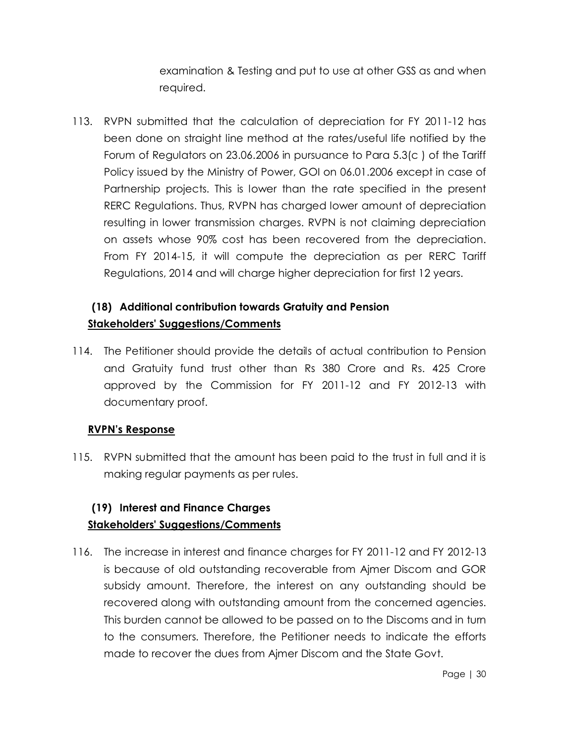examination & Testing and put to use at other GSS as and when required.

113. RVPN submitted that the calculation of depreciation for FY 2011-12 has been done on straight line method at the rates/useful life notified by the Forum of Regulators on 23.06.2006 in pursuance to Para 5.3(c ) of the Tariff Policy issued by the Ministry of Power, GOI on 06.01.2006 except in case of Partnership projects. This is lower than the rate specified in the present RERC Regulations. Thus, RVPN has charged lower amount of depreciation resulting in lower transmission charges. RVPN is not claiming depreciation on assets whose 90% cost has been recovered from the depreciation. From FY 2014-15, it will compute the depreciation as per RERC Tariff Regulations, 2014 and will charge higher depreciation for first 12 years.

### (18) Additional contribution towards Gratuity and Pension

**Stakeholders' Suggestions/Comments**

114. The Petitioner should provide the details of actual contribution to Pension and Gratuity fund trust other than Rs 380 Crore and Rs. 425 Crore approved by the Commission for FY 2011-12 and FY 2012-13 with documentary proof.

**RVPN's Response**

115. RVPN submitted that the amount has been paid to the trust in full and it is making regular payments as per rules.

### (19) Interest and Finance Charges

**Stakeholders' Suggestions/Comments**

116. The increase in interest and finance charges for FY 2011-12 and FY 2012-13 is because of old outstanding recoverable from Ajmer Discom and GOR subsidy amount. Therefore, the interest on any outstanding should be recovered along with outstanding amount from the concerned agencies. This burden cannot be allowed to be passed on to the Discoms and in turn to the consumers. Therefore, the Petitioner needs to indicate the efforts made to recover the dues from Ajmer Discom and the State Govt.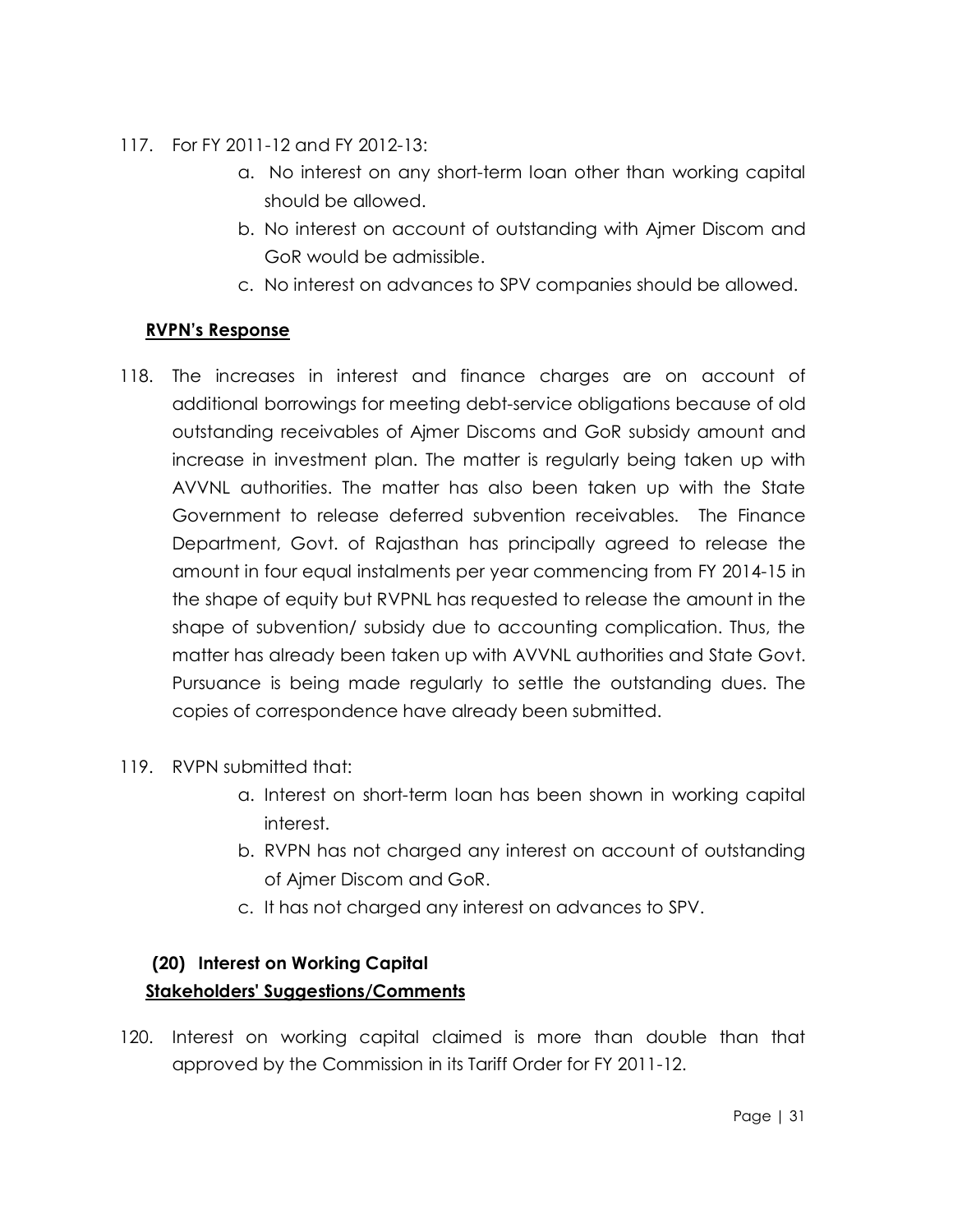117. For FY 2011-12 and FY 2012-13:

    a. No interest on any short-term loan other than working capital should be allowed.

    b. No interest on account of outstanding with Ajmer Discom and GoR would be admissible.

    c. No interest on advances to SPV companies should be allowed.

**<u>RVPN's Response</u>**

118. The increases in interest and finance charges are on account of additional borrowings for meeting debt-service obligations because of old outstanding receivables of Ajmer Discoms and GoR subsidy amount and increase in investment plan. The matter is regularly being taken up with AVVNL authorities. The matter has also been taken up with the State Government to release deferred subvention receivables. The Finance Department, Govt. of Rajasthan has principally agreed to release the amount in four equal instalments per year commencing from FY 2014-15 in the shape of equity but RVPNL has requested to release the amount in the shape of subvention/ subsidy due to accounting complication. Thus, the matter has already been taken up with AVVNL authorities and State Govt. Pursuance is being made regularly to settle the outstanding dues. The copies of correspondence have already been submitted.

119. RVPN submitted that:

    a. Interest on short-term loan has been shown in working capital interest.

    b. RVPN has not charged any interest on account of outstanding of Ajmer Discom and GoR.

    c. It has not charged any interest on advances to SPV.

### (20) Interest on Working Capital

**<u>Stakeholders' Suggestions/Comments</u>**

120. Interest on working capital claimed is more than double than that approved by the Commission in its Tariff Order for FY 2011-12.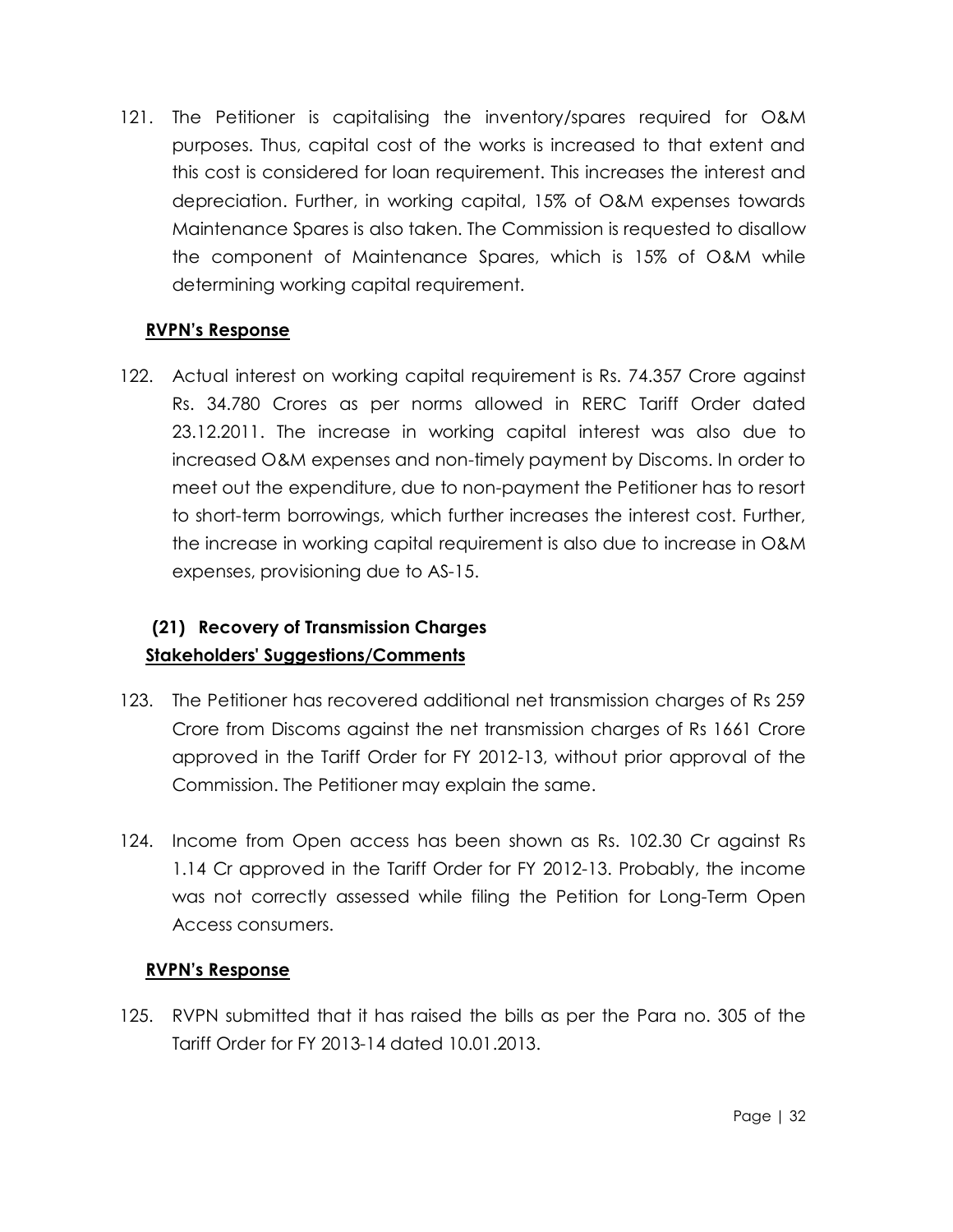121. The Petitioner is capitalising the inventory/spares required for O&M purposes. Thus, capital cost of the works is increased to that extent and this cost is considered for loan requirement. This increases the interest and depreciation. Further, in working capital, 15% of O&M expenses towards Maintenance Spares is also taken. The Commission is requested to disallow the component of Maintenance Spares, which is 15% of O&M while determining working capital requirement.

**RVPN's Response**

122. Actual interest on working capital requirement is Rs. 74.357 Crore against Rs. 34.780 Crores as per norms allowed in RERC Tariff Order dated 23.12.2011. The increase in working capital interest was also due to increased O&M expenses and non-timely payment by Discoms. In order to meet out the expenditure, due to non-payment the Petitioner has to resort to short-term borrowings, which further increases the interest cost. Further, the increase in working capital requirement is also due to increase in O&M expenses, provisioning due to AS-15.

### (21) Recovery of Transmission Charges

**Stakeholders' Suggestions/Comments**

123. The Petitioner has recovered additional net transmission charges of Rs 259 Crore from Discoms against the net transmission charges of Rs 1661 Crore approved in the Tariff Order for FY 2012-13, without prior approval of the Commission. The Petitioner may explain the same.

124. Income from Open access has been shown as Rs. 102.30 Cr against Rs 1.14 Cr approved in the Tariff Order for FY 2012-13. Probably, the income was not correctly assessed while filing the Petition for Long-Term Open Access consumers.

**RVPN's Response**

125. RVPN submitted that it has raised the bills as per the Para no. 305 of the Tariff Order for FY 2013-14 dated 10.01.2013.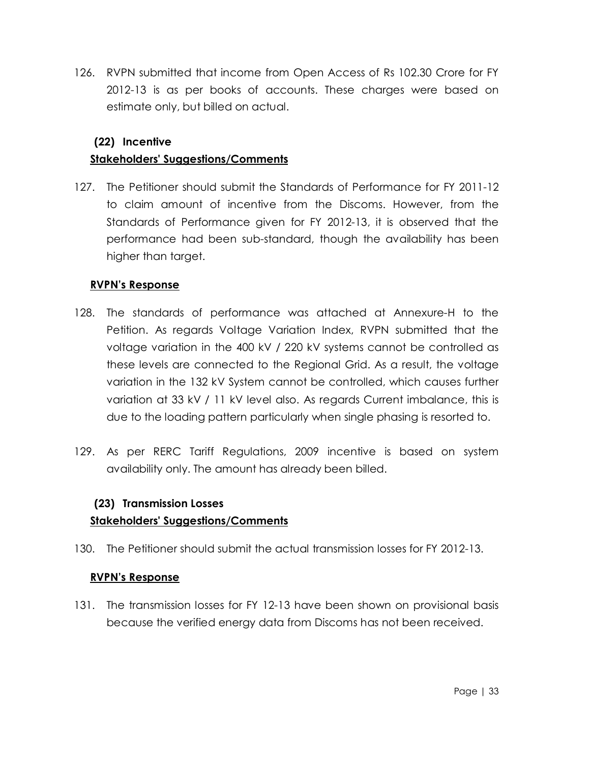126. RVPN submitted that income from Open Access of Rs 102.30 Crore for FY 2012-13 is as per books of accounts. These charges were based on estimate only, but billed on actual.

### (22) Incentive

**Stakeholders' Suggestions/Comments**

127. The Petitioner should submit the Standards of Performance for FY 2011-12 to claim amount of incentive from the Discoms. However, from the Standards of Performance given for FY 2012-13, it is observed that the performance had been sub-standard, though the availability has been higher than target.

**RVPN's Response**

128. The standards of performance was attached at Annexure-H to the Petition. As regards Voltage Variation Index, RVPN submitted that the voltage variation in the 400 kV / 220 kV systems cannot be controlled as these levels are connected to the Regional Grid. As a result, the voltage variation in the 132 kV System cannot be controlled, which causes further variation at 33 kV / 11 kV level also. As regards Current imbalance, this is due to the loading pattern particularly when single phasing is resorted to.

129. As per RERC Tariff Regulations, 2009 incentive is based on system availability only. The amount has already been billed.

### (23) Transmission Losses

**Stakeholders' Suggestions/Comments**

130. The Petitioner should submit the actual transmission losses for FY 2012-13.

**RVPN's Response**

131. The transmission losses for FY 12-13 have been shown on provisional basis because the verified energy data from Discoms has not been received.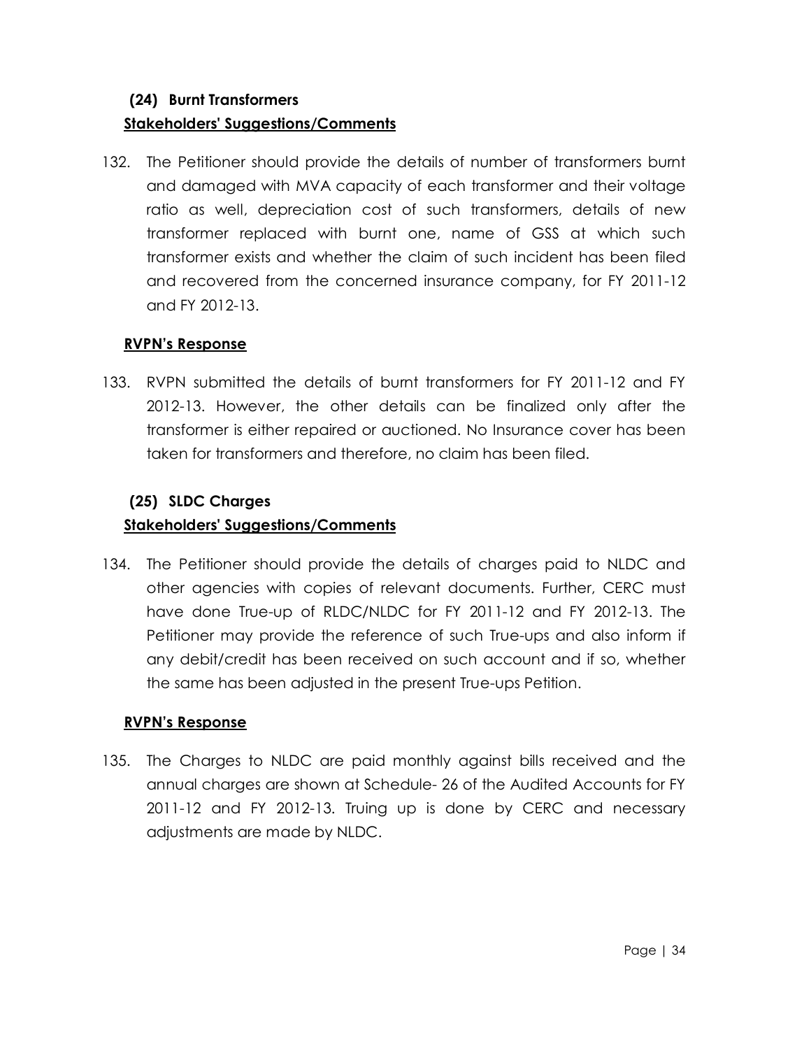### (24) Burnt Transformers

**Stakeholders' Suggestions/Comments**

132. The Petitioner should provide the details of number of transformers burnt and damaged with MVA capacity of each transformer and their voltage ratio as well, depreciation cost of such transformers, details of new transformer replaced with burnt one, name of GSS at which such transformer exists and whether the claim of such incident has been filed and recovered from the concerned insurance company, for FY 2011-12 and FY 2012-13.

**RVPN's Response**

133. RVPN submitted the details of burnt transformers for FY 2011-12 and FY 2012-13. However, the other details can be finalized only after the transformer is either repaired or auctioned. No Insurance cover has been taken for transformers and therefore, no claim has been filed.

### (25) SLDC Charges

**Stakeholders' Suggestions/Comments**

134. The Petitioner should provide the details of charges paid to NLDC and other agencies with copies of relevant documents. Further, CERC must have done True-up of RLDC/NLDC for FY 2011-12 and FY 2012-13. The Petitioner may provide the reference of such True-ups and also inform if any debit/credit has been received on such account and if so, whether the same has been adjusted in the present True-ups Petition.

**RVPN's Response**

135. The Charges to NLDC are paid monthly against bills received and the annual charges are shown at Schedule- 26 of the Audited Accounts for FY 2011-12 and FY 2012-13. Truing up is done by CERC and necessary adjustments are made by NLDC.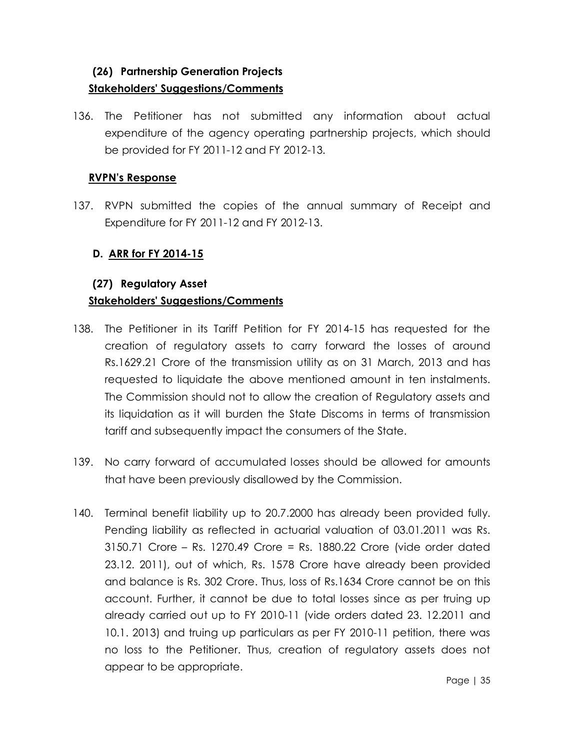### (26) Partnership Generation Projects

**Stakeholders' Suggestions/Comments**

136. The Petitioner has not submitted any information about actual expenditure of the agency operating partnership projects, which should be provided for FY 2011-12 and FY 2012-13.

**RVPN's Response**

137. RVPN submitted the copies of the annual summary of Receipt and Expenditure for FY 2011-12 and FY 2012-13.

## D. ARR for FY 2014-15

### (27) Regulatory Asset

**Stakeholders' Suggestions/Comments**

138. The Petitioner in its Tariff Petition for FY 2014-15 has requested for the creation of regulatory assets to carry forward the losses of around Rs.1629.21 Crore of the transmission utility as on 31 March, 2013 and has requested to liquidate the above mentioned amount in ten instalments. The Commission should not to allow the creation of Regulatory assets and its liquidation as it will burden the State Discoms in terms of transmission tariff and subsequently impact the consumers of the State.

139. No carry forward of accumulated losses should be allowed for amounts that have been previously disallowed by the Commission.

140. Terminal benefit liability up to 20.7.2000 has already been provided fully. Pending liability as reflected in actuarial valuation of 03.01.2011 was Rs. 3150.71 Crore – Rs. 1270.49 Crore = Rs. 1880.22 Crore (vide order dated 23.12. 2011), out of which, Rs. 1578 Crore have already been provided and balance is Rs. 302 Crore. Thus, loss of Rs.1634 Crore cannot be on this account. Further, it cannot be due to total losses since as per truing up already carried out up to FY 2010-11 (vide orders dated 23. 12.2011 and 10.1. 2013) and truing up particulars as per FY 2010-11 petition, there was no loss to the Petitioner. Thus, creation of regulatory assets does not appear to be appropriate.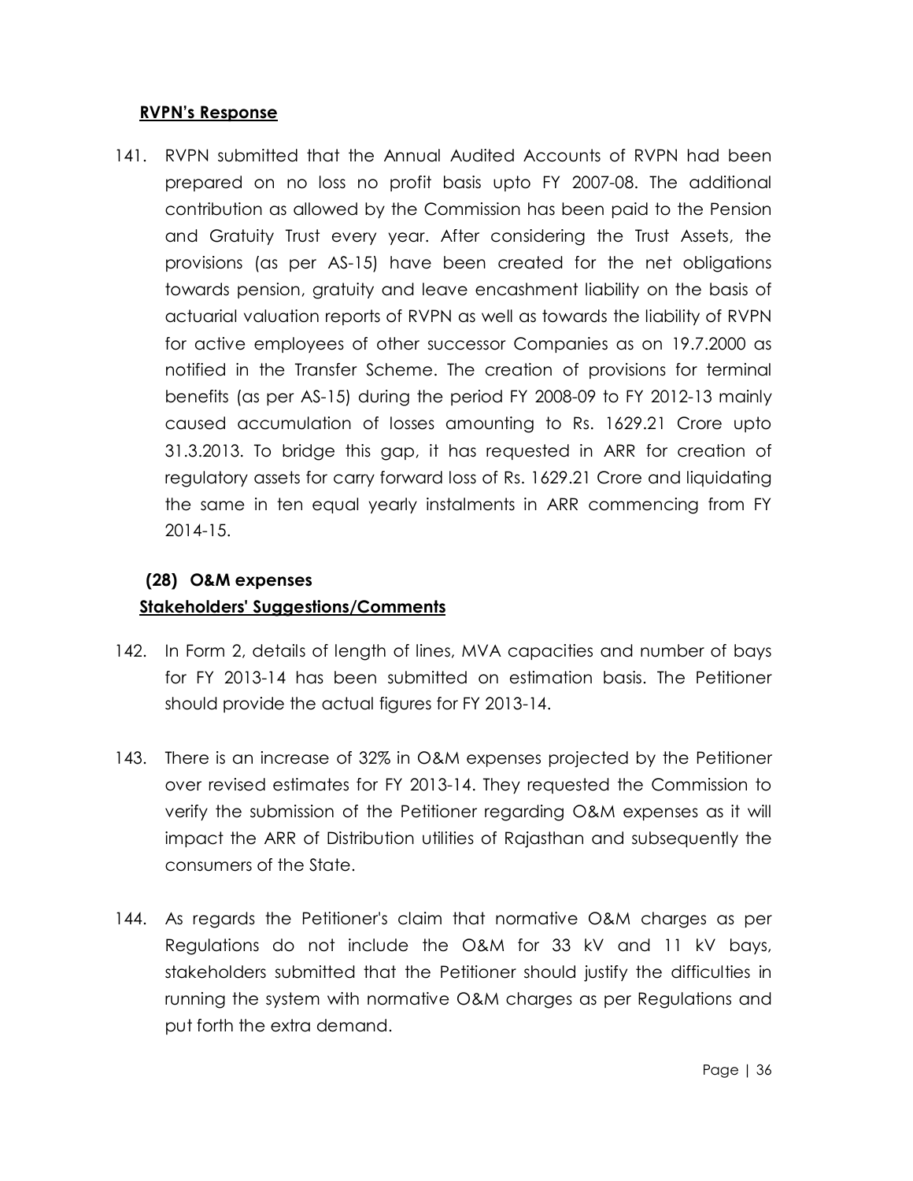**RVPN's Response**

141. RVPN submitted that the Annual Audited Accounts of RVPN had been prepared on no loss no profit basis upto FY 2007-08. The additional contribution as allowed by the Commission has been paid to the Pension and Gratuity Trust every year. After considering the Trust Assets, the provisions (as per AS-15) have been created for the net obligations towards pension, gratuity and leave encashment liability on the basis of actuarial valuation reports of RVPN as well as towards the liability of RVPN for active employees of other successor Companies as on 19.7.2000 as notified in the Transfer Scheme. The creation of provisions for terminal benefits (as per AS-15) during the period FY 2008-09 to FY 2012-13 mainly caused accumulation of losses amounting to Rs. 1629.21 Crore upto 31.3.2013. To bridge this gap, it has requested in ARR for creation of regulatory assets for carry forward loss of Rs. 1629.21 Crore and liquidating the same in ten equal yearly instalments in ARR commencing from FY 2014-15.

**(28) O&M expenses**

**Stakeholders' Suggestions/Comments**

142. In Form 2, details of length of lines, MVA capacities and number of bays for FY 2013-14 has been submitted on estimation basis. The Petitioner should provide the actual figures for FY 2013-14.

143. There is an increase of 32% in O&M expenses projected by the Petitioner over revised estimates for FY 2013-14. They requested the Commission to verify the submission of the Petitioner regarding O&M expenses as it will impact the ARR of Distribution utilities of Rajasthan and subsequently the consumers of the State.

144. As regards the Petitioner's claim that normative O&M charges as per Regulations do not include the O&M for 33 kV and 11 kV bays, stakeholders submitted that the Petitioner should justify the difficulties in running the system with normative O&M charges as per Regulations and put forth the extra demand.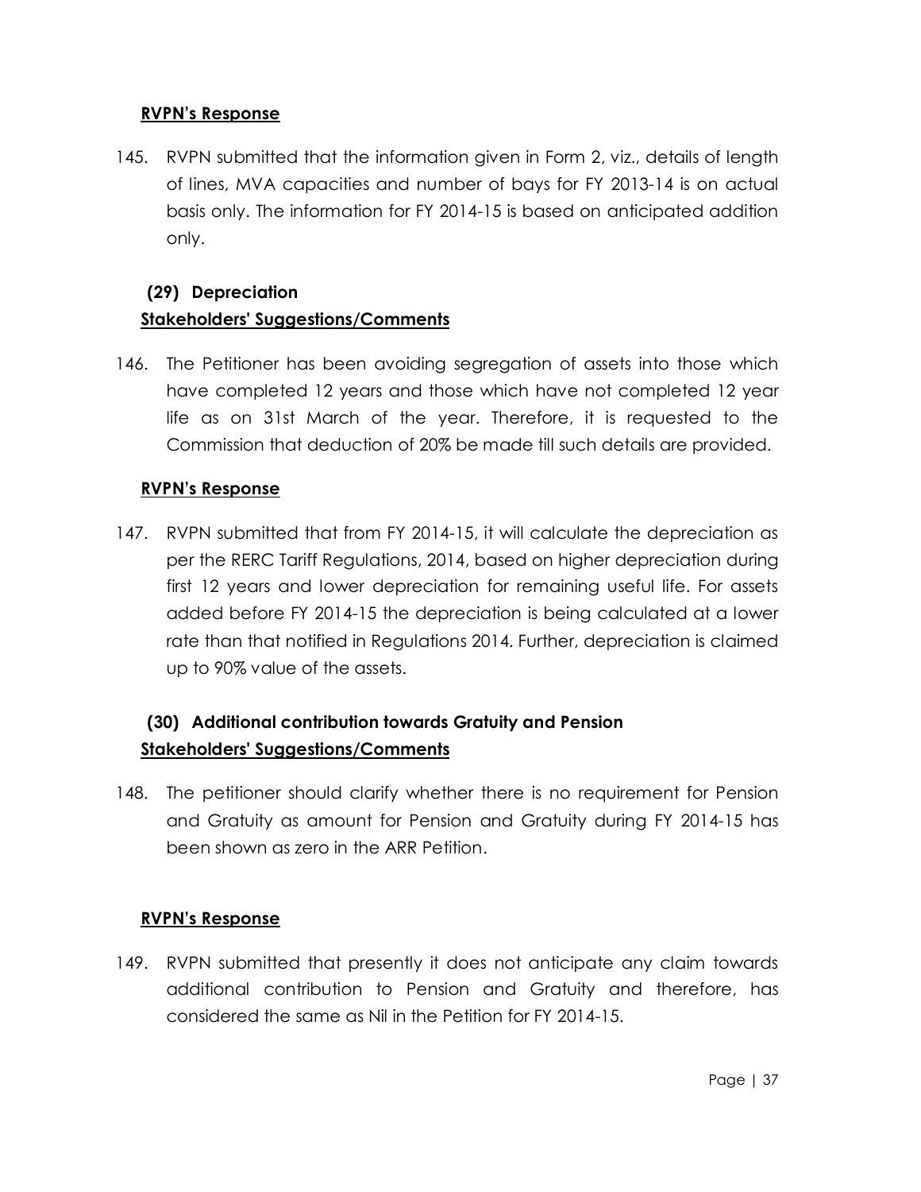**RVPN's Response**

145. RVPN submitted that the information given in Form 2, viz., details of length of lines, MVA capacities and number of bays for FY 2013-14 is on actual basis only. The information for FY 2014-15 is based on anticipated addition only.

### (29) Depreciation

**Stakeholders' Suggestions/Comments**

146. The Petitioner has been avoiding segregation of assets into those which have completed 12 years and those which have not completed 12 year life as on 31st March of the year. Therefore, it is requested to the Commission that deduction of 20% be made till such details are provided.

**RVPN's Response**

147. RVPN submitted that from FY 2014-15, it will calculate the depreciation as per the RERC Tariff Regulations, 2014, based on higher depreciation during first 12 years and lower depreciation for remaining useful life. For assets added before FY 2014-15 the depreciation is being calculated at a lower rate than that notified in Regulations 2014. Further, depreciation is claimed up to 90% value of the assets.

### (30) Additional contribution towards Gratuity and Pension

**Stakeholders' Suggestions/Comments**

148. The petitioner should clarify whether there is no requirement for Pension and Gratuity as amount for Pension and Gratuity during FY 2014-15 has been shown as zero in the ARR Petition.

**RVPN's Response**

149. RVPN submitted that presently it does not anticipate any claim towards additional contribution to Pension and Gratuity and therefore, has considered the same as Nil in the Petition for FY 2014-15.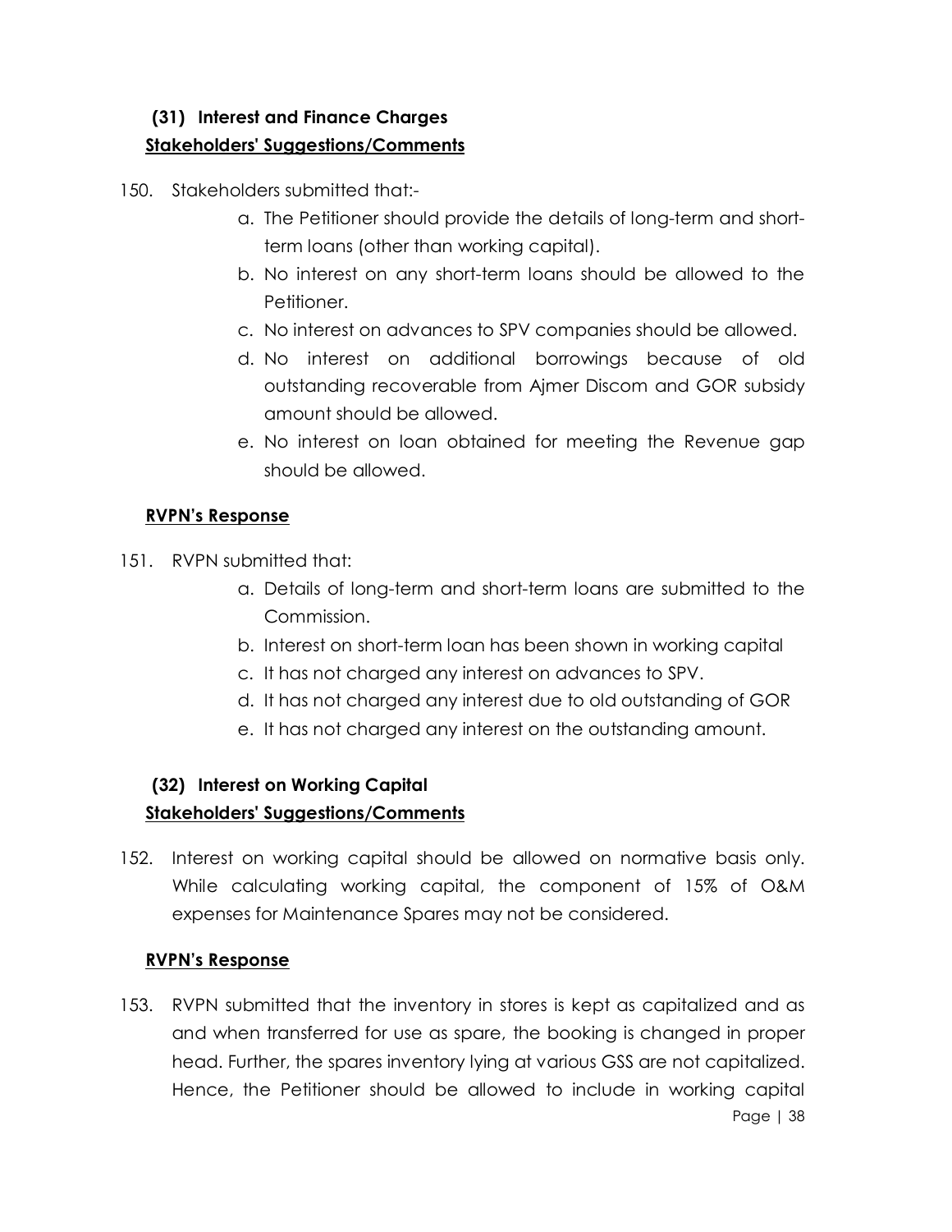### (31) Interest and Finance Charges

**Stakeholders' Suggestions/Comments**

150. Stakeholders submitted that:-
    a. The Petitioner should provide the details of long-term and short-term loans (other than working capital).
    b. No interest on any short-term loans should be allowed to the Petitioner.
    c. No interest on advances to SPV companies should be allowed.
    d. No interest on additional borrowings because of old outstanding recoverable from Ajmer Discom and GOR subsidy amount should be allowed.
    e. No interest on loan obtained for meeting the Revenue gap should be allowed.

**RVPN's Response**

151. RVPN submitted that:
    a. Details of long-term and short-term loans are submitted to the Commission.
    b. Interest on short-term loan has been shown in working capital
    c. It has not charged any interest on advances to SPV.
    d. It has not charged any interest due to old outstanding of GOR
    e. It has not charged any interest on the outstanding amount.

### (32) Interest on Working Capital

**Stakeholders' Suggestions/Comments**

152. Interest on working capital should be allowed on normative basis only. While calculating working capital, the component of 15% of O&M expenses for Maintenance Spares may not be considered.

**RVPN's Response**

153. RVPN submitted that the inventory in stores is kept as capitalized and as and when transferred for use as spare, the booking is changed in proper head. Further, the spares inventory lying at various GSS are not capitalized. Hence, the Petitioner should be allowed to include in working capital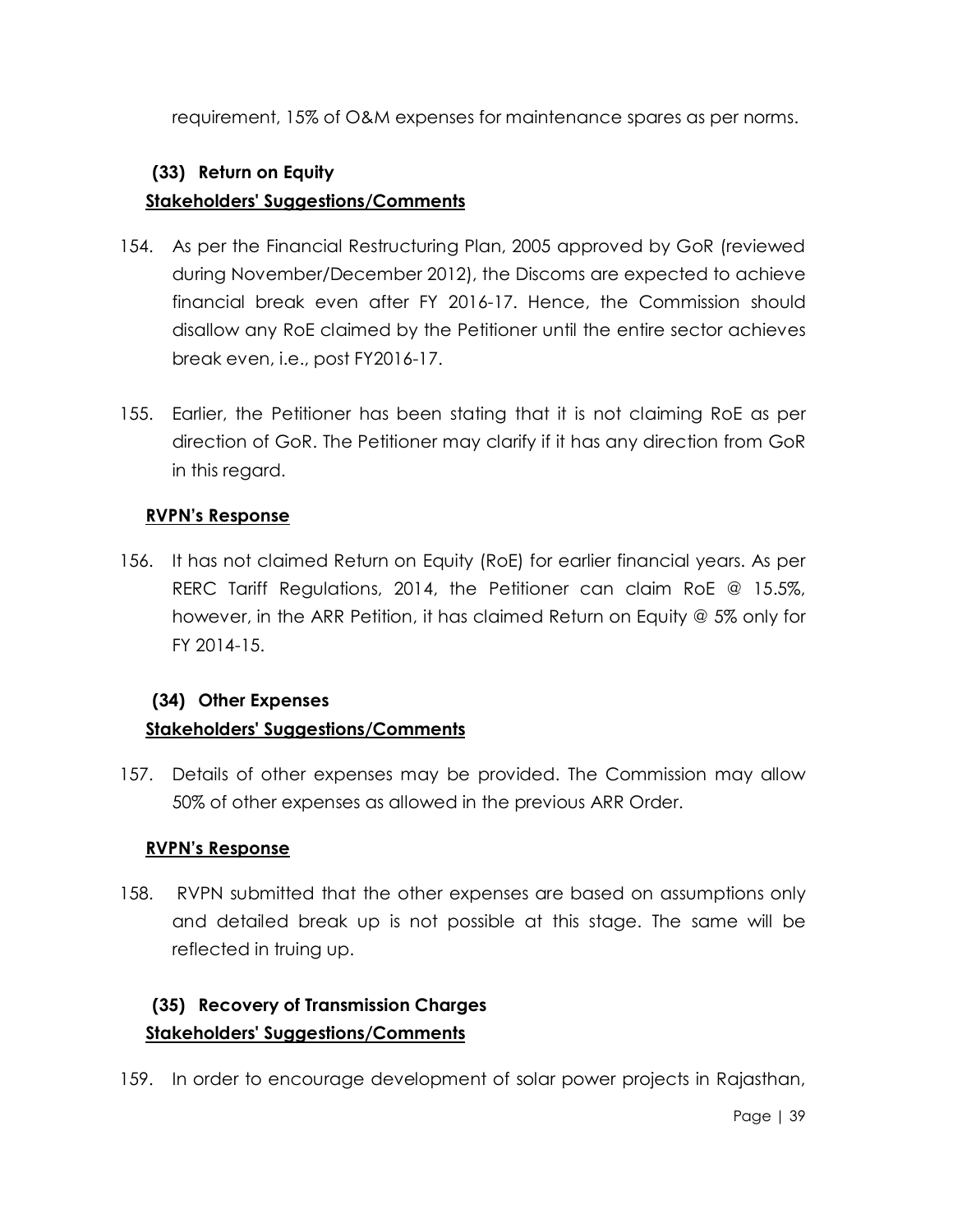requirement, 15% of O&M expenses for maintenance spares as per norms.

### (33) Return on Equity

**Stakeholders' Suggestions/Comments**

154. As per the Financial Restructuring Plan, 2005 approved by GoR (reviewed during November/December 2012), the Discoms are expected to achieve financial break even after FY 2016-17. Hence, the Commission should disallow any RoE claimed by the Petitioner until the entire sector achieves break even, i.e., post FY2016-17.

155. Earlier, the Petitioner has been stating that it is not claiming RoE as per direction of GoR. The Petitioner may clarify if it has any direction from GoR in this regard.

**RVPN's Response**

156. It has not claimed Return on Equity (RoE) for earlier financial years. As per RERC Tariff Regulations, 2014, the Petitioner can claim RoE @ 15.5%, however, in the ARR Petition, it has claimed Return on Equity @ 5% only for FY 2014-15.

### (34) Other Expenses

**Stakeholders' Suggestions/Comments**

157. Details of other expenses may be provided. The Commission may allow 50% of other expenses as allowed in the previous ARR Order.

**RVPN's Response**

158. RVPN submitted that the other expenses are based on assumptions only and detailed break up is not possible at this stage. The same will be reflected in truing up.

### (35) Recovery of Transmission Charges

**Stakeholders' Suggestions/Comments**

159. In order to encourage development of solar power projects in Rajasthan,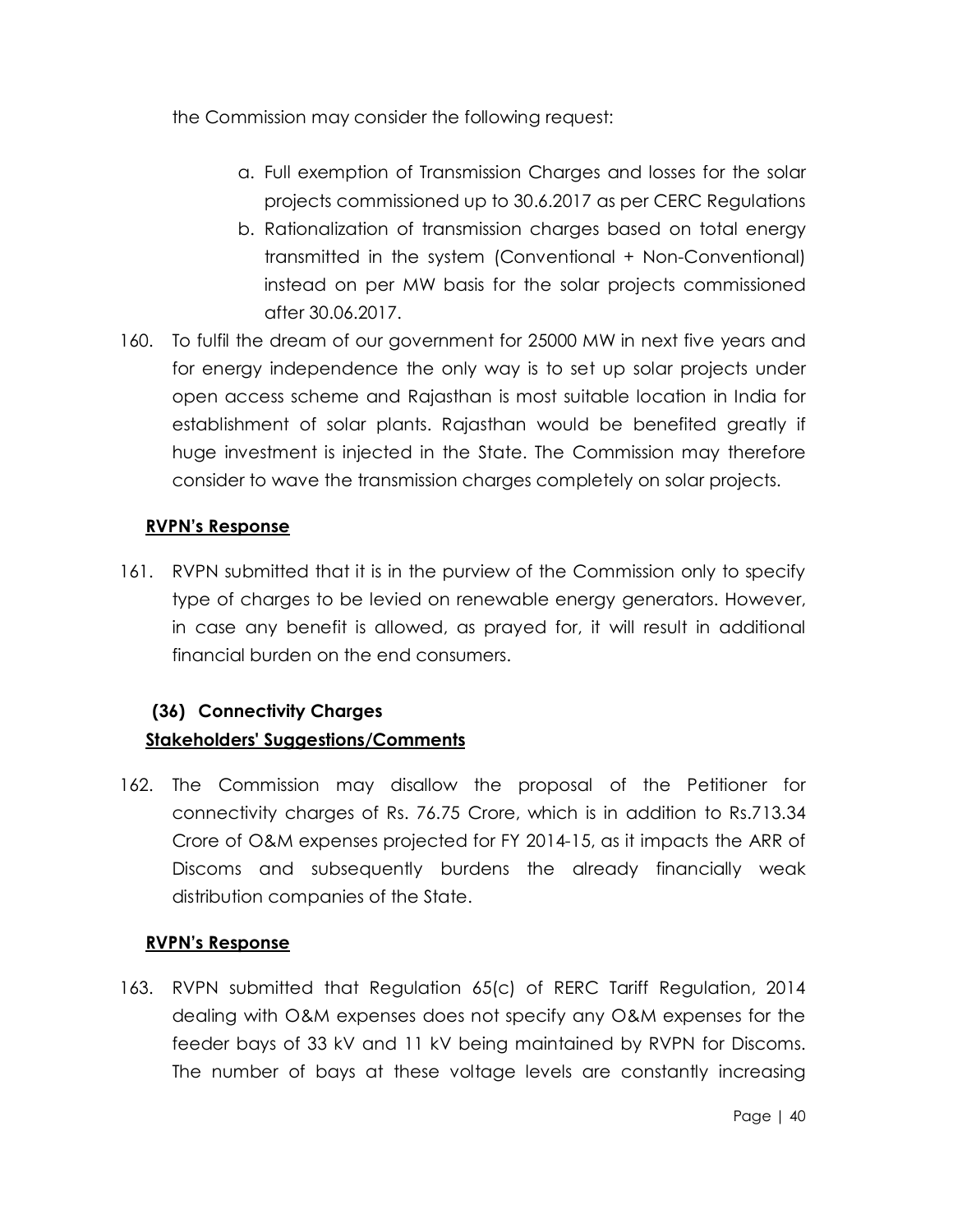the Commission may consider the following request:

a. Full exemption of Transmission Charges and losses for the solar projects commissioned up to 30.6.2017 as per CERC Regulations
b. Rationalization of transmission charges based on total energy transmitted in the system (Conventional + Non-Conventional) instead on per MW basis for the solar projects commissioned after 30.06.2017.

160. To fulfil the dream of our government for 25000 MW in next five years and for energy independence the only way is to set up solar projects under open access scheme and Rajasthan is most suitable location in India for establishment of solar plants. Rajasthan would be benefited greatly if huge investment is injected in the State. The Commission may therefore consider to wave the transmission charges completely on solar projects.

**RVPN's Response**

161. RVPN submitted that it is in the purview of the Commission only to specify type of charges to be levied on renewable energy generators. However, in case any benefit is allowed, as prayed for, it will result in additional financial burden on the end consumers.

### (36) Connectivity Charges

**Stakeholders' Suggestions/Comments**

162. The Commission may disallow the proposal of the Petitioner for connectivity charges of Rs. 76.75 Crore, which is in addition to Rs.713.34 Crore of O&M expenses projected for FY 2014-15, as it impacts the ARR of Discoms and subsequently burdens the already financially weak distribution companies of the State.

**RVPN's Response**

163. RVPN submitted that Regulation 65(c) of RERC Tariff Regulation, 2014 dealing with O&M expenses does not specify any O&M expenses for the feeder bays of 33 kV and 11 kV being maintained by RVPN for Discoms. The number of bays at these voltage levels are constantly increasing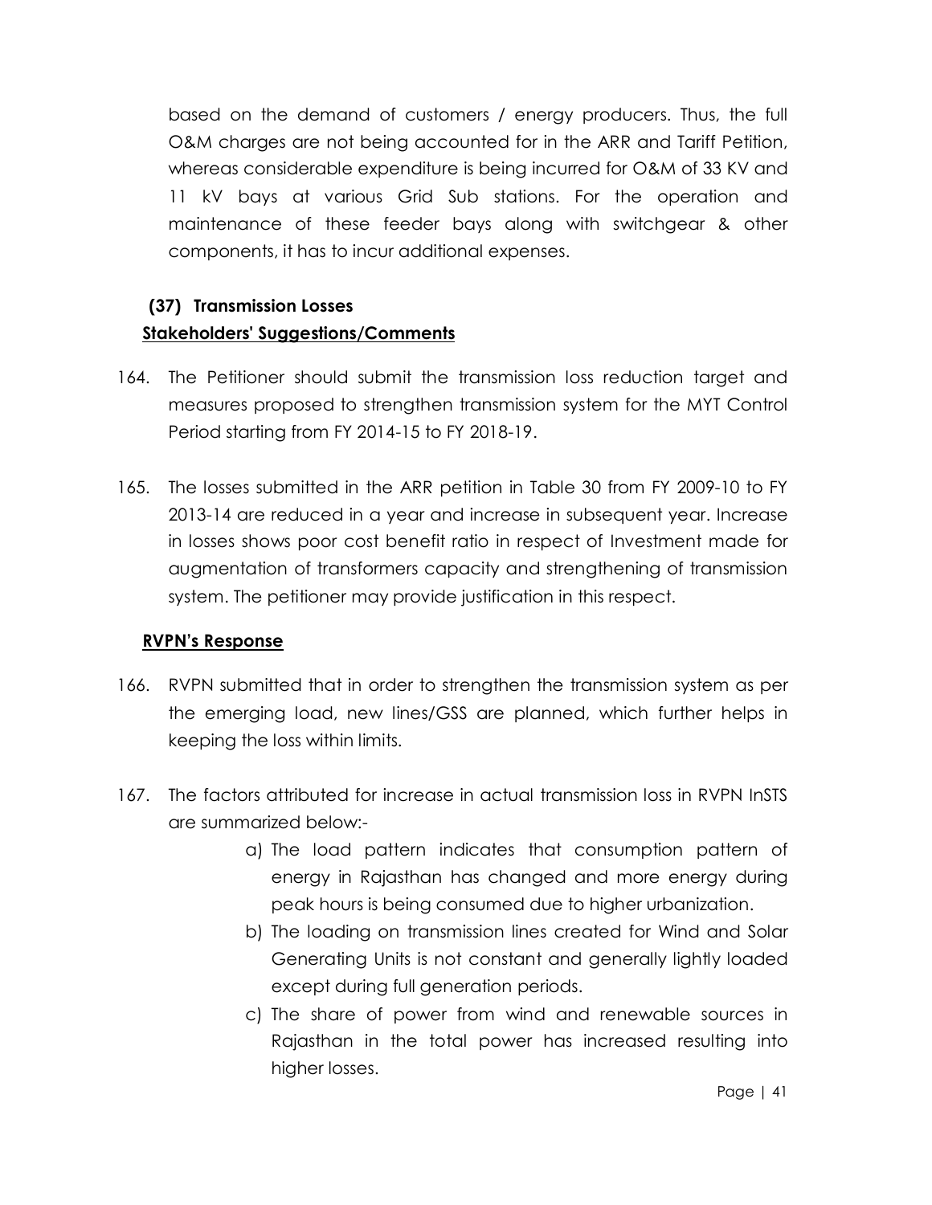based on the demand of customers / energy producers. Thus, the full O&M charges are not being accounted for in the ARR and Tariff Petition, whereas considerable expenditure is being incurred for O&M of 33 KV and 11 kV bays at various Grid Sub stations. For the operation and maintenance of these feeder bays along with switchgear & other components, it has to incur additional expenses.

### (37) Transmission Losses

**Stakeholders' Suggestions/Comments**

164. The Petitioner should submit the transmission loss reduction target and measures proposed to strengthen transmission system for the MYT Control Period starting from FY 2014-15 to FY 2018-19.

165. The losses submitted in the ARR petition in Table 30 from FY 2009-10 to FY 2013-14 are reduced in a year and increase in subsequent year. Increase in losses shows poor cost benefit ratio in respect of Investment made for augmentation of transformers capacity and strengthening of transmission system. The petitioner may provide justification in this respect.

**RVPN's Response**

166. RVPN submitted that in order to strengthen the transmission system as per the emerging load, new lines/GSS are planned, which further helps in keeping the loss within limits.

167. The factors attributed for increase in actual transmission loss in RVPN InSTS are summarized below:-
    a) The load pattern indicates that consumption pattern of energy in Rajasthan has changed and more energy during peak hours is being consumed due to higher urbanization.
    b) The loading on transmission lines created for Wind and Solar Generating Units is not constant and generally lightly loaded except during full generation periods.
    c) The share of power from wind and renewable sources in Rajasthan in the total power has increased resulting into higher losses.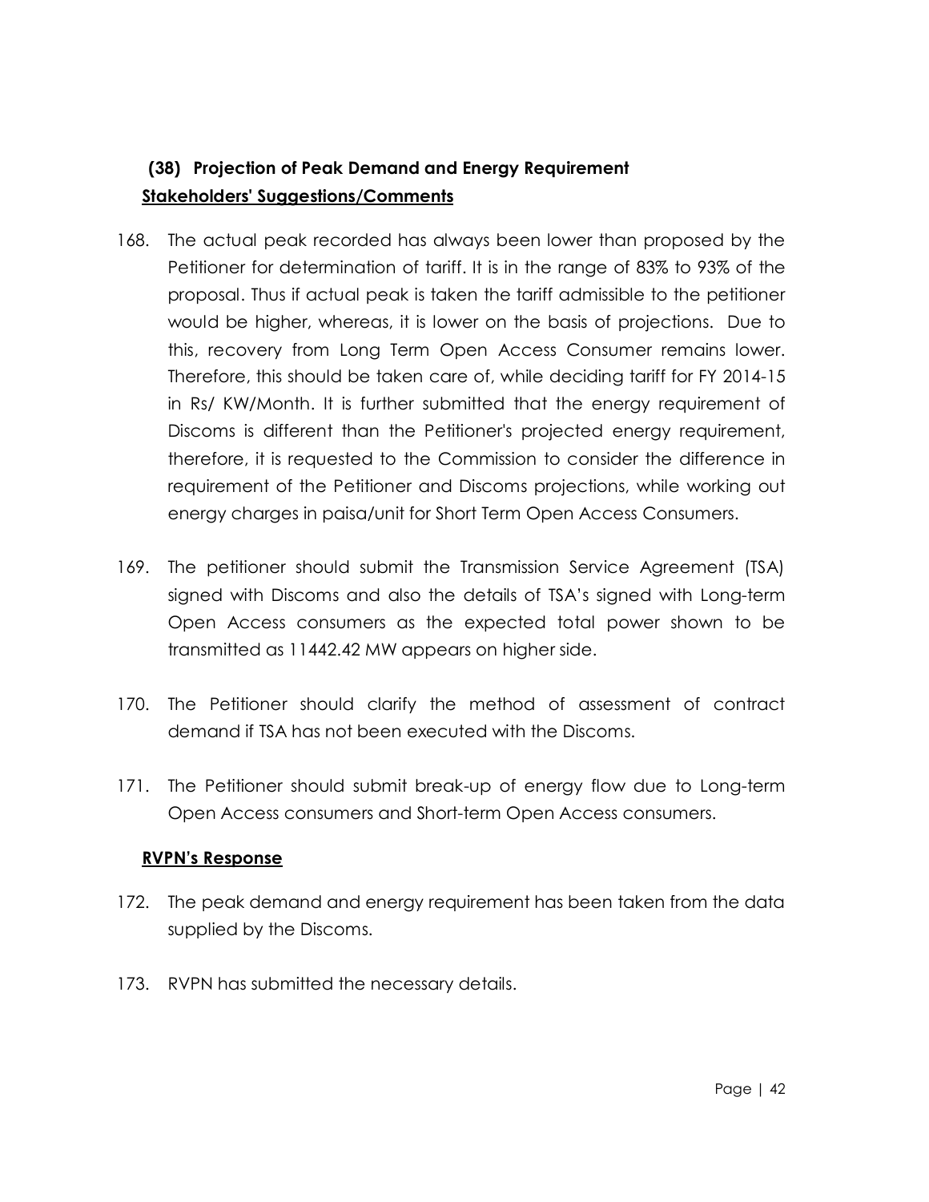### (38) Projection of Peak Demand and Energy Requirement

**Stakeholders' Suggestions/Comments**

168. The actual peak recorded has always been lower than proposed by the Petitioner for determination of tariff. It is in the range of 83% to 93% of the proposal. Thus if actual peak is taken the tariff admissible to the petitioner would be higher, whereas, it is lower on the basis of projections. Due to this, recovery from Long Term Open Access Consumer remains lower. Therefore, this should be taken care of, while deciding tariff for FY 2014-15 in Rs/ KW/Month. It is further submitted that the energy requirement of Discoms is different than the Petitioner's projected energy requirement, therefore, it is requested to the Commission to consider the difference in requirement of the Petitioner and Discoms projections, while working out energy charges in paisa/unit for Short Term Open Access Consumers.

169. The petitioner should submit the Transmission Service Agreement (TSA) signed with Discoms and also the details of TSA's signed with Long-term Open Access consumers as the expected total power shown to be transmitted as 11442.42 MW appears on higher side.

170. The Petitioner should clarify the method of assessment of contract demand if TSA has not been executed with the Discoms.

171. The Petitioner should submit break-up of energy flow due to Long-term Open Access consumers and Short-term Open Access consumers.

**RVPN's Response**

172. The peak demand and energy requirement has been taken from the data supplied by the Discoms.

173. RVPN has submitted the necessary details.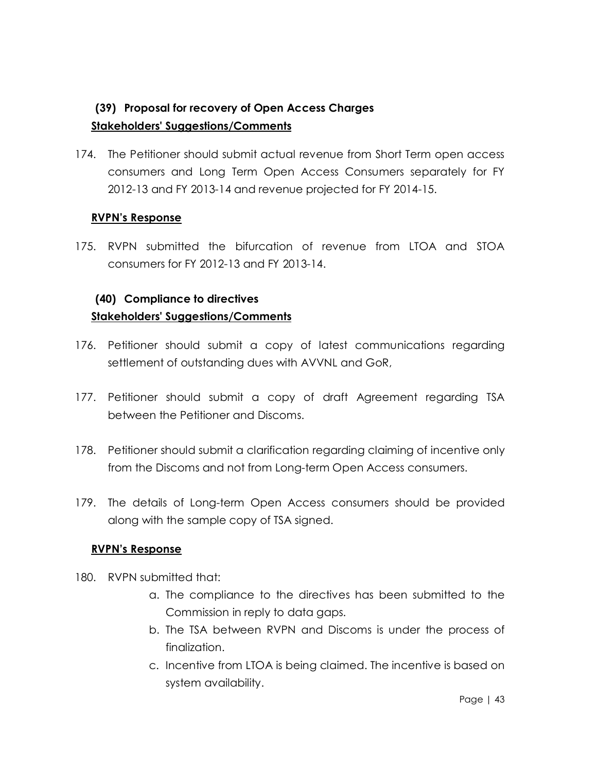### (39) Proposal for recovery of Open Access Charges

**Stakeholders' Suggestions/Comments**

174. The Petitioner should submit actual revenue from Short Term open access consumers and Long Term Open Access Consumers separately for FY 2012-13 and FY 2013-14 and revenue projected for FY 2014-15.

**RVPN's Response**

175. RVPN submitted the bifurcation of revenue from LTOA and STOA consumers for FY 2012-13 and FY 2013-14.

### (40) Compliance to directives

**Stakeholders' Suggestions/Comments**

176. Petitioner should submit a copy of latest communications regarding settlement of outstanding dues with AVVNL and GoR,

177. Petitioner should submit a copy of draft Agreement regarding TSA between the Petitioner and Discoms.

178. Petitioner should submit a clarification regarding claiming of incentive only from the Discoms and not from Long-term Open Access consumers.

179. The details of Long-term Open Access consumers should be provided along with the sample copy of TSA signed.

**RVPN's Response**

180. RVPN submitted that:
    a. The compliance to the directives has been submitted to the Commission in reply to data gaps.
    b. The TSA between RVPN and Discoms is under the process of finalization.
    c. Incentive from LTOA is being claimed. The incentive is based on system availability.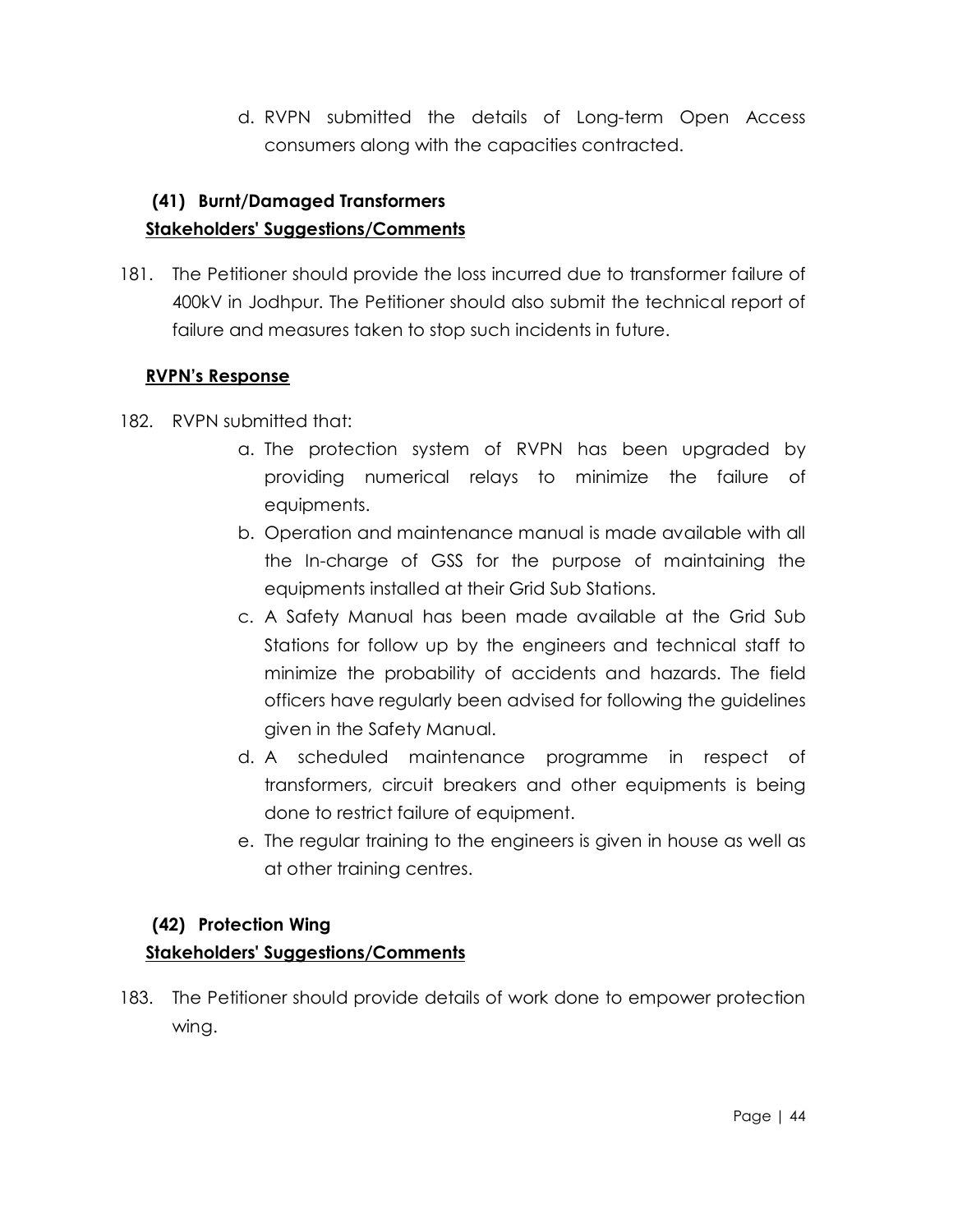d. RVPN submitted the details of Long-term Open Access consumers along with the capacities contracted.

### (41) Burnt/Damaged Transformers

**Stakeholders' Suggestions/Comments**

181. The Petitioner should provide the loss incurred due to transformer failure of 400kV in Jodhpur. The Petitioner should also submit the technical report of failure and measures taken to stop such incidents in future.

**RVPN's Response**

182. RVPN submitted that:

    a. The protection system of RVPN has been upgraded by providing numerical relays to minimize the failure of equipments.
    b. Operation and maintenance manual is made available with all the In-charge of GSS for the purpose of maintaining the equipments installed at their Grid Sub Stations.
    c. A Safety Manual has been made available at the Grid Sub Stations for follow up by the engineers and technical staff to minimize the probability of accidents and hazards. The field officers have regularly been advised for following the guidelines given in the Safety Manual.
    d. A scheduled maintenance programme in respect of transformers, circuit breakers and other equipments is being done to restrict failure of equipment.
    e. The regular training to the engineers is given in house as well as at other training centres.

### (42) Protection Wing

**Stakeholders' Suggestions/Comments**

183. The Petitioner should provide details of work done to empower protection wing.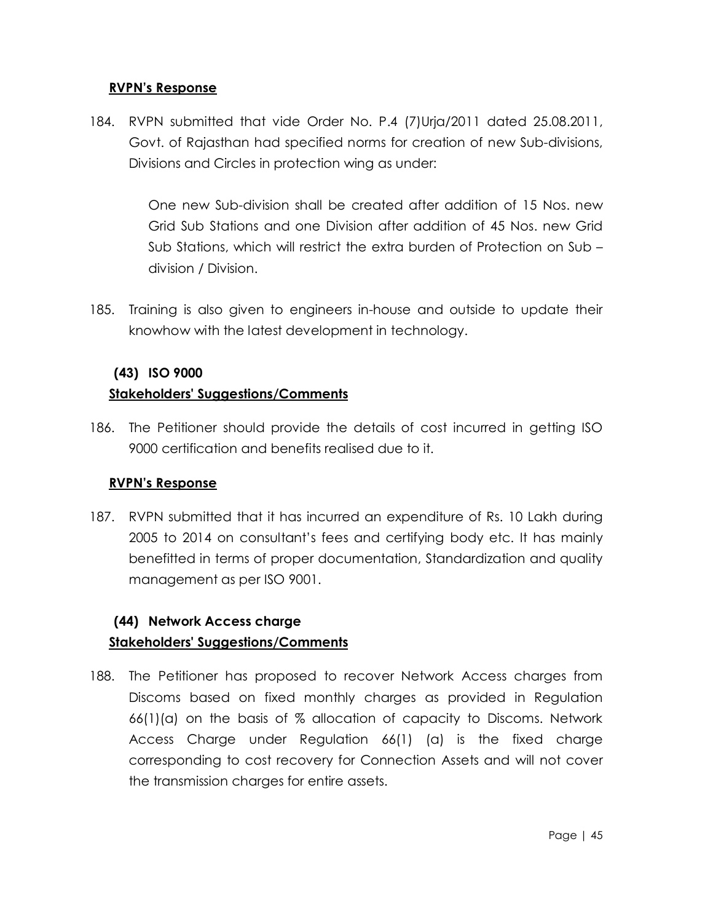**RVPN's Response**

184. RVPN submitted that vide Order No. P.4 (7)Urja/2011 dated 25.08.2011, Govt. of Rajasthan had specified norms for creation of new Sub-divisions, Divisions and Circles in protection wing as under:

> One new Sub-division shall be created after addition of 15 Nos. new Grid Sub Stations and one Division after addition of 45 Nos. new Grid Sub Stations, which will restrict the extra burden of Protection on Sub – division / Division.

185. Training is also given to engineers in-house and outside to update their knowhow with the latest development in technology.

### (43) ISO 9000

**Stakeholders' Suggestions/Comments**

186. The Petitioner should provide the details of cost incurred in getting ISO 9000 certification and benefits realised due to it.

**RVPN's Response**

187. RVPN submitted that it has incurred an expenditure of Rs. 10 Lakh during 2005 to 2014 on consultant's fees and certifying body etc. It has mainly benefitted in terms of proper documentation, Standardization and quality management as per ISO 9001.

### (44) Network Access charge

**Stakeholders' Suggestions/Comments**

188. The Petitioner has proposed to recover Network Access charges from Discoms based on fixed monthly charges as provided in Regulation 66(1)(a) on the basis of % allocation of capacity to Discoms. Network Access Charge under Regulation 66(1) (a) is the fixed charge corresponding to cost recovery for Connection Assets and will not cover the transmission charges for entire assets.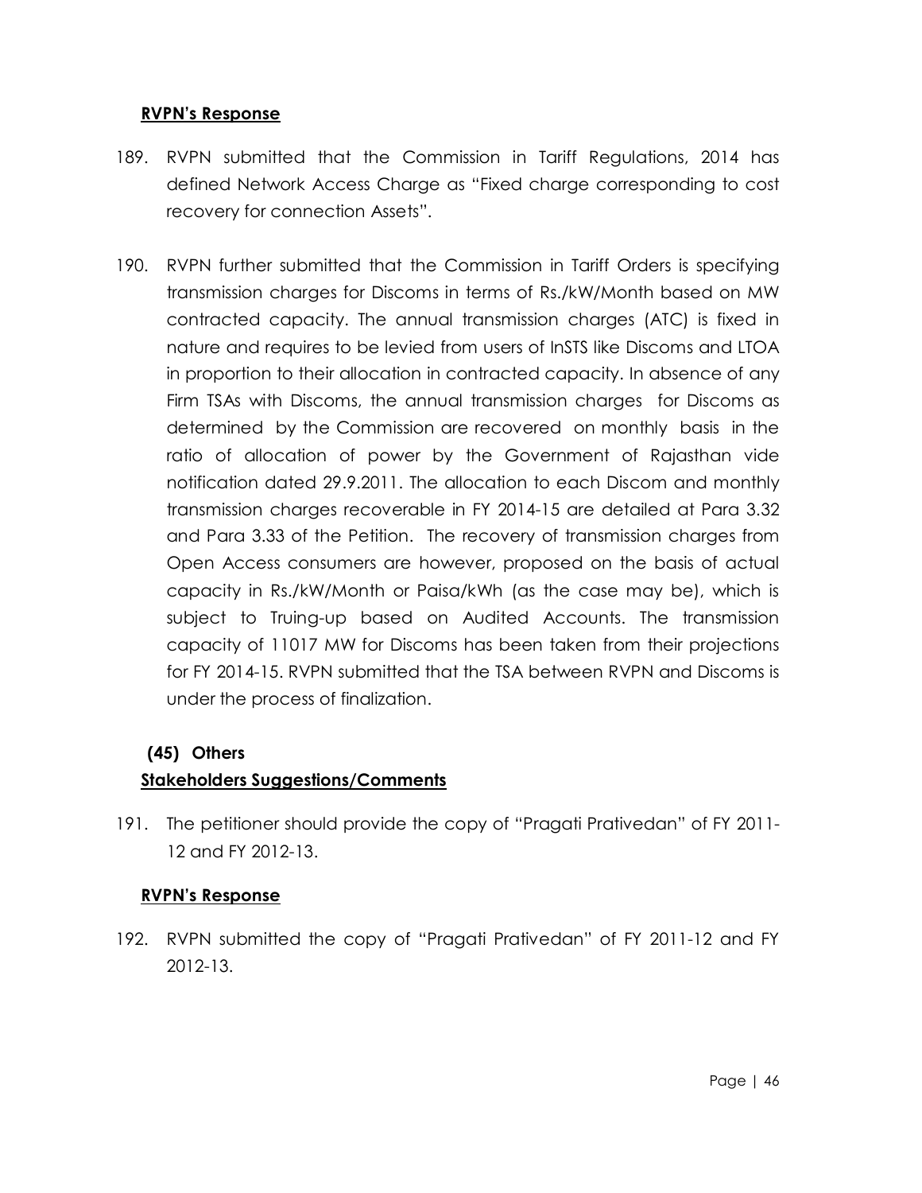**RVPN's Response**

189. RVPN submitted that the Commission in Tariff Regulations, 2014 has defined Network Access Charge as "Fixed charge corresponding to cost recovery for connection Assets".

190. RVPN further submitted that the Commission in Tariff Orders is specifying transmission charges for Discoms in terms of Rs./kW/Month based on MW contracted capacity. The annual transmission charges (ATC) is fixed in nature and requires to be levied from users of InSTS like Discoms and LTOA in proportion to their allocation in contracted capacity. In absence of any Firm TSAs with Discoms, the annual transmission charges for Discoms as determined by the Commission are recovered on monthly basis in the ratio of allocation of power by the Government of Rajasthan vide notification dated 29.9.2011. The allocation to each Discom and monthly transmission charges recoverable in FY 2014-15 are detailed at Para 3.32 and Para 3.33 of the Petition. The recovery of transmission charges from Open Access consumers are however, proposed on the basis of actual capacity in Rs./kW/Month or Paisa/kWh (as the case may be), which is subject to Truing-up based on Audited Accounts. The transmission capacity of 11017 MW for Discoms has been taken from their projections for FY 2014-15. RVPN submitted that the TSA between RVPN and Discoms is under the process of finalization.

### (45) Others

**Stakeholders Suggestions/Comments**

191. The petitioner should provide the copy of "Pragati Prativedan" of FY 2011-12 and FY 2012-13.

**RVPN's Response**

192. RVPN submitted the copy of "Pragati Prativedan" of FY 2011-12 and FY 2012-13.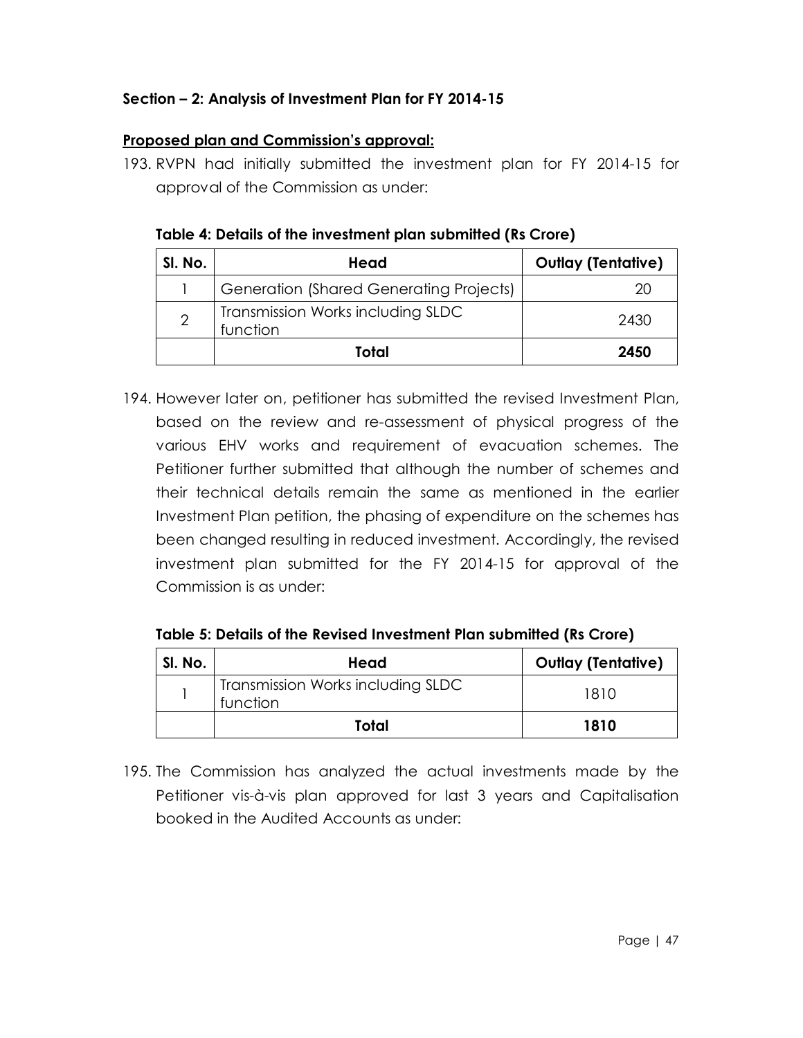## Section – 2: Analysis of Investment Plan for FY 2014-15

**Proposed plan and Commission's approval:**

193. RVPN had initially submitted the investment plan for FY 2014-15 for approval of the Commission as under:

**Table 4: Details of the investment plan submitted (Rs Crore)**

| Sl. No. | Head | Outlay (Tentative) |
|---|---|---|
| 1 | Generation (Shared Generating Projects) | 20 |
| 2 | Transmission Works including SLDC function | 2430 |
| | **Total** | **2450** |

194. However later on, petitioner has submitted the revised Investment Plan, based on the review and re-assessment of physical progress of the various EHV works and requirement of evacuation schemes. The Petitioner further submitted that although the number of schemes and their technical details remain the same as mentioned in the earlier Investment Plan petition, the phasing of expenditure on the schemes has been changed resulting in reduced investment. Accordingly, the revised investment plan submitted for the FY 2014-15 for approval of the Commission is as under:

**Table 5: Details of the Revised Investment Plan submitted (Rs Crore)**

| Sl. No. | Head | Outlay (Tentative) |
|---|---|---|
| 1 | Transmission Works including SLDC function | 1810 |
| | **Total** | **1810** |

195. The Commission has analyzed the actual investments made by the Petitioner vis-à-vis plan approved for last 3 years and Capitalisation booked in the Audited Accounts as under: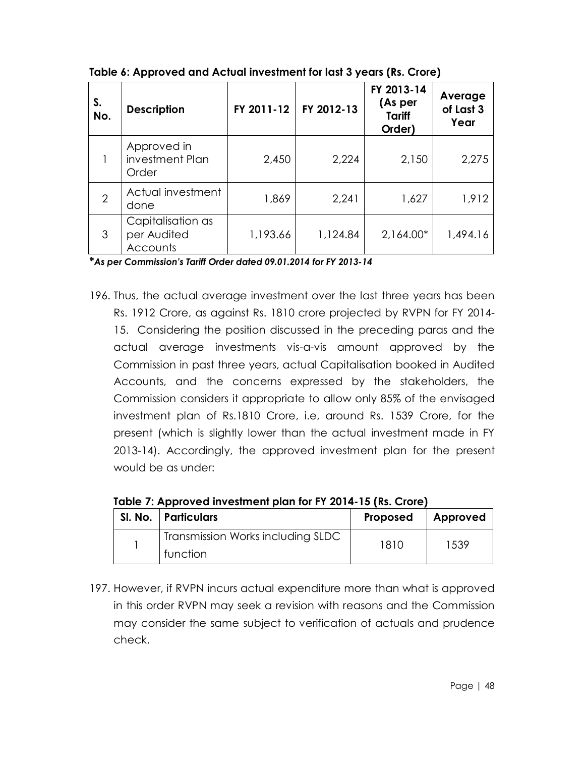**Table 6: Approved and Actual investment for last 3 years (Rs. Crore)**

| S. No. | Description | FY 2011-12 | FY 2012-13 | FY 2013-14 (As per Tariff Order) | Average of Last 3 Year |
|---|---|---|---|---|---|
| 1 | Approved in investment Plan Order | 2,450 | 2,224 | 2,150 | 2,275 |
| 2 | Actual investment done | 1,869 | 2,241 | 1,627 | 1,912 |
| 3 | Capitalisation as per Audited Accounts | 1,193.66 | 1,124.84 | 2,164.00* | 1,494.16 |

***As per Commission's Tariff Order dated 09.01.2014 for FY 2013-14***

196. Thus, the actual average investment over the last three years has been Rs. 1912 Crore, as against Rs. 1810 crore projected by RVPN for FY 2014-15. Considering the position discussed in the preceding paras and the actual average investments vis-a-vis amount approved by the Commission in past three years, actual Capitalisation booked in Audited Accounts, and the concerns expressed by the stakeholders, the Commission considers it appropriate to allow only 85% of the envisaged investment plan of Rs.1810 Crore, i.e, around Rs. 1539 Crore, for the present (which is slightly lower than the actual investment made in FY 2013-14). Accordingly, the approved investment plan for the present would be as under:

**Table 7: Approved investment plan for FY 2014-15 (Rs. Crore)**

| Sl. No. | Particulars | Proposed | Approved |
|---|---|---|---|
| 1 | Transmission Works including SLDC function | 1810 | 1539 |

197. However, if RVPN incurs actual expenditure more than what is approved in this order RVPN may seek a revision with reasons and the Commission may consider the same subject to verification of actuals and prudence check.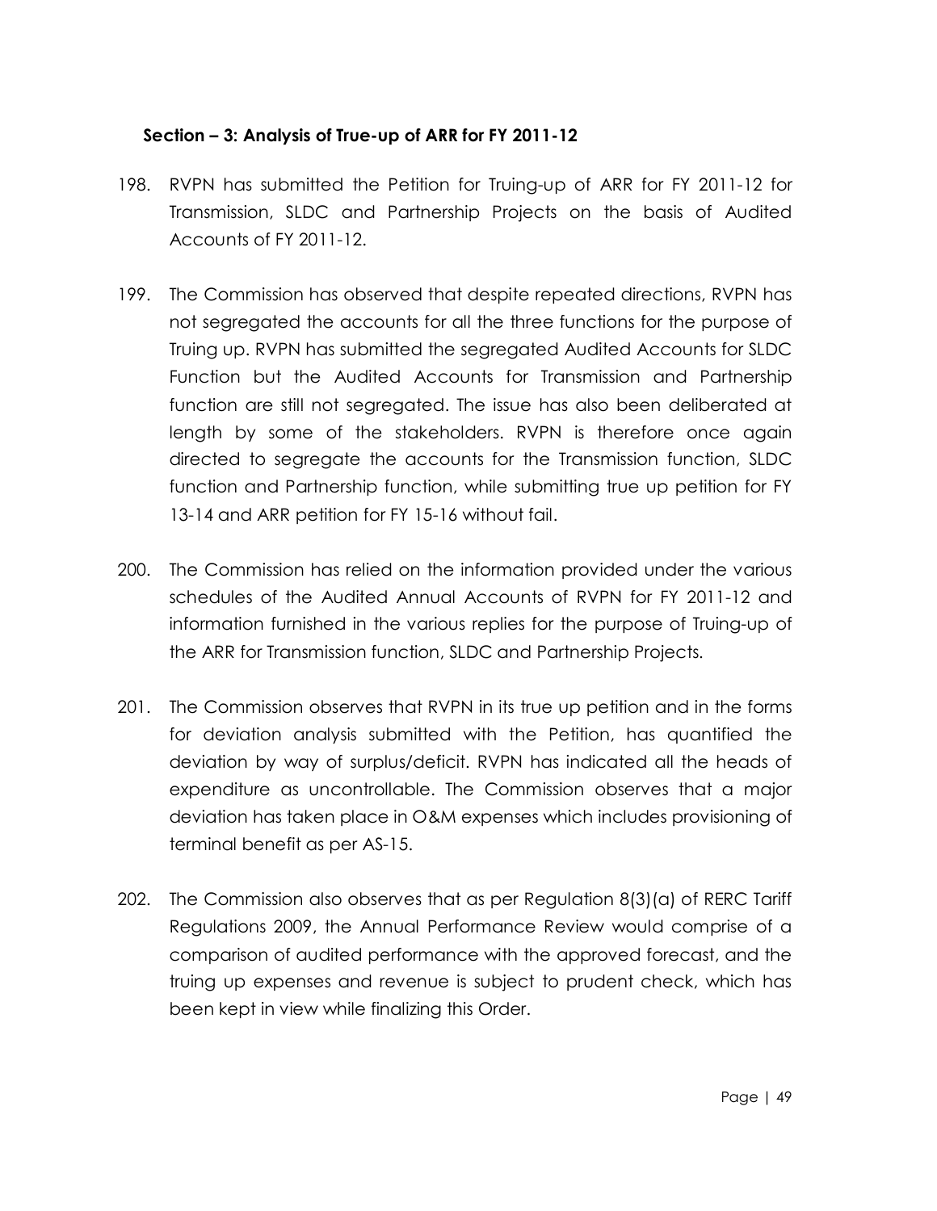### Section – 3: Analysis of True-up of ARR for FY 2011-12

198. RVPN has submitted the Petition for Truing-up of ARR for FY 2011-12 for Transmission, SLDC and Partnership Projects on the basis of Audited Accounts of FY 2011-12.

199. The Commission has observed that despite repeated directions, RVPN has not segregated the accounts for all the three functions for the purpose of Truing up. RVPN has submitted the segregated Audited Accounts for SLDC Function but the Audited Accounts for Transmission and Partnership function are still not segregated. The issue has also been deliberated at length by some of the stakeholders. RVPN is therefore once again directed to segregate the accounts for the Transmission function, SLDC function and Partnership function, while submitting true up petition for FY 13-14 and ARR petition for FY 15-16 without fail.

200. The Commission has relied on the information provided under the various schedules of the Audited Annual Accounts of RVPN for FY 2011-12 and information furnished in the various replies for the purpose of Truing-up of the ARR for Transmission function, SLDC and Partnership Projects.

201. The Commission observes that RVPN in its true up petition and in the forms for deviation analysis submitted with the Petition, has quantified the deviation by way of surplus/deficit. RVPN has indicated all the heads of expenditure as uncontrollable. The Commission observes that a major deviation has taken place in O&M expenses which includes provisioning of terminal benefit as per AS-15.

202. The Commission also observes that as per Regulation 8(3)(a) of RERC Tariff Regulations 2009, the Annual Performance Review would comprise of a comparison of audited performance with the approved forecast, and the truing up expenses and revenue is subject to prudent check, which has been kept in view while finalizing this Order.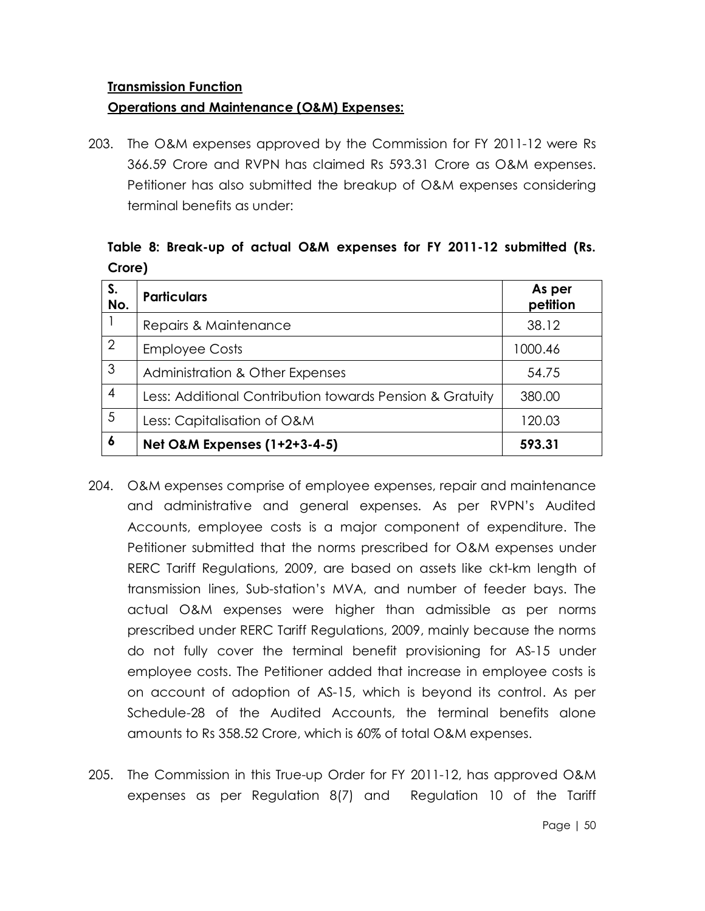**Transmission Function**

**Operations and Maintenance (O&M) Expenses:**

203. The O&M expenses approved by the Commission for FY 2011-12 were Rs 366.59 Crore and RVPN has claimed Rs 593.31 Crore as O&M expenses. Petitioner has also submitted the breakup of O&M expenses considering terminal benefits as under:

**Table 8: Break-up of actual O&M expenses for FY 2011-12 submitted (Rs. Crore)**

| S. No. | Particulars | As per petition |
|---|---|---|
| 1 | Repairs & Maintenance | 38.12 |
| 2 | Employee Costs | 1000.46 |
| 3 | Administration & Other Expenses | 54.75 |
| 4 | Less: Additional Contribution towards Pension & Gratuity | 380.00 |
| 5 | Less: Capitalisation of O&M | 120.03 |
| **6** | **Net O&M Expenses (1+2+3-4-5)** | **593.31** |

204. O&M expenses comprise of employee expenses, repair and maintenance and administrative and general expenses. As per RVPN's Audited Accounts, employee costs is a major component of expenditure. The Petitioner submitted that the norms prescribed for O&M expenses under RERC Tariff Regulations, 2009, are based on assets like ckt-km length of transmission lines, Sub-station's MVA, and number of feeder bays. The actual O&M expenses were higher than admissible as per norms prescribed under RERC Tariff Regulations, 2009, mainly because the norms do not fully cover the terminal benefit provisioning for AS-15 under employee costs. The Petitioner added that increase in employee costs is on account of adoption of AS-15, which is beyond its control. As per Schedule-28 of the Audited Accounts, the terminal benefits alone amounts to Rs 358.52 Crore, which is 60% of total O&M expenses.

205. The Commission in this True-up Order for FY 2011-12, has approved O&M expenses as per Regulation 8(7) and Regulation 10 of the Tariff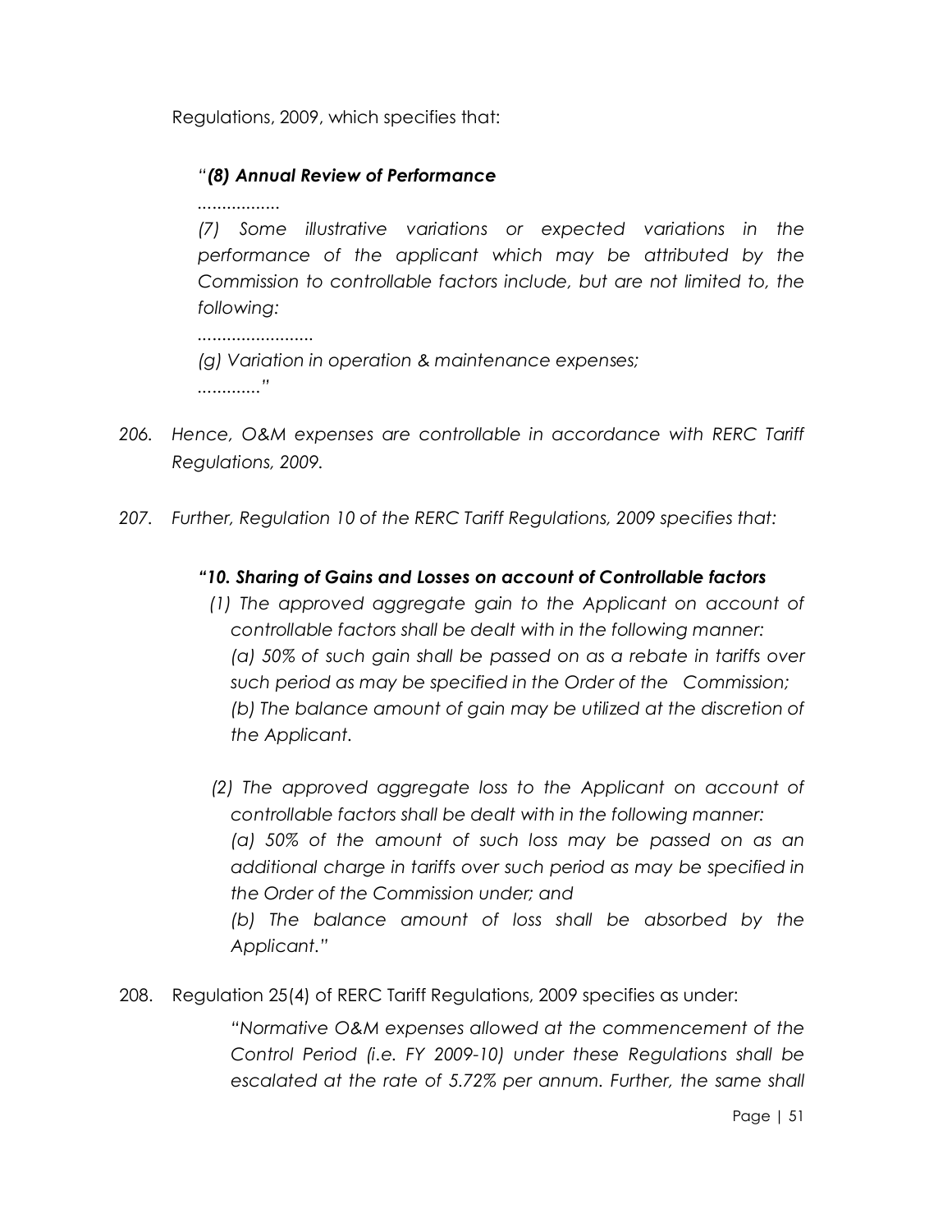Regulations, 2009, which specifies that:

> *"**(8) Annual Review of Performance***
>
> *.................*
>
> *(7) Some illustrative variations or expected variations in the performance of the applicant which may be attributed by the Commission to controllable factors include, but are not limited to, the following:*
>
> *........................*
>
> *(g) Variation in operation & maintenance expenses;*
>
> *............"*

206. *Hence, O&M expenses are controllable in accordance with RERC Tariff Regulations, 2009.*

207. *Further, Regulation 10 of the RERC Tariff Regulations, 2009 specifies that:*

> ***"10. Sharing of Gains and Losses on account of Controllable factors***
>
> *(1) The approved aggregate gain to the Applicant on account of controllable factors shall be dealt with in the following manner:*
> *(a) 50% of such gain shall be passed on as a rebate in tariffs over such period as may be specified in the Order of the Commission;*
> *(b) The balance amount of gain may be utilized at the discretion of the Applicant.*
>
> *(2) The approved aggregate loss to the Applicant on account of controllable factors shall be dealt with in the following manner:*
> *(a) 50% of the amount of such loss may be passed on as an additional charge in tariffs over such period as may be specified in the Order of the Commission under; and*
> *(b) The balance amount of loss shall be absorbed by the Applicant."*

208. Regulation 25(4) of RERC Tariff Regulations, 2009 specifies as under:

> *"Normative O&M expenses allowed at the commencement of the Control Period (i.e. FY 2009-10) under these Regulations shall be escalated at the rate of 5.72% per annum. Further, the same shall*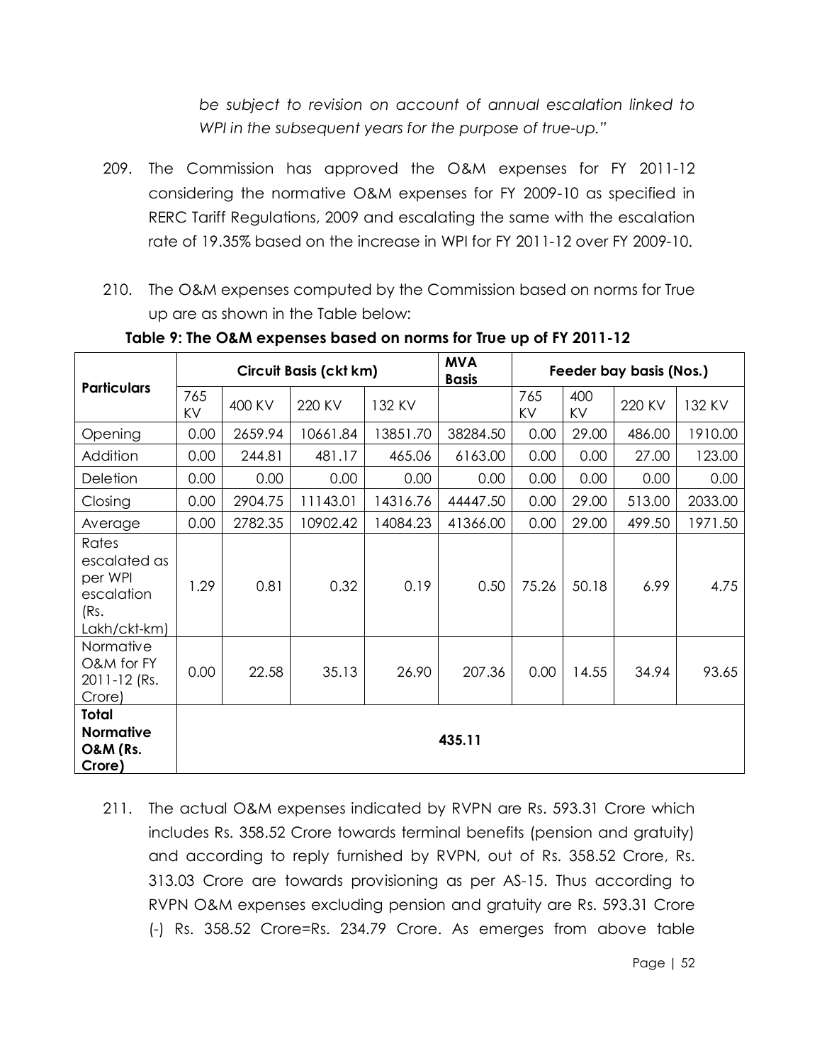*be subject to revision on account of annual escalation linked to WPI in the subsequent years for the purpose of true-up."*

209. The Commission has approved the O&M expenses for FY 2011-12 considering the normative O&M expenses for FY 2009-10 as specified in RERC Tariff Regulations, 2009 and escalating the same with the escalation rate of 19.35% based on the increase in WPI for FY 2011-12 over FY 2009-10.

210. The O&M expenses computed by the Commission based on norms for True up are as shown in the Table below:

**Table 9: The O&M expenses based on norms for True up of FY 2011-12**

| Particulars | Circuit Basis (ckt km) | | | | MVA Basis | Feeder bay basis (Nos.) | | | |
|---|---|---|---|---|---|---|---|---|---|
| | 765 KV | 400 KV | 220 KV | 132 KV | | 765 KV | 400 KV | 220 KV | 132 KV |
| Opening | 0.00 | 2659.94 | 10661.84 | 13851.70 | 38284.50 | 0.00 | 29.00 | 486.00 | 1910.00 |
| Addition | 0.00 | 244.81 | 481.17 | 465.06 | 6163.00 | 0.00 | 0.00 | 27.00 | 123.00 |
| Deletion | 0.00 | 0.00 | 0.00 | 0.00 | 0.00 | 0.00 | 0.00 | 0.00 | 0.00 |
| Closing | 0.00 | 2904.75 | 11143.01 | 14316.76 | 44447.50 | 0.00 | 29.00 | 513.00 | 2033.00 |
| Average | 0.00 | 2782.35 | 10902.42 | 14084.23 | 41366.00 | 0.00 | 29.00 | 499.50 | 1971.50 |
| Rates escalated as per WPI escalation (Rs. Lakh/ckt-km) | 1.29 | 0.81 | 0.32 | 0.19 | 0.50 | 75.26 | 50.18 | 6.99 | 4.75 |
| Normative O&M for FY 2011-12 (Rs. Crore) | 0.00 | 22.58 | 35.13 | 26.90 | 207.36 | 0.00 | 14.55 | 34.94 | 93.65 |
| **Total Normative O&M (Rs. Crore)** | 435.11 | | | | | | | | |

211. The actual O&M expenses indicated by RVPN are Rs. 593.31 Crore which includes Rs. 358.52 Crore towards terminal benefits (pension and gratuity) and according to reply furnished by RVPN, out of Rs. 358.52 Crore, Rs. 313.03 Crore are towards provisioning as per AS-15. Thus according to RVPN O&M expenses excluding pension and gratuity are Rs. 593.31 Crore (-) Rs. 358.52 Crore=Rs. 234.79 Crore. As emerges from above table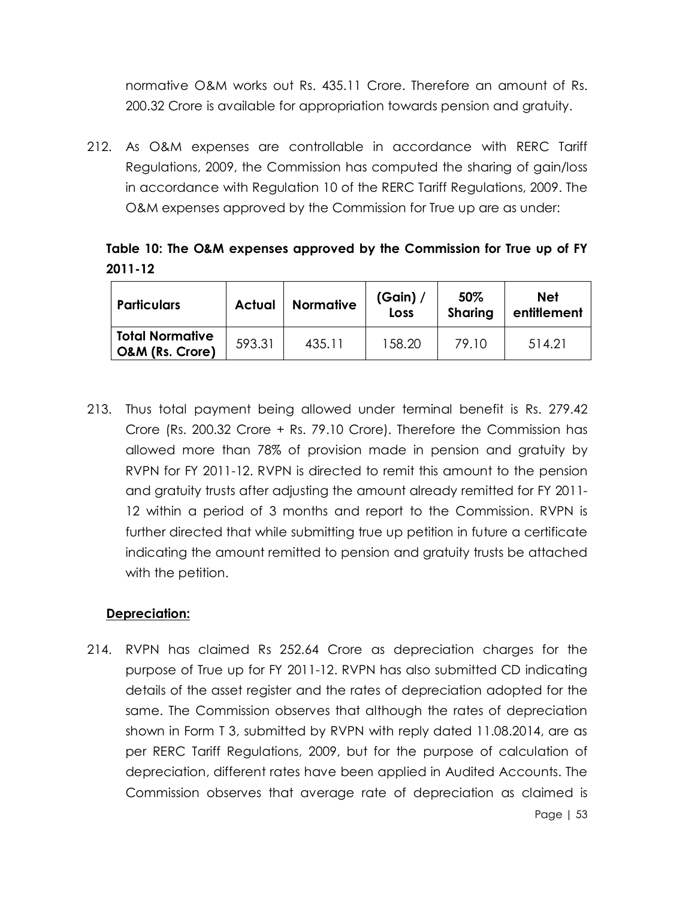normative O&M works out Rs. 435.11 Crore. Therefore an amount of Rs. 200.32 Crore is available for appropriation towards pension and gratuity.

212. As O&M expenses are controllable in accordance with RERC Tariff Regulations, 2009, the Commission has computed the sharing of gain/loss in accordance with Regulation 10 of the RERC Tariff Regulations, 2009. The O&M expenses approved by the Commission for True up are as under:

**Table 10: The O&M expenses approved by the Commission for True up of FY 2011-12**

| Particulars | Actual | Normative | (Gain) / Loss | 50% Sharing | Net entitlement |
|---|---|---|---|---|---|
| **Total Normative O&M (Rs. Crore)** | 593.31 | 435.11 | 158.20 | 79.10 | 514.21 |

213. Thus total payment being allowed under terminal benefit is Rs. 279.42 Crore (Rs. 200.32 Crore + Rs. 79.10 Crore). Therefore the Commission has allowed more than 78% of provision made in pension and gratuity by RVPN for FY 2011-12. RVPN is directed to remit this amount to the pension and gratuity trusts after adjusting the amount already remitted for FY 2011-12 within a period of 3 months and report to the Commission. RVPN is further directed that while submitting true up petition in future a certificate indicating the amount remitted to pension and gratuity trusts be attached with the petition.

**Depreciation:**

214. RVPN has claimed Rs 252.64 Crore as depreciation charges for the purpose of True up for FY 2011-12. RVPN has also submitted CD indicating details of the asset register and the rates of depreciation adopted for the same. The Commission observes that although the rates of depreciation shown in Form T 3, submitted by RVPN with reply dated 11.08.2014, are as per RERC Tariff Regulations, 2009, but for the purpose of calculation of depreciation, different rates have been applied in Audited Accounts. The Commission observes that average rate of depreciation as claimed is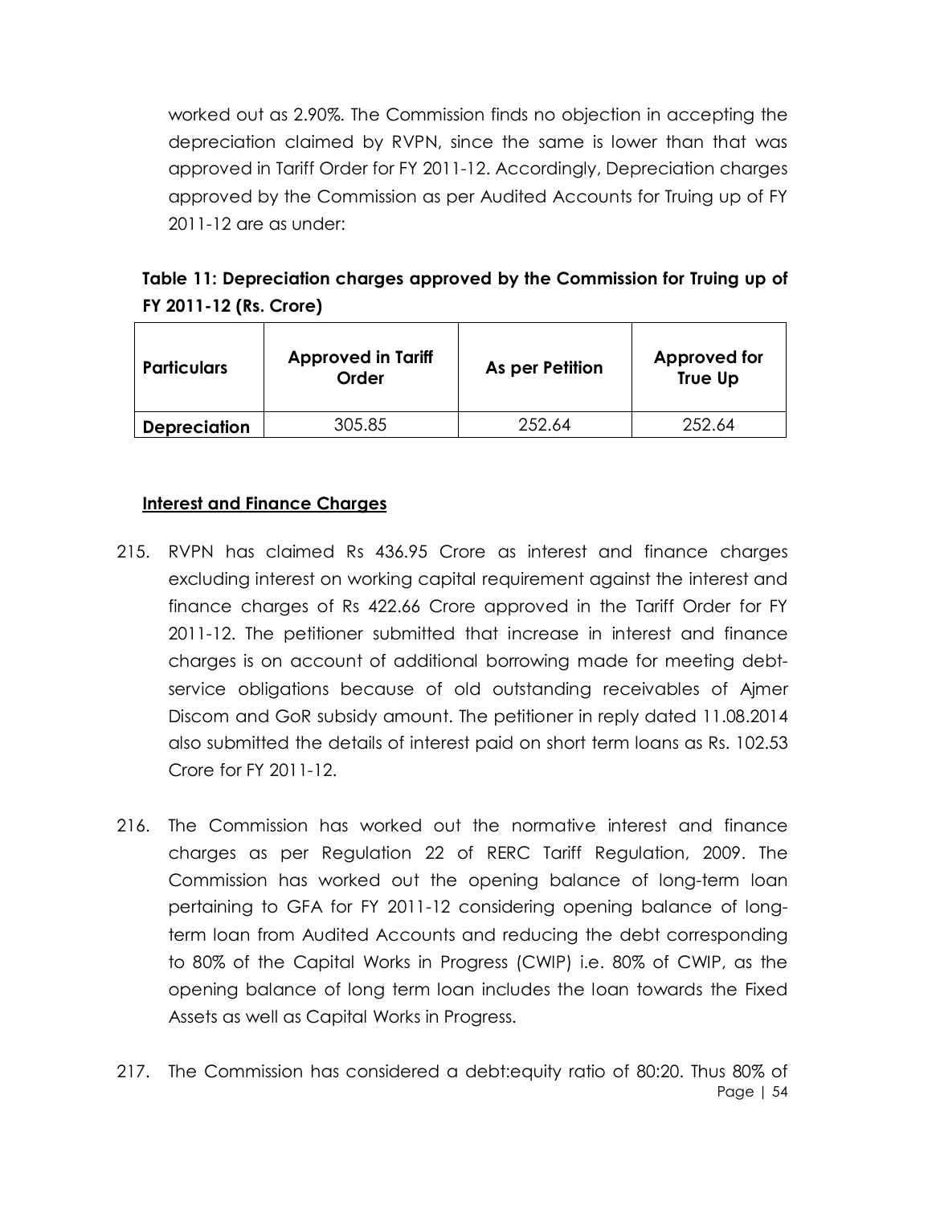worked out as 2.90%. The Commission finds no objection in accepting the depreciation claimed by RVPN, since the same is lower than that was approved in Tariff Order for FY 2011-12. Accordingly, Depreciation charges approved by the Commission as per Audited Accounts for Truing up of FY 2011-12 are as under:

**Table 11: Depreciation charges approved by the Commission for Truing up of FY 2011-12 (Rs. Crore)**

| Particulars | Approved in Tariff Order | As per Petition | Approved for True Up |
|---|---|---|---|
| **Depreciation** | 305.85 | 252.64 | 252.64 |

**Interest and Finance Charges**

215. RVPN has claimed Rs 436.95 Crore as interest and finance charges excluding interest on working capital requirement against the interest and finance charges of Rs 422.66 Crore approved in the Tariff Order for FY 2011-12. The petitioner submitted that increase in interest and finance charges is on account of additional borrowing made for meeting debt-service obligations because of old outstanding receivables of Ajmer Discom and GoR subsidy amount. The petitioner in reply dated 11.08.2014 also submitted the details of interest paid on short term loans as Rs. 102.53 Crore for FY 2011-12.

216. The Commission has worked out the normative interest and finance charges as per Regulation 22 of RERC Tariff Regulation, 2009. The Commission has worked out the opening balance of long-term loan pertaining to GFA for FY 2011-12 considering opening balance of long-term loan from Audited Accounts and reducing the debt corresponding to 80% of the Capital Works in Progress (CWIP) i.e. 80% of CWIP, as the opening balance of long term loan includes the loan towards the Fixed Assets as well as Capital Works in Progress.

217. The Commission has considered a debt:equity ratio of 80:20. Thus 80% of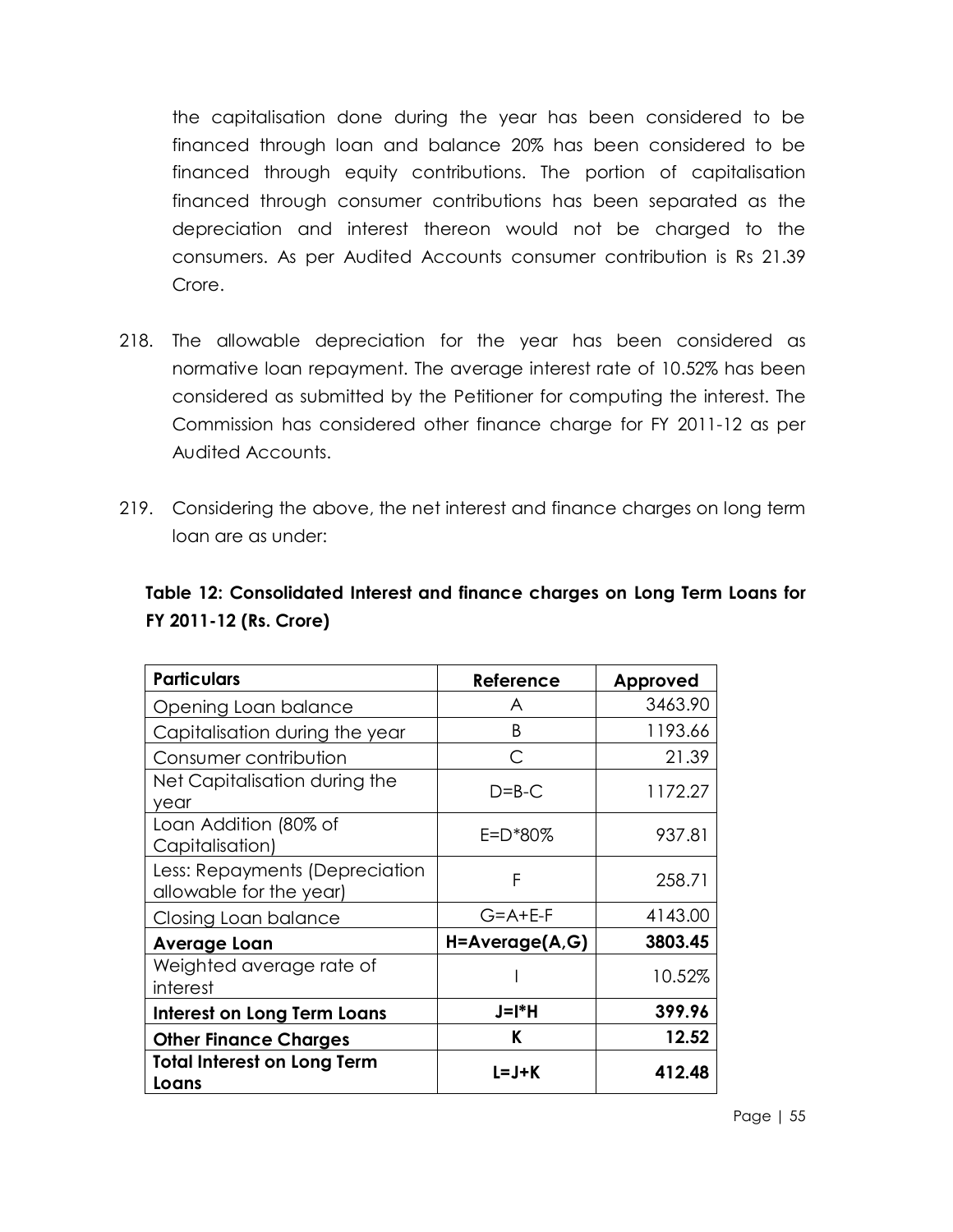the capitalisation done during the year has been considered to be financed through loan and balance 20% has been considered to be financed through equity contributions. The portion of capitalisation financed through consumer contributions has been separated as the depreciation and interest thereon would not be charged to the consumers. As per Audited Accounts consumer contribution is Rs 21.39 Crore.

218. The allowable depreciation for the year has been considered as normative loan repayment. The average interest rate of 10.52% has been considered as submitted by the Petitioner for computing the interest. The Commission has considered other finance charge for FY 2011-12 as per Audited Accounts.

219. Considering the above, the net interest and finance charges on long term loan are as under:

**Table 12: Consolidated Interest and finance charges on Long Term Loans for FY 2011-12 (Rs. Crore)**

| Particulars | Reference | Approved |
|---|---|---|
| Opening Loan balance | A | 3463.90 |
| Capitalisation during the year | B | 1193.66 |
| Consumer contribution | C | 21.39 |
| Net Capitalisation during the year | D=B-C | 1172.27 |
| Loan Addition (80% of Capitalisation) | E=D*80% | 937.81 |
| Less: Repayments (Depreciation allowable for the year) | F | 258.71 |
| Closing Loan balance | G=A+E-F | 4143.00 |
| **Average Loan** | **H=Average(A,G)** | **3803.45** |
| Weighted average rate of interest | I | 10.52% |
| **Interest on Long Term Loans** | **J=I*H** | **399.96** |
| **Other Finance Charges** | **K** | **12.52** |
| **Total Interest on Long Term Loans** | **L=J+K** | **412.48** |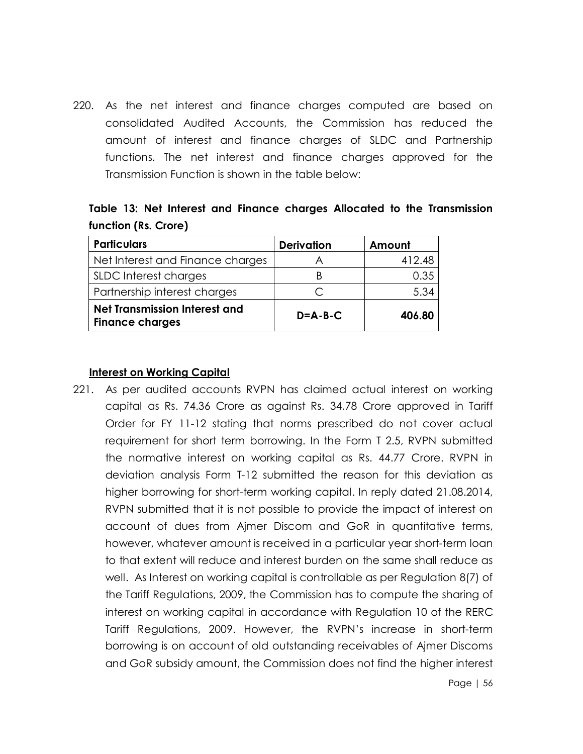220. As the net interest and finance charges computed are based on consolidated Audited Accounts, the Commission has reduced the amount of interest and finance charges of SLDC and Partnership functions. The net interest and finance charges approved for the Transmission Function is shown in the table below:

**Table 13: Net Interest and Finance charges Allocated to the Transmission function (Rs. Crore)**

| Particulars | Derivation | Amount |
|---|---|---|
| Net Interest and Finance charges | A | 412.48 |
| SLDC Interest charges | B | 0.35 |
| Partnership interest charges | C | 5.34 |
| **Net Transmission Interest and Finance charges** | **D=A-B-C** | **406.80** |

**Interest on Working Capital**

221. As per audited accounts RVPN has claimed actual interest on working capital as Rs. 74.36 Crore as against Rs. 34.78 Crore approved in Tariff Order for FY 11-12 stating that norms prescribed do not cover actual requirement for short term borrowing. In the Form T 2.5, RVPN submitted the normative interest on working capital as Rs. 44.77 Crore. RVPN in deviation analysis Form T-12 submitted the reason for this deviation as higher borrowing for short-term working capital. In reply dated 21.08.2014, RVPN submitted that it is not possible to provide the impact of interest on account of dues from Ajmer Discom and GoR in quantitative terms, however, whatever amount is received in a particular year short-term loan to that extent will reduce and interest burden on the same shall reduce as well. As Interest on working capital is controllable as per Regulation 8(7) of the Tariff Regulations, 2009, the Commission has to compute the sharing of interest on working capital in accordance with Regulation 10 of the RERC Tariff Regulations, 2009. However, the RVPN's increase in short-term borrowing is on account of old outstanding receivables of Ajmer Discoms and GoR subsidy amount, the Commission does not find the higher interest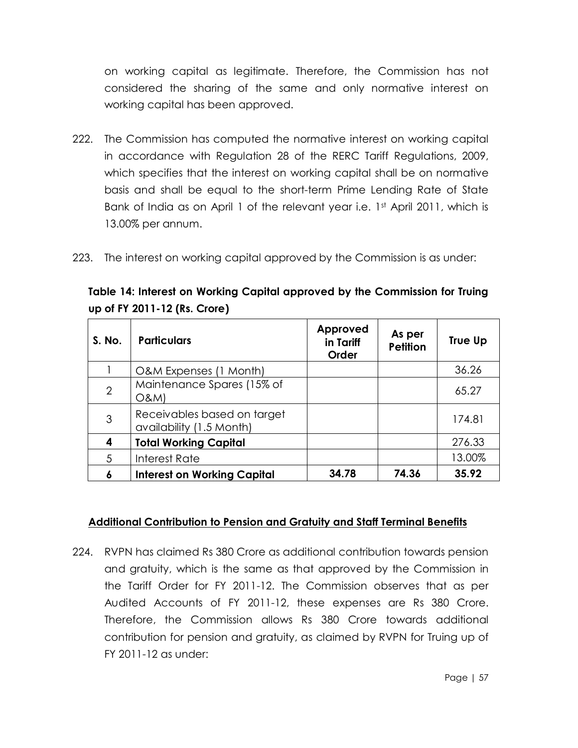on working capital as legitimate. Therefore, the Commission has not considered the sharing of the same and only normative interest on working capital has been approved.

222. The Commission has computed the normative interest on working capital in accordance with Regulation 28 of the RERC Tariff Regulations, 2009, which specifies that the interest on working capital shall be on normative basis and shall be equal to the short-term Prime Lending Rate of State Bank of India as on April 1 of the relevant year i.e. 1st April 2011, which is 13.00% per annum.

223. The interest on working capital approved by the Commission is as under:

**Table 14: Interest on Working Capital approved by the Commission for Truing up of FY 2011-12 (Rs. Crore)**

| S. No. | Particulars | Approved in Tariff Order | As per Petition | True Up |
|---|---|---|---|---|
| 1 | O&M Expenses (1 Month) | | | 36.26 |
| 2 | Maintenance Spares (15% of O&M) | | | 65.27 |
| 3 | Receivables based on target availability (1.5 Month) | | | 174.81 |
| **4** | **Total Working Capital** | | | 276.33 |
| 5 | Interest Rate | | | 13.00% |
| **6** | **Interest on Working Capital** | **34.78** | **74.36** | **35.92** |

**Additional Contribution to Pension and Gratuity and Staff Terminal Benefits**

224. RVPN has claimed Rs 380 Crore as additional contribution towards pension and gratuity, which is the same as that approved by the Commission in the Tariff Order for FY 2011-12. The Commission observes that as per Audited Accounts of FY 2011-12, these expenses are Rs 380 Crore. Therefore, the Commission allows Rs 380 Crore towards additional contribution for pension and gratuity, as claimed by RVPN for Truing up of FY 2011-12 as under: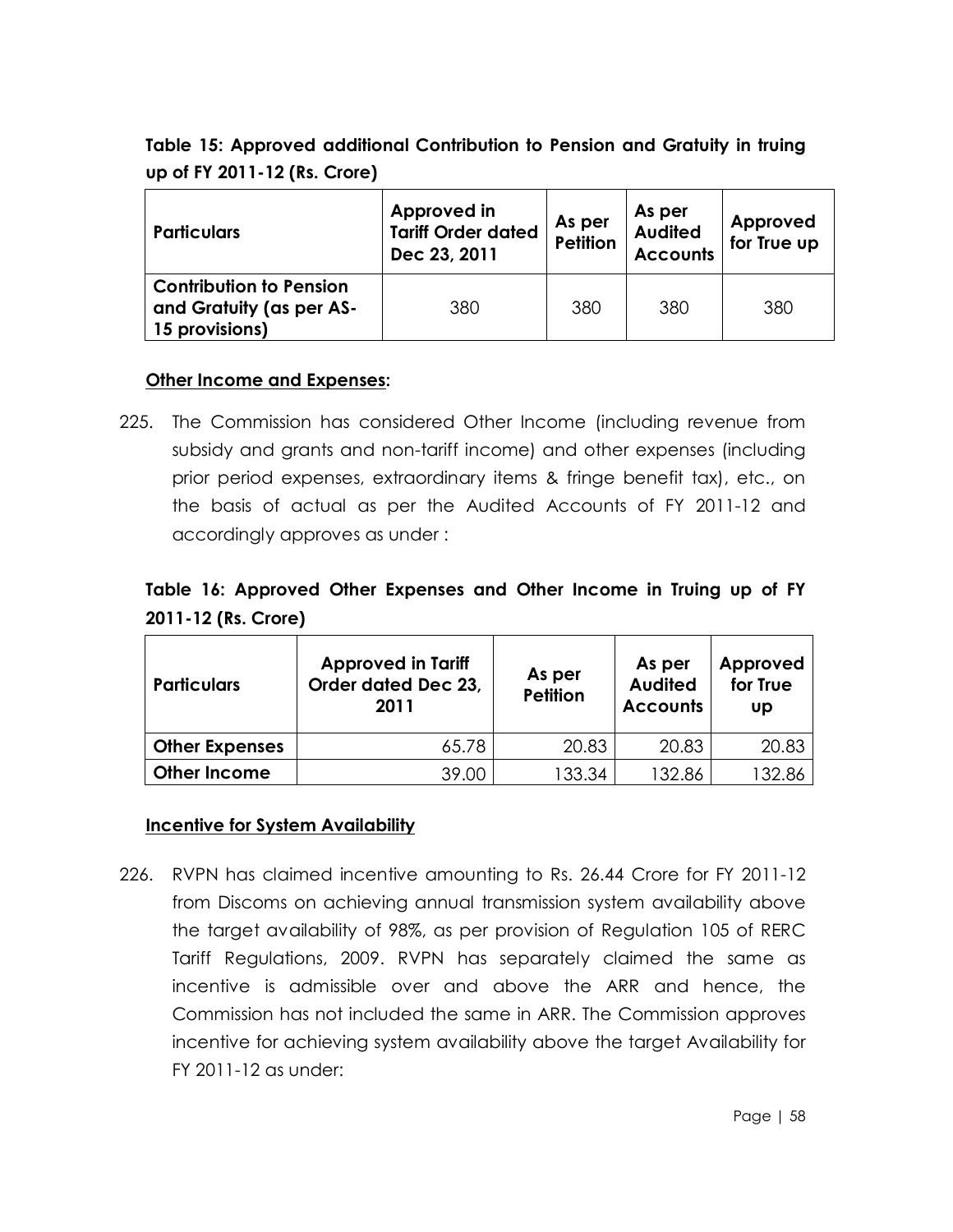**Table 15: Approved additional Contribution to Pension and Gratuity in truing up of FY 2011-12 (Rs. Crore)**

| Particulars | Approved in Tariff Order dated Dec 23, 2011 | As per Petition | As per Audited Accounts | Approved for True up |
|---|---|---|---|---|
| **Contribution to Pension and Gratuity (as per AS-15 provisions)** | 380 | 380 | 380 | 380 |

**Other Income and Expenses:**

225. The Commission has considered Other Income (including revenue from subsidy and grants and non-tariff income) and other expenses (including prior period expenses, extraordinary items & fringe benefit tax), etc., on the basis of actual as per the Audited Accounts of FY 2011-12 and accordingly approves as under :

**Table 16: Approved Other Expenses and Other Income in Truing up of FY 2011-12 (Rs. Crore)**

| Particulars | Approved in Tariff Order dated Dec 23, 2011 | As per Petition | As per Audited Accounts | Approved for True up |
|---|---|---|---|---|
| **Other Expenses** | 65.78 | 20.83 | 20.83 | 20.83 |
| **Other Income** | 39.00 | 133.34 | 132.86 | 132.86 |

**Incentive for System Availability**

226. RVPN has claimed incentive amounting to Rs. 26.44 Crore for FY 2011-12 from Discoms on achieving annual transmission system availability above the target availability of 98%, as per provision of Regulation 105 of RERC Tariff Regulations, 2009. RVPN has separately claimed the same as incentive is admissible over and above the ARR and hence, the Commission has not included the same in ARR. The Commission approves incentive for achieving system availability above the target Availability for FY 2011-12 as under: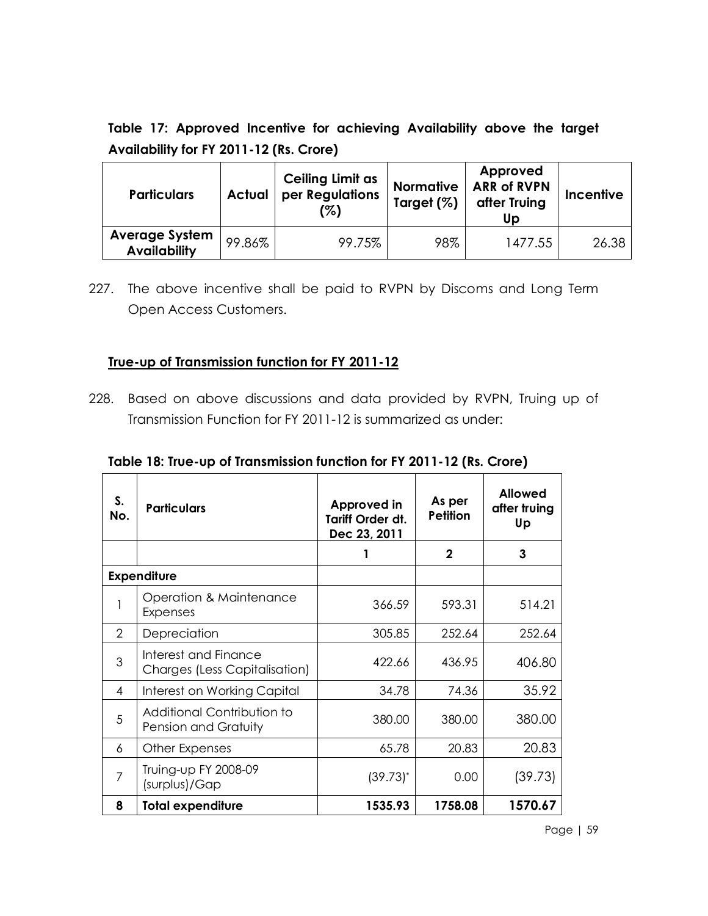**Table 17: Approved Incentive for achieving Availability above the target Availability for FY 2011-12 (Rs. Crore)**

| Particulars | Actual | Ceiling Limit as per Regulations (%) | Normative Target (%) | Approved ARR of RVPN after Truing Up | Incentive |
|---|---|---|---|---|---|
| **Average System Availability** | 99.86% | 99.75% | 98% | 1477.55 | 26.38 |

227. The above incentive shall be paid to RVPN by Discoms and Long Term Open Access Customers.

**True-up of Transmission function for FY 2011-12**

228. Based on above discussions and data provided by RVPN, Truing up of Transmission Function for FY 2011-12 is summarized as under:

**Table 18: True-up of Transmission function for FY 2011-12 (Rs. Crore)**

| S. No. | Particulars | Approved in Tariff Order dt. Dec 23, 2011 | As per Petition | Allowed after truing Up |
|---|---|---|---|---|
| | | 1 | 2 | 3 |
| **Expenditure** | | | | |
| 1 | Operation & Maintenance Expenses | 366.59 | 593.31 | 514.21 |
| 2 | Depreciation | 305.85 | 252.64 | 252.64 |
| 3 | Interest and Finance Charges (Less Capitalisation) | 422.66 | 436.95 | 406.80 |
| 4 | Interest on Working Capital | 34.78 | 74.36 | 35.92 |
| 5 | Additional Contribution to Pension and Gratuity | 380.00 | 380.00 | 380.00 |
| 6 | Other Expenses | 65.78 | 20.83 | 20.83 |
| 7 | Truing-up FY 2008-09 (surplus)/Gap | (39.73)* | 0.00 | (39.73) |
| **8** | **Total expenditure** | **1535.93** | **1758.08** | **1570.67** |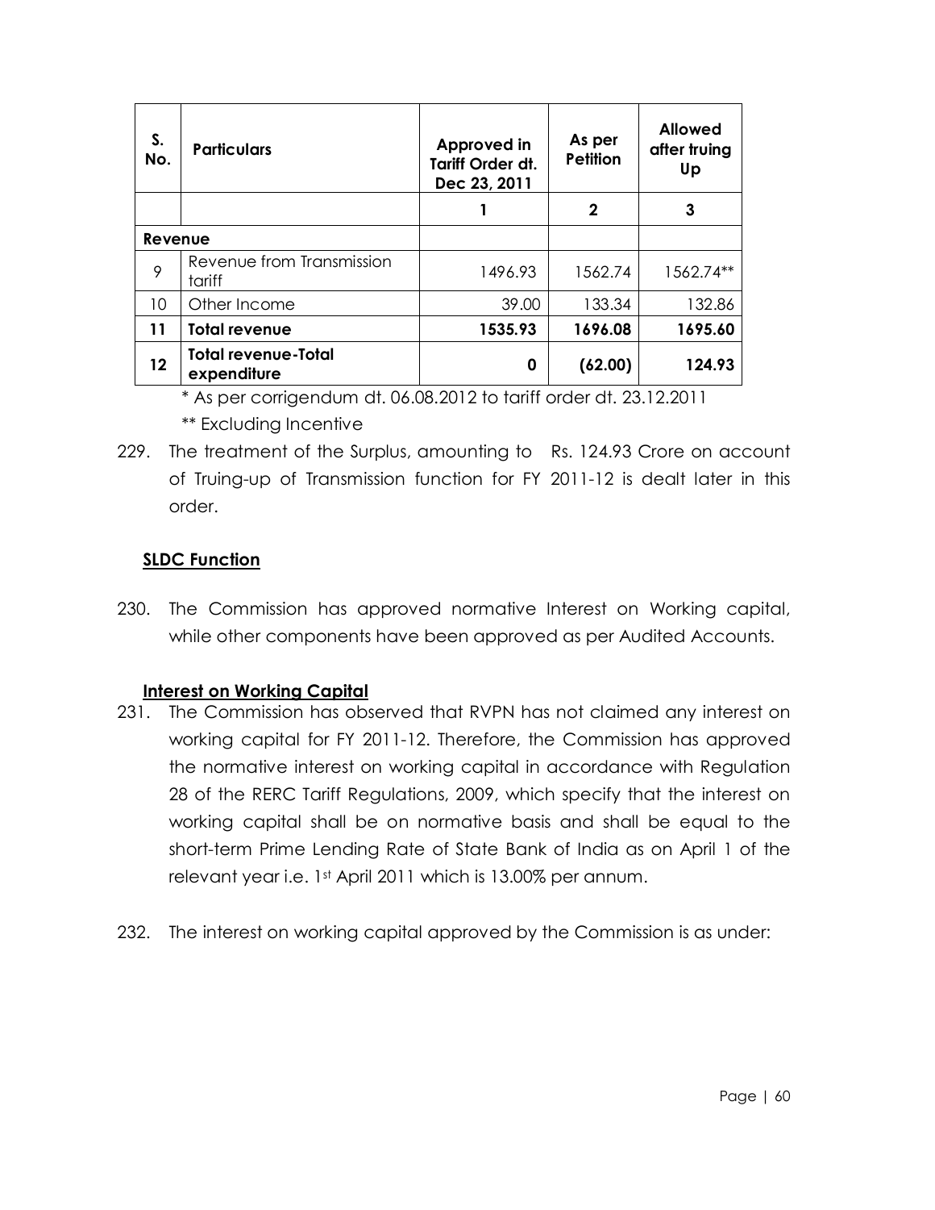| S. No. | Particulars | Approved in Tariff Order dt. Dec 23, 2011 | As per Petition | Allowed after truing Up |
|---|---|---|---|---|
| | | 1 | 2 | 3 |
| **Revenue** | | | | |
| 9 | Revenue from Transmission tariff | 1496.93 | 1562.74 | 1562.74** |
| 10 | Other Income | 39.00 | 133.34 | 132.86 |
| **11** | **Total revenue** | **1535.93** | **1696.08** | **1695.60** |
| **12** | **Total revenue-Total expenditure** | **0** | **(62.00)** | **124.93** |

\* As per corrigendum dt. 06.08.2012 to tariff order dt. 23.12.2011

** Excluding Incentive

229. The treatment of the Surplus, amounting to Rs. 124.93 Crore on account of Truing-up of Transmission function for FY 2011-12 is dealt later in this order.

**SLDC Function**

230. The Commission has approved normative Interest on Working capital, while other components have been approved as per Audited Accounts.

**Interest on Working Capital**

231. The Commission has observed that RVPN has not claimed any interest on working capital for FY 2011-12. Therefore, the Commission has approved the normative interest on working capital in accordance with Regulation 28 of the RERC Tariff Regulations, 2009, which specify that the interest on working capital shall be on normative basis and shall be equal to the short-term Prime Lending Rate of State Bank of India as on April 1 of the relevant year i.e. 1st April 2011 which is 13.00% per annum.

232. The interest on working capital approved by the Commission is as under: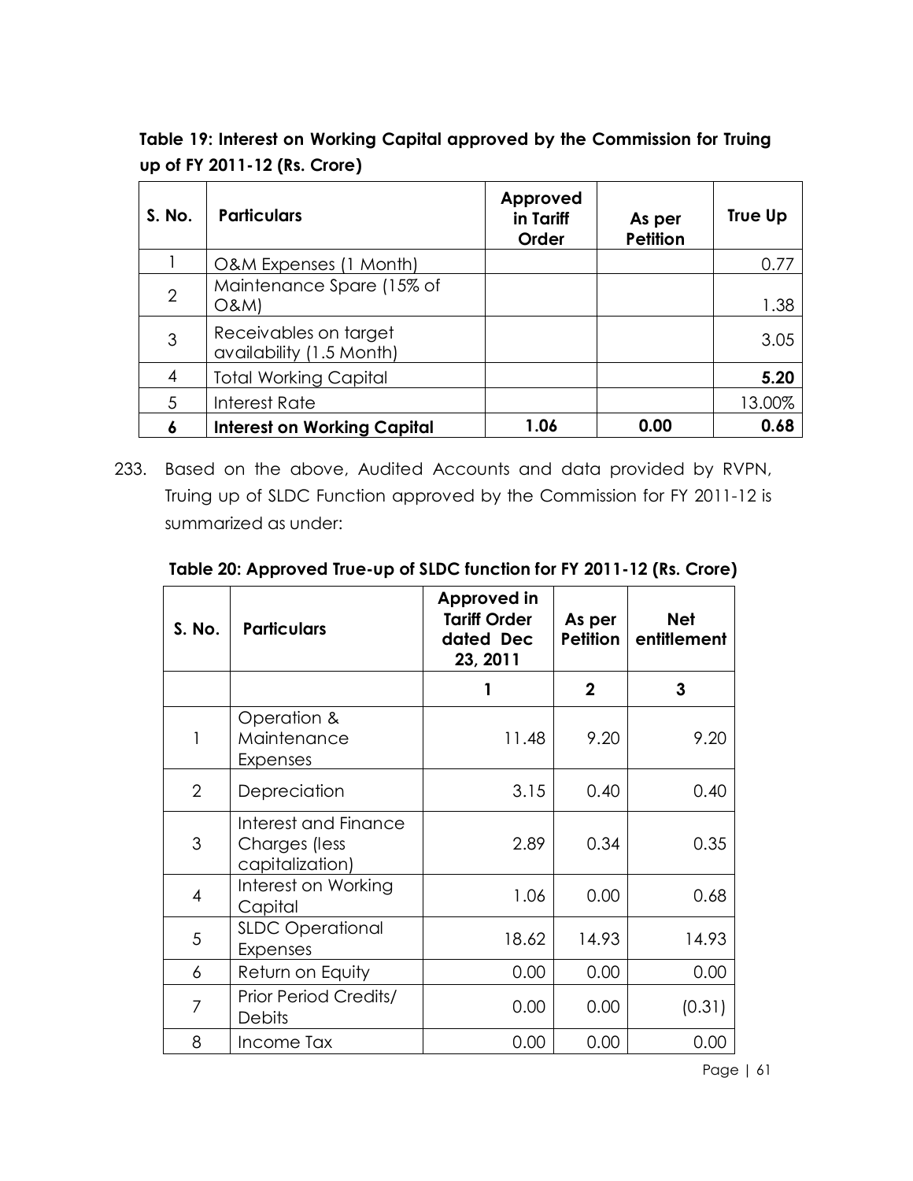**Table 19: Interest on Working Capital approved by the Commission for Truing up of FY 2011-12 (Rs. Crore)**

| S. No. | Particulars | Approved in Tariff Order | As per Petition | True Up |
|---|---|---|---|---|
| 1 | O&M Expenses (1 Month) | | | 0.77 |
| 2 | Maintenance Spare (15% of O&M) | | | 1.38 |
| 3 | Receivables on target availability (1.5 Month) | | | 3.05 |
| 4 | Total Working Capital | | | **5.20** |
| 5 | Interest Rate | | | 13.00% |
| **6** | **Interest on Working Capital** | **1.06** | **0.00** | **0.68** |

233. Based on the above, Audited Accounts and data provided by RVPN, Truing up of SLDC Function approved by the Commission for FY 2011-12 is summarized as under:

**Table 20: Approved True-up of SLDC function for FY 2011-12 (Rs. Crore)**

| S. No. | Particulars | Approved in Tariff Order dated Dec 23, 2011 | As per Petition | Net entitlement |
|---|---|---|---|---|
| | | **1** | **2** | **3** |
| 1 | Operation & Maintenance Expenses | 11.48 | 9.20 | 9.20 |
| 2 | Depreciation | 3.15 | 0.40 | 0.40 |
| 3 | Interest and Finance Charges (less capitalization) | 2.89 | 0.34 | 0.35 |
| 4 | Interest on Working Capital | 1.06 | 0.00 | 0.68 |
| 5 | SLDC Operational Expenses | 18.62 | 14.93 | 14.93 |
| 6 | Return on Equity | 0.00 | 0.00 | 0.00 |
| 7 | Prior Period Credits/ Debits | 0.00 | 0.00 | (0.31) |
| 8 | Income Tax | 0.00 | 0.00 | 0.00 |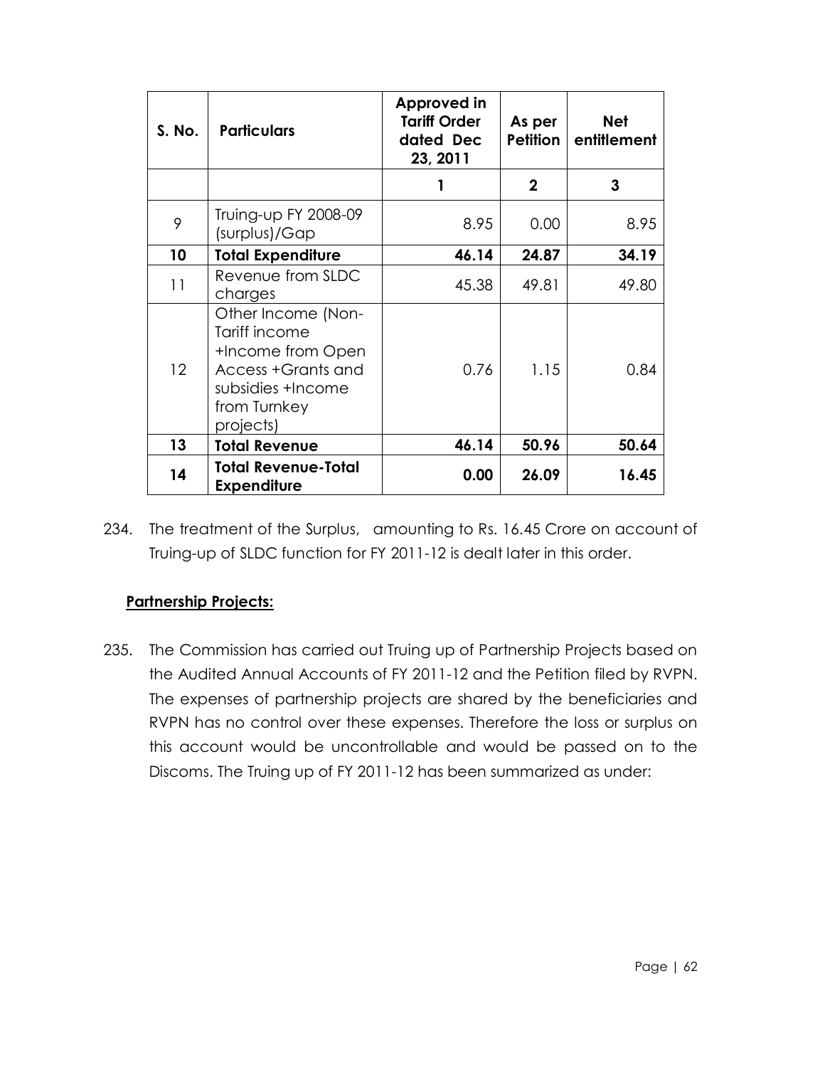| S. No. | Particulars | Approved in Tariff Order dated Dec 23, 2011 | As per Petition | Net entitlement |
|---|---|---|---|---|
| | | 1 | 2 | 3 |
| 9 | Truing-up FY 2008-09 (surplus)/Gap | 8.95 | 0.00 | 8.95 |
| **10** | **Total Expenditure** | **46.14** | **24.87** | **34.19** |
| 11 | Revenue from SLDC charges | 45.38 | 49.81 | 49.80 |
| 12 | Other Income (Non-Tariff income +Income from Open Access +Grants and subsidies +Income from Turnkey projects) | 0.76 | 1.15 | 0.84 |
| **13** | **Total Revenue** | **46.14** | **50.96** | **50.64** |
| **14** | **Total Revenue-Total Expenditure** | **0.00** | **26.09** | **16.45** |

234. The treatment of the Surplus, amounting to Rs. 16.45 Crore on account of Truing-up of SLDC function for FY 2011-12 is dealt later in this order.

**Partnership Projects:**

235. The Commission has carried out Truing up of Partnership Projects based on the Audited Annual Accounts of FY 2011-12 and the Petition filed by RVPN. The expenses of partnership projects are shared by the beneficiaries and RVPN has no control over these expenses. Therefore the loss or surplus on this account would be uncontrollable and would be passed on to the Discoms. The Truing up of FY 2011-12 has been summarized as under: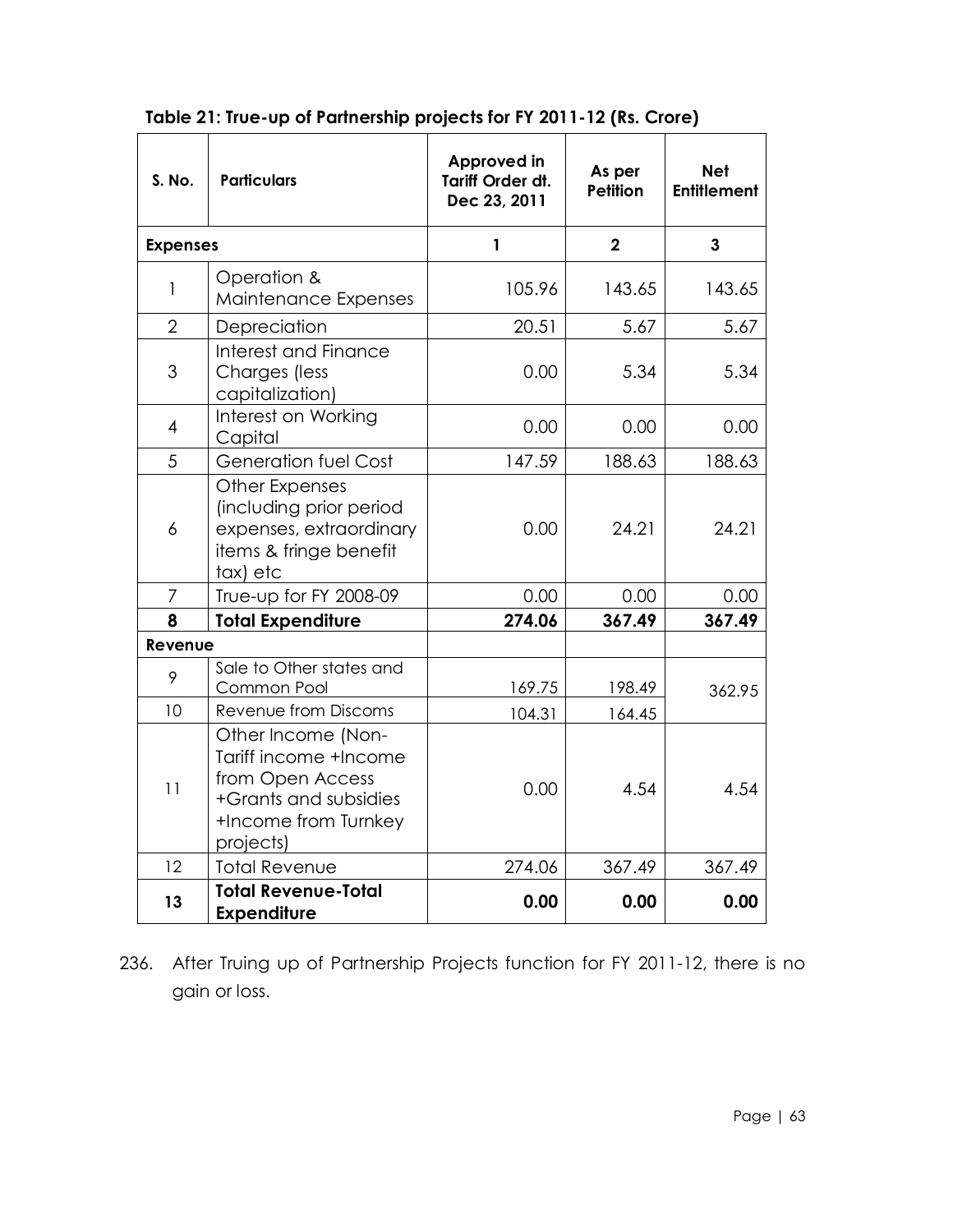**Table 21: True-up of Partnership projects for FY 2011-12 (Rs. Crore)**

| S. No. | Particulars | Approved in Tariff Order dt. Dec 23, 2011 | As per Petition | Net Entitlement |
|---|---|---|---|---|
| **Expenses** | | 1 | 2 | 3 |
| 1 | Operation & Maintenance Expenses | 105.96 | 143.65 | 143.65 |
| 2 | Depreciation | 20.51 | 5.67 | 5.67 |
| 3 | Interest and Finance Charges (less capitalization) | 0.00 | 5.34 | 5.34 |
| 4 | Interest on Working Capital | 0.00 | 0.00 | 0.00 |
| 5 | Generation fuel Cost | 147.59 | 188.63 | 188.63 |
| 6 | Other Expenses (including prior period expenses, extraordinary items & fringe benefit tax) etc | 0.00 | 24.21 | 24.21 |
| 7 | True-up for FY 2008-09 | 0.00 | 0.00 | 0.00 |
| **8** | **Total Expenditure** | **274.06** | **367.49** | **367.49** |
| **Revenue** | | | | |
| 9 | Sale to Other states and Common Pool | 169.75 | 198.49 | 362.95 |
| 10 | Revenue from Discoms | 104.31 | 164.45 | |
| 11 | Other Income (Non-Tariff income +Income from Open Access +Grants and subsidies +Income from Turnkey projects) | 0.00 | 4.54 | 4.54 |
| 12 | Total Revenue | 274.06 | 367.49 | 367.49 |
| **13** | **Total Revenue-Total Expenditure** | **0.00** | **0.00** | **0.00** |

236. After Truing up of Partnership Projects function for FY 2011-12, there is no gain or loss.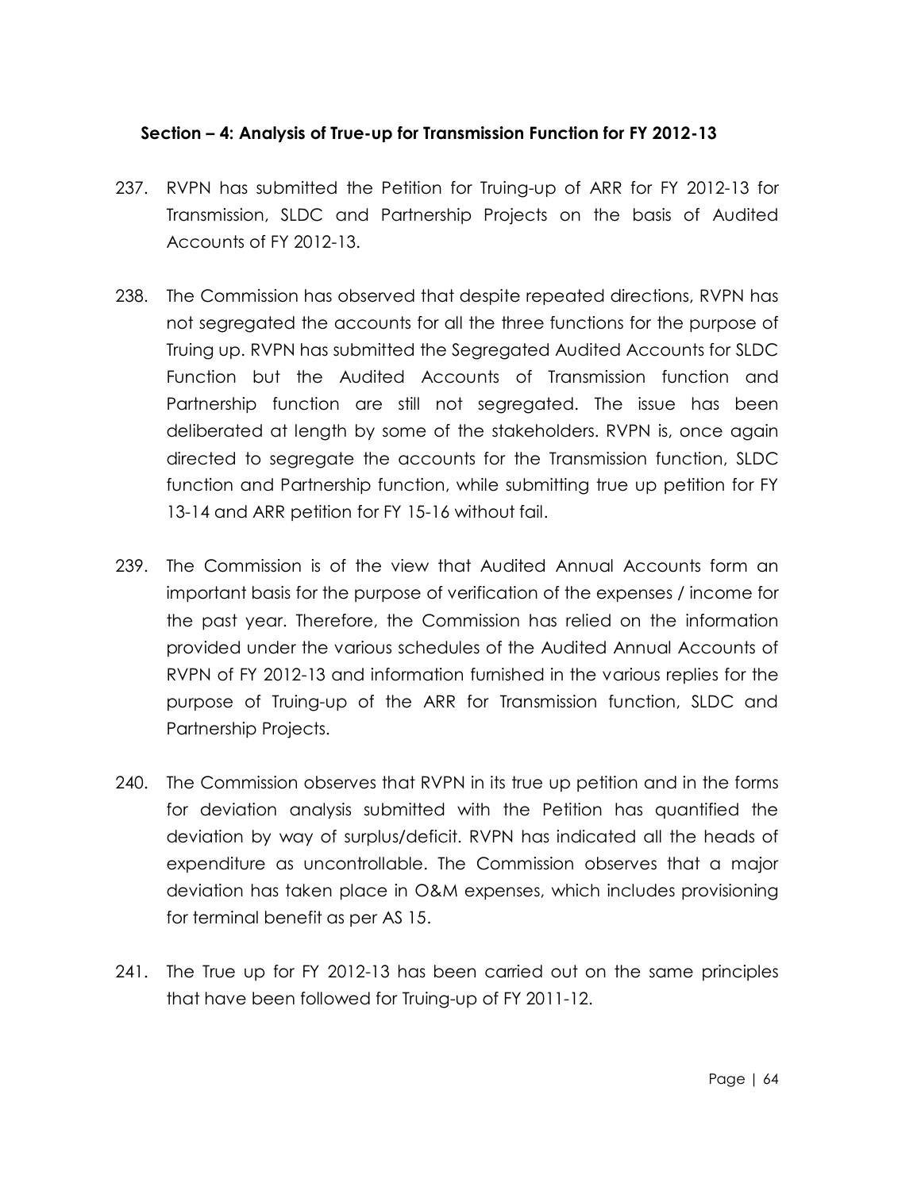### Section – 4: Analysis of True-up for Transmission Function for FY 2012-13

237. RVPN has submitted the Petition for Truing-up of ARR for FY 2012-13 for Transmission, SLDC and Partnership Projects on the basis of Audited Accounts of FY 2012-13.

238. The Commission has observed that despite repeated directions, RVPN has not segregated the accounts for all the three functions for the purpose of Truing up. RVPN has submitted the Segregated Audited Accounts for SLDC Function but the Audited Accounts of Transmission function and Partnership function are still not segregated. The issue has been deliberated at length by some of the stakeholders. RVPN is, once again directed to segregate the accounts for the Transmission function, SLDC function and Partnership function, while submitting true up petition for FY 13-14 and ARR petition for FY 15-16 without fail.

239. The Commission is of the view that Audited Annual Accounts form an important basis for the purpose of verification of the expenses / income for the past year. Therefore, the Commission has relied on the information provided under the various schedules of the Audited Annual Accounts of RVPN of FY 2012-13 and information furnished in the various replies for the purpose of Truing-up of the ARR for Transmission function, SLDC and Partnership Projects.

240. The Commission observes that RVPN in its true up petition and in the forms for deviation analysis submitted with the Petition has quantified the deviation by way of surplus/deficit. RVPN has indicated all the heads of expenditure as uncontrollable. The Commission observes that a major deviation has taken place in O&M expenses, which includes provisioning for terminal benefit as per AS 15.

241. The True up for FY 2012-13 has been carried out on the same principles that have been followed for Truing-up of FY 2011-12.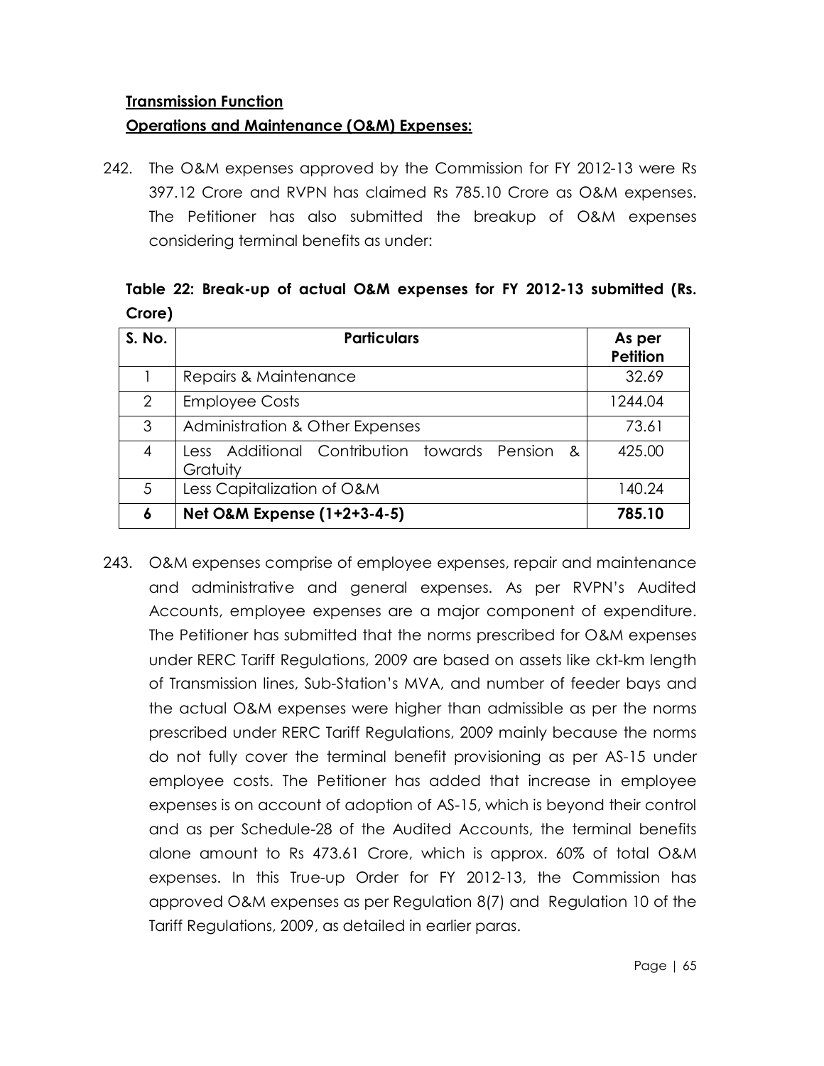**Transmission Function**

**Operations and Maintenance (O&M) Expenses:**

242. The O&M expenses approved by the Commission for FY 2012-13 were Rs 397.12 Crore and RVPN has claimed Rs 785.10 Crore as O&M expenses. The Petitioner has also submitted the breakup of O&M expenses considering terminal benefits as under:

**Table 22: Break-up of actual O&M expenses for FY 2012-13 submitted (Rs. Crore)**

| S. No. | Particulars | As per Petition |
|---|---|---|
| 1 | Repairs & Maintenance | 32.69 |
| 2 | Employee Costs | 1244.04 |
| 3 | Administration & Other Expenses | 73.61 |
| 4 | Less Additional Contribution towards Pension & Gratuity | 425.00 |
| 5 | Less Capitalization of O&M | 140.24 |
| **6** | **Net O&M Expense (1+2+3-4-5)** | **785.10** |

243. O&M expenses comprise of employee expenses, repair and maintenance and administrative and general expenses. As per RVPN's Audited Accounts, employee expenses are a major component of expenditure. The Petitioner has submitted that the norms prescribed for O&M expenses under RERC Tariff Regulations, 2009 are based on assets like ckt-km length of Transmission lines, Sub-Station's MVA, and number of feeder bays and the actual O&M expenses were higher than admissible as per the norms prescribed under RERC Tariff Regulations, 2009 mainly because the norms do not fully cover the terminal benefit provisioning as per AS-15 under employee costs. The Petitioner has added that increase in employee expenses is on account of adoption of AS-15, which is beyond their control and as per Schedule-28 of the Audited Accounts, the terminal benefits alone amount to Rs 473.61 Crore, which is approx. 60% of total O&M expenses. In this True-up Order for FY 2012-13, the Commission has approved O&M expenses as per Regulation 8(7) and Regulation 10 of the Tariff Regulations, 2009, as detailed in earlier paras.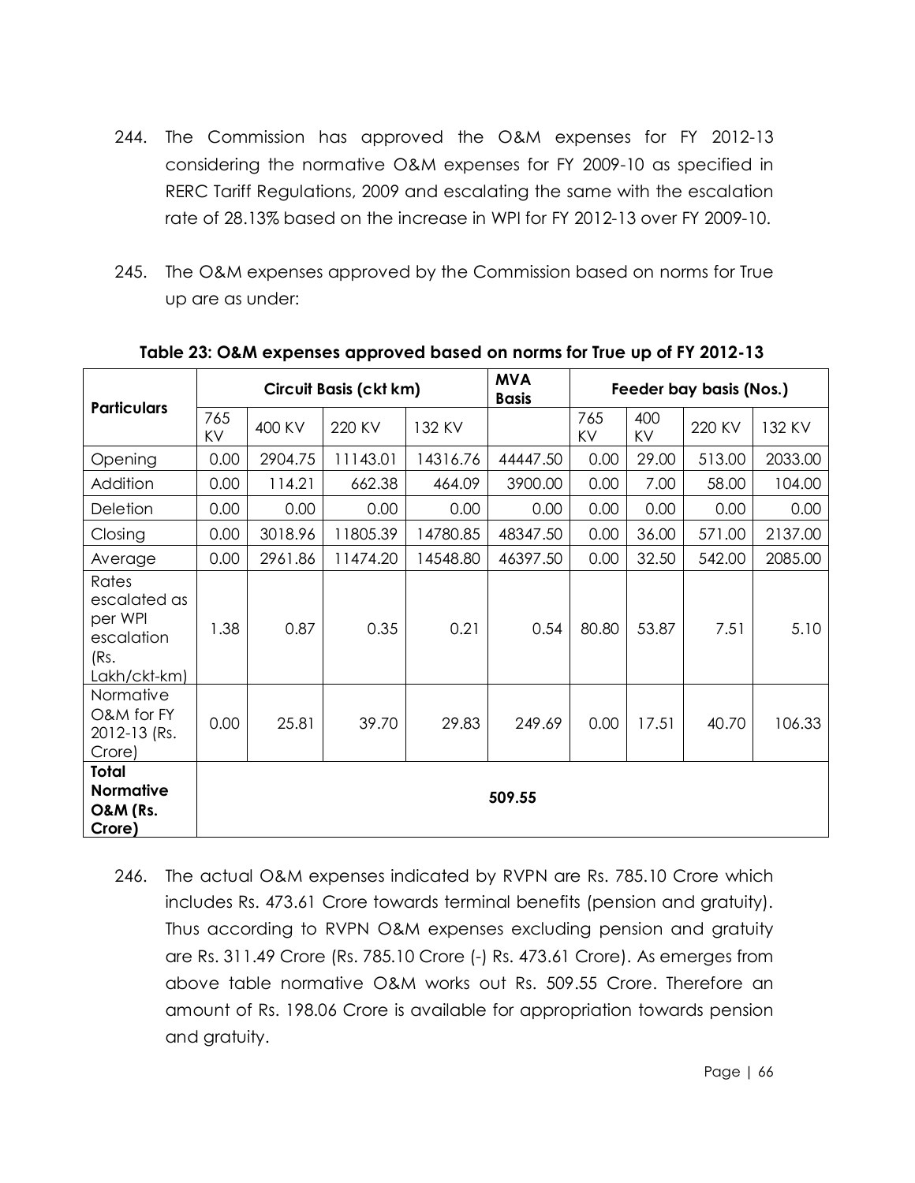244. The Commission has approved the O&M expenses for FY 2012-13 considering the normative O&M expenses for FY 2009-10 as specified in RERC Tariff Regulations, 2009 and escalating the same with the escalation rate of 28.13% based on the increase in WPI for FY 2012-13 over FY 2009-10.

245. The O&M expenses approved by the Commission based on norms for True up are as under:

**Table 23: O&M expenses approved based on norms for True up of FY 2012-13**

| Particulars | Circuit Basis (ckt km) | | | | MVA Basis | Feeder bay basis (Nos.) | | | |
|---|---|---|---|---|---|---|---|---|---|
| | 765 KV | 400 KV | 220 KV | 132 KV | | 765 KV | 400 KV | 220 KV | 132 KV |
| Opening | 0.00 | 2904.75 | 11143.01 | 14316.76 | 44447.50 | 0.00 | 29.00 | 513.00 | 2033.00 |
| Addition | 0.00 | 114.21 | 662.38 | 464.09 | 3900.00 | 0.00 | 7.00 | 58.00 | 104.00 |
| Deletion | 0.00 | 0.00 | 0.00 | 0.00 | 0.00 | 0.00 | 0.00 | 0.00 | 0.00 |
| Closing | 0.00 | 3018.96 | 11805.39 | 14780.85 | 48347.50 | 0.00 | 36.00 | 571.00 | 2137.00 |
| Average | 0.00 | 2961.86 | 11474.20 | 14548.80 | 46397.50 | 0.00 | 32.50 | 542.00 | 2085.00 |
| Rates escalated as per WPI escalation (Rs. Lakh/ckt-km) | 1.38 | 0.87 | 0.35 | 0.21 | 0.54 | 80.80 | 53.87 | 7.51 | 5.10 |
| Normative O&M for FY 2012-13 (Rs. Crore) | 0.00 | 25.81 | 39.70 | 29.83 | 249.69 | 0.00 | 17.51 | 40.70 | 106.33 |
| **Total Normative O&M (Rs. Crore)** | 509.55 | | | | | | | | |

246. The actual O&M expenses indicated by RVPN are Rs. 785.10 Crore which includes Rs. 473.61 Crore towards terminal benefits (pension and gratuity). Thus according to RVPN O&M expenses excluding pension and gratuity are Rs. 311.49 Crore (Rs. 785.10 Crore (-) Rs. 473.61 Crore). As emerges from above table normative O&M works out Rs. 509.55 Crore. Therefore an amount of Rs. 198.06 Crore is available for appropriation towards pension and gratuity.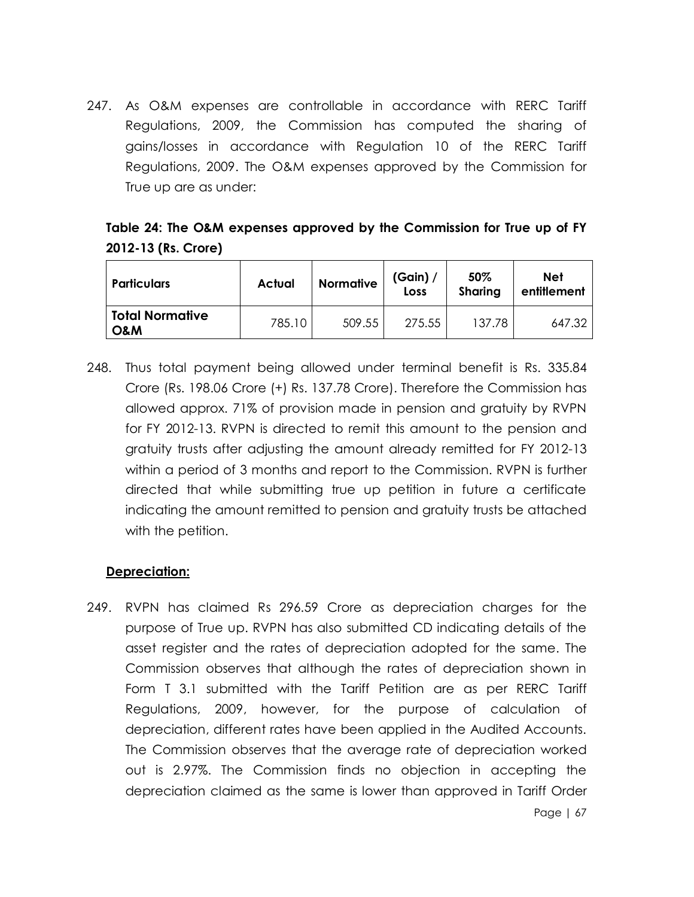247. As O&M expenses are controllable in accordance with RERC Tariff Regulations, 2009, the Commission has computed the sharing of gains/losses in accordance with Regulation 10 of the RERC Tariff Regulations, 2009. The O&M expenses approved by the Commission for True up are as under:

**Table 24: The O&M expenses approved by the Commission for True up of FY 2012-13 (Rs. Crore)**

| Particulars | Actual | Normative | (Gain) / Loss | 50% Sharing | Net entitlement |
|---|---|---|---|---|---|
| **Total Normative O&M** | 785.10 | 509.55 | 275.55 | 137.78 | 647.32 |

248. Thus total payment being allowed under terminal benefit is Rs. 335.84 Crore (Rs. 198.06 Crore (+) Rs. 137.78 Crore). Therefore the Commission has allowed approx. 71% of provision made in pension and gratuity by RVPN for FY 2012-13. RVPN is directed to remit this amount to the pension and gratuity trusts after adjusting the amount already remitted for FY 2012-13 within a period of 3 months and report to the Commission. RVPN is further directed that while submitting true up petition in future a certificate indicating the amount remitted to pension and gratuity trusts be attached with the petition.

**Depreciation:**

249. RVPN has claimed Rs 296.59 Crore as depreciation charges for the purpose of True up. RVPN has also submitted CD indicating details of the asset register and the rates of depreciation adopted for the same. The Commission observes that although the rates of depreciation shown in Form T 3.1 submitted with the Tariff Petition are as per RERC Tariff Regulations, 2009, however, for the purpose of calculation of depreciation, different rates have been applied in the Audited Accounts. The Commission observes that the average rate of depreciation worked out is 2.97%. The Commission finds no objection in accepting the depreciation claimed as the same is lower than approved in Tariff Order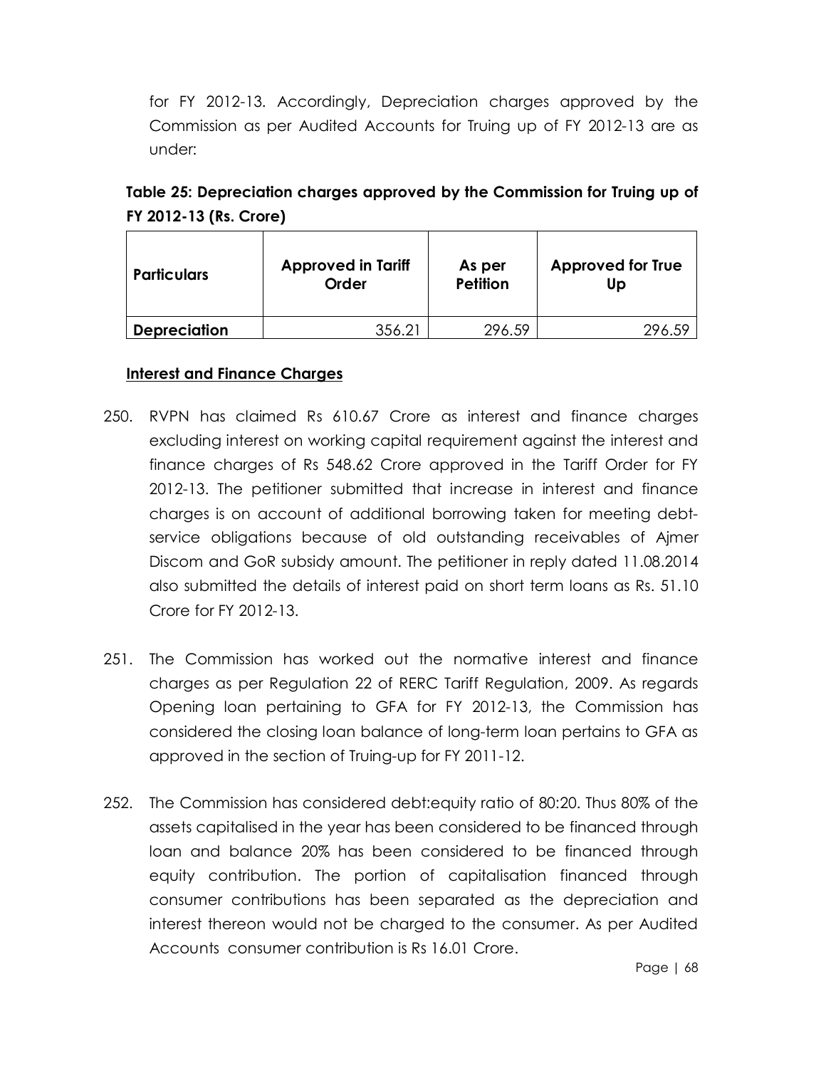for FY 2012-13. Accordingly, Depreciation charges approved by the Commission as per Audited Accounts for Truing up of FY 2012-13 are as under:

**Table 25: Depreciation charges approved by the Commission for Truing up of FY 2012-13 (Rs. Crore)**

| Particulars | Approved in Tariff Order | As per Petition | Approved for True Up |
|---|---|---|---|
| **Depreciation** | 356.21 | 296.59 | 296.59 |

**Interest and Finance Charges**

250. RVPN has claimed Rs 610.67 Crore as interest and finance charges excluding interest on working capital requirement against the interest and finance charges of Rs 548.62 Crore approved in the Tariff Order for FY 2012-13. The petitioner submitted that increase in interest and finance charges is on account of additional borrowing taken for meeting debt-service obligations because of old outstanding receivables of Ajmer Discom and GoR subsidy amount. The petitioner in reply dated 11.08.2014 also submitted the details of interest paid on short term loans as Rs. 51.10 Crore for FY 2012-13.

251. The Commission has worked out the normative interest and finance charges as per Regulation 22 of RERC Tariff Regulation, 2009. As regards Opening loan pertaining to GFA for FY 2012-13, the Commission has considered the closing loan balance of long-term loan pertains to GFA as approved in the section of Truing-up for FY 2011-12.

252. The Commission has considered debt:equity ratio of 80:20. Thus 80% of the assets capitalised in the year has been considered to be financed through loan and balance 20% has been considered to be financed through equity contribution. The portion of capitalisation financed through consumer contributions has been separated as the depreciation and interest thereon would not be charged to the consumer. As per Audited Accounts consumer contribution is Rs 16.01 Crore.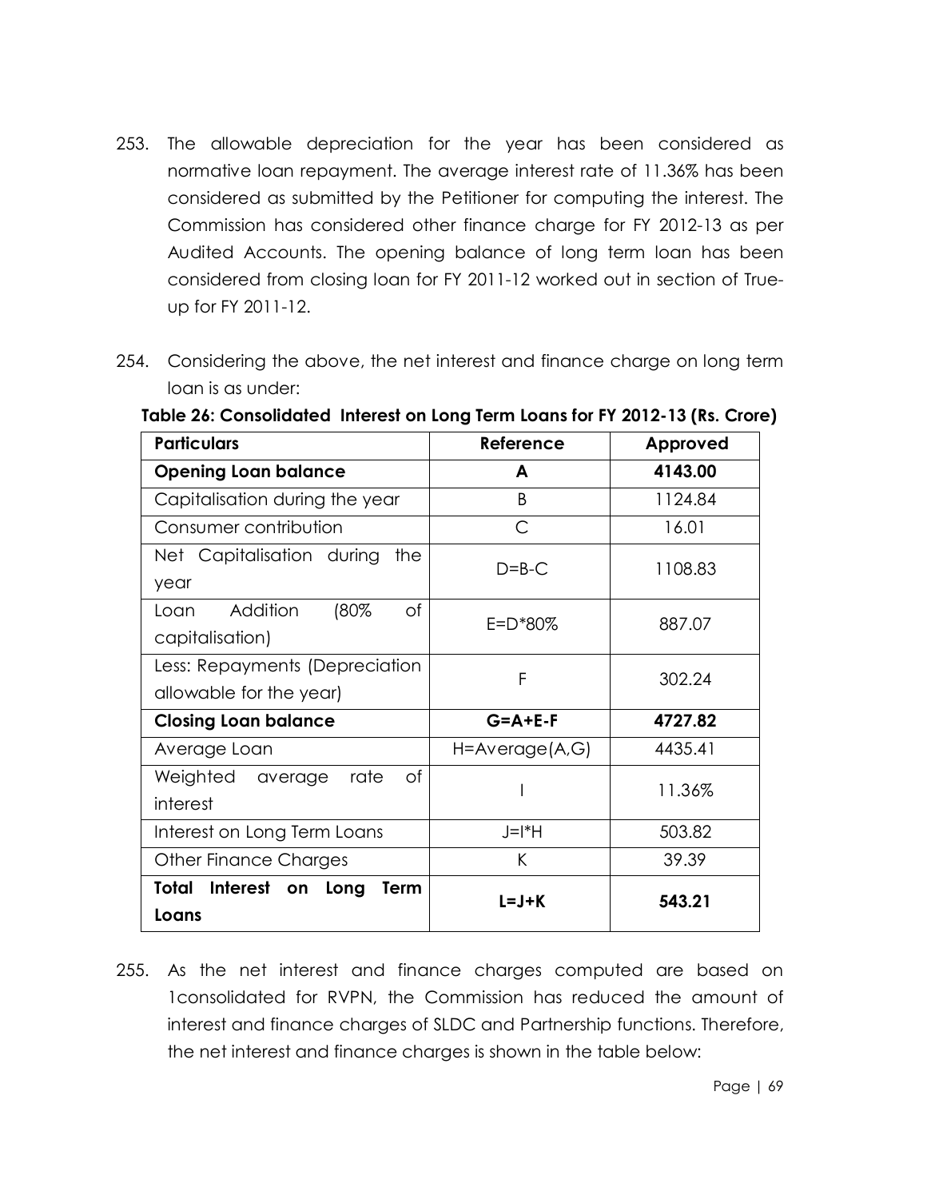253. The allowable depreciation for the year has been considered as normative loan repayment. The average interest rate of 11.36% has been considered as submitted by the Petitioner for computing the interest. The Commission has considered other finance charge for FY 2012-13 as per Audited Accounts. The opening balance of long term loan has been considered from closing loan for FY 2011-12 worked out in section of True-up for FY 2011-12.

254. Considering the above, the net interest and finance charge on long term loan is as under:

**Table 26: Consolidated Interest on Long Term Loans for FY 2012-13 (Rs. Crore)**

| Particulars | Reference | Approved |
|---|---|---|
| **Opening Loan balance** | **A** | **4143.00** |
| Capitalisation during the year | B | 1124.84 |
| Consumer contribution | C | 16.01 |
| Net Capitalisation during the year | D=B-C | 1108.83 |
| Loan Addition (80% of capitalisation) | E=D*80% | 887.07 |
| Less: Repayments (Depreciation allowable for the year) | F | 302.24 |
| **Closing Loan balance** | **G=A+E-F** | **4727.82** |
| Average Loan | H=Average(A,G) | 4435.41 |
| Weighted average rate of interest | I | 11.36% |
| Interest on Long Term Loans | J=I*H | 503.82 |
| Other Finance Charges | K | 39.39 |
| **Total Interest on Long Term Loans** | **L=J+K** | **543.21** |

255. As the net interest and finance charges computed are based on 1consolidated for RVPN, the Commission has reduced the amount of interest and finance charges of SLDC and Partnership functions. Therefore, the net interest and finance charges is shown in the table below: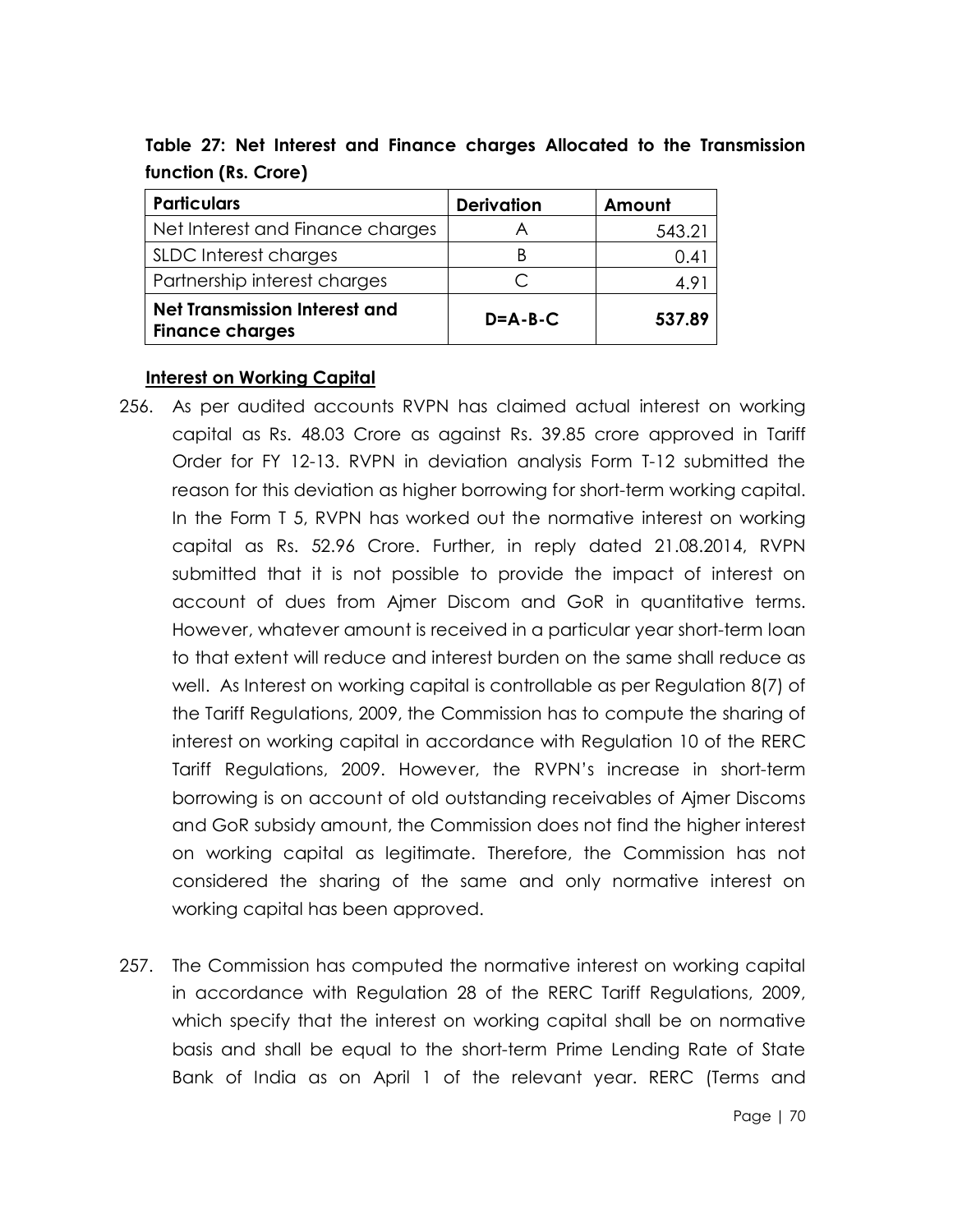**Table 27: Net Interest and Finance charges Allocated to the Transmission function (Rs. Crore)**

| Particulars | Derivation | Amount |
|---|---|---|
| Net Interest and Finance charges | A | 543.21 |
| SLDC Interest charges | B | 0.41 |
| Partnership interest charges | C | 4.91 |
| **Net Transmission Interest and Finance charges** | **D=A-B-C** | **537.89** |

**Interest on Working Capital**

256. As per audited accounts RVPN has claimed actual interest on working capital as Rs. 48.03 Crore as against Rs. 39.85 crore approved in Tariff Order for FY 12-13. RVPN in deviation analysis Form T-12 submitted the reason for this deviation as higher borrowing for short-term working capital. In the Form T 5, RVPN has worked out the normative interest on working capital as Rs. 52.96 Crore. Further, in reply dated 21.08.2014, RVPN submitted that it is not possible to provide the impact of interest on account of dues from Ajmer Discom and GoR in quantitative terms. However, whatever amount is received in a particular year short-term loan to that extent will reduce and interest burden on the same shall reduce as well. As Interest on working capital is controllable as per Regulation 8(7) of the Tariff Regulations, 2009, the Commission has to compute the sharing of interest on working capital in accordance with Regulation 10 of the RERC Tariff Regulations, 2009. However, the RVPN's increase in short-term borrowing is on account of old outstanding receivables of Ajmer Discoms and GoR subsidy amount, the Commission does not find the higher interest on working capital as legitimate. Therefore, the Commission has not considered the sharing of the same and only normative interest on working capital has been approved.

257. The Commission has computed the normative interest on working capital in accordance with Regulation 28 of the RERC Tariff Regulations, 2009, which specify that the interest on working capital shall be on normative basis and shall be equal to the short-term Prime Lending Rate of State Bank of India as on April 1 of the relevant year. RERC (Terms and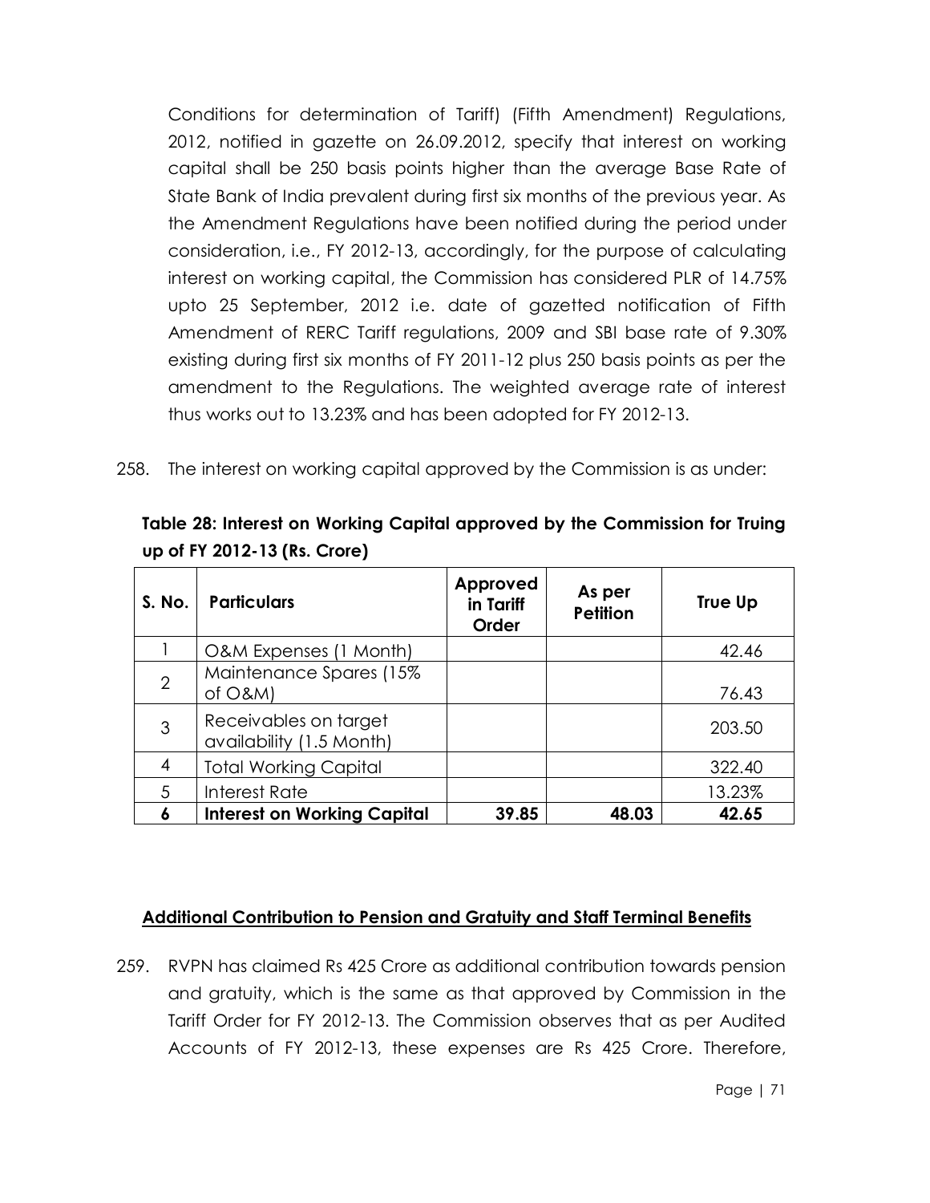Conditions for determination of Tariff) (Fifth Amendment) Regulations, 2012, notified in gazette on 26.09.2012, specify that interest on working capital shall be 250 basis points higher than the average Base Rate of State Bank of India prevalent during first six months of the previous year. As the Amendment Regulations have been notified during the period under consideration, i.e., FY 2012-13, accordingly, for the purpose of calculating interest on working capital, the Commission has considered PLR of 14.75% upto 25 September, 2012 i.e. date of gazetted notification of Fifth Amendment of RERC Tariff regulations, 2009 and SBI base rate of 9.30% existing during first six months of FY 2011-12 plus 250 basis points as per the amendment to the Regulations. The weighted average rate of interest thus works out to 13.23% and has been adopted for FY 2012-13.

258. The interest on working capital approved by the Commission is as under:

**Table 28: Interest on Working Capital approved by the Commission for Truing up of FY 2012-13 (Rs. Crore)**

| S. No. | Particulars | Approved in Tariff Order | As per Petition | True Up |
|---|---|---|---|---|
| 1 | O&M Expenses (1 Month) | | | 42.46 |
| 2 | Maintenance Spares (15% of O&M) | | | 76.43 |
| 3 | Receivables on target availability (1.5 Month) | | | 203.50 |
| 4 | Total Working Capital | | | 322.40 |
| 5 | Interest Rate | | | 13.23% |
| **6** | **Interest on Working Capital** | **39.85** | **48.03** | **42.65** |

## Additional Contribution to Pension and Gratuity and Staff Terminal Benefits

259. RVPN has claimed Rs 425 Crore as additional contribution towards pension and gratuity, which is the same as that approved by Commission in the Tariff Order for FY 2012-13. The Commission observes that as per Audited Accounts of FY 2012-13, these expenses are Rs 425 Crore. Therefore,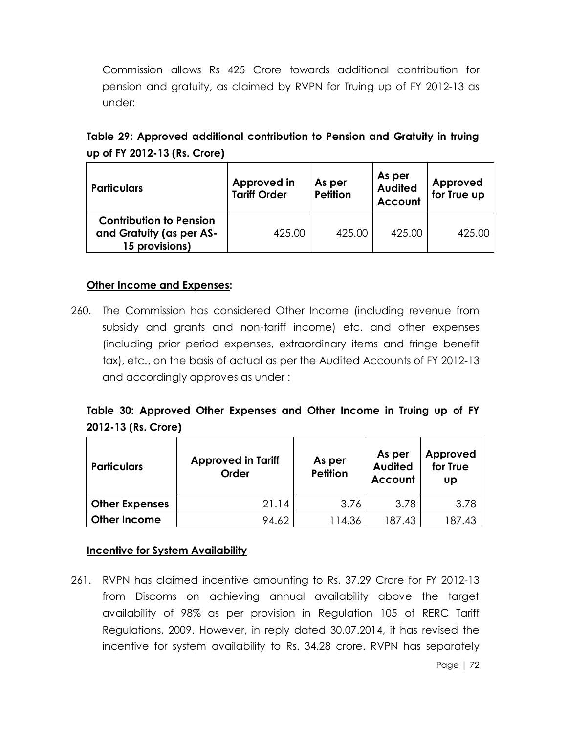Commission allows Rs 425 Crore towards additional contribution for pension and gratuity, as claimed by RVPN for Truing up of FY 2012-13 as under:

**Table 29: Approved additional contribution to Pension and Gratuity in truing up of FY 2012-13 (Rs. Crore)**

| Particulars | Approved in Tariff Order | As per Petition | As per Audited Account | Approved for True up |
|---|---|---|---|---|
| **Contribution to Pension and Gratuity (as per AS-15 provisions)** | 425.00 | 425.00 | 425.00 | 425.00 |

**Other Income and Expenses:**

260. The Commission has considered Other Income (including revenue from subsidy and grants and non-tariff income) etc. and other expenses (including prior period expenses, extraordinary items and fringe benefit tax), etc., on the basis of actual as per the Audited Accounts of FY 2012-13 and accordingly approves as under :

**Table 30: Approved Other Expenses and Other Income in Truing up of FY 2012-13 (Rs. Crore)**

| Particulars | Approved in Tariff Order | As per Petition | As per Audited Account | Approved for True up |
|---|---|---|---|---|
| **Other Expenses** | 21.14 | 3.76 | 3.78 | 3.78 |
| **Other Income** | 94.62 | 114.36 | 187.43 | 187.43 |

**Incentive for System Availability**

261. RVPN has claimed incentive amounting to Rs. 37.29 Crore for FY 2012-13 from Discoms on achieving annual availability above the target availability of 98% as per provision in Regulation 105 of RERC Tariff Regulations, 2009. However, in reply dated 30.07.2014, it has revised the incentive for system availability to Rs. 34.28 crore. RVPN has separately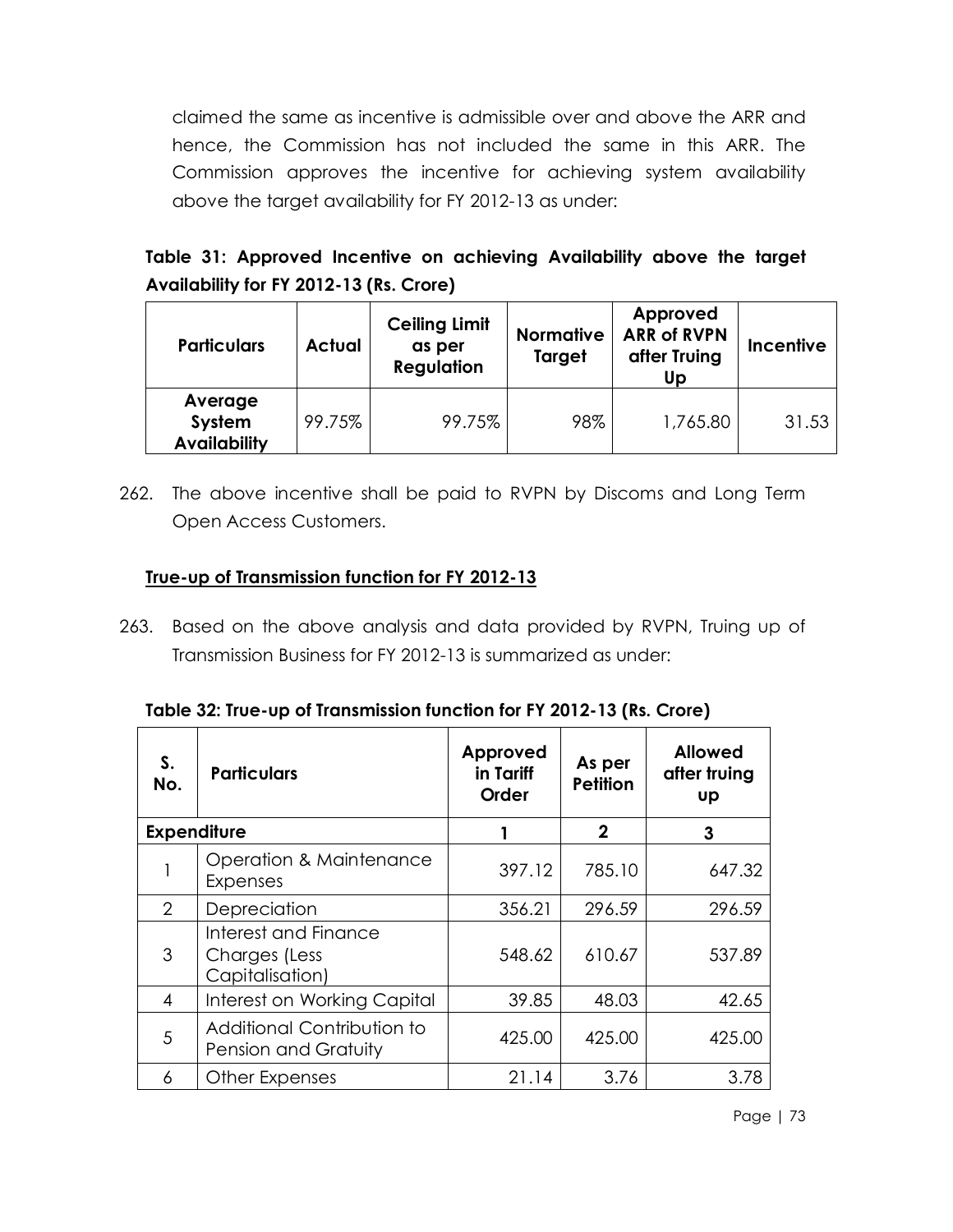claimed the same as incentive is admissible over and above the ARR and hence, the Commission has not included the same in this ARR. The Commission approves the incentive for achieving system availability above the target availability for FY 2012-13 as under:

**Table 31: Approved Incentive on achieving Availability above the target Availability for FY 2012-13 (Rs. Crore)**

| Particulars | Actual | Ceiling Limit as per Regulation | Normative Target | Approved ARR of RVPN after Truing Up | Incentive |
|---|---|---|---|---|---|
| Average System Availability | 99.75% | 99.75% | 98% | 1,765.80 | 31.53 |

262. The above incentive shall be paid to RVPN by Discoms and Long Term Open Access Customers.

**<u>True-up of Transmission function for FY 2012-13</u>**

263. Based on the above analysis and data provided by RVPN, Truing up of Transmission Business for FY 2012-13 is summarized as under:

**Table 32: True-up of Transmission function for FY 2012-13 (Rs. Crore)**

| S. No. | Particulars | Approved in Tariff Order | As per Petition | Allowed after truing up |
|---|---|---|---|---|
| **Expenditure** | | **1** | **2** | **3** |
| 1 | Operation & Maintenance Expenses | 397.12 | 785.10 | 647.32 |
| 2 | Depreciation | 356.21 | 296.59 | 296.59 |
| 3 | Interest and Finance Charges (Less Capitalisation) | 548.62 | 610.67 | 537.89 |
| 4 | Interest on Working Capital | 39.85 | 48.03 | 42.65 |
| 5 | Additional Contribution to Pension and Gratuity | 425.00 | 425.00 | 425.00 |
| 6 | Other Expenses | 21.14 | 3.76 | 3.78 |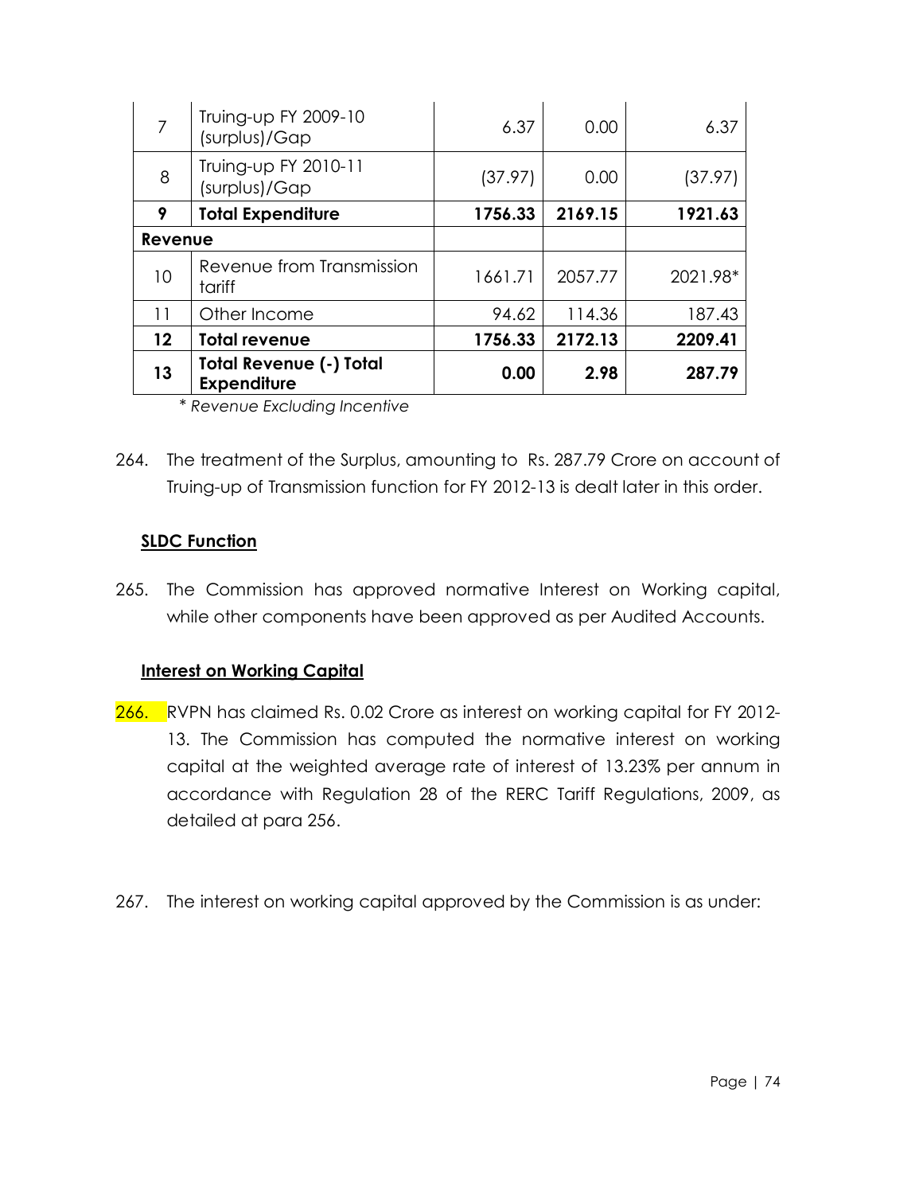| 7 | Truing-up FY 2009-10 (surplus)/Gap | 6.37 | 0.00 | 6.37 |
|---|---|---|---|---|
| 8 | Truing-up FY 2010-11 (surplus)/Gap | (37.97) | 0.00 | (37.97) |
| **9** | **Total Expenditure** | **1756.33** | **2169.15** | **1921.63** |
| **Revenue** | | | | |
| 10 | Revenue from Transmission tariff | 1661.71 | 2057.77 | 2021.98* |
| 11 | Other Income | 94.62 | 114.36 | 187.43 |
| **12** | **Total revenue** | **1756.33** | **2172.13** | **2209.41** |
| **13** | **Total Revenue (-) Total Expenditure** | **0.00** | **2.98** | **287.79** |

*\* Revenue Excluding Incentive*

264. The treatment of the Surplus, amounting to Rs. 287.79 Crore on account of Truing-up of Transmission function for FY 2012-13 is dealt later in this order.

**SLDC Function**

265. The Commission has approved normative Interest on Working capital, while other components have been approved as per Audited Accounts.

**Interest on Working Capital**

266. RVPN has claimed Rs. 0.02 Crore as interest on working capital for FY 2012-13. The Commission has computed the normative interest on working capital at the weighted average rate of interest of 13.23% per annum in accordance with Regulation 28 of the RERC Tariff Regulations, 2009, as detailed at para 256.

267. The interest on working capital approved by the Commission is as under: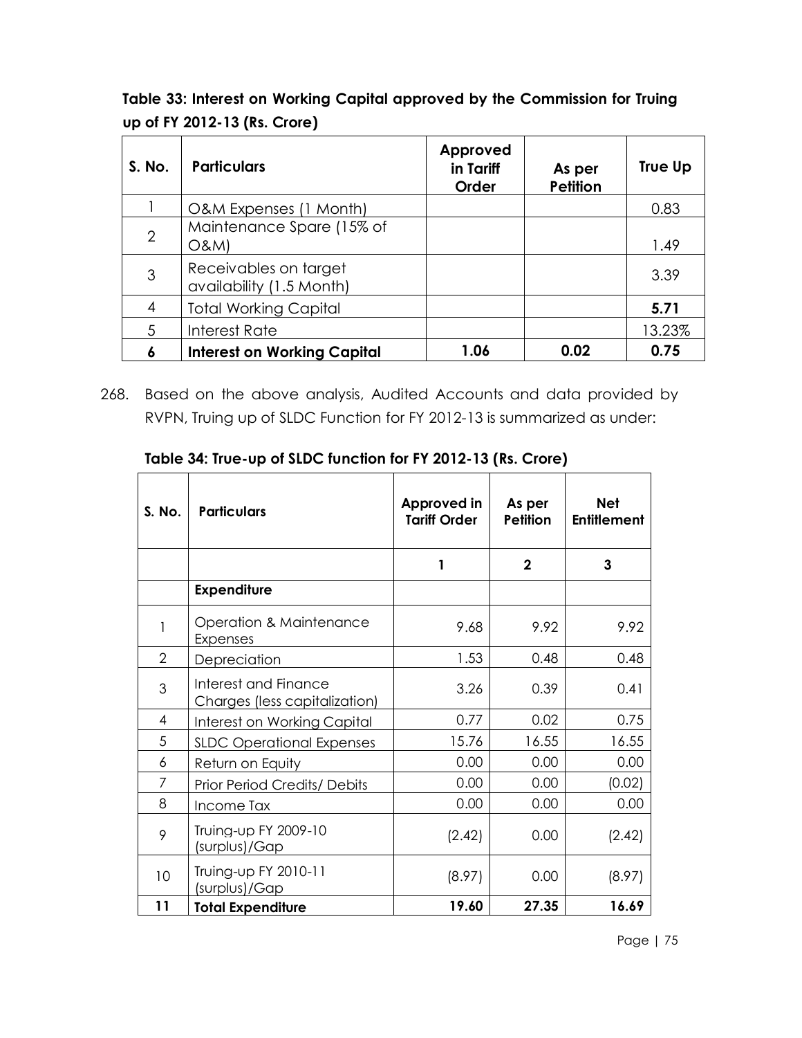**Table 33: Interest on Working Capital approved by the Commission for Truing up of FY 2012-13 (Rs. Crore)**

| S. No. | Particulars | Approved in Tariff Order | As per Petition | True Up |
|---|---|---|---|---|
| 1 | O&M Expenses (1 Month) | | | 0.83 |
| 2 | Maintenance Spare (15% of O&M) | | | 1.49 |
| 3 | Receivables on target availability (1.5 Month) | | | 3.39 |
| 4 | Total Working Capital | | | **5.71** |
| 5 | Interest Rate | | | 13.23% |
| **6** | **Interest on Working Capital** | **1.06** | **0.02** | **0.75** |

268. Based on the above analysis, Audited Accounts and data provided by RVPN, Truing up of SLDC Function for FY 2012-13 is summarized as under:

**Table 34: True-up of SLDC function for FY 2012-13 (Rs. Crore)**

| S. No. | Particulars | Approved in Tariff Order | As per Petition | Net Entitlement |
|---|---|---|---|---|
| | | **1** | **2** | **3** |
| | **Expenditure** | | | |
| 1 | Operation & Maintenance Expenses | 9.68 | 9.92 | 9.92 |
| 2 | Depreciation | 1.53 | 0.48 | 0.48 |
| 3 | Interest and Finance Charges (less capitalization) | 3.26 | 0.39 | 0.41 |
| 4 | Interest on Working Capital | 0.77 | 0.02 | 0.75 |
| 5 | SLDC Operational Expenses | 15.76 | 16.55 | 16.55 |
| 6 | Return on Equity | 0.00 | 0.00 | 0.00 |
| 7 | Prior Period Credits/ Debits | 0.00 | 0.00 | (0.02) |
| 8 | Income Tax | 0.00 | 0.00 | 0.00 |
| 9 | Truing-up FY 2009-10 (surplus)/Gap | (2.42) | 0.00 | (2.42) |
| 10 | Truing-up FY 2010-11 (surplus)/Gap | (8.97) | 0.00 | (8.97) |
| **11** | **Total Expenditure** | **19.60** | **27.35** | **16.69** |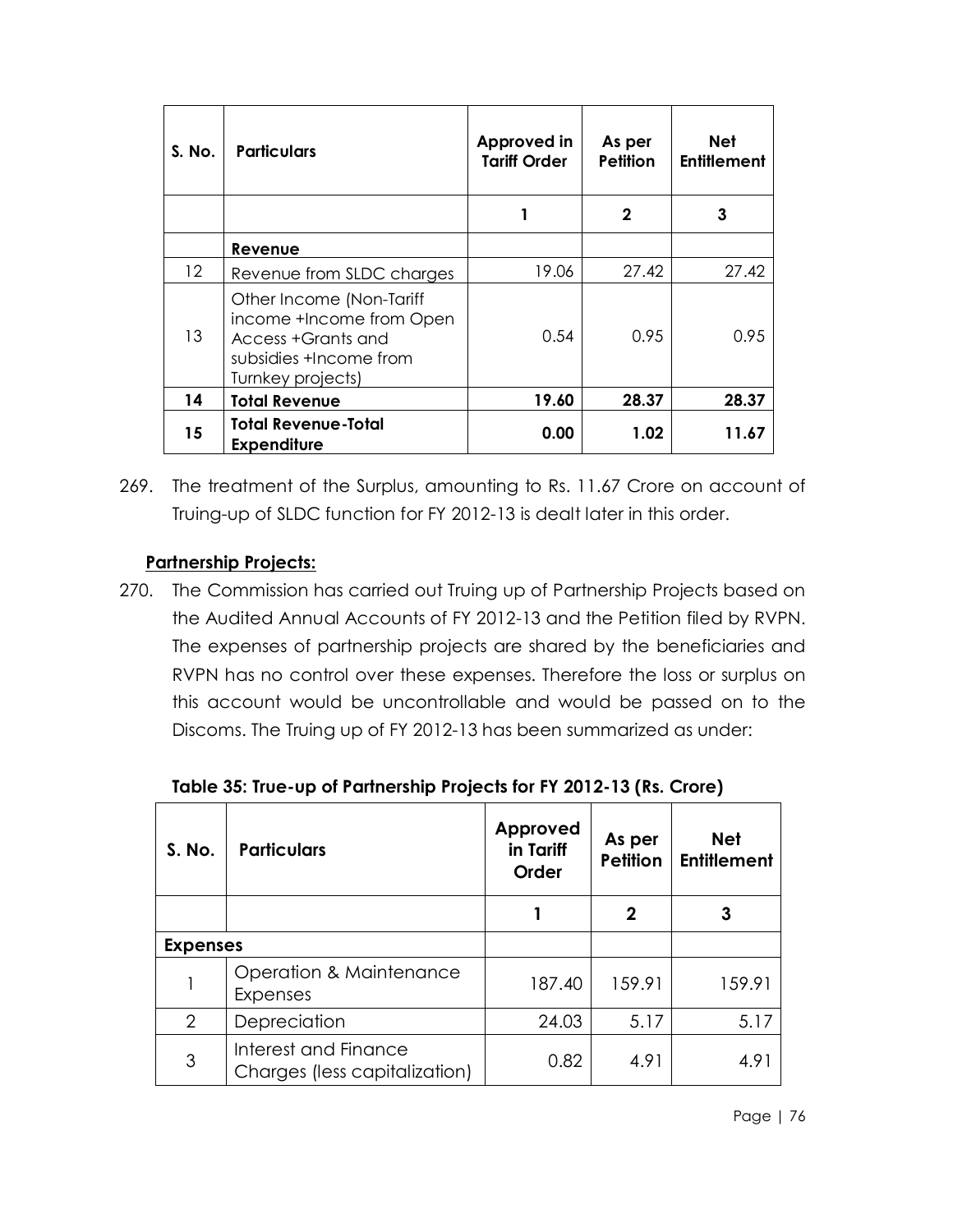| S. No. | Particulars | Approved in Tariff Order | As per Petition | Net Entitlement |
|---|---|---|---|---|
| | | 1 | 2 | 3 |
| | **Revenue** | | | |
| 12 | Revenue from SLDC charges | 19.06 | 27.42 | 27.42 |
| 13 | Other Income (Non-Tariff income +Income from Open Access +Grants and subsidies +Income from Turnkey projects) | 0.54 | 0.95 | 0.95 |
| **14** | **Total Revenue** | **19.60** | **28.37** | **28.37** |
| **15** | **Total Revenue-Total Expenditure** | **0.00** | **1.02** | **11.67** |

269. The treatment of the Surplus, amounting to Rs. 11.67 Crore on account of Truing-up of SLDC function for FY 2012-13 is dealt later in this order.

**Partnership Projects:**

270. The Commission has carried out Truing up of Partnership Projects based on the Audited Annual Accounts of FY 2012-13 and the Petition filed by RVPN. The expenses of partnership projects are shared by the beneficiaries and RVPN has no control over these expenses. Therefore the loss or surplus on this account would be uncontrollable and would be passed on to the Discoms. The Truing up of FY 2012-13 has been summarized as under:

**Table 35: True-up of Partnership Projects for FY 2012-13 (Rs. Crore)**

| S. No. | Particulars | Approved in Tariff Order | As per Petition | Net Entitlement |
|---|---|---|---|---|
| | | 1 | 2 | 3 |
| **Expenses** | | | | |
| 1 | Operation & Maintenance Expenses | 187.40 | 159.91 | 159.91 |
| 2 | Depreciation | 24.03 | 5.17 | 5.17 |
| 3 | Interest and Finance Charges (less capitalization) | 0.82 | 4.91 | 4.91 |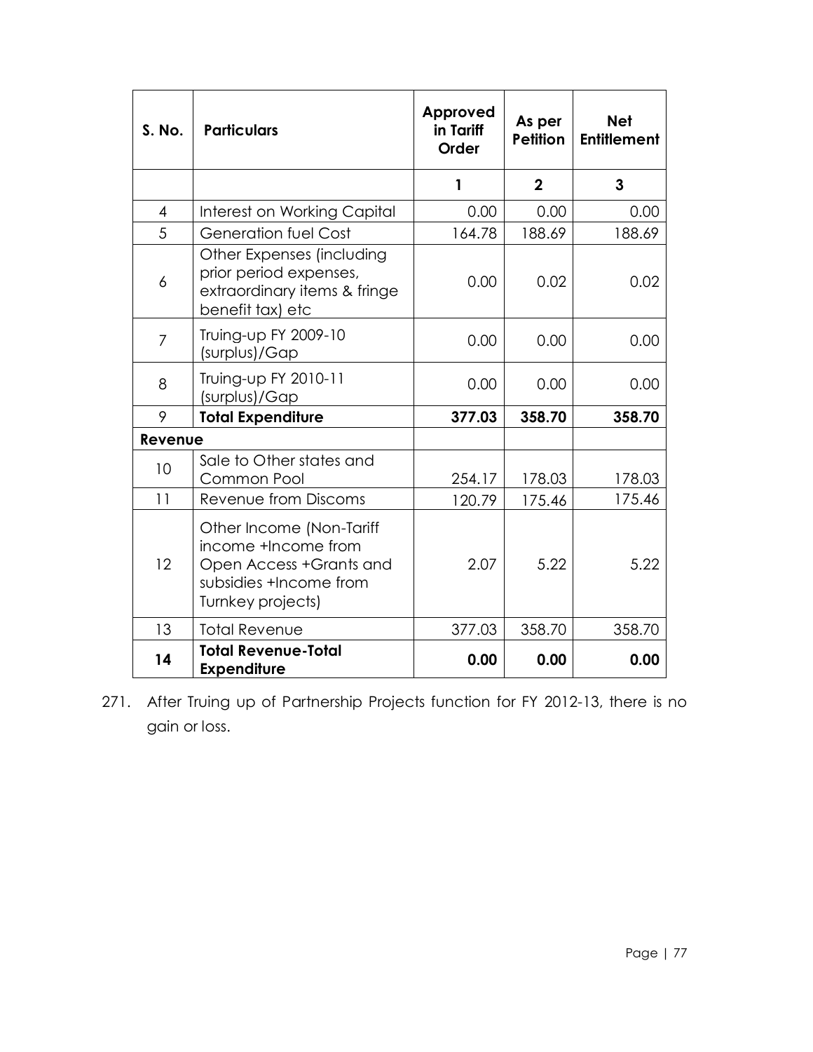| S. No. | Particulars | Approved in Tariff Order | As per Petition | Net Entitlement |
|---|---|---|---|---|
| | | 1 | 2 | 3 |
| 4 | Interest on Working Capital | 0.00 | 0.00 | 0.00 |
| 5 | Generation fuel Cost | 164.78 | 188.69 | 188.69 |
| 6 | Other Expenses (including prior period expenses, extraordinary items & fringe benefit tax) etc | 0.00 | 0.02 | 0.02 |
| 7 | Truing-up FY 2009-10 (surplus)/Gap | 0.00 | 0.00 | 0.00 |
| 8 | Truing-up FY 2010-11 (surplus)/Gap | 0.00 | 0.00 | 0.00 |
| 9 | **Total Expenditure** | **377.03** | **358.70** | **358.70** |
| **Revenue** | | | | |
| 10 | Sale to Other states and Common Pool | 254.17 | 178.03 | 178.03 |
| 11 | Revenue from Discoms | 120.79 | 175.46 | 175.46 |
| 12 | Other Income (Non-Tariff income +Income from Open Access +Grants and subsidies +Income from Turnkey projects) | 2.07 | 5.22 | 5.22 |
| 13 | Total Revenue | 377.03 | 358.70 | 358.70 |
| **14** | **Total Revenue-Total Expenditure** | **0.00** | **0.00** | **0.00** |

271. After Truing up of Partnership Projects function for FY 2012-13, there is no gain or loss.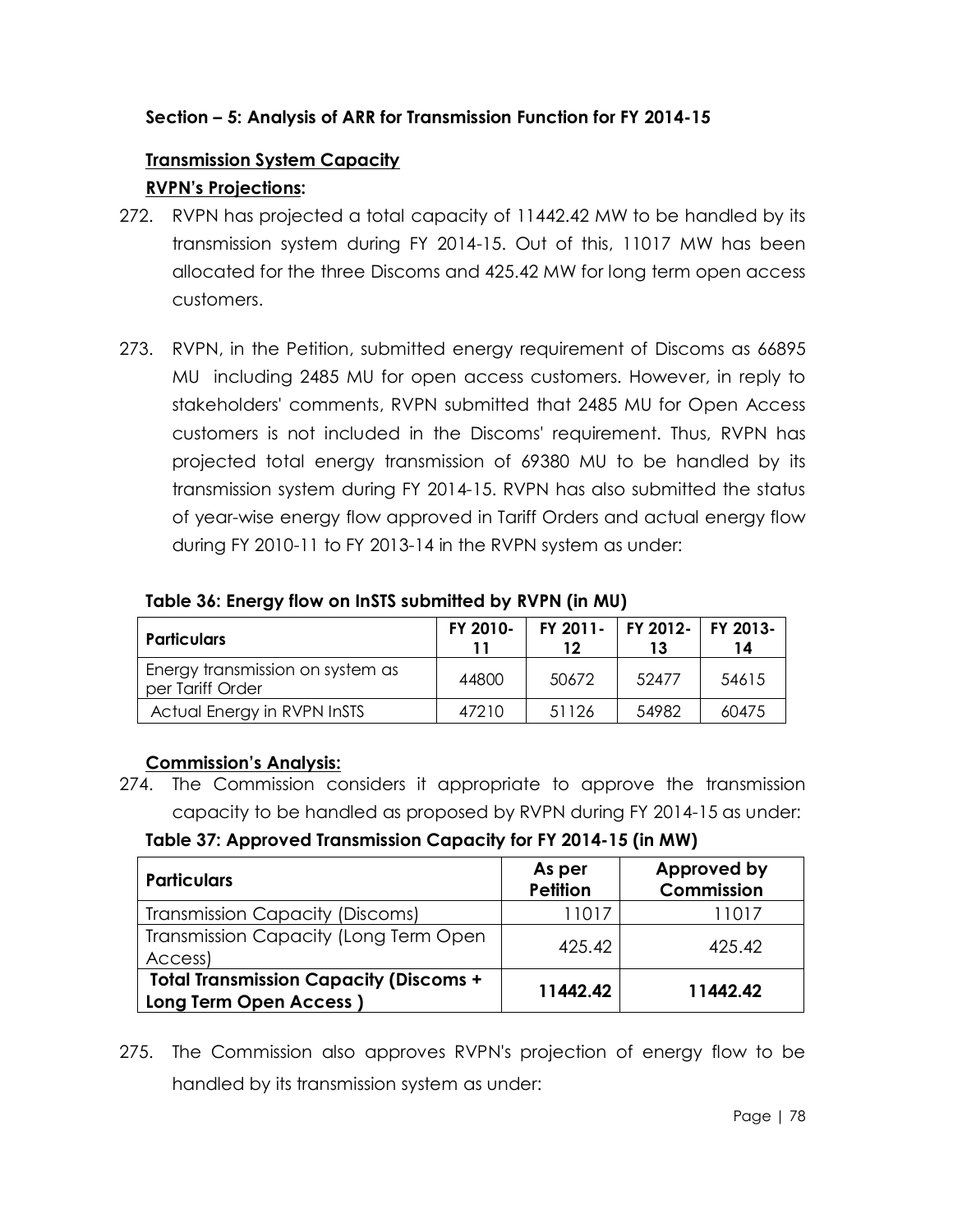**Section – 5: Analysis of ARR for Transmission Function for FY 2014-15**

**Transmission System Capacity**

**RVPN's Projections:**

272. RVPN has projected a total capacity of 11442.42 MW to be handled by its transmission system during FY 2014-15. Out of this, 11017 MW has been allocated for the three Discoms and 425.42 MW for long term open access customers.

273. RVPN, in the Petition, submitted energy requirement of Discoms as 66895 MU including 2485 MU for open access customers. However, in reply to stakeholders' comments, RVPN submitted that 2485 MU for Open Access customers is not included in the Discoms' requirement. Thus, RVPN has projected total energy transmission of 69380 MU to be handled by its transmission system during FY 2014-15. RVPN has also submitted the status of year-wise energy flow approved in Tariff Orders and actual energy flow during FY 2010-11 to FY 2013-14 in the RVPN system as under:

**Table 36: Energy flow on InSTS submitted by RVPN (in MU)**

| Particulars | FY 2010-11 | FY 2011-12 | FY 2012-13 | FY 2013-14 |
|---|---|---|---|---|
| Energy transmission on system as per Tariff Order | 44800 | 50672 | 52477 | 54615 |
| Actual Energy in RVPN InSTS | 47210 | 51126 | 54982 | 60475 |

**Commission's Analysis:**

274. The Commission considers it appropriate to approve the transmission capacity to be handled as proposed by RVPN during FY 2014-15 as under:

**Table 37: Approved Transmission Capacity for FY 2014-15 (in MW)**

| Particulars | As per Petition | Approved by Commission |
|---|---|---|
| Transmission Capacity (Discoms) | 11017 | 11017 |
| Transmission Capacity (Long Term Open Access) | 425.42 | 425.42 |
| **Total Transmission Capacity (Discoms + Long Term Open Access )** | **11442.42** | **11442.42** |

275. The Commission also approves RVPN's projection of energy flow to be handled by its transmission system as under: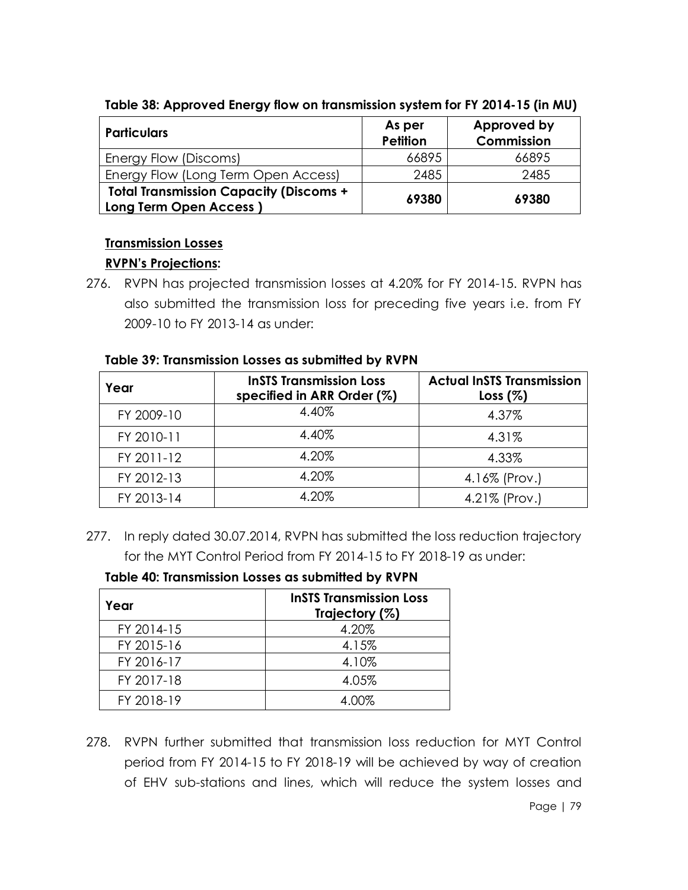**Table 38: Approved Energy flow on transmission system for FY 2014-15 (in MU)**

| Particulars | As per Petition | Approved by Commission |
|---|---|---|
| Energy Flow (Discoms) | 66895 | 66895 |
| Energy Flow (Long Term Open Access) | 2485 | 2485 |
| **Total Transmission Capacity (Discoms + Long Term Open Access )** | **69380** | **69380** |

**Transmission Losses**

**RVPN's Projections:**

276. RVPN has projected transmission losses at 4.20% for FY 2014-15. RVPN has also submitted the transmission loss for preceding five years i.e. from FY 2009-10 to FY 2013-14 as under:

**Table 39: Transmission Losses as submitted by RVPN**

| Year | InSTS Transmission Loss specified in ARR Order (%) | Actual InSTS Transmission Loss (%) |
|---|---|---|
| FY 2009-10 | 4.40% | 4.37% |
| FY 2010-11 | 4.40% | 4.31% |
| FY 2011-12 | 4.20% | 4.33% |
| FY 2012-13 | 4.20% | 4.16% (Prov.) |
| FY 2013-14 | 4.20% | 4.21% (Prov.) |

277. In reply dated 30.07.2014, RVPN has submitted the loss reduction trajectory for the MYT Control Period from FY 2014-15 to FY 2018-19 as under:

**Table 40: Transmission Losses as submitted by RVPN**

| Year | InSTS Transmission Loss Trajectory (%) |
|---|---|
| FY 2014-15 | 4.20% |
| FY 2015-16 | 4.15% |
| FY 2016-17 | 4.10% |
| FY 2017-18 | 4.05% |
| FY 2018-19 | 4.00% |

278. RVPN further submitted that transmission loss reduction for MYT Control period from FY 2014-15 to FY 2018-19 will be achieved by way of creation of EHV sub-stations and lines, which will reduce the system losses and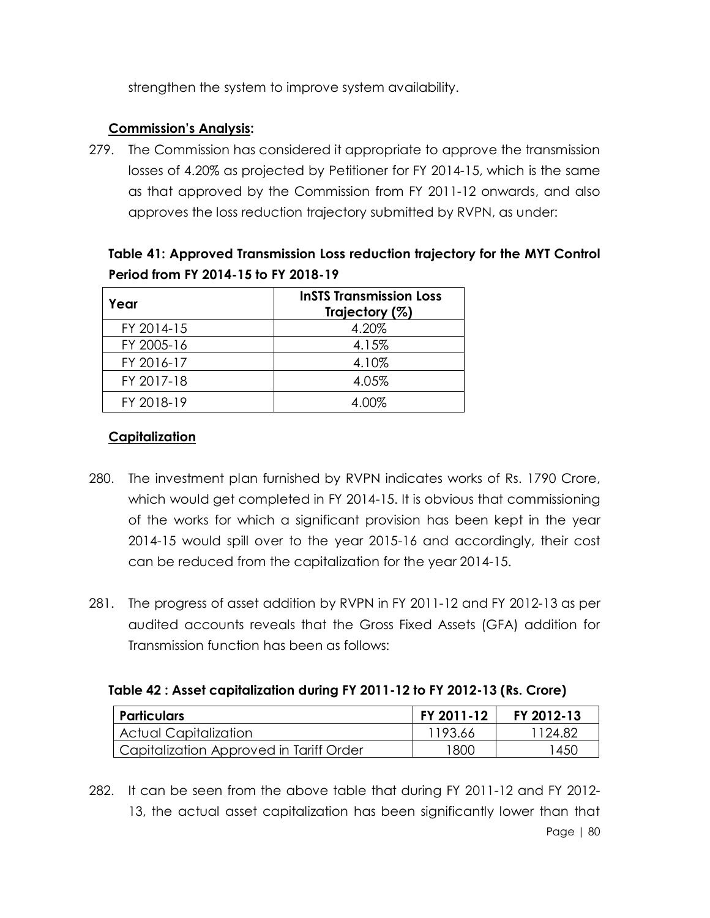strengthen the system to improve system availability.

**Commission's Analysis:**

279. The Commission has considered it appropriate to approve the transmission losses of 4.20% as projected by Petitioner for FY 2014-15, which is the same as that approved by the Commission from FY 2011-12 onwards, and also approves the loss reduction trajectory submitted by RVPN, as under:

**Table 41: Approved Transmission Loss reduction trajectory for the MYT Control Period from FY 2014-15 to FY 2018-19**

| Year | InSTS Transmission Loss Trajectory (%) |
|---|---|
| FY 2014-15 | 4.20% |
| FY 2005-16 | 4.15% |
| FY 2016-17 | 4.10% |
| FY 2017-18 | 4.05% |
| FY 2018-19 | 4.00% |

**Capitalization**

280. The investment plan furnished by RVPN indicates works of Rs. 1790 Crore, which would get completed in FY 2014-15. It is obvious that commissioning of the works for which a significant provision has been kept in the year 2014-15 would spill over to the year 2015-16 and accordingly, their cost can be reduced from the capitalization for the year 2014-15.

281. The progress of asset addition by RVPN in FY 2011-12 and FY 2012-13 as per audited accounts reveals that the Gross Fixed Assets (GFA) addition for Transmission function has been as follows:

**Table 42 : Asset capitalization during FY 2011-12 to FY 2012-13 (Rs. Crore)**

| Particulars | FY 2011-12 | FY 2012-13 |
|---|---|---|
| Actual Capitalization | 1193.66 | 1124.82 |
| Capitalization Approved in Tariff Order | 1800 | 1450 |

282. It can be seen from the above table that during FY 2011-12 and FY 2012-13, the actual asset capitalization has been significantly lower than that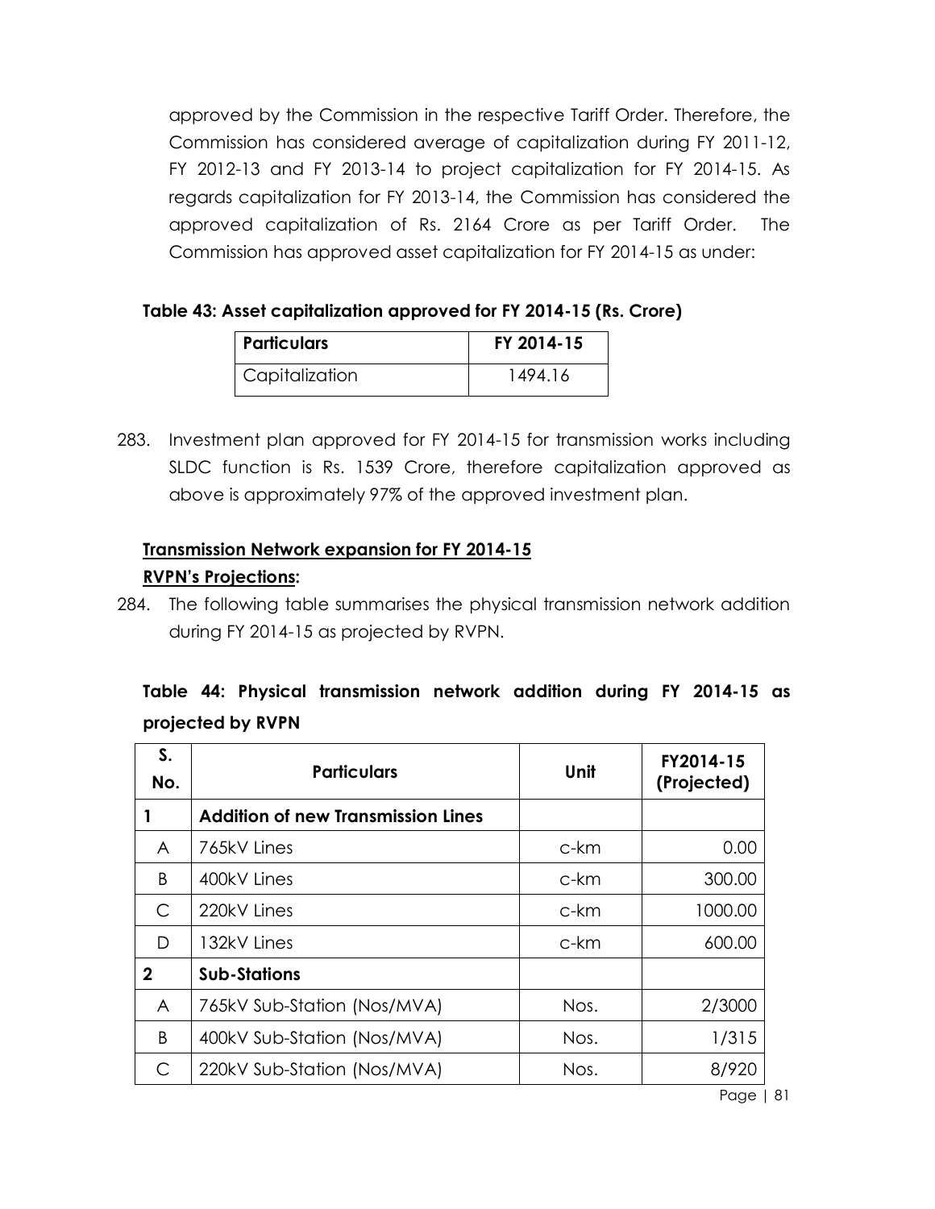approved by the Commission in the respective Tariff Order. Therefore, the Commission has considered average of capitalization during FY 2011-12, FY 2012-13 and FY 2013-14 to project capitalization for FY 2014-15. As regards capitalization for FY 2013-14, the Commission has considered the approved capitalization of Rs. 2164 Crore as per Tariff Order. The Commission has approved asset capitalization for FY 2014-15 as under:

**Table 43: Asset capitalization approved for FY 2014-15 (Rs. Crore)**

| Particulars | FY 2014-15 |
|---|---|
| Capitalization | 1494.16 |

283. Investment plan approved for FY 2014-15 for transmission works including SLDC function is Rs. 1539 Crore, therefore capitalization approved as above is approximately 97% of the approved investment plan.

**Transmission Network expansion for FY 2014-15**

**RVPN's Projections:**

284. The following table summarises the physical transmission network addition during FY 2014-15 as projected by RVPN.

**Table 44: Physical transmission network addition during FY 2014-15 as projected by RVPN**

| S. No. | Particulars | Unit | FY2014-15 (Projected) |
|---|---|---|---|
| 1 | **Addition of new Transmission Lines** | | |
| A | 765kV Lines | c-km | 0.00 |
| B | 400kV Lines | c-km | 300.00 |
| C | 220kV Lines | c-km | 1000.00 |
| D | 132kV Lines | c-km | 600.00 |
| 2 | **Sub-Stations** | | |
| A | 765kV Sub-Station (Nos/MVA) | Nos. | 2/3000 |
| B | 400kV Sub-Station (Nos/MVA) | Nos. | 1/315 |
| C | 220kV Sub-Station (Nos/MVA) | Nos. | 8/920 |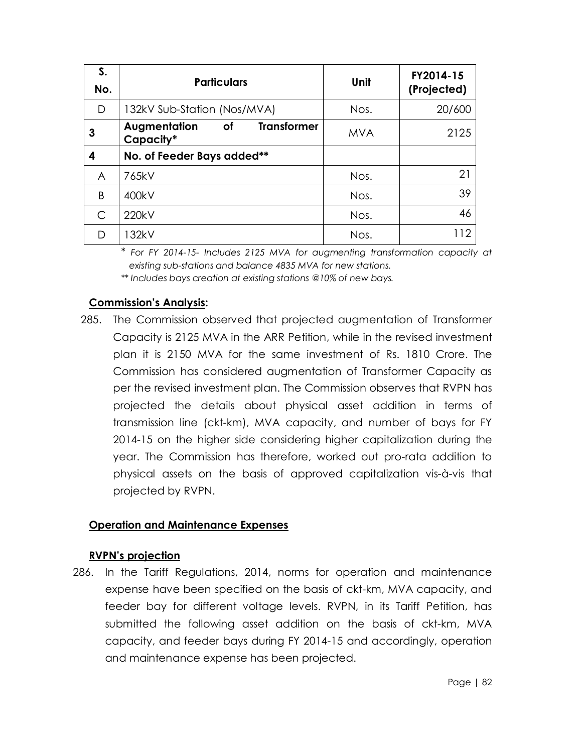| S. No. | Particulars | Unit | FY2014-15 (Projected) |
|---|---|---|---|
| D | 132kV Sub-Station (Nos/MVA) | Nos. | 20/600 |
| **3** | **Augmentation of Transformer Capacity*** | MVA | 2125 |
| **4** | **No. of Feeder Bays added**** | | |
| A | 765kV | Nos. | 21 |
| B | 400kV | Nos. | 39 |
| C | 220kV | Nos. | 46 |
| D | 132kV | Nos. | 112 |

\* *For FY 2014-15- Includes 2125 MVA for augmenting transformation capacity at existing sub-stations and balance 4835 MVA for new stations.*

*** Includes bays creation at existing stations @10% of new bays.*

**Commission's Analysis:**

285. The Commission observed that projected augmentation of Transformer Capacity is 2125 MVA in the ARR Petition, while in the revised investment plan it is 2150 MVA for the same investment of Rs. 1810 Crore. The Commission has considered augmentation of Transformer Capacity as per the revised investment plan. The Commission observes that RVPN has projected the details about physical asset addition in terms of transmission line (ckt-km), MVA capacity, and number of bays for FY 2014-15 on the higher side considering higher capitalization during the year. The Commission has therefore, worked out pro-rata addition to physical assets on the basis of approved capitalization vis-à-vis that projected by RVPN.

**Operation and Maintenance Expenses**

**RVPN's projection**

286. In the Tariff Regulations, 2014, norms for operation and maintenance expense have been specified on the basis of ckt-km, MVA capacity, and feeder bay for different voltage levels. RVPN, in its Tariff Petition, has submitted the following asset addition on the basis of ckt-km, MVA capacity, and feeder bays during FY 2014-15 and accordingly, operation and maintenance expense has been projected.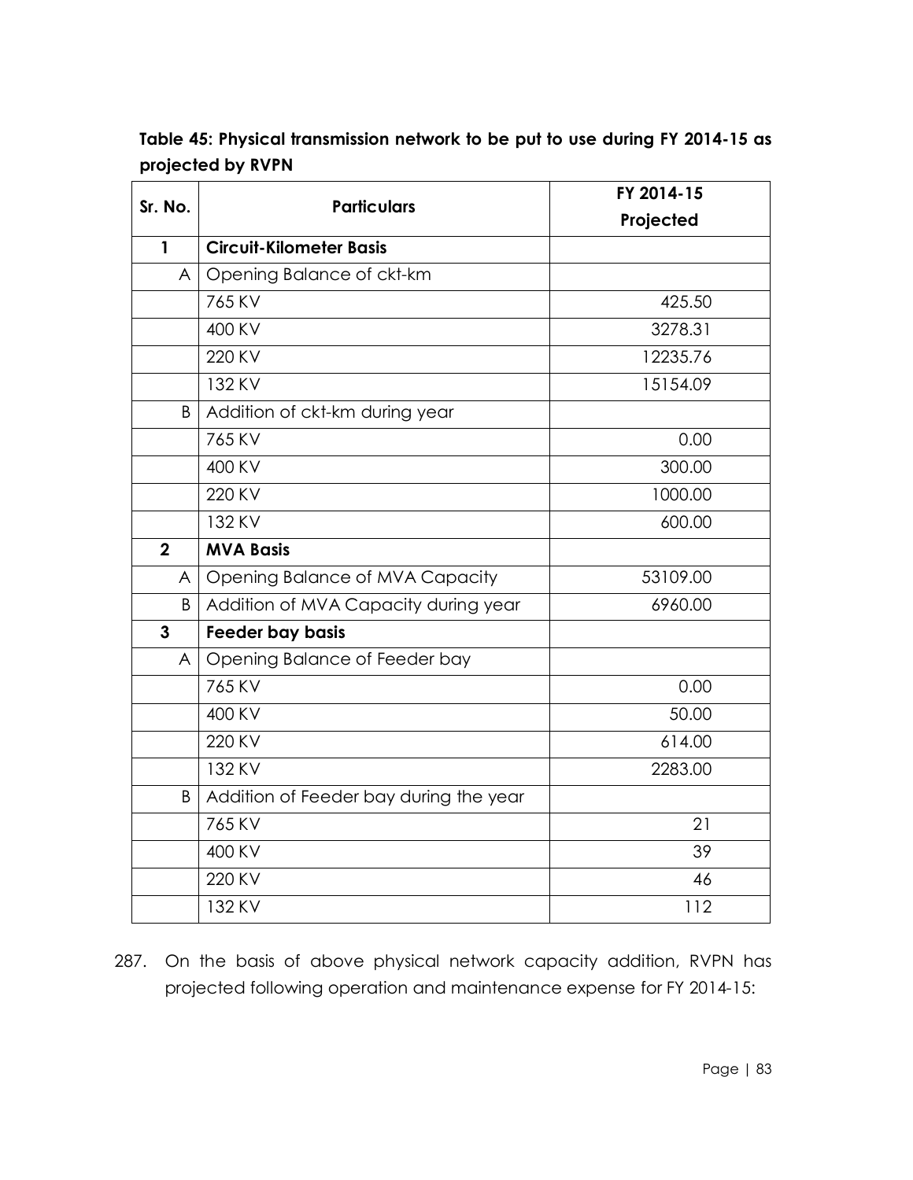**Table 45: Physical transmission network to be put to use during FY 2014-15 as projected by RVPN**

| Sr. No. | Particulars | FY 2014-15 Projected |
|---|---|---|
| **1** | **Circuit-Kilometer Basis** | |
| A | Opening Balance of ckt-km | |
| | 765 KV | 425.50 |
| | 400 KV | 3278.31 |
| | 220 KV | 12235.76 |
| | 132 KV | 15154.09 |
| B | Addition of ckt-km during year | |
| | 765 KV | 0.00 |
| | 400 KV | 300.00 |
| | 220 KV | 1000.00 |
| | 132 KV | 600.00 |
| **2** | **MVA Basis** | |
| A | Opening Balance of MVA Capacity | 53109.00 |
| B | Addition of MVA Capacity during year | 6960.00 |
| **3** | **Feeder bay basis** | |
| A | Opening Balance of Feeder bay | |
| | 765 KV | 0.00 |
| | 400 KV | 50.00 |
| | 220 KV | 614.00 |
| | 132 KV | 2283.00 |
| B | Addition of Feeder bay during the year | |
| | 765 KV | 21 |
| | 400 KV | 39 |
| | 220 KV | 46 |
| | 132 KV | 112 |

287. On the basis of above physical network capacity addition, RVPN has projected following operation and maintenance expense for FY 2014-15: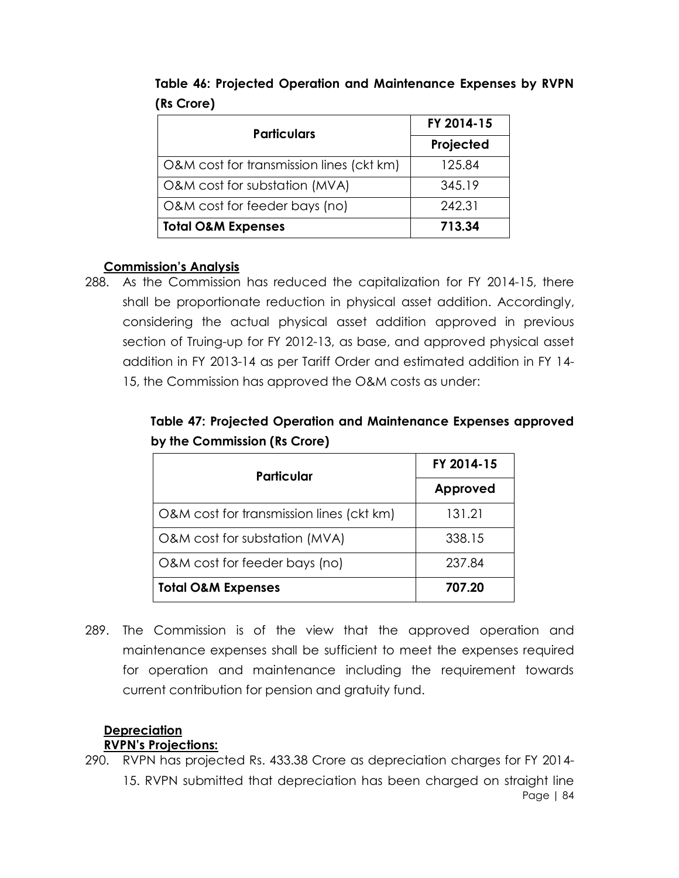**Table 46: Projected Operation and Maintenance Expenses by RVPN (Rs Crore)**

| Particulars | FY 2014-15 |
|---|---|
| | Projected |
| O&M cost for transmission lines (ckt km) | 125.84 |
| O&M cost for substation (MVA) | 345.19 |
| O&M cost for feeder bays (no) | 242.31 |
| **Total O&M Expenses** | **713.34** |

**Commission's Analysis**

288. As the Commission has reduced the capitalization for FY 2014-15, there shall be proportionate reduction in physical asset addition. Accordingly, considering the actual physical asset addition approved in previous section of Truing-up for FY 2012-13, as base, and approved physical asset addition in FY 2013-14 as per Tariff Order and estimated addition in FY 14-15, the Commission has approved the O&M costs as under:

**Table 47: Projected Operation and Maintenance Expenses approved by the Commission (Rs Crore)**

| Particular | FY 2014-15 |
|---|---|
| | Approved |
| O&M cost for transmission lines (ckt km) | 131.21 |
| O&M cost for substation (MVA) | 338.15 |
| O&M cost for feeder bays (no) | 237.84 |
| **Total O&M Expenses** | **707.20** |

289. The Commission is of the view that the approved operation and maintenance expenses shall be sufficient to meet the expenses required for operation and maintenance including the requirement towards current contribution for pension and gratuity fund.

**Depreciation**

**RVPN's Projections:**

290. RVPN has projected Rs. 433.38 Crore as depreciation charges for FY 2014-15. RVPN submitted that depreciation has been charged on straight line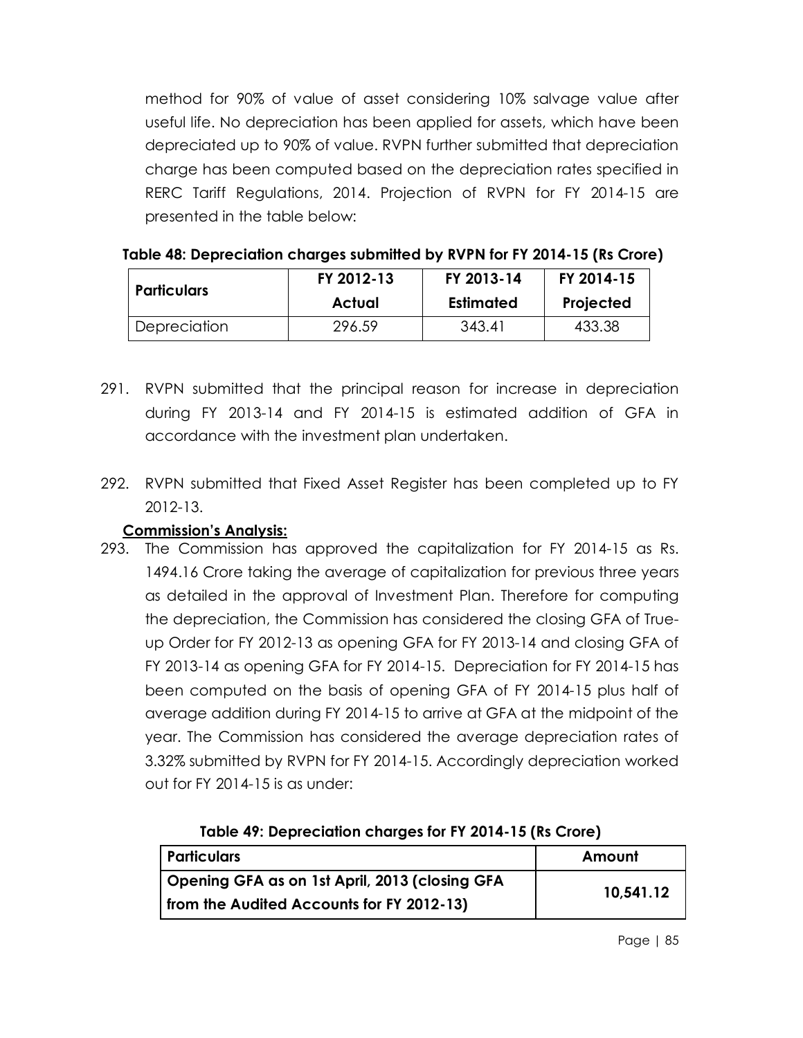method for 90% of value of asset considering 10% salvage value after useful life. No depreciation has been applied for assets, which have been depreciated up to 90% of value. RVPN further submitted that depreciation charge has been computed based on the depreciation rates specified in RERC Tariff Regulations, 2014. Projection of RVPN for FY 2014-15 are presented in the table below:

**Table 48: Depreciation charges submitted by RVPN for FY 2014-15 (Rs Crore)**

| Particulars | FY 2012-13 Actual | FY 2013-14 Estimated | FY 2014-15 Projected |
|---|---|---|---|
| Depreciation | 296.59 | 343.41 | 433.38 |

291. RVPN submitted that the principal reason for increase in depreciation during FY 2013-14 and FY 2014-15 is estimated addition of GFA in accordance with the investment plan undertaken.

292. RVPN submitted that Fixed Asset Register has been completed up to FY 2012-13.

**Commission's Analysis:**

293. The Commission has approved the capitalization for FY 2014-15 as Rs. 1494.16 Crore taking the average of capitalization for previous three years as detailed in the approval of Investment Plan. Therefore for computing the depreciation, the Commission has considered the closing GFA of True-up Order for FY 2012-13 as opening GFA for FY 2013-14 and closing GFA of FY 2013-14 as opening GFA for FY 2014-15. Depreciation for FY 2014-15 has been computed on the basis of opening GFA of FY 2014-15 plus half of average addition during FY 2014-15 to arrive at GFA at the midpoint of the year. The Commission has considered the average depreciation rates of 3.32% submitted by RVPN for FY 2014-15. Accordingly depreciation worked out for FY 2014-15 is as under:

**Table 49: Depreciation charges for FY 2014-15 (Rs Crore)**

| Particulars | Amount |
|---|---|
| **Opening GFA as on 1st April, 2013 (closing GFA from the Audited Accounts for FY 2012-13)** | **10,541.12** |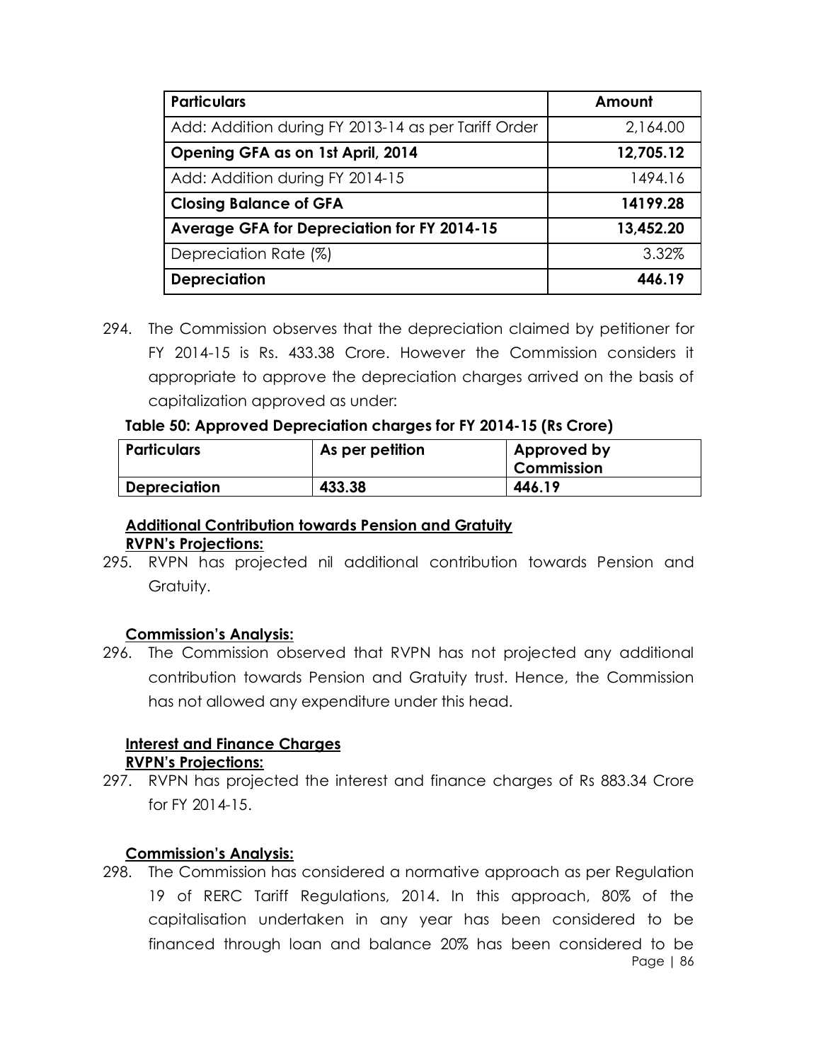| Particulars | Amount |
|---|---|
| Add: Addition during FY 2013-14 as per Tariff Order | 2,164.00 |
| **Opening GFA as on 1st April, 2014** | **12,705.12** |
| Add: Addition during FY 2014-15 | 1494.16 |
| **Closing Balance of GFA** | **14199.28** |
| **Average GFA for Depreciation for FY 2014-15** | **13,452.20** |
| Depreciation Rate (%) | 3.32% |
| **Depreciation** | **446.19** |

294. The Commission observes that the depreciation claimed by petitioner for FY 2014-15 is Rs. 433.38 Crore. However the Commission considers it appropriate to approve the depreciation charges arrived on the basis of capitalization approved as under:

**Table 50: Approved Depreciation charges for FY 2014-15 (Rs Crore)**

| Particulars | As per petition | Approved by Commission |
|---|---|---|
| **Depreciation** | **433.38** | **446.19** |

**Additional Contribution towards Pension and Gratuity**

**RVPN's Projections:**

295. RVPN has projected nil additional contribution towards Pension and Gratuity.

**Commission's Analysis:**

296. The Commission observed that RVPN has not projected any additional contribution towards Pension and Gratuity trust. Hence, the Commission has not allowed any expenditure under this head.

**Interest and Finance Charges**

**RVPN's Projections:**

297. RVPN has projected the interest and finance charges of Rs 883.34 Crore for FY 2014-15.

**Commission's Analysis:**

298. The Commission has considered a normative approach as per Regulation 19 of RERC Tariff Regulations, 2014. In this approach, 80% of the capitalisation undertaken in any year has been considered to be financed through loan and balance 20% has been considered to be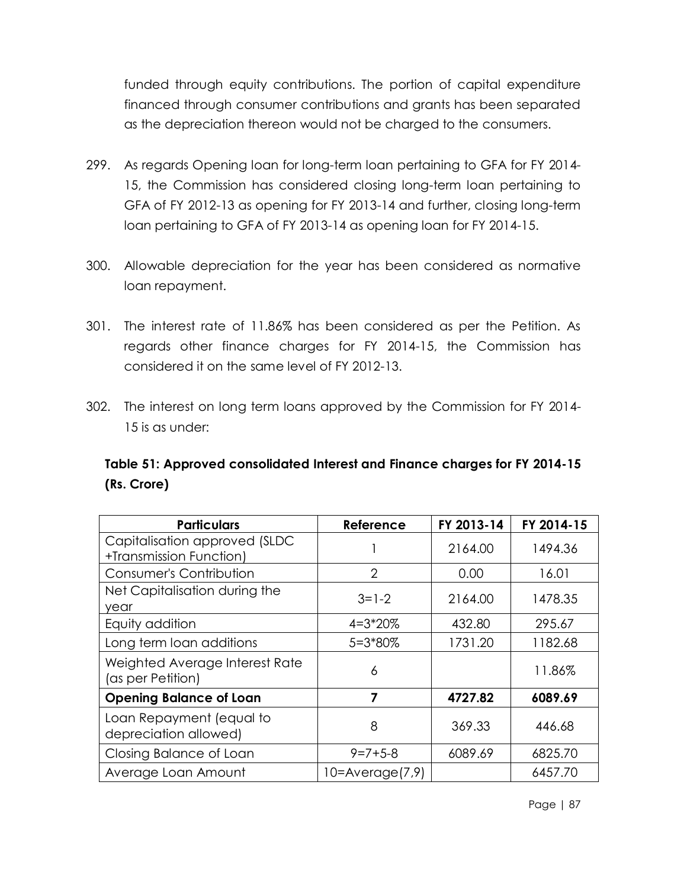funded through equity contributions. The portion of capital expenditure financed through consumer contributions and grants has been separated as the depreciation thereon would not be charged to the consumers.

299. As regards Opening loan for long-term loan pertaining to GFA for FY 2014-15, the Commission has considered closing long-term loan pertaining to GFA of FY 2012-13 as opening for FY 2013-14 and further, closing long-term loan pertaining to GFA of FY 2013-14 as opening loan for FY 2014-15.

300. Allowable depreciation for the year has been considered as normative loan repayment.

301. The interest rate of 11.86% has been considered as per the Petition. As regards other finance charges for FY 2014-15, the Commission has considered it on the same level of FY 2012-13.

302. The interest on long term loans approved by the Commission for FY 2014-15 is as under:

**Table 51: Approved consolidated Interest and Finance charges for FY 2014-15 (Rs. Crore)**

| Particulars | Reference | FY 2013-14 | FY 2014-15 |
|---|---|---|---|
| Capitalisation approved (SLDC +Transmission Function) | 1 | 2164.00 | 1494.36 |
| Consumer's Contribution | 2 | 0.00 | 16.01 |
| Net Capitalisation during the year | 3=1-2 | 2164.00 | 1478.35 |
| Equity addition | 4=3*20% | 432.80 | 295.67 |
| Long term loan additions | 5=3*80% | 1731.20 | 1182.68 |
| Weighted Average Interest Rate (as per Petition) | 6 | | 11.86% |
| **Opening Balance of Loan** | **7** | **4727.82** | **6089.69** |
| Loan Repayment (equal to depreciation allowed) | 8 | 369.33 | 446.68 |
| Closing Balance of Loan | 9=7+5-8 | 6089.69 | 6825.70 |
| Average Loan Amount | 10=Average(7,9) | | 6457.70 |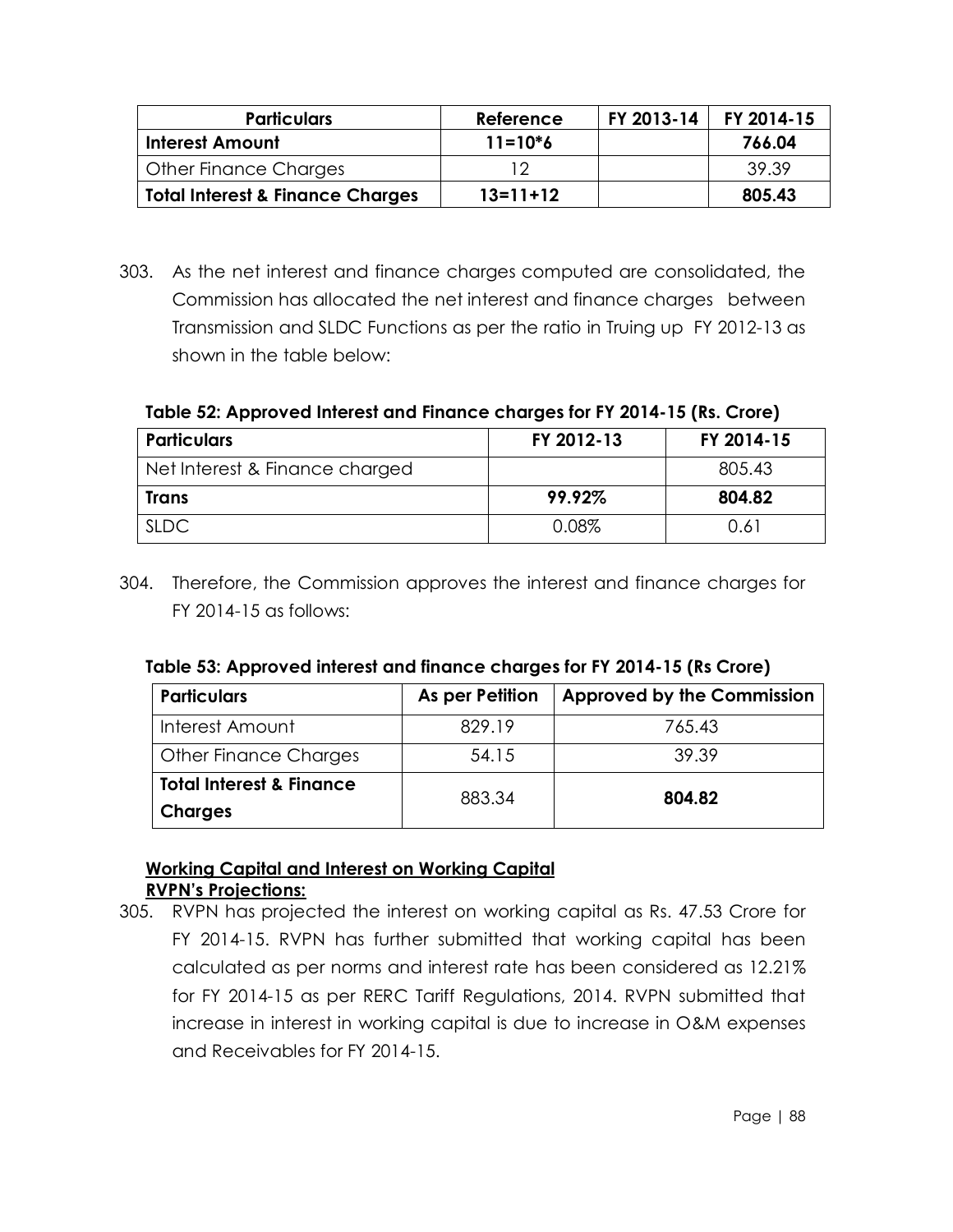| Particulars | Reference | FY 2013-14 | FY 2014-15 |
|---|---|---|---|
| **Interest Amount** | **11=10*6** | | **766.04** |
| Other Finance Charges | 12 | | 39.39 |
| **Total Interest & Finance Charges** | **13=11+12** | | **805.43** |

303. As the net interest and finance charges computed are consolidated, the Commission has allocated the net interest and finance charges between Transmission and SLDC Functions as per the ratio in Truing up FY 2012-13 as shown in the table below:

**Table 52: Approved Interest and Finance charges for FY 2014-15 (Rs. Crore)**

| Particulars | FY 2012-13 | FY 2014-15 |
|---|---|---|
| Net Interest & Finance charged | | 805.43 |
| **Trans** | **99.92%** | **804.82** |
| SLDC | 0.08% | 0.61 |

304. Therefore, the Commission approves the interest and finance charges for FY 2014-15 as follows:

**Table 53: Approved interest and finance charges for FY 2014-15 (Rs Crore)**

| Particulars | As per Petition | Approved by the Commission |
|---|---|---|
| Interest Amount | 829.19 | 765.43 |
| Other Finance Charges | 54.15 | 39.39 |
| **Total Interest & Finance Charges** | 883.34 | **804.82** |

**Working Capital and Interest on Working Capital**

**RVPN's Projections:**

305. RVPN has projected the interest on working capital as Rs. 47.53 Crore for FY 2014-15. RVPN has further submitted that working capital has been calculated as per norms and interest rate has been considered as 12.21% for FY 2014-15 as per RERC Tariff Regulations, 2014. RVPN submitted that increase in interest in working capital is due to increase in O&M expenses and Receivables for FY 2014-15.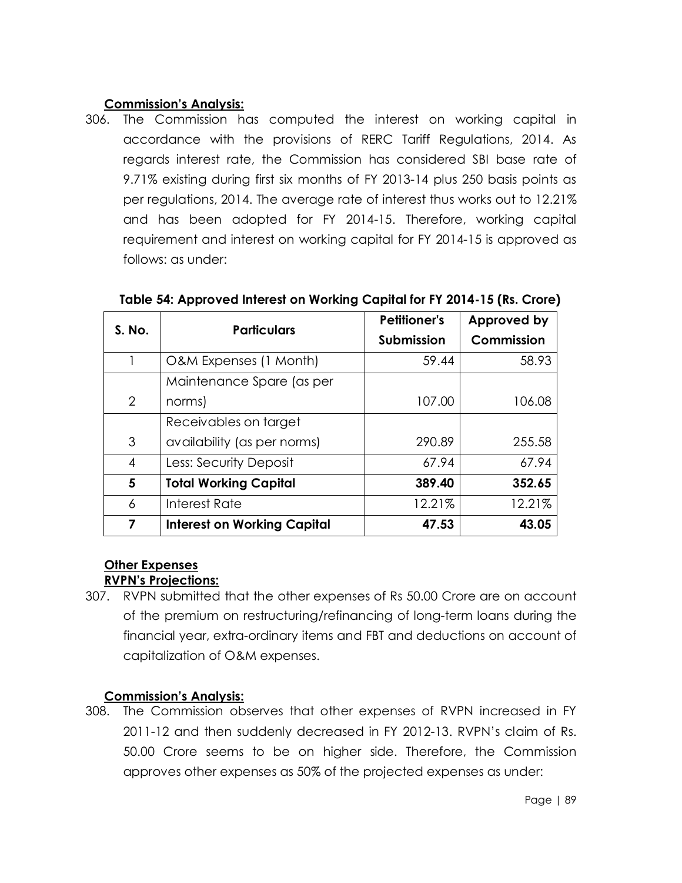**Commission's Analysis:**

306. The Commission has computed the interest on working capital in accordance with the provisions of RERC Tariff Regulations, 2014. As regards interest rate, the Commission has considered SBI base rate of 9.71% existing during first six months of FY 2013-14 plus 250 basis points as per regulations, 2014. The average rate of interest thus works out to 12.21% and has been adopted for FY 2014-15. Therefore, working capital requirement and interest on working capital for FY 2014-15 is approved as follows: as under:

**Table 54: Approved Interest on Working Capital for FY 2014-15 (Rs. Crore)**

| S. No. | Particulars | Petitioner's Submission | Approved by Commission |
|---|---|---|---|
| 1 | O&M Expenses (1 Month) | 59.44 | 58.93 |
| 2 | Maintenance Spare (as per norms) | 107.00 | 106.08 |
| 3 | Receivables on target availability (as per norms) | 290.89 | 255.58 |
| 4 | Less: Security Deposit | 67.94 | 67.94 |
| **5** | **Total Working Capital** | **389.40** | **352.65** |
| 6 | Interest Rate | 12.21% | 12.21% |
| **7** | **Interest on Working Capital** | **47.53** | **43.05** |

**Other Expenses**

**RVPN's Projections:**

307. RVPN submitted that the other expenses of Rs 50.00 Crore are on account of the premium on restructuring/refinancing of long-term loans during the financial year, extra-ordinary items and FBT and deductions on account of capitalization of O&M expenses.

**Commission's Analysis:**

308. The Commission observes that other expenses of RVPN increased in FY 2011-12 and then suddenly decreased in FY 2012-13. RVPN's claim of Rs. 50.00 Crore seems to be on higher side. Therefore, the Commission approves other expenses as 50% of the projected expenses as under: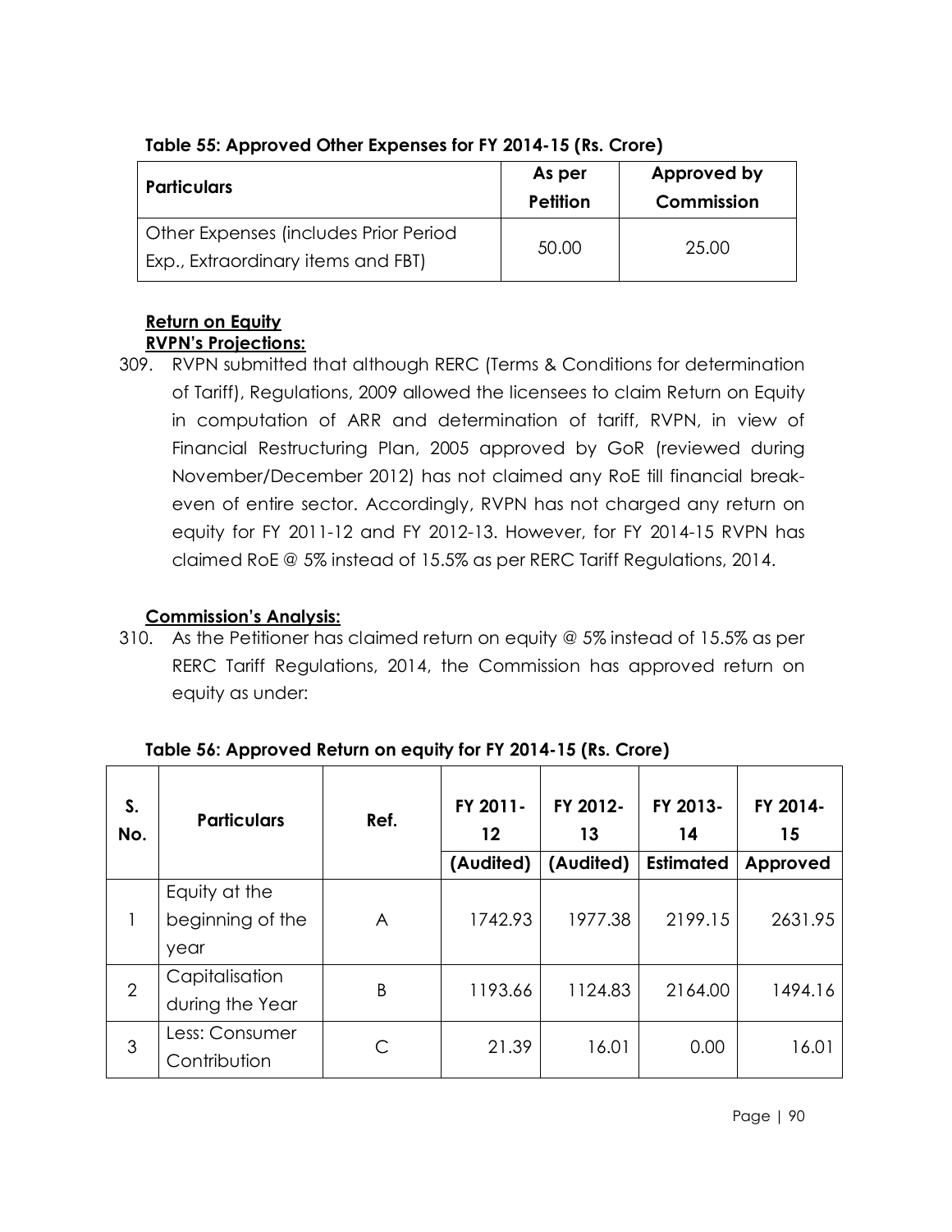**Table 55: Approved Other Expenses for FY 2014-15 (Rs. Crore)**

| Particulars | As per Petition | Approved by Commission |
|---|---|---|
| Other Expenses (includes Prior Period Exp., Extraordinary items and FBT) | 50.00 | 25.00 |

**Return on Equity**

**RVPN's Projections:**

309. RVPN submitted that although RERC (Terms & Conditions for determination of Tariff), Regulations, 2009 allowed the licensees to claim Return on Equity in computation of ARR and determination of tariff, RVPN, in view of Financial Restructuring Plan, 2005 approved by GoR (reviewed during November/December 2012) has not claimed any RoE till financial break-even of entire sector. Accordingly, RVPN has not charged any return on equity for FY 2011-12 and FY 2012-13. However, for FY 2014-15 RVPN has claimed RoE @ 5% instead of 15.5% as per RERC Tariff Regulations, 2014.

**Commission's Analysis:**

310. As the Petitioner has claimed return on equity @ 5% instead of 15.5% as per RERC Tariff Regulations, 2014, the Commission has approved return on equity as under:

**Table 56: Approved Return on equity for FY 2014-15 (Rs. Crore)**

| S. No. | Particulars | Ref. | FY 2011-12 | FY 2012-13 | FY 2013-14 | FY 2014-15 |
|---|---|---|---|---|---|---|
| | | | (Audited) | (Audited) | Estimated | Approved |
| 1 | Equity at the beginning of the year | A | 1742.93 | 1977.38 | 2199.15 | 2631.95 |
| 2 | Capitalisation during the Year | B | 1193.66 | 1124.83 | 2164.00 | 1494.16 |
| 3 | Less: Consumer Contribution | C | 21.39 | 16.01 | 0.00 | 16.01 |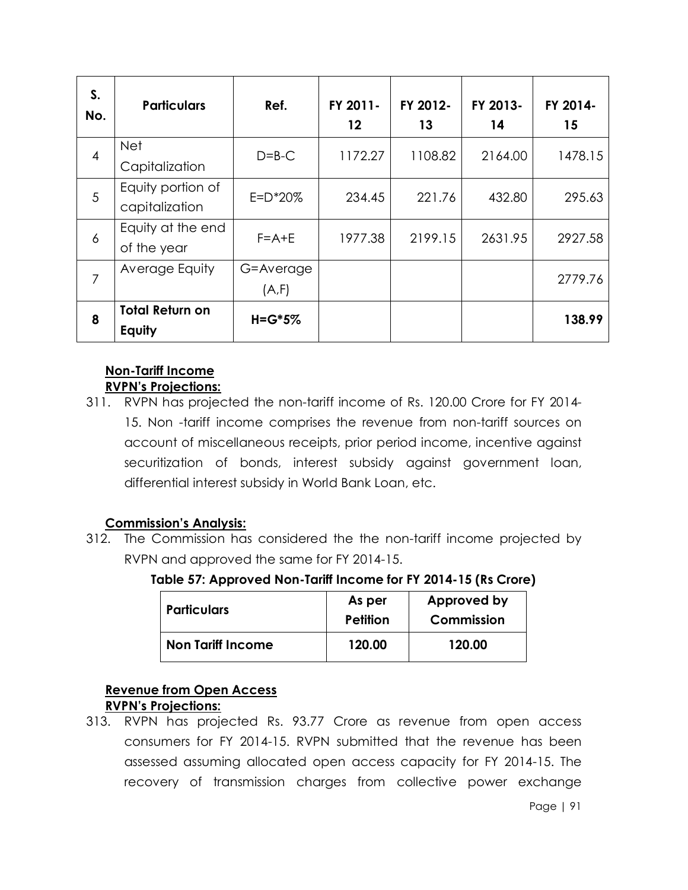| S. No. | Particulars | Ref. | FY 2011-12 | FY 2012-13 | FY 2013-14 | FY 2014-15 |
|---|---|---|---|---|---|---|
| 4 | Net Capitalization | D=B-C | 1172.27 | 1108.82 | 2164.00 | 1478.15 |
| 5 | Equity portion of capitalization | E=D*20% | 234.45 | 221.76 | 432.80 | 295.63 |
| 6 | Equity at the end of the year | F=A+E | 1977.38 | 2199.15 | 2631.95 | 2927.58 |
| 7 | Average Equity | G=Average (A,F) | | | | 2779.76 |
| **8** | **Total Return on Equity** | **H=G*5%** | | | | **138.99** |

**Non-Tariff Income**

**RVPN's Projections:**

311. RVPN has projected the non-tariff income of Rs. 120.00 Crore for FY 2014-15. Non -tariff income comprises the revenue from non-tariff sources on account of miscellaneous receipts, prior period income, incentive against securitization of bonds, interest subsidy against government loan, differential interest subsidy in World Bank Loan, etc.

**Commission's Analysis:**

312. The Commission has considered the the non-tariff income projected by RVPN and approved the same for FY 2014-15.

**Table 57: Approved Non-Tariff Income for FY 2014-15 (Rs Crore)**

| Particulars | As per Petition | Approved by Commission |
|---|---|---|
| **Non Tariff Income** | **120.00** | **120.00** |

**Revenue from Open Access**

**RVPN's Projections:**

313. RVPN has projected Rs. 93.77 Crore as revenue from open access consumers for FY 2014-15. RVPN submitted that the revenue has been assessed assuming allocated open access capacity for FY 2014-15. The recovery of transmission charges from collective power exchange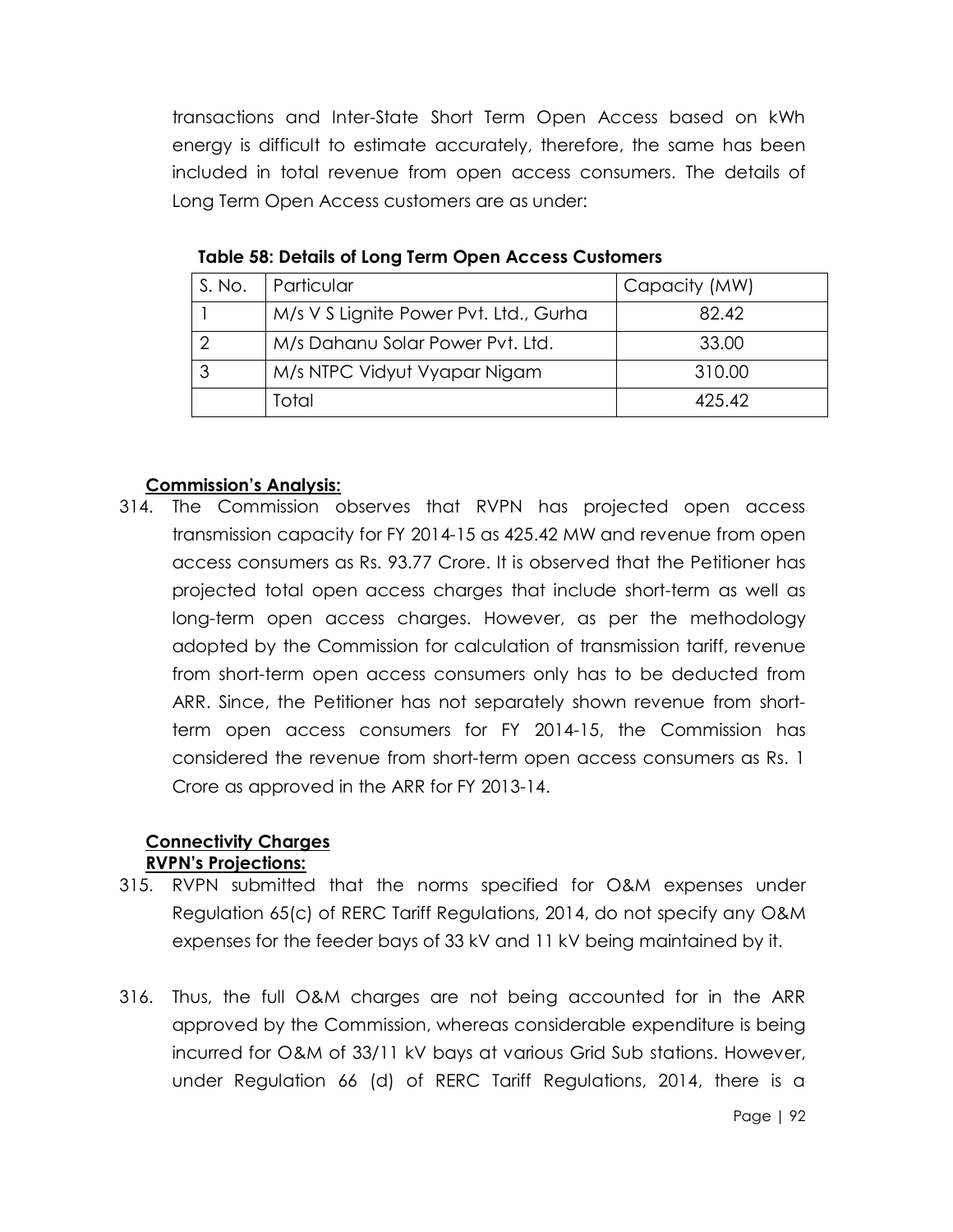transactions and Inter-State Short Term Open Access based on kWh energy is difficult to estimate accurately, therefore, the same has been included in total revenue from open access consumers. The details of Long Term Open Access customers are as under:

**Table 58: Details of Long Term Open Access Customers**

| S. No. | Particular | Capacity (MW) |
|---|---|---|
| 1 | M/s V S Lignite Power Pvt. Ltd., Gurha | 82.42 |
| 2 | M/s Dahanu Solar Power Pvt. Ltd. | 33.00 |
| 3 | M/s NTPC Vidyut Vyapar Nigam | 310.00 |
| | Total | 425.42 |

**Commission's Analysis:**

314. The Commission observes that RVPN has projected open access transmission capacity for FY 2014-15 as 425.42 MW and revenue from open access consumers as Rs. 93.77 Crore. It is observed that the Petitioner has projected total open access charges that include short-term as well as long-term open access charges. However, as per the methodology adopted by the Commission for calculation of transmission tariff, revenue from short-term open access consumers only has to be deducted from ARR. Since, the Petitioner has not separately shown revenue from short-term open access consumers for FY 2014-15, the Commission has considered the revenue from short-term open access consumers as Rs. 1 Crore as approved in the ARR for FY 2013-14.

**Connectivity Charges**

**RVPN's Projections:**

315. RVPN submitted that the norms specified for O&M expenses under Regulation 65(c) of RERC Tariff Regulations, 2014, do not specify any O&M expenses for the feeder bays of 33 kV and 11 kV being maintained by it.

316. Thus, the full O&M charges are not being accounted for in the ARR approved by the Commission, whereas considerable expenditure is being incurred for O&M of 33/11 kV bays at various Grid Sub stations. However, under Regulation 66 (d) of RERC Tariff Regulations, 2014, there is a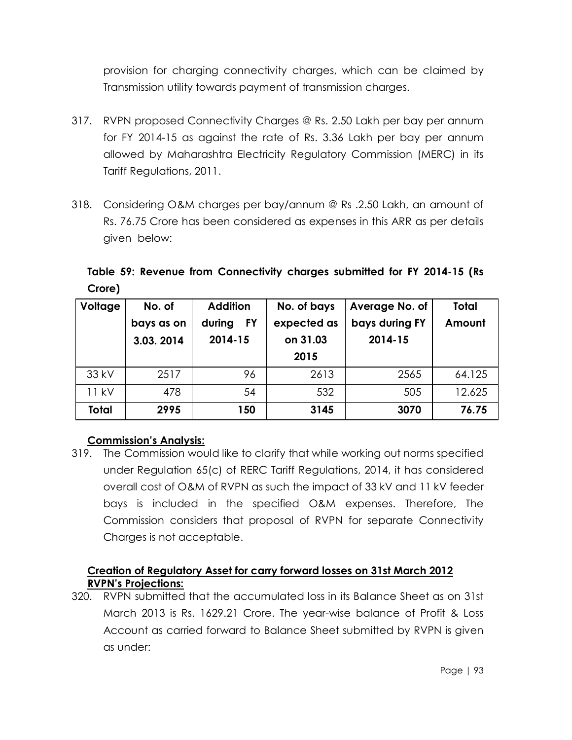provision for charging connectivity charges, which can be claimed by Transmission utility towards payment of transmission charges.

317. RVPN proposed Connectivity Charges @ Rs. 2.50 Lakh per bay per annum for FY 2014-15 as against the rate of Rs. 3.36 Lakh per bay per annum allowed by Maharashtra Electricity Regulatory Commission (MERC) in its Tariff Regulations, 2011.

318. Considering O&M charges per bay/annum @ Rs .2.50 Lakh, an amount of Rs. 76.75 Crore has been considered as expenses in this ARR as per details given below:

**Table 59: Revenue from Connectivity charges submitted for FY 2014-15 (Rs Crore)**

| Voltage | No. of bays as on 3.03. 2014 | Addition during FY 2014-15 | No. of bays expected as on 31.03 2015 | Average No. of bays during FY 2014-15 | Total Amount |
|---|---|---|---|---|---|
| 33 kV | 2517 | 96 | 2613 | 2565 | 64.125 |
| 11 kV | 478 | 54 | 532 | 505 | 12.625 |
| **Total** | **2995** | **150** | **3145** | **3070** | **76.75** |

**Commission's Analysis:**

319. The Commission would like to clarify that while working out norms specified under Regulation 65(c) of RERC Tariff Regulations, 2014, it has considered overall cost of O&M of RVPN as such the impact of 33 kV and 11 kV feeder bays is included in the specified O&M expenses. Therefore, The Commission considers that proposal of RVPN for separate Connectivity Charges is not acceptable.

**Creation of Regulatory Asset for carry forward losses on 31st March 2012**

**RVPN's Projections:**

320. RVPN submitted that the accumulated loss in its Balance Sheet as on 31st March 2013 is Rs. 1629.21 Crore. The year-wise balance of Profit & Loss Account as carried forward to Balance Sheet submitted by RVPN is given as under: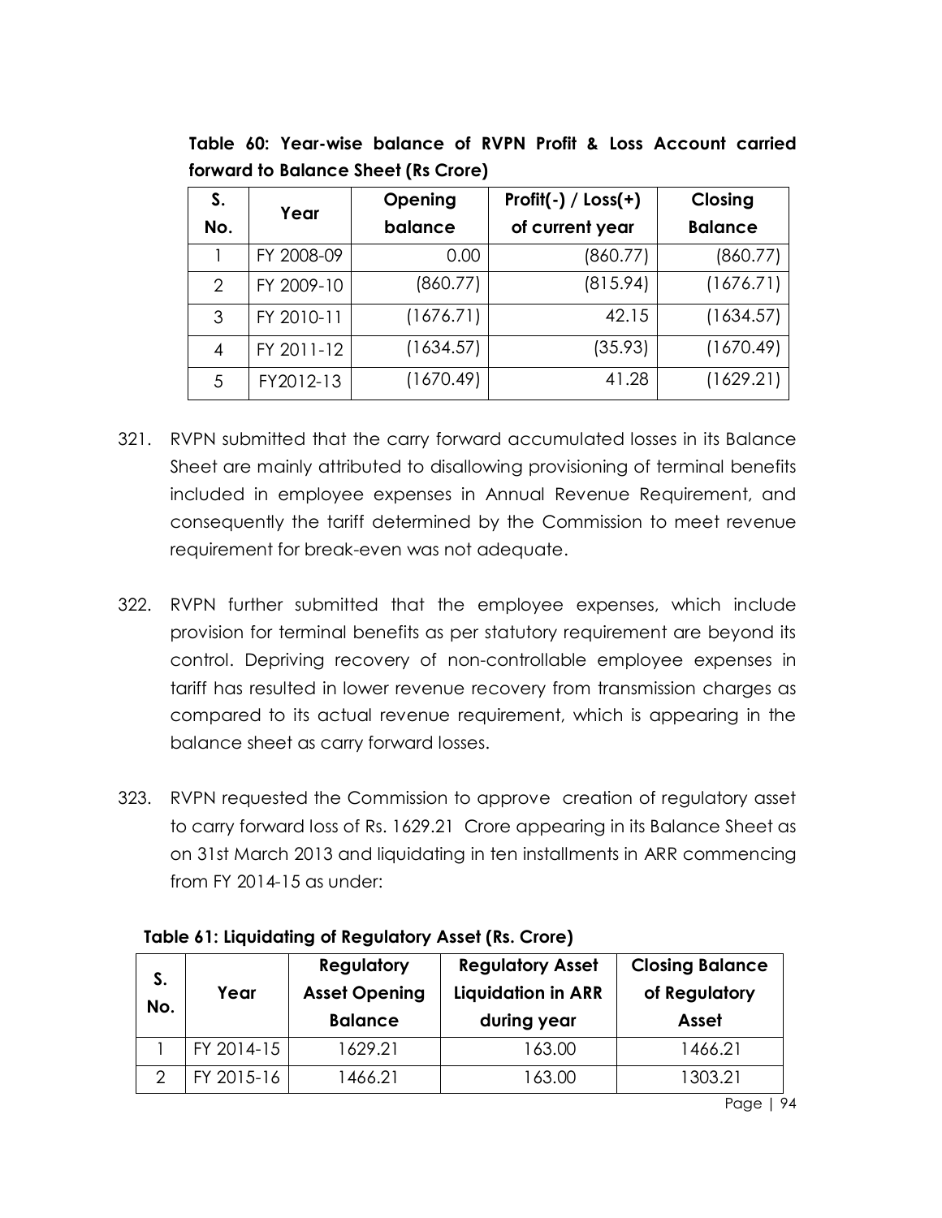**Table 60: Year-wise balance of RVPN Profit & Loss Account carried forward to Balance Sheet (Rs Crore)**

| S. No. | Year | Opening balance | Profit(-) / Loss(+) of current year | Closing Balance |
|---|---|---|---|---|
| 1 | FY 2008-09 | 0.00 | (860.77) | (860.77) |
| 2 | FY 2009-10 | (860.77) | (815.94) | (1676.71) |
| 3 | FY 2010-11 | (1676.71) | 42.15 | (1634.57) |
| 4 | FY 2011-12 | (1634.57) | (35.93) | (1670.49) |
| 5 | FY2012-13 | (1670.49) | 41.28 | (1629.21) |

321. RVPN submitted that the carry forward accumulated losses in its Balance Sheet are mainly attributed to disallowing provisioning of terminal benefits included in employee expenses in Annual Revenue Requirement, and consequently the tariff determined by the Commission to meet revenue requirement for break-even was not adequate.

322. RVPN further submitted that the employee expenses, which include provision for terminal benefits as per statutory requirement are beyond its control. Depriving recovery of non-controllable employee expenses in tariff has resulted in lower revenue recovery from transmission charges as compared to its actual revenue requirement, which is appearing in the balance sheet as carry forward losses.

323. RVPN requested the Commission to approve creation of regulatory asset to carry forward loss of Rs. 1629.21 Crore appearing in its Balance Sheet as on 31st March 2013 and liquidating in ten installments in ARR commencing from FY 2014-15 as under:

**Table 61: Liquidating of Regulatory Asset (Rs. Crore)**

| S. No. | Year | Regulatory Asset Opening Balance | Regulatory Asset Liquidation in ARR during year | Closing Balance of Regulatory Asset |
|---|---|---|---|---|
| 1 | FY 2014-15 | 1629.21 | 163.00 | 1466.21 |
| 2 | FY 2015-16 | 1466.21 | 163.00 | 1303.21 |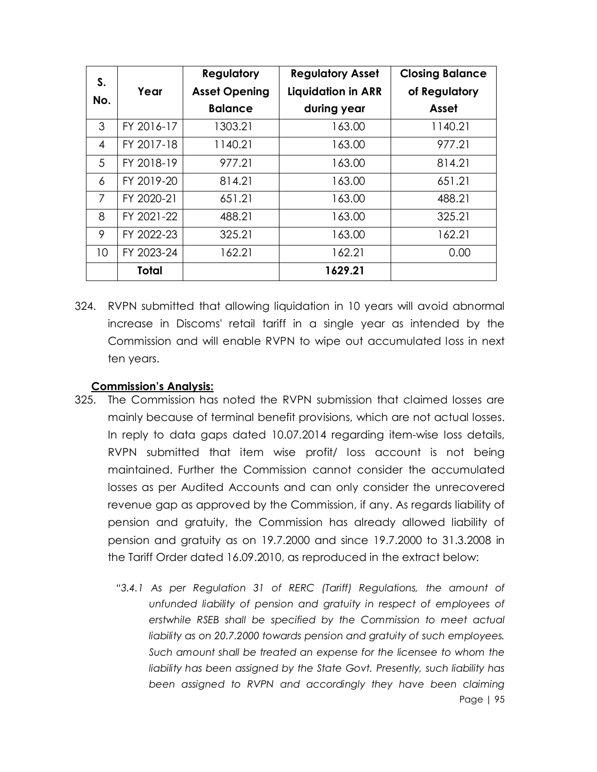| S. No. | Year | Regulatory Asset Opening Balance | Regulatory Asset Liquidation in ARR during year | Closing Balance of Regulatory Asset |
|---|---|---|---|---|
| 3 | FY 2016-17 | 1303.21 | 163.00 | 1140.21 |
| 4 | FY 2017-18 | 1140.21 | 163.00 | 977.21 |
| 5 | FY 2018-19 | 977.21 | 163.00 | 814.21 |
| 6 | FY 2019-20 | 814.21 | 163.00 | 651.21 |
| 7 | FY 2020-21 | 651.21 | 163.00 | 488.21 |
| 8 | FY 2021-22 | 488.21 | 163.00 | 325.21 |
| 9 | FY 2022-23 | 325.21 | 163.00 | 162.21 |
| 10 | FY 2023-24 | 162.21 | 162.21 | 0.00 |
| | **Total** | | **1629.21** | |

324. RVPN submitted that allowing liquidation in 10 years will avoid abnormal increase in Discoms' retail tariff in a single year as intended by the Commission and will enable RVPN to wipe out accumulated loss in next ten years.

**Commission's Analysis:**

325. The Commission has noted the RVPN submission that claimed losses are mainly because of terminal benefit provisions, which are not actual losses. In reply to data gaps dated 10.07.2014 regarding item-wise loss details, RVPN submitted that item wise profit/ loss account is not being maintained. Further the Commission cannot consider the accumulated losses as per Audited Accounts and can only consider the unrecovered revenue gap as approved by the Commission, if any. As regards liability of pension and gratuity, the Commission has already allowed liability of pension and gratuity as on 19.7.2000 and since 19.7.2000 to 31.3.2008 in the Tariff Order dated 16.09.2010, as reproduced in the extract below:

*"3.4.1 As per Regulation 31 of RERC (Tariff) Regulations, the amount of unfunded liability of pension and gratuity in respect of employees of erstwhile RSEB shall be specified by the Commission to meet actual liability as on 20.7.2000 towards pension and gratuity of such employees. Such amount shall be treated an expense for the licensee to whom the liability has been assigned by the State Govt. Presently, such liability has been assigned to RVPN and accordingly they have been claiming*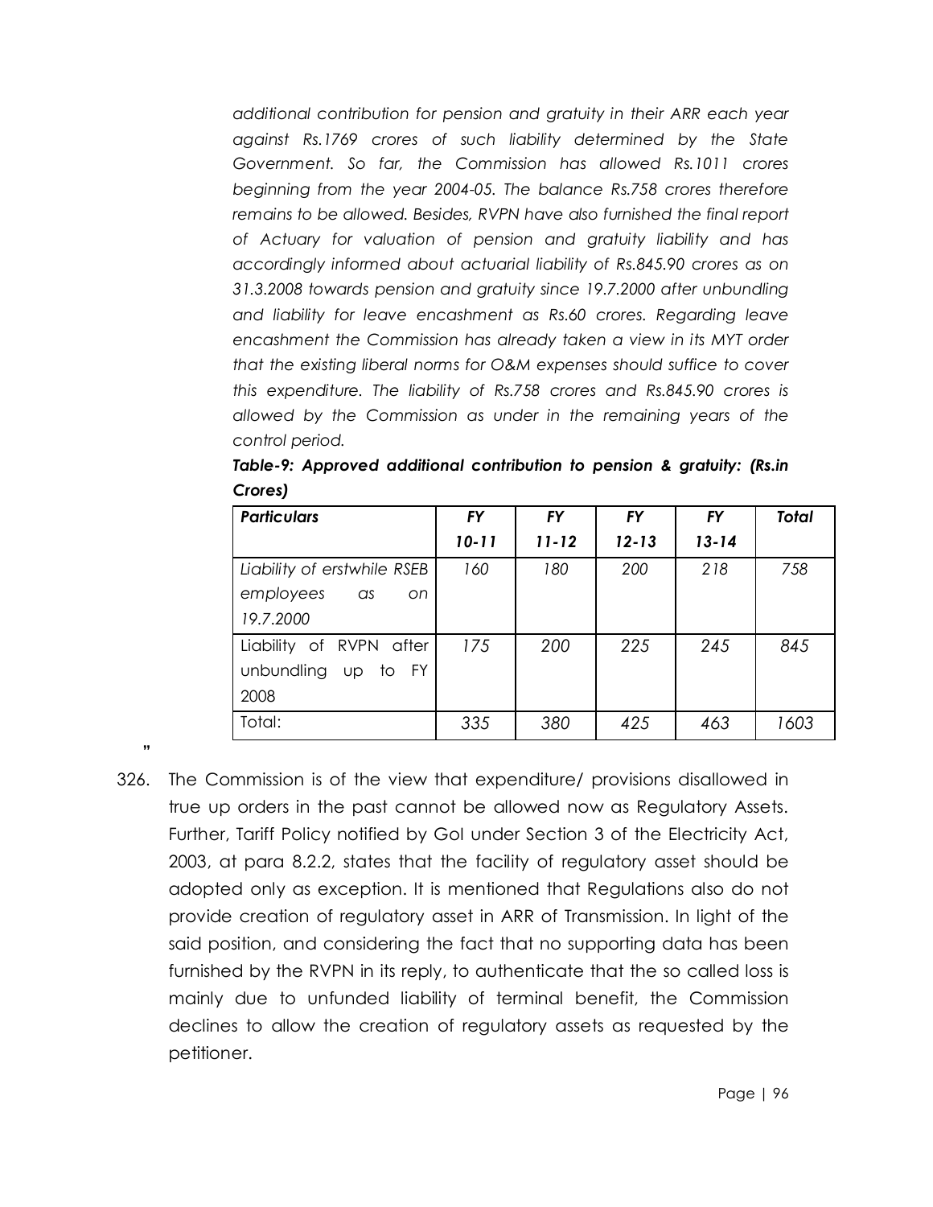*additional contribution for pension and gratuity in their ARR each year against Rs.1769 crores of such liability determined by the State Government. So far, the Commission has allowed Rs.1011 crores beginning from the year 2004-05. The balance Rs.758 crores therefore remains to be allowed. Besides, RVPN have also furnished the final report of Actuary for valuation of pension and gratuity liability and has accordingly informed about actuarial liability of Rs.845.90 crores as on 31.3.2008 towards pension and gratuity since 19.7.2000 after unbundling and liability for leave encashment as Rs.60 crores. Regarding leave encashment the Commission has already taken a view in its MYT order that the existing liberal norms for O&M expenses should suffice to cover this expenditure. The liability of Rs.758 crores and Rs.845.90 crores is allowed by the Commission as under in the remaining years of the control period.*

***Table-9: Approved additional contribution to pension & gratuity: (Rs.in Crores)***

| *Particulars* | *FY 10-11* | *FY 11-12* | *FY 12-13* | *FY 13-14* | *Total* |
|---|---|---|---|---|---|
| *Liability of erstwhile RSEB employees as on 19.7.2000* | *160* | *180* | *200* | *218* | *758* |
| Liability of RVPN after unbundling up to FY 2008 | *175* | *200* | *225* | *245* | *845* |
| Total: | *335* | *380* | *425* | *463* | *1603* |

"

326. The Commission is of the view that expenditure/ provisions disallowed in true up orders in the past cannot be allowed now as Regulatory Assets. Further, Tariff Policy notified by GoI under Section 3 of the Electricity Act, 2003, at para 8.2.2, states that the facility of regulatory asset should be adopted only as exception. It is mentioned that Regulations also do not provide creation of regulatory asset in ARR of Transmission. In light of the said position, and considering the fact that no supporting data has been furnished by the RVPN in its reply, to authenticate that the so called loss is mainly due to unfunded liability of terminal benefit, the Commission declines to allow the creation of regulatory assets as requested by the petitioner.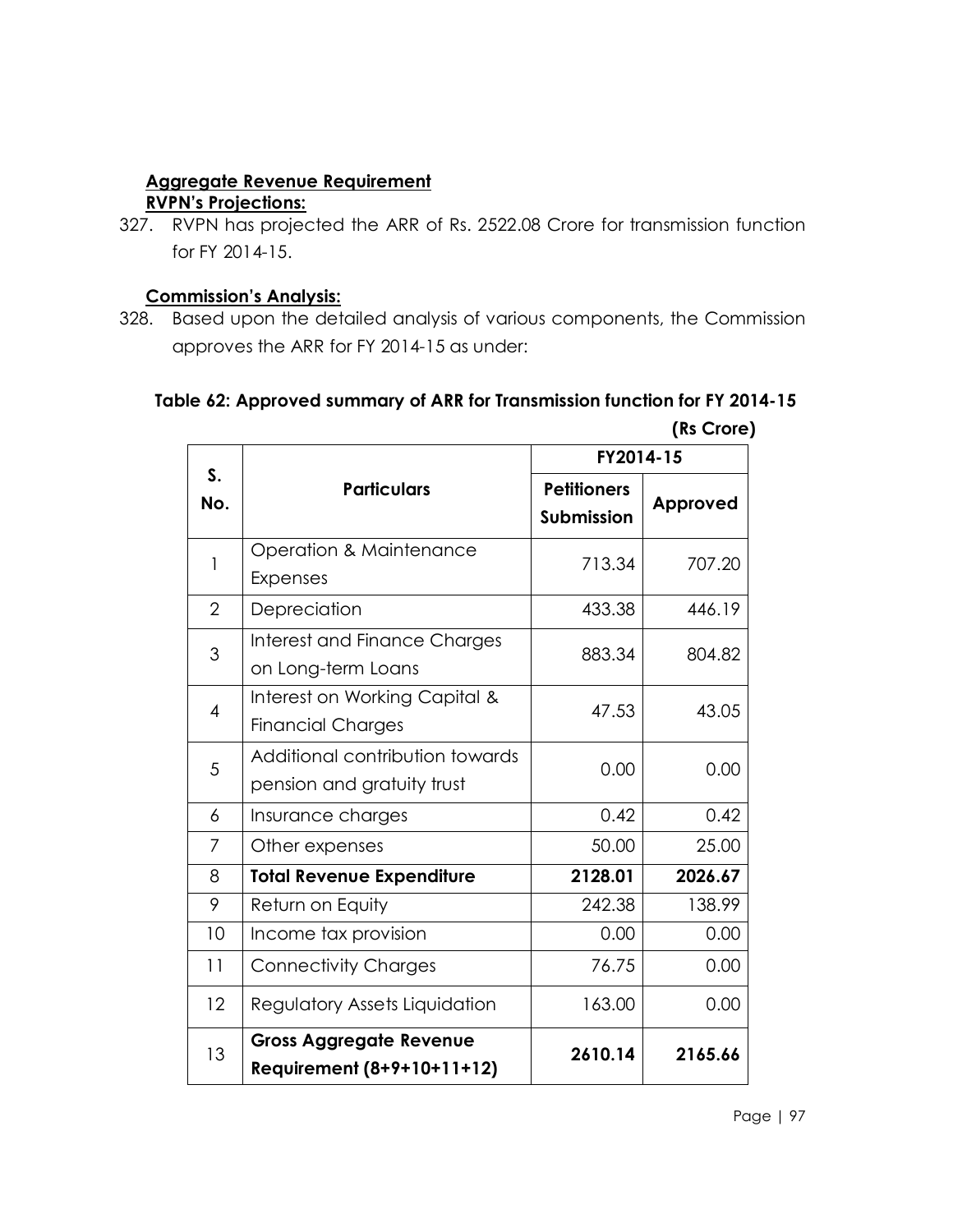**Aggregate Revenue Requirement**

**RVPN's Projections:**

327. RVPN has projected the ARR of Rs. 2522.08 Crore for transmission function for FY 2014-15.

**Commission's Analysis:**

328. Based upon the detailed analysis of various components, the Commission approves the ARR for FY 2014-15 as under:

**Table 62: Approved summary of ARR for Transmission function for FY 2014-15**

**(Rs Crore)**

| S. No. | Particulars | FY2014-15 | |
|---|---|---|---|
| | | **Petitioners Submission** | **Approved** |
| 1 | Operation & Maintenance Expenses | 713.34 | 707.20 |
| 2 | Depreciation | 433.38 | 446.19 |
| 3 | Interest and Finance Charges on Long-term Loans | 883.34 | 804.82 |
| 4 | Interest on Working Capital & Financial Charges | 47.53 | 43.05 |
| 5 | Additional contribution towards pension and gratuity trust | 0.00 | 0.00 |
| 6 | Insurance charges | 0.42 | 0.42 |
| 7 | Other expenses | 50.00 | 25.00 |
| 8 | **Total Revenue Expenditure** | **2128.01** | **2026.67** |
| 9 | Return on Equity | 242.38 | 138.99 |
| 10 | Income tax provision | 0.00 | 0.00 |
| 11 | Connectivity Charges | 76.75 | 0.00 |
| 12 | Regulatory Assets Liquidation | 163.00 | 0.00 |
| 13 | **Gross Aggregate Revenue Requirement (8+9+10+11+12)** | **2610.14** | **2165.66** |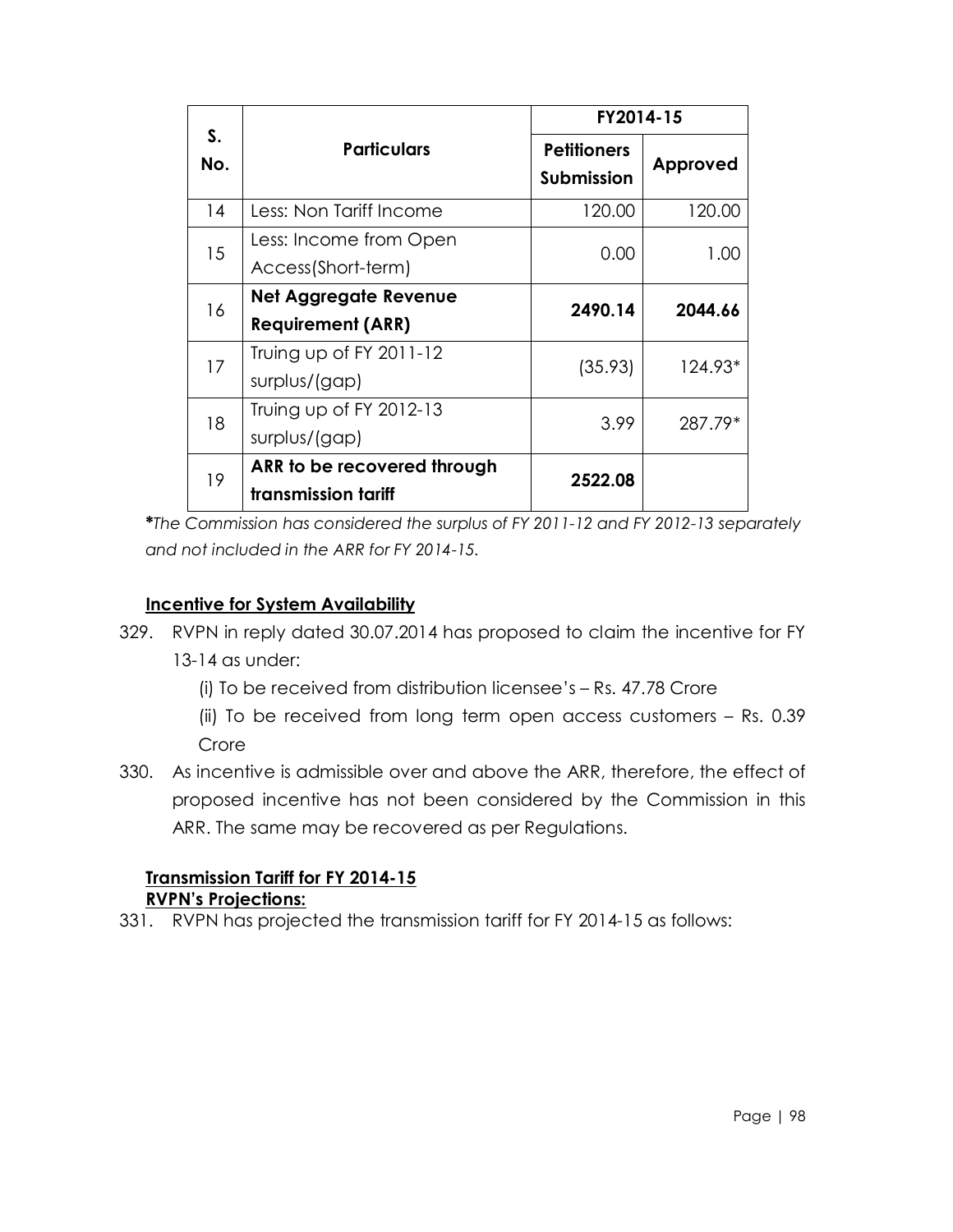| S. No. | Particulars | FY2014-15 | |
|---|---|---|---|
| | | Petitioners Submission | Approved |
| 14 | Less: Non Tariff Income | 120.00 | 120.00 |
| 15 | Less: Income from Open Access(Short-term) | 0.00 | 1.00 |
| 16 | **Net Aggregate Revenue Requirement (ARR)** | **2490.14** | **2044.66** |
| 17 | Truing up of FY 2011-12 surplus/(gap) | (35.93) | 124.93* |
| 18 | Truing up of FY 2012-13 surplus/(gap) | 3.99 | 287.79* |
| 19 | **ARR to be recovered through transmission tariff** | **2522.08** | |

****The Commission has considered the surplus of FY 2011-12 and FY 2012-13 separately and not included in the ARR for FY 2014-15.*

**Incentive for System Availability**

329. RVPN in reply dated 30.07.2014 has proposed to claim the incentive for FY 13-14 as under:

(i) To be received from distribution licensee's – Rs. 47.78 Crore

(ii) To be received from long term open access customers – Rs. 0.39 Crore

330. As incentive is admissible over and above the ARR, therefore, the effect of proposed incentive has not been considered by the Commission in this ARR. The same may be recovered as per Regulations.

**Transmission Tariff for FY 2014-15**

**RVPN's Projections:**

331. RVPN has projected the transmission tariff for FY 2014-15 as follows: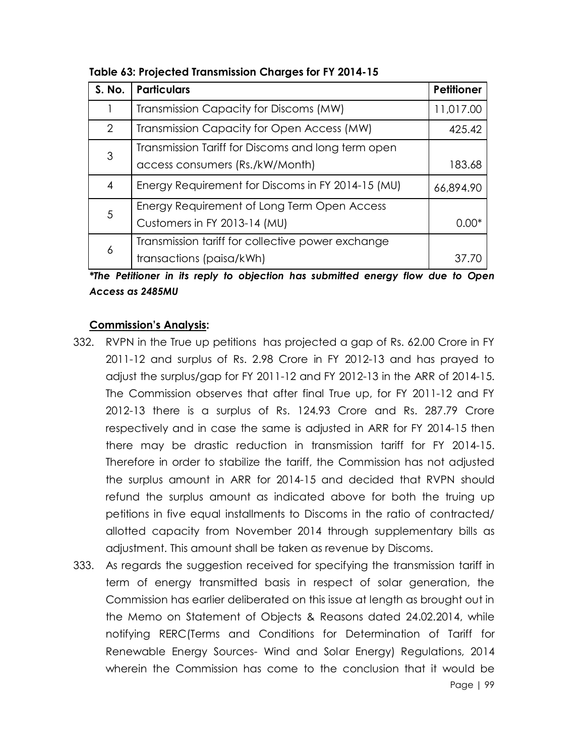**Table 63: Projected Transmission Charges for FY 2014-15**

| S. No. | Particulars | Petitioner |
|---|---|---|
| 1 | Transmission Capacity for Discoms (MW) | 11,017.00 |
| 2 | Transmission Capacity for Open Access (MW) | 425.42 |
| 3 | Transmission Tariff for Discoms and long term open access consumers (Rs./kW/Month) | 183.68 |
| 4 | Energy Requirement for Discoms in FY 2014-15 (MU) | 66,894.90 |
| 5 | Energy Requirement of Long Term Open Access Customers in FY 2013-14 (MU) | 0.00* |
| 6 | Transmission tariff for collective power exchange transactions (paisa/kWh) | 37.70 |

***The Petitioner in its reply to objection has submitted energy flow due to Open Access as 2485MU***

**Commission's Analysis:**

332. RVPN in the True up petitions has projected a gap of Rs. 62.00 Crore in FY 2011-12 and surplus of Rs. 2.98 Crore in FY 2012-13 and has prayed to adjust the surplus/gap for FY 2011-12 and FY 2012-13 in the ARR of 2014-15. The Commission observes that after final True up, for FY 2011-12 and FY 2012-13 there is a surplus of Rs. 124.93 Crore and Rs. 287.79 Crore respectively and in case the same is adjusted in ARR for FY 2014-15 then there may be drastic reduction in transmission tariff for FY 2014-15. Therefore in order to stabilize the tariff, the Commission has not adjusted the surplus amount in ARR for 2014-15 and decided that RVPN should refund the surplus amount as indicated above for both the truing up petitions in five equal installments to Discoms in the ratio of contracted/ allotted capacity from November 2014 through supplementary bills as adjustment. This amount shall be taken as revenue by Discoms.

333. As regards the suggestion received for specifying the transmission tariff in term of energy transmitted basis in respect of solar generation, the Commission has earlier deliberated on this issue at length as brought out in the Memo on Statement of Objects & Reasons dated 24.02.2014, while notifying RERC(Terms and Conditions for Determination of Tariff for Renewable Energy Sources- Wind and Solar Energy) Regulations, 2014 wherein the Commission has come to the conclusion that it would be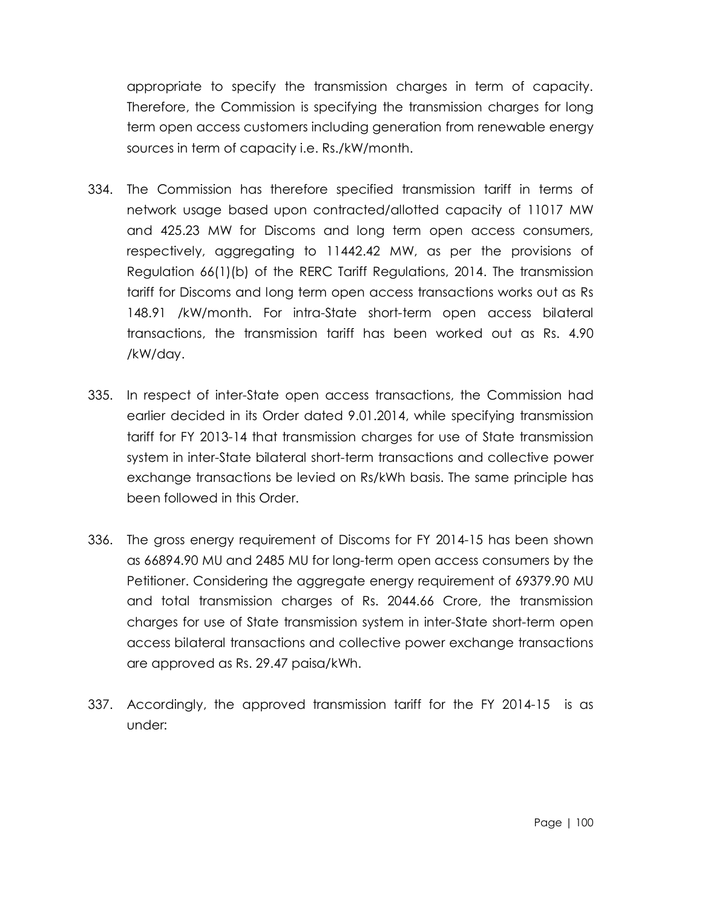appropriate to specify the transmission charges in term of capacity. Therefore, the Commission is specifying the transmission charges for long term open access customers including generation from renewable energy sources in term of capacity i.e. Rs./kW/month.

334. The Commission has therefore specified transmission tariff in terms of network usage based upon contracted/allotted capacity of 11017 MW and 425.23 MW for Discoms and long term open access consumers, respectively, aggregating to 11442.42 MW, as per the provisions of Regulation 66(1)(b) of the RERC Tariff Regulations, 2014. The transmission tariff for Discoms and long term open access transactions works out as Rs 148.91 /kW/month. For intra-State short-term open access bilateral transactions, the transmission tariff has been worked out as Rs. 4.90 /kW/day.

335. In respect of inter-State open access transactions, the Commission had earlier decided in its Order dated 9.01.2014, while specifying transmission tariff for FY 2013-14 that transmission charges for use of State transmission system in inter-State bilateral short-term transactions and collective power exchange transactions be levied on Rs/kWh basis. The same principle has been followed in this Order.

336. The gross energy requirement of Discoms for FY 2014-15 has been shown as 66894.90 MU and 2485 MU for long-term open access consumers by the Petitioner. Considering the aggregate energy requirement of 69379.90 MU and total transmission charges of Rs. 2044.66 Crore, the transmission charges for use of State transmission system in inter-State short-term open access bilateral transactions and collective power exchange transactions are approved as Rs. 29.47 paisa/kWh.

337. Accordingly, the approved transmission tariff for the FY 2014-15 is as under: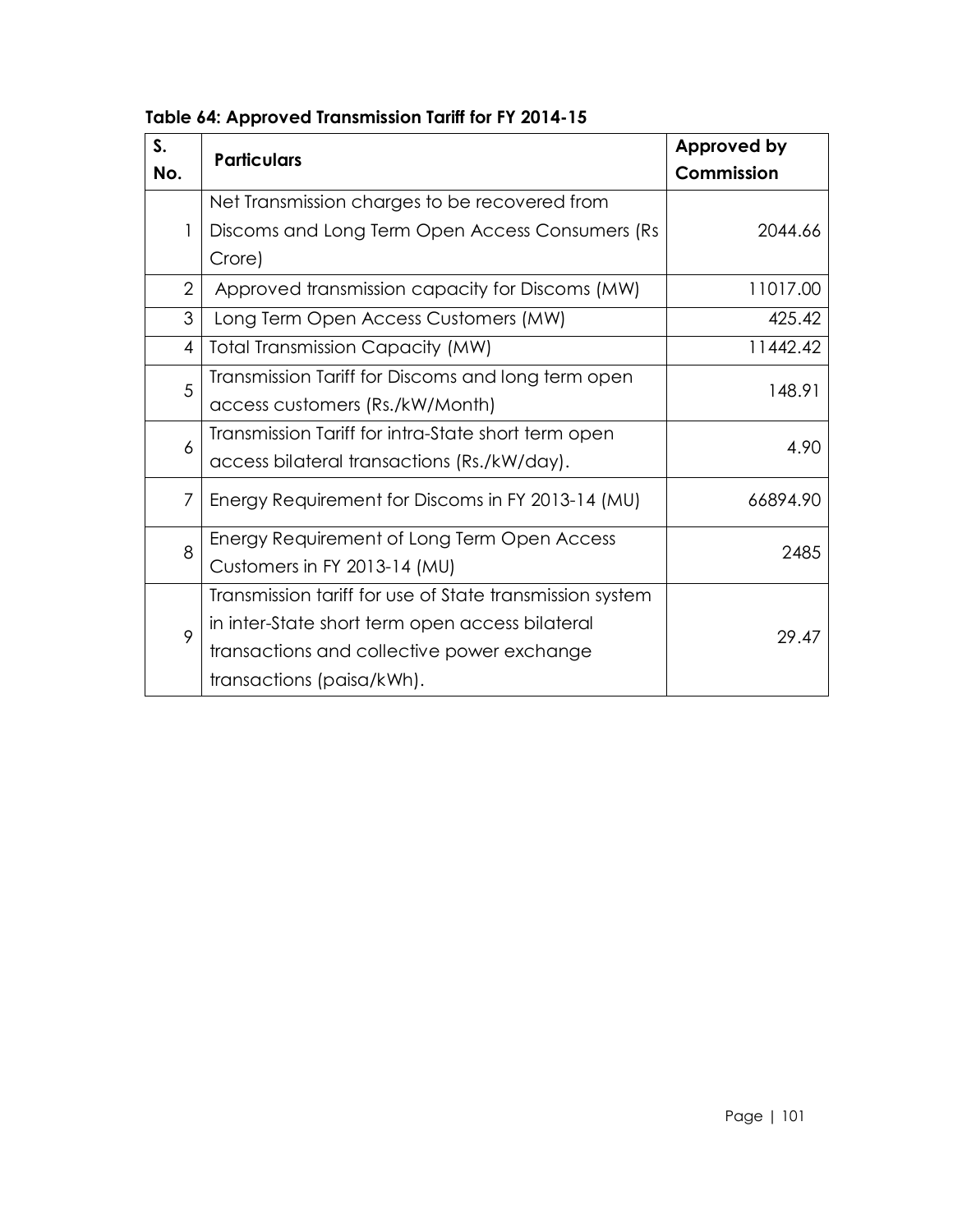**Table 64: Approved Transmission Tariff for FY 2014-15**

| S. No. | Particulars | Approved by Commission |
|---|---|---|
| 1 | Net Transmission charges to be recovered from Discoms and Long Term Open Access Consumers (Rs Crore) | 2044.66 |
| 2 | Approved transmission capacity for Discoms (MW) | 11017.00 |
| 3 | Long Term Open Access Customers (MW) | 425.42 |
| 4 | Total Transmission Capacity (MW) | 11442.42 |
| 5 | Transmission Tariff for Discoms and long term open access customers (Rs./kW/Month) | 148.91 |
| 6 | Transmission Tariff for intra-State short term open access bilateral transactions (Rs./kW/day). | 4.90 |
| 7 | Energy Requirement for Discoms in FY 2013-14 (MU) | 66894.90 |
| 8 | Energy Requirement of Long Term Open Access Customers in FY 2013-14 (MU) | 2485 |
| 9 | Transmission tariff for use of State transmission system in inter-State short term open access bilateral transactions and collective power exchange transactions (paisa/kWh). | 29.47 |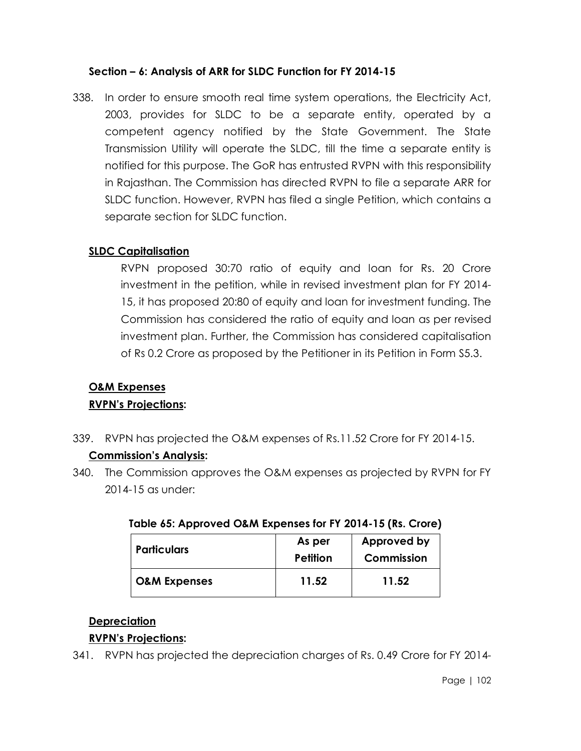### Section – 6: Analysis of ARR for SLDC Function for FY 2014-15

338. In order to ensure smooth real time system operations, the Electricity Act, 2003, provides for SLDC to be a separate entity, operated by a competent agency notified by the State Government. The State Transmission Utility will operate the SLDC, till the time a separate entity is notified for this purpose. The GoR has entrusted RVPN with this responsibility in Rajasthan. The Commission has directed RVPN to file a separate ARR for SLDC function. However, RVPN has filed a single Petition, which contains a separate section for SLDC function.

**SLDC Capitalisation**

RVPN proposed 30:70 ratio of equity and loan for Rs. 20 Crore investment in the petition, while in revised investment plan for FY 2014-15, it has proposed 20:80 of equity and loan for investment funding. The Commission has considered the ratio of equity and loan as per revised investment plan. Further, the Commission has considered capitalisation of Rs 0.2 Crore as proposed by the Petitioner in its Petition in Form S5.3.

**O&M Expenses**

**RVPN's Projections:**

339. RVPN has projected the O&M expenses of Rs.11.52 Crore for FY 2014-15.

**Commission's Analysis:**

340. The Commission approves the O&M expenses as projected by RVPN for FY 2014-15 as under:

**Table 65: Approved O&M Expenses for FY 2014-15 (Rs. Crore)**

| Particulars | As per Petition | Approved by Commission |
|---|---|---|
| O&M Expenses | 11.52 | 11.52 |

**Depreciation**

**RVPN's Projections:**

341. RVPN has projected the depreciation charges of Rs. 0.49 Crore for FY 2014-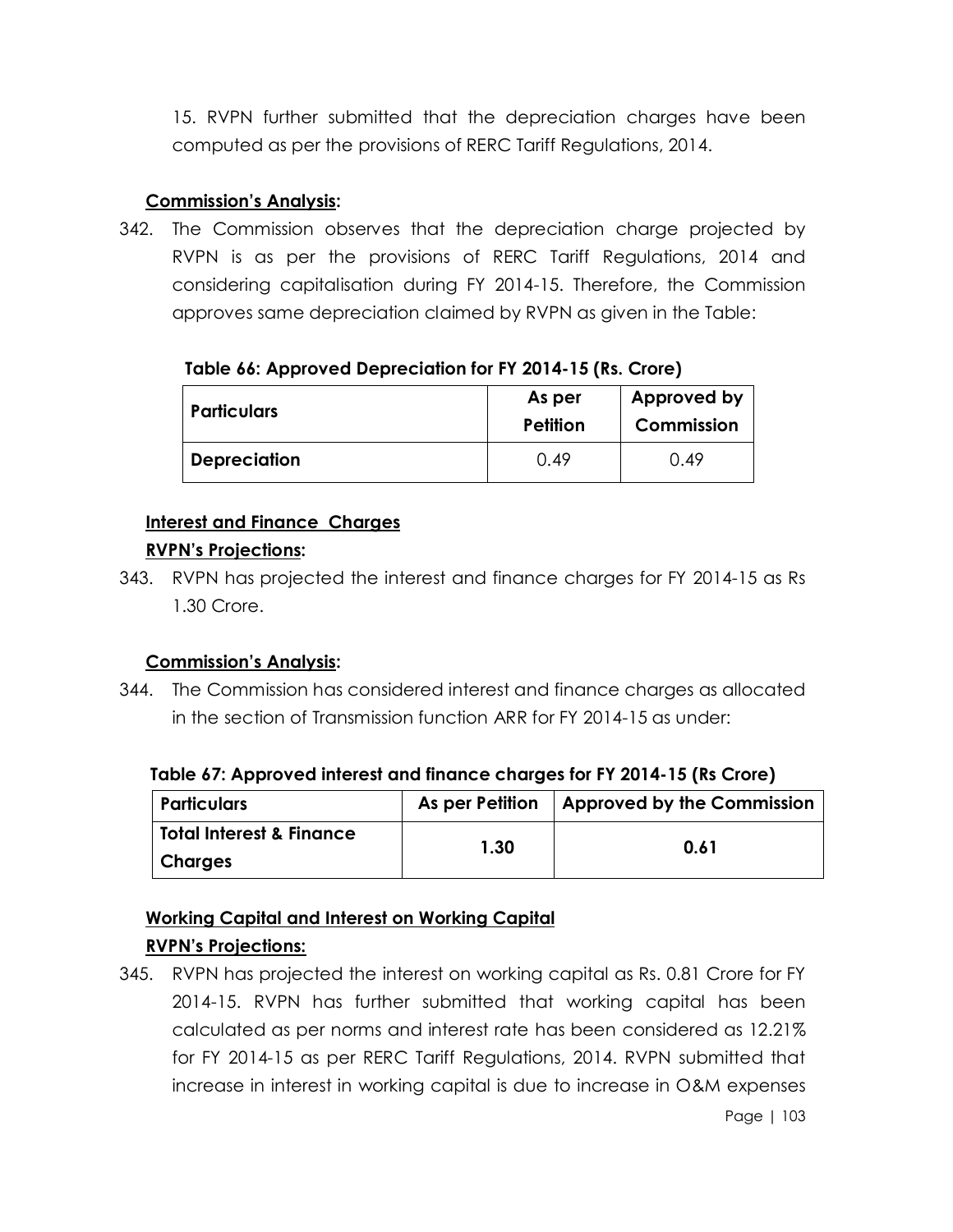15. RVPN further submitted that the depreciation charges have been computed as per the provisions of RERC Tariff Regulations, 2014.

**Commission's Analysis:**

342. The Commission observes that the depreciation charge projected by RVPN is as per the provisions of RERC Tariff Regulations, 2014 and considering capitalisation during FY 2014-15. Therefore, the Commission approves same depreciation claimed by RVPN as given in the Table:

**Table 66: Approved Depreciation for FY 2014-15 (Rs. Crore)**

| Particulars | As per Petition | Approved by Commission |
|---|---|---|
| **Depreciation** | 0.49 | 0.49 |

**Interest and Finance Charges**

**RVPN's Projections:**

343. RVPN has projected the interest and finance charges for FY 2014-15 as Rs 1.30 Crore.

**Commission's Analysis:**

344. The Commission has considered interest and finance charges as allocated in the section of Transmission function ARR for FY 2014-15 as under:

**Table 67: Approved interest and finance charges for FY 2014-15 (Rs Crore)**

| Particulars | As per Petition | Approved by the Commission |
|---|---|---|
| **Total Interest & Finance Charges** | **1.30** | **0.61** |

**Working Capital and Interest on Working Capital**

**RVPN's Projections:**

345. RVPN has projected the interest on working capital as Rs. 0.81 Crore for FY 2014-15. RVPN has further submitted that working capital has been calculated as per norms and interest rate has been considered as 12.21% for FY 2014-15 as per RERC Tariff Regulations, 2014. RVPN submitted that increase in interest in working capital is due to increase in O&M expenses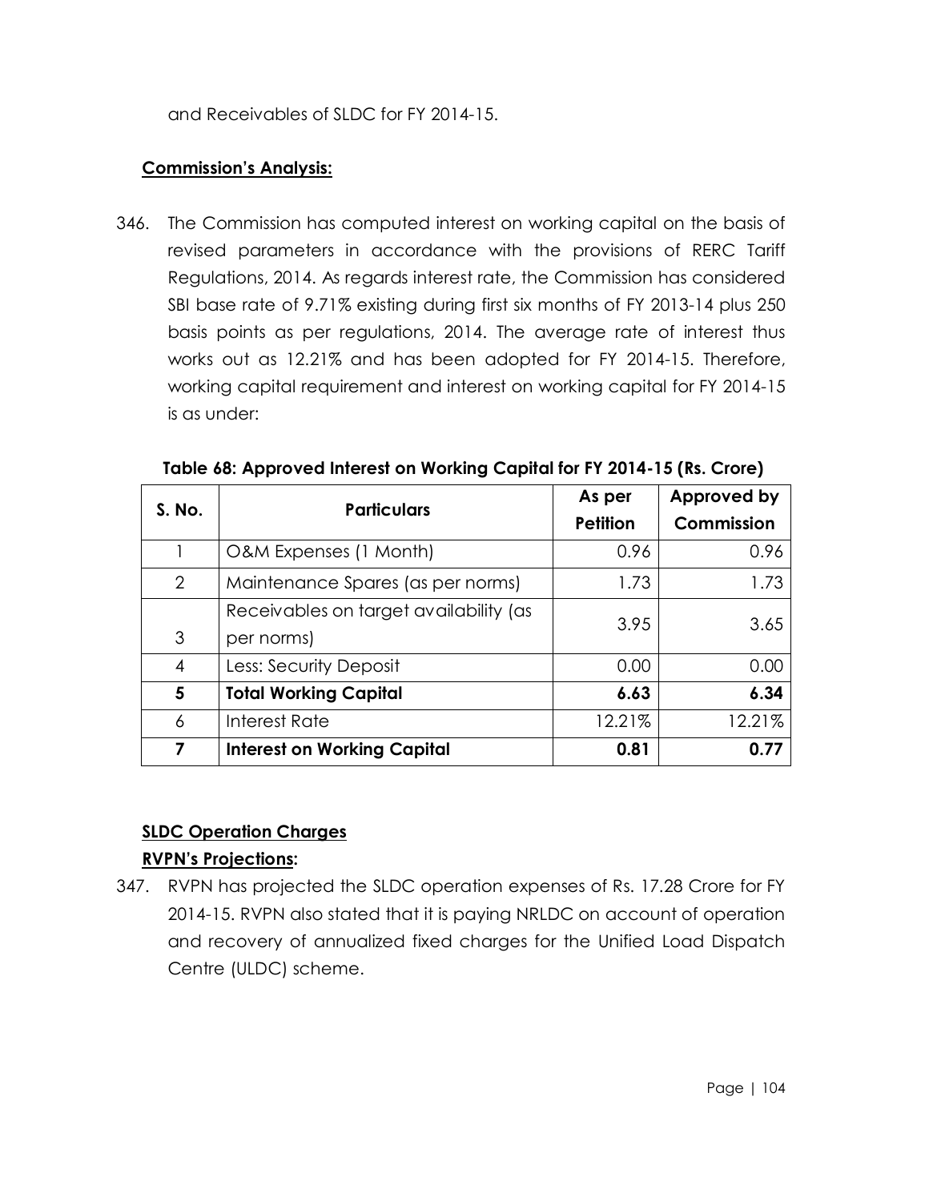and Receivables of SLDC for FY 2014-15.

**Commission's Analysis:**

346. The Commission has computed interest on working capital on the basis of revised parameters in accordance with the provisions of RERC Tariff Regulations, 2014. As regards interest rate, the Commission has considered SBI base rate of 9.71% existing during first six months of FY 2013-14 plus 250 basis points as per regulations, 2014. The average rate of interest thus works out as 12.21% and has been adopted for FY 2014-15. Therefore, working capital requirement and interest on working capital for FY 2014-15 is as under:

**Table 68: Approved Interest on Working Capital for FY 2014-15 (Rs. Crore)**

| S. No. | Particulars | As per Petition | Approved by Commission |
|---|---|---|---|
| 1 | O&M Expenses (1 Month) | 0.96 | 0.96 |
| 2 | Maintenance Spares (as per norms) | 1.73 | 1.73 |
| 3 | Receivables on target availability (as per norms) | 3.95 | 3.65 |
| 4 | Less: Security Deposit | 0.00 | 0.00 |
| **5** | **Total Working Capital** | **6.63** | **6.34** |
| 6 | Interest Rate | 12.21% | 12.21% |
| **7** | **Interest on Working Capital** | **0.81** | **0.77** |

**SLDC Operation Charges**

**RVPN's Projections:**

347. RVPN has projected the SLDC operation expenses of Rs. 17.28 Crore for FY 2014-15. RVPN also stated that it is paying NRLDC on account of operation and recovery of annualized fixed charges for the Unified Load Dispatch Centre (ULDC) scheme.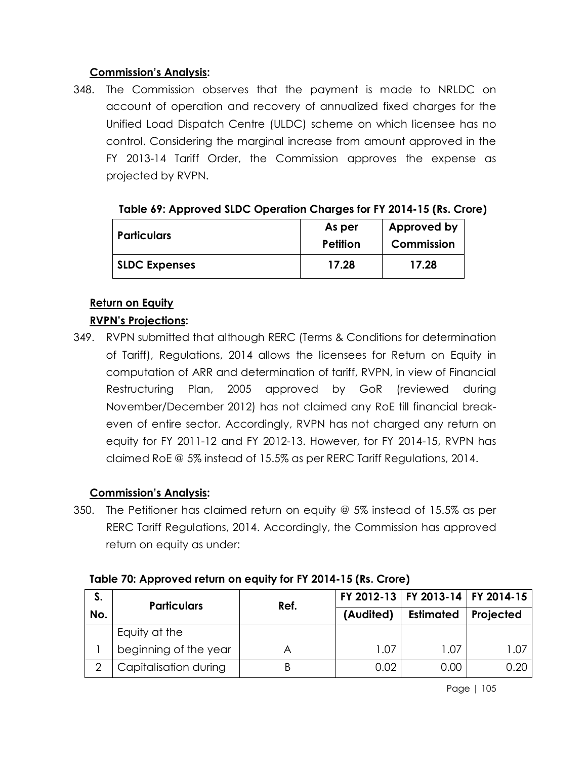**Commission's Analysis:**

348. The Commission observes that the payment is made to NRLDC on account of operation and recovery of annualized fixed charges for the Unified Load Dispatch Centre (ULDC) scheme on which licensee has no control. Considering the marginal increase from amount approved in the FY 2013-14 Tariff Order, the Commission approves the expense as projected by RVPN.

**Table 69: Approved SLDC Operation Charges for FY 2014-15 (Rs. Crore)**

| Particulars | As per Petition | Approved by Commission |
|---|---|---|
| **SLDC Expenses** | **17.28** | **17.28** |

**Return on Equity**

**RVPN's Projections:**

349. RVPN submitted that although RERC (Terms & Conditions for determination of Tariff), Regulations, 2014 allows the licensees for Return on Equity in computation of ARR and determination of tariff, RVPN, in view of Financial Restructuring Plan, 2005 approved by GoR (reviewed during November/December 2012) has not claimed any RoE till financial break-even of entire sector. Accordingly, RVPN has not charged any return on equity for FY 2011-12 and FY 2012-13. However, for FY 2014-15, RVPN has claimed RoE @ 5% instead of 15.5% as per RERC Tariff Regulations, 2014.

**Commission's Analysis:**

350. The Petitioner has claimed return on equity @ 5% instead of 15.5% as per RERC Tariff Regulations, 2014. Accordingly, the Commission has approved return on equity as under:

**Table 70: Approved return on equity for FY 2014-15 (Rs. Crore)**

| S. No. | Particulars | Ref. | FY 2012-13 (Audited) | FY 2013-14 Estimated | FY 2014-15 Projected |
|---|---|---|---|---|---|
| 1 | Equity at the beginning of the year | A | 1.07 | 1.07 | 1.07 |
| 2 | Capitalisation during | B | 0.02 | 0.00 | 0.20 |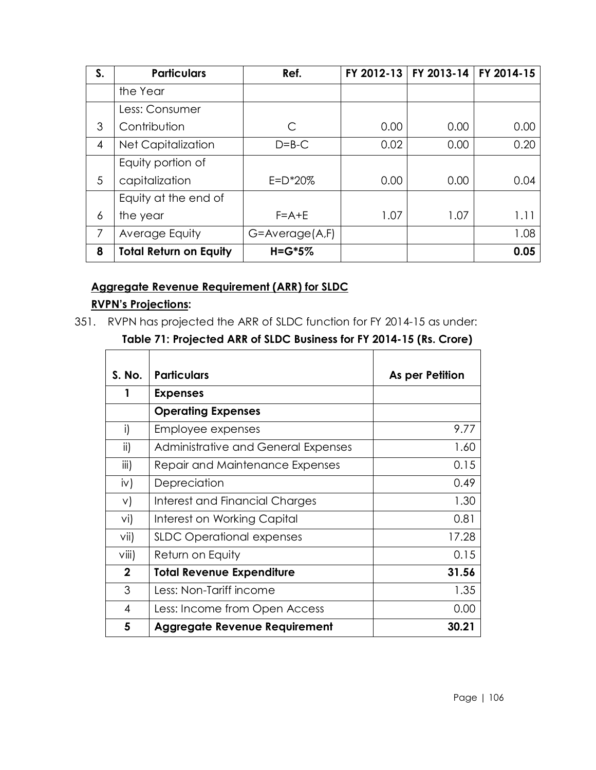| S. | Particulars | Ref. | FY 2012-13 | FY 2013-14 | FY 2014-15 |
|---|---|---|---|---|---|
| | the Year | | | | |
| 3 | Less: Consumer Contribution | C | 0.00 | 0.00 | 0.00 |
| 4 | Net Capitalization | D=B-C | 0.02 | 0.00 | 0.20 |
| 5 | Equity portion of capitalization | E=D*20% | 0.00 | 0.00 | 0.04 |
| 6 | Equity at the end of the year | F=A+E | 1.07 | 1.07 | 1.11 |
| 7 | Average Equity | G=Average(A,F) | | | 1.08 |
| **8** | **Total Return on Equity** | **H=G*5%** | | | **0.05** |

**Aggregate Revenue Requirement (ARR) for SLDC**

**RVPN's Projections:**

351. RVPN has projected the ARR of SLDC function for FY 2014-15 as under:

**Table 71: Projected ARR of SLDC Business for FY 2014-15 (Rs. Crore)**

| S. No. | Particulars | As per Petition |
|---|---|---|
| **1** | **Expenses** | |
| | **Operating Expenses** | |
| i) | Employee expenses | 9.77 |
| ii) | Administrative and General Expenses | 1.60 |
| iii) | Repair and Maintenance Expenses | 0.15 |
| iv) | Depreciation | 0.49 |
| v) | Interest and Financial Charges | 1.30 |
| vi) | Interest on Working Capital | 0.81 |
| vii) | SLDC Operational expenses | 17.28 |
| viii) | Return on Equity | 0.15 |
| **2** | **Total Revenue Expenditure** | **31.56** |
| 3 | Less: Non-Tariff income | 1.35 |
| 4 | Less: Income from Open Access | 0.00 |
| **5** | **Aggregate Revenue Requirement** | **30.21** |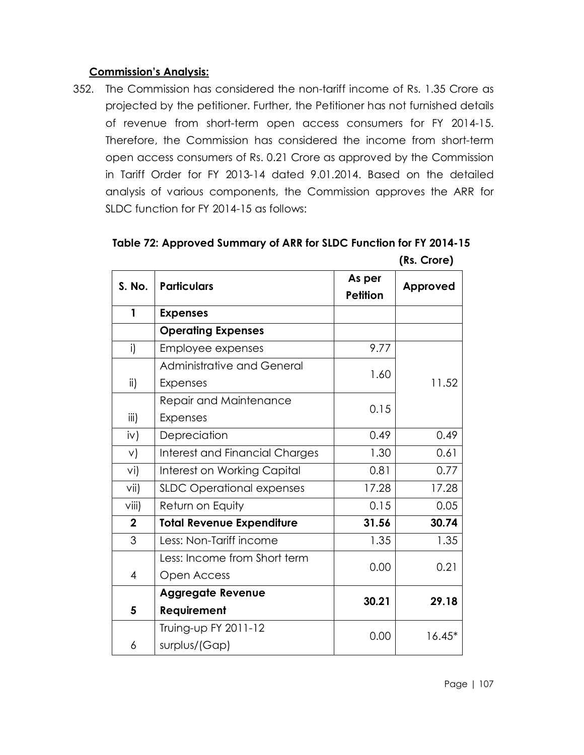**Commission's Analysis:**

352. The Commission has considered the non-tariff income of Rs. 1.35 Crore as projected by the petitioner. Further, the Petitioner has not furnished details of revenue from short-term open access consumers for FY 2014-15. Therefore, the Commission has considered the income from short-term open access consumers of Rs. 0.21 Crore as approved by the Commission in Tariff Order for FY 2013-14 dated 9.01.2014. Based on the detailed analysis of various components, the Commission approves the ARR for SLDC function for FY 2014-15 as follows:

**Table 72: Approved Summary of ARR for SLDC Function for FY 2014-15**

**(Rs. Crore)**

| S. No. | Particulars | As per Petition | Approved |
|---|---|---|---|
| **1** | **Expenses** | | |
| | **Operating Expenses** | | |
| i) | Employee expenses | 9.77 | 11.52 |
| ii) | Administrative and General Expenses | 1.60 | |
| iii) | Repair and Maintenance Expenses | 0.15 | |
| iv) | Depreciation | 0.49 | 0.49 |
| v) | Interest and Financial Charges | 1.30 | 0.61 |
| vi) | Interest on Working Capital | 0.81 | 0.77 |
| vii) | SLDC Operational expenses | 17.28 | 17.28 |
| viii) | Return on Equity | 0.15 | 0.05 |
| **2** | **Total Revenue Expenditure** | **31.56** | **30.74** |
| 3 | Less: Non-Tariff income | 1.35 | 1.35 |
| 4 | Less: Income from Short term Open Access | 0.00 | 0.21 |
| **5** | **Aggregate Revenue Requirement** | **30.21** | **29.18** |
| 6 | Truing-up FY 2011-12 surplus/(Gap) | 0.00 | 16.45* |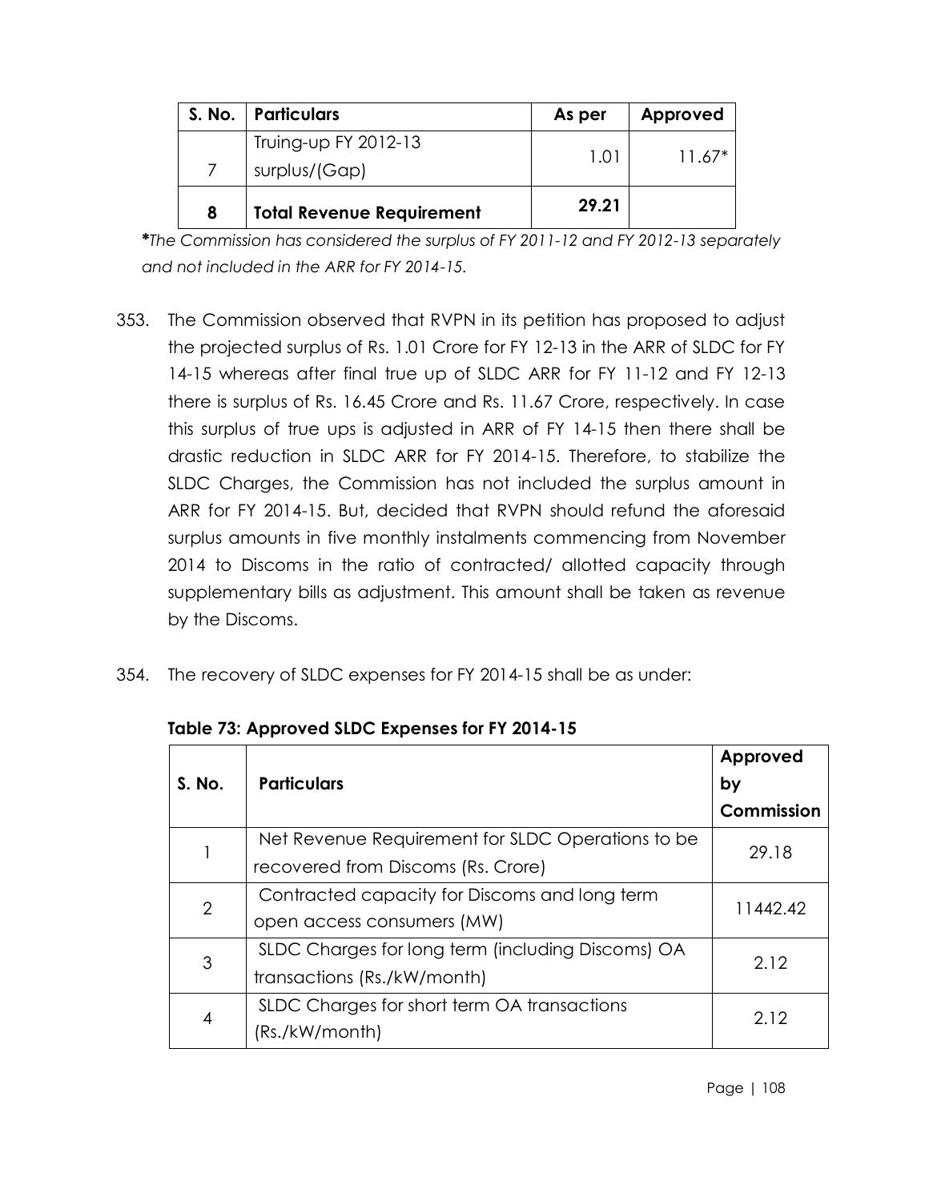| S. No. | Particulars | As per | Approved |
|---|---|---|---|
| 7 | Truing-up FY 2012-13 surplus/(Gap) | 1.01 | 11.67* |
| 8 | **Total Revenue Requirement** | **29.21** | |

***The Commission has considered the surplus of FY 2011-12 and FY 2012-13 separately and not included in the ARR for FY 2014-15.***

353. The Commission observed that RVPN in its petition has proposed to adjust the projected surplus of Rs. 1.01 Crore for FY 12-13 in the ARR of SLDC for FY 14-15 whereas after final true up of SLDC ARR for FY 11-12 and FY 12-13 there is surplus of Rs. 16.45 Crore and Rs. 11.67 Crore, respectively. In case this surplus of true ups is adjusted in ARR of FY 14-15 then there shall be drastic reduction in SLDC ARR for FY 2014-15. Therefore, to stabilize the SLDC Charges, the Commission has not included the surplus amount in ARR for FY 2014-15. But, decided that RVPN should refund the aforesaid surplus amounts in five monthly instalments commencing from November 2014 to Discoms in the ratio of contracted/ allotted capacity through supplementary bills as adjustment. This amount shall be taken as revenue by the Discoms.

354. The recovery of SLDC expenses for FY 2014-15 shall be as under:

**Table 73: Approved SLDC Expenses for FY 2014-15**

| S. No. | Particulars | Approved by Commission |
|---|---|---|
| 1 | Net Revenue Requirement for SLDC Operations to be recovered from Discoms (Rs. Crore) | 29.18 |
| 2 | Contracted capacity for Discoms and long term open access consumers (MW) | 11442.42 |
| 3 | SLDC Charges for long term (including Discoms) OA transactions (Rs./kW/month) | 2.12 |
| 4 | SLDC Charges for short term OA transactions (Rs./kW/month) | 2.12 |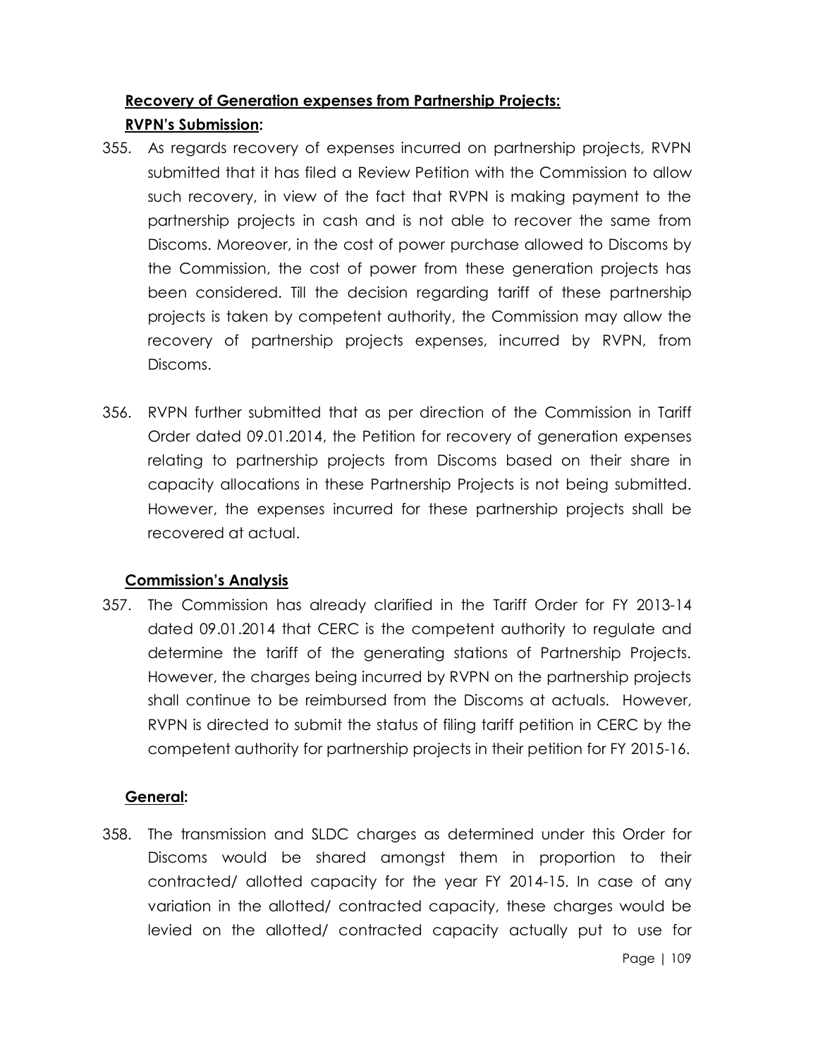**Recovery of Generation expenses from Partnership Projects:**

**RVPN's Submission:**

355. As regards recovery of expenses incurred on partnership projects, RVPN submitted that it has filed a Review Petition with the Commission to allow such recovery, in view of the fact that RVPN is making payment to the partnership projects in cash and is not able to recover the same from Discoms. Moreover, in the cost of power purchase allowed to Discoms by the Commission, the cost of power from these generation projects has been considered. Till the decision regarding tariff of these partnership projects is taken by competent authority, the Commission may allow the recovery of partnership projects expenses, incurred by RVPN, from Discoms.

356. RVPN further submitted that as per direction of the Commission in Tariff Order dated 09.01.2014, the Petition for recovery of generation expenses relating to partnership projects from Discoms based on their share in capacity allocations in these Partnership Projects is not being submitted. However, the expenses incurred for these partnership projects shall be recovered at actual.

**Commission's Analysis**

357. The Commission has already clarified in the Tariff Order for FY 2013-14 dated 09.01.2014 that CERC is the competent authority to regulate and determine the tariff of the generating stations of Partnership Projects. However, the charges being incurred by RVPN on the partnership projects shall continue to be reimbursed from the Discoms at actuals. However, RVPN is directed to submit the status of filing tariff petition in CERC by the competent authority for partnership projects in their petition for FY 2015-16.

**General:**

358. The transmission and SLDC charges as determined under this Order for Discoms would be shared amongst them in proportion to their contracted/ allotted capacity for the year FY 2014-15. In case of any variation in the allotted/ contracted capacity, these charges would be levied on the allotted/ contracted capacity actually put to use for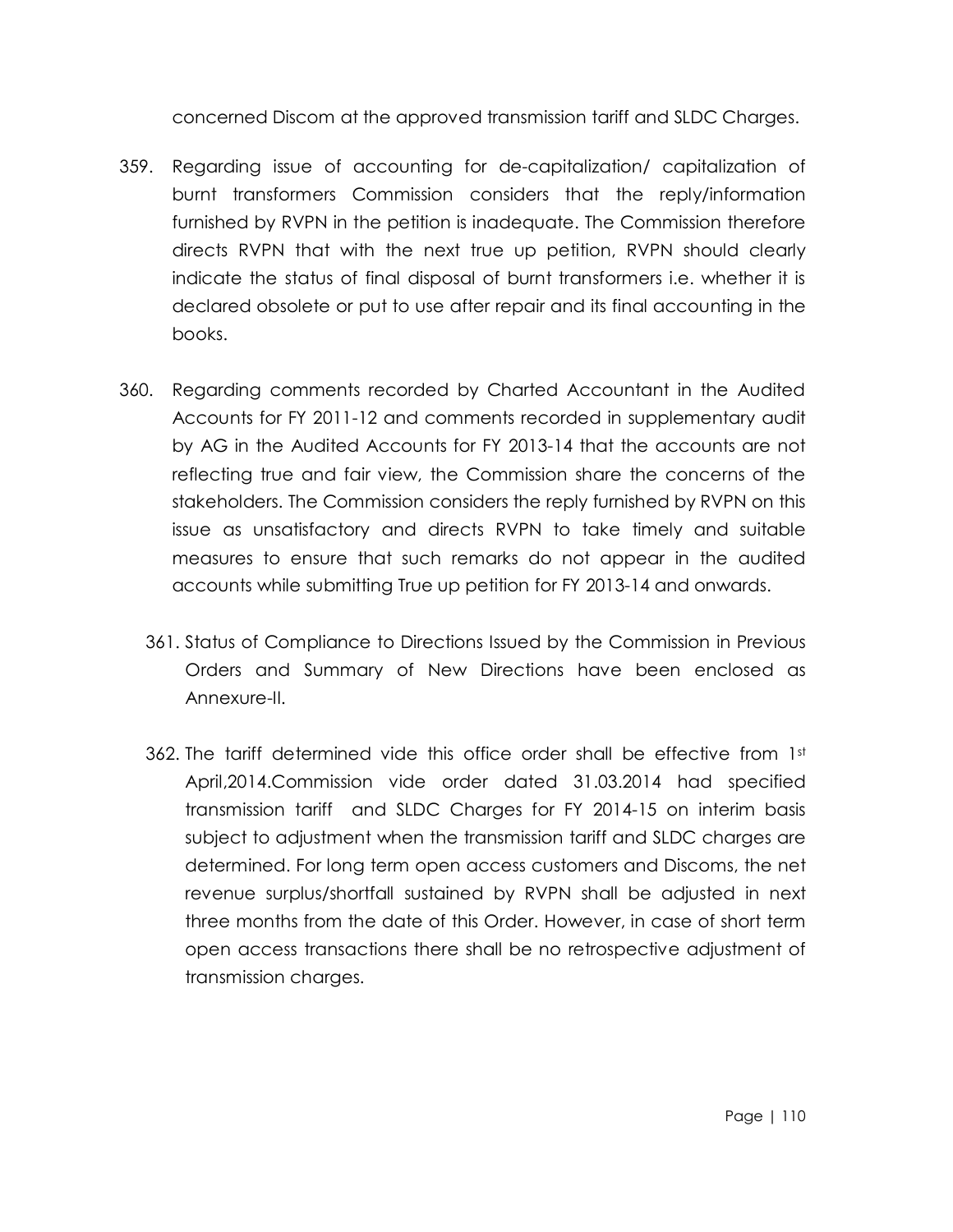concerned Discom at the approved transmission tariff and SLDC Charges.

359. Regarding issue of accounting for de-capitalization/ capitalization of burnt transformers Commission considers that the reply/information furnished by RVPN in the petition is inadequate. The Commission therefore directs RVPN that with the next true up petition, RVPN should clearly indicate the status of final disposal of burnt transformers i.e. whether it is declared obsolete or put to use after repair and its final accounting in the books.

360. Regarding comments recorded by Charted Accountant in the Audited Accounts for FY 2011-12 and comments recorded in supplementary audit by AG in the Audited Accounts for FY 2013-14 that the accounts are not reflecting true and fair view, the Commission share the concerns of the stakeholders. The Commission considers the reply furnished by RVPN on this issue as unsatisfactory and directs RVPN to take timely and suitable measures to ensure that such remarks do not appear in the audited accounts while submitting True up petition for FY 2013-14 and onwards.

361. Status of Compliance to Directions Issued by the Commission in Previous Orders and Summary of New Directions have been enclosed as Annexure-II.

362. The tariff determined vide this office order shall be effective from 1st April,2014.Commission vide order dated 31.03.2014 had specified transmission tariff and SLDC Charges for FY 2014-15 on interim basis subject to adjustment when the transmission tariff and SLDC charges are determined. For long term open access customers and Discoms, the net revenue surplus/shortfall sustained by RVPN shall be adjusted in next three months from the date of this Order. However, in case of short term open access transactions there shall be no retrospective adjustment of transmission charges.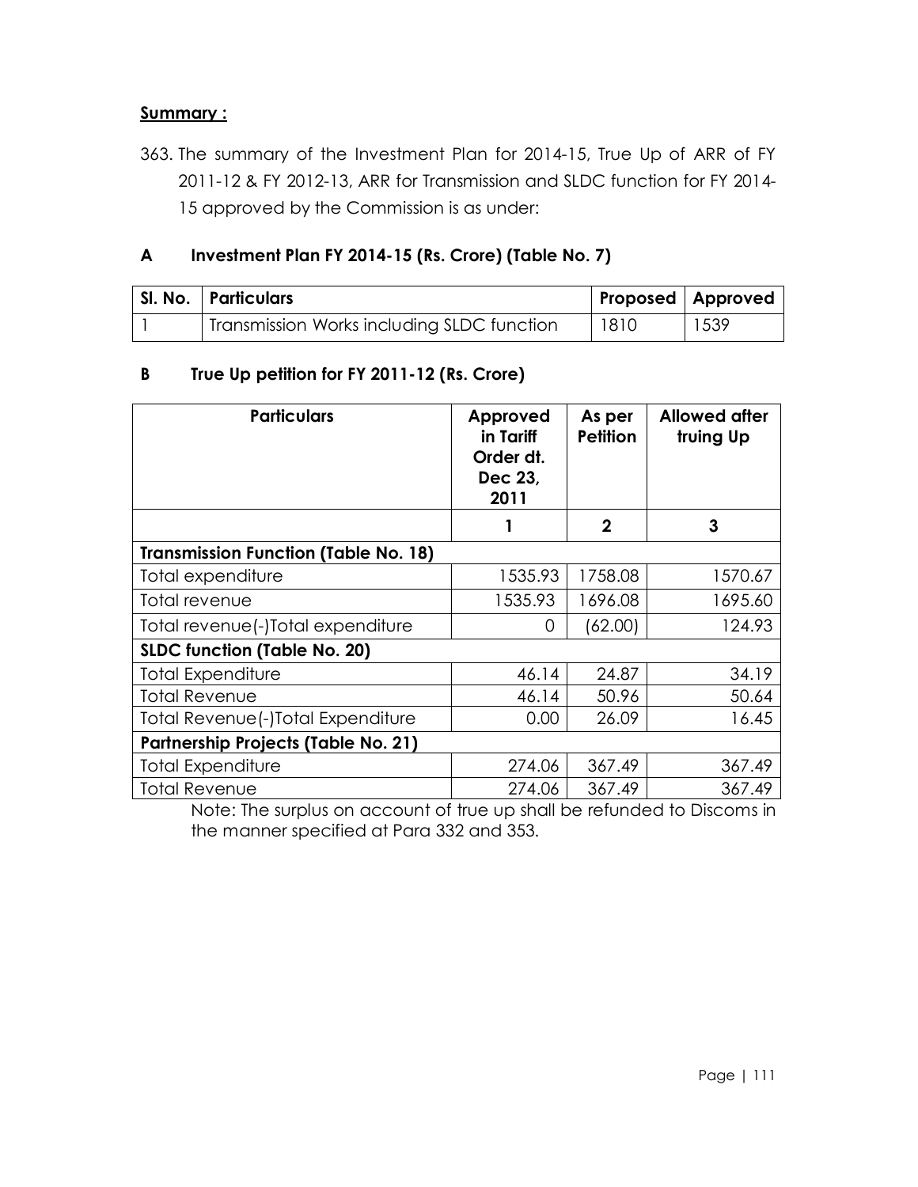**Summary :**

363. The summary of the Investment Plan for 2014-15, True Up of ARR of FY 2011-12 & FY 2012-13, ARR for Transmission and SLDC function for FY 2014-15 approved by the Commission is as under:

## A Investment Plan FY 2014-15 (Rs. Crore) (Table No. 7)

| Sl. No. | Particulars | Proposed | Approved |
|---|---|---|---|
| 1 | Transmission Works including SLDC function | 1810 | 1539 |

## B True Up petition for FY 2011-12 (Rs. Crore)

| Particulars | Approved in Tariff Order dt. Dec 23, 2011 | As per Petition | Allowed after truing Up |
|---|---|---|---|
| | 1 | 2 | 3 |
| **Transmission Function (Table No. 18)** | | | |
| Total expenditure | 1535.93 | 1758.08 | 1570.67 |
| Total revenue | 1535.93 | 1696.08 | 1695.60 |
| Total revenue(-)Total expenditure | 0 | (62.00) | 124.93 |
| **SLDC function (Table No. 20)** | | | |
| Total Expenditure | 46.14 | 24.87 | 34.19 |
| Total Revenue | 46.14 | 50.96 | 50.64 |
| Total Revenue(-)Total Expenditure | 0.00 | 26.09 | 16.45 |
| **Partnership Projects (Table No. 21)** | | | |
| Total Expenditure | 274.06 | 367.49 | 367.49 |
| Total Revenue | 274.06 | 367.49 | 367.49 |

Note: The surplus on account of true up shall be refunded to Discoms in the manner specified at Para 332 and 353.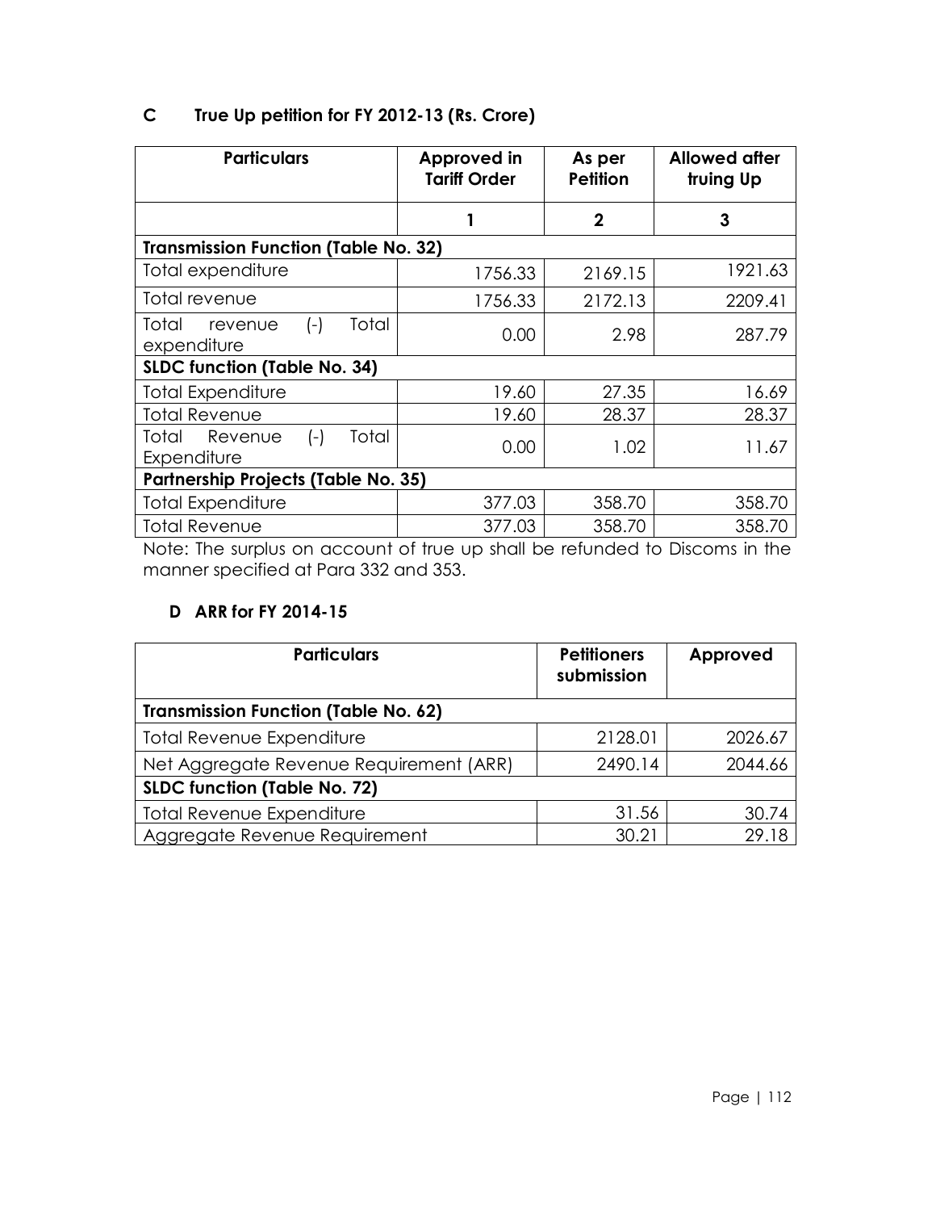## C True Up petition for FY 2012-13 (Rs. Crore)

| Particulars | Approved in Tariff Order | As per Petition | Allowed after truing Up |
|---|---|---|---|
| | 1 | 2 | 3 |
| **Transmission Function (Table No. 32)** | | | |
| Total expenditure | 1756.33 | 2169.15 | 1921.63 |
| Total revenue | 1756.33 | 2172.13 | 2209.41 |
| Total revenue (-) Total expenditure | 0.00 | 2.98 | 287.79 |
| **SLDC function (Table No. 34)** | | | |
| Total Expenditure | 19.60 | 27.35 | 16.69 |
| Total Revenue | 19.60 | 28.37 | 28.37 |
| Total Revenue (-) Total Expenditure | 0.00 | 1.02 | 11.67 |
| **Partnership Projects (Table No. 35)** | | | |
| Total Expenditure | 377.03 | 358.70 | 358.70 |
| Total Revenue | 377.03 | 358.70 | 358.70 |

Note: The surplus on account of true up shall be refunded to Discoms in the manner specified at Para 332 and 353.

## D ARR for FY 2014-15

| Particulars | Petitioners submission | Approved |
|---|---|---|
| **Transmission Function (Table No. 62)** | | |
| Total Revenue Expenditure | 2128.01 | 2026.67 |
| Net Aggregate Revenue Requirement (ARR) | 2490.14 | 2044.66 |
| **SLDC function (Table No. 72)** | | |
| Total Revenue Expenditure | 31.56 | 30.74 |
| Aggregate Revenue Requirement | 30.21 | 29.18 |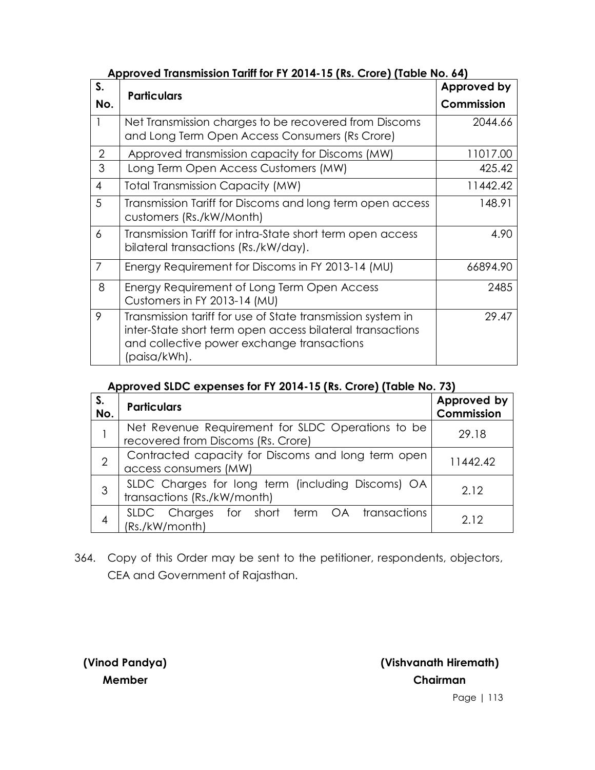**Approved Transmission Tariff for FY 2014-15 (Rs. Crore) (Table No. 64)**

| S. No. | Particulars | Approved by Commission |
|---|---|---|
| 1 | Net Transmission charges to be recovered from Discoms and Long Term Open Access Consumers (Rs Crore) | 2044.66 |
| 2 | Approved transmission capacity for Discoms (MW) | 11017.00 |
| 3 | Long Term Open Access Customers (MW) | 425.42 |
| 4 | Total Transmission Capacity (MW) | 11442.42 |
| 5 | Transmission Tariff for Discoms and long term open access customers (Rs./kW/Month) | 148.91 |
| 6 | Transmission Tariff for intra-State short term open access bilateral transactions (Rs./kW/day). | 4.90 |
| 7 | Energy Requirement for Discoms in FY 2013-14 (MU) | 66894.90 |
| 8 | Energy Requirement of Long Term Open Access Customers in FY 2013-14 (MU) | 2485 |
| 9 | Transmission tariff for use of State transmission system in inter-State short term open access bilateral transactions and collective power exchange transactions (paisa/kWh). | 29.47 |

**Approved SLDC expenses for FY 2014-15 (Rs. Crore) (Table No. 73)**

| S. No. | Particulars | Approved by Commission |
|---|---|---|
| 1 | Net Revenue Requirement for SLDC Operations to be recovered from Discoms (Rs. Crore) | 29.18 |
| 2 | Contracted capacity for Discoms and long term open access consumers (MW) | 11442.42 |
| 3 | SLDC Charges for long term (including Discoms) OA transactions (Rs./kW/month) | 2.12 |
| 4 | SLDC Charges for short term OA transactions (Rs./kW/month) | 2.12 |

364. Copy of this Order may be sent to the petitioner, respondents, objectors, CEA and Government of Rajasthan.

**(Vinod Pandya)**
**Member**

**(Vishvanath Hiremath)**
**Chairman**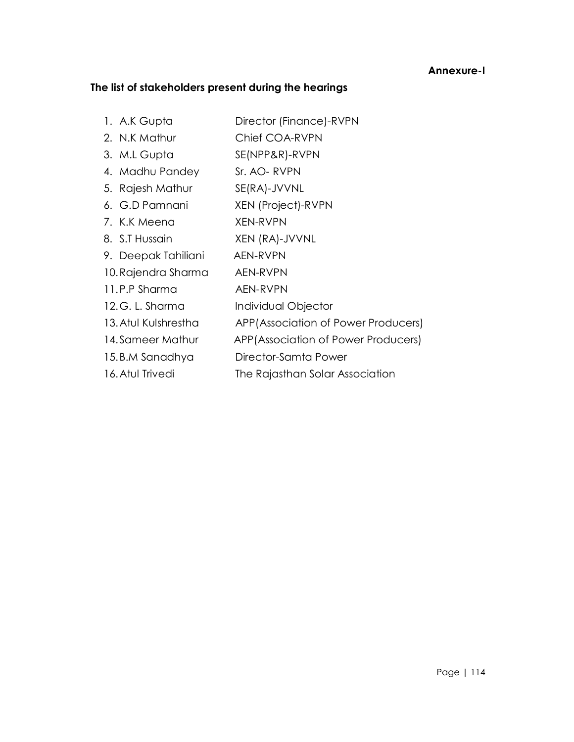**Annexure-I**

## The list of stakeholders present during the hearings

1. A.K Gupta — Director (Finance)-RVPN
2. N.K Mathur — Chief COA-RVPN
3. M.L Gupta — SE(NPP&R)-RVPN
4. Madhu Pandey — Sr. AO- RVPN
5. Rajesh Mathur — SE(RA)-JVVNL
6. G.D Pamnani — XEN (Project)-RVPN
7. K.K Meena — XEN-RVPN
8. S.T Hussain — XEN (RA)-JVVNL
9. Deepak Tahiliani — AEN-RVPN
10. Rajendra Sharma — AEN-RVPN
11. P.P Sharma — AEN-RVPN
12. G. L. Sharma — Individual Objector
13. Atul Kulshrestha — APP(Association of Power Producers)
14. Sameer Mathur — APP(Association of Power Producers)
15. B.M Sanadhya — Director-Samta Power
16. Atul Trivedi — The Rajasthan Solar Association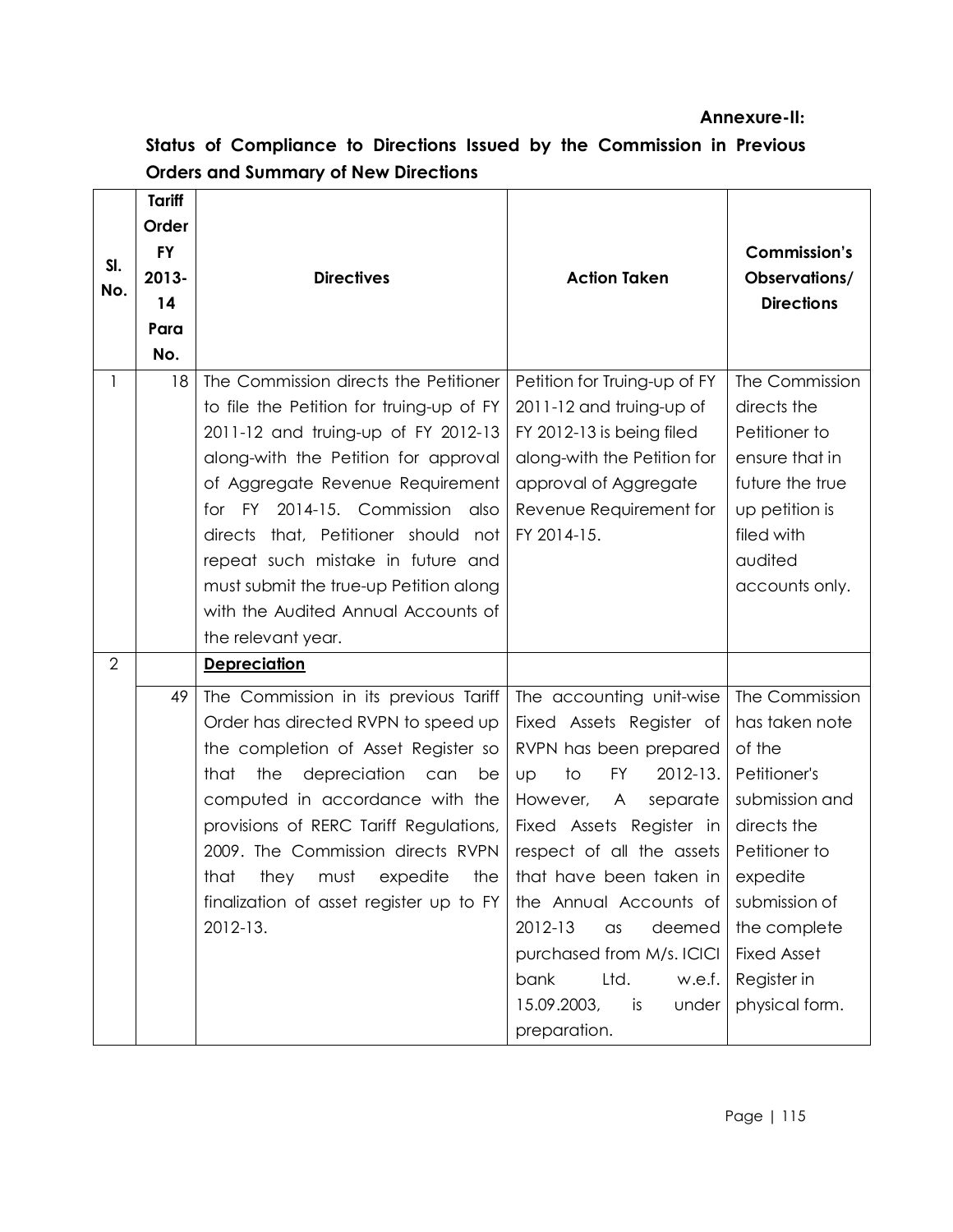**Annexure-II:**

**Status of Compliance to Directions Issued by the Commission in Previous Orders and Summary of New Directions**

| Sl. No. | Tariff Order FY 2013-14 Para No. | Directives | Action Taken | Commission's Observations/ Directions |
|---|---|---|---|---|
| 1 | 18 | The Commission directs the Petitioner to file the Petition for truing-up of FY 2011-12 and truing-up of FY 2012-13 along-with the Petition for approval of Aggregate Revenue Requirement for FY 2014-15. Commission also directs that, Petitioner should not repeat such mistake in future and must submit the true-up Petition along with the Audited Annual Accounts of the relevant year. | Petition for Truing-up of FY 2011-12 and truing-up of FY 2012-13 is being filed along-with the Petition for approval of Aggregate Revenue Requirement for FY 2014-15. | The Commission directs the Petitioner to ensure that in future the true up petition is filed with audited accounts only. |
| 2 | | **Depreciation** | | |
| | 49 | The Commission in its previous Tariff Order has directed RVPN to speed up the completion of Asset Register so that the depreciation can be computed in accordance with the provisions of RERC Tariff Regulations, 2009. The Commission directs RVPN that they must expedite the finalization of asset register up to FY 2012-13. | The accounting unit-wise Fixed Assets Register of RVPN has been prepared up to FY 2012-13. However, A separate Fixed Assets Register in respect of all the assets that have been taken in the Annual Accounts of 2012-13 as deemed purchased from M/s. ICICI bank Ltd. w.e.f. 15.09.2003, is under preparation. | The Commission has taken note of the Petitioner's submission and directs the Petitioner to expedite submission of the complete Fixed Asset Register in physical form. |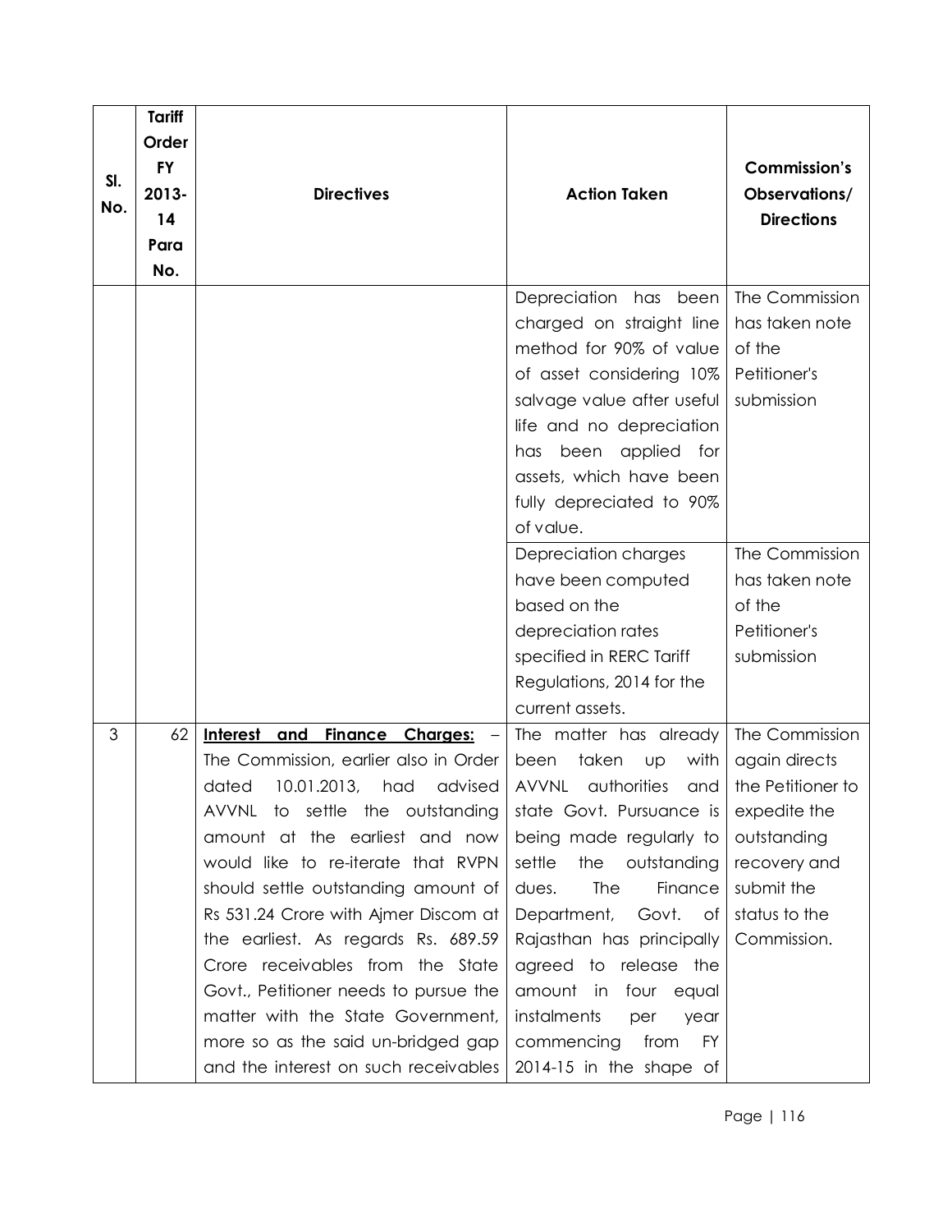| Sl. No. | Tariff Order FY 2013-14 Para No. | Directives | Action Taken | Commission's Observations/ Directions |
|---|---|---|---|---|
| | | | Depreciation has been charged on straight line method for 90% of value of asset considering 10% salvage value after useful life and no depreciation has been applied for assets, which have been fully depreciated to 90% of value. | The Commission has taken note of the Petitioner's submission |
| | | | Depreciation charges have been computed based on the depreciation rates specified in RERC Tariff Regulations, 2014 for the current assets. | The Commission has taken note of the Petitioner's submission |
| 3 | 62 | **Interest and Finance Charges:** – The Commission, earlier also in Order dated 10.01.2013, had advised AVVNL to settle the outstanding amount at the earliest and now would like to re-iterate that RVPN should settle outstanding amount of Rs 531.24 Crore with Ajmer Discom at the earliest. As regards Rs. 689.59 Crore receivables from the State Govt., Petitioner needs to pursue the matter with the State Government, more so as the said un-bridged gap and the interest on such receivables | The matter has already been taken up with AVVNL authorities and state Govt. Pursuance is being made regularly to settle the outstanding dues. The Finance Department, Govt. of Rajasthan has principally agreed to release the amount in four equal instalments per year commencing from FY 2014-15 in the shape of | The Commission again directs the Petitioner to expedite the outstanding recovery and submit the status to the Commission. |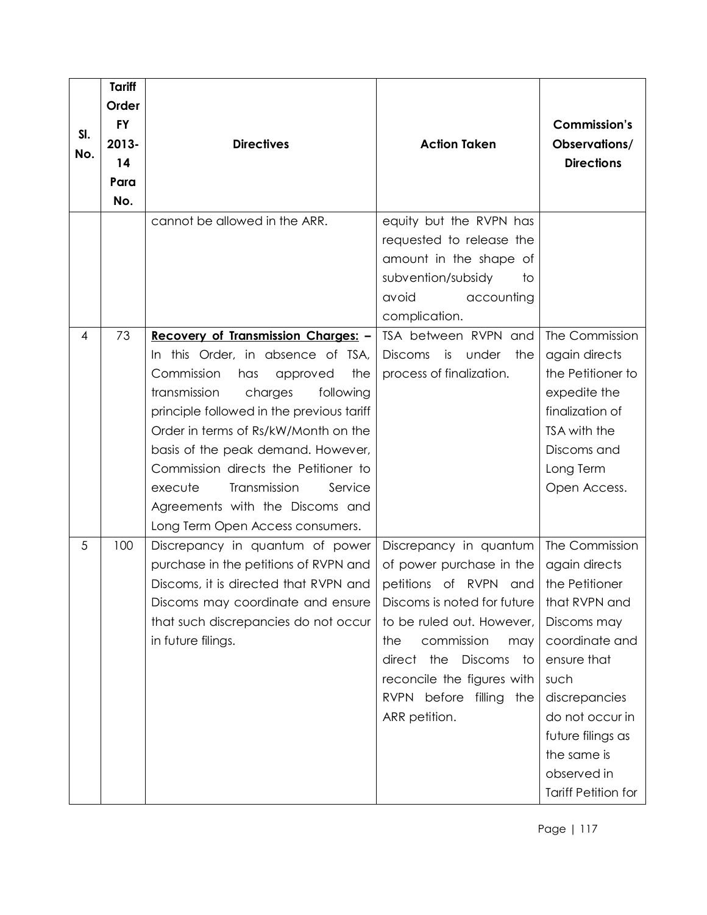| Sl. No. | Tariff Order FY 2013-14 Para No. | Directives | Action Taken | Commission's Observations/ Directions |
|---|---|---|---|---|
| | | cannot be allowed in the ARR. | equity but the RVPN has requested to release the amount in the shape of subvention/subsidy to avoid accounting complication. | |
| 4 | 73 | **Recovery of Transmission Charges: –** In this Order, in absence of TSA, Commission has approved the transmission charges following principle followed in the previous tariff Order in terms of Rs/kW/Month on the basis of the peak demand. However, Commission directs the Petitioner to execute Transmission Service Agreements with the Discoms and Long Term Open Access consumers. | TSA between RVPN and Discoms is under the process of finalization. | The Commission again directs the Petitioner to expedite the finalization of TSA with the Discoms and Long Term Open Access. |
| 5 | 100 | Discrepancy in quantum of power purchase in the petitions of RVPN and Discoms, it is directed that RVPN and Discoms may coordinate and ensure that such discrepancies do not occur in future filings. | Discrepancy in quantum of power purchase in the petitions of RVPN and Discoms is noted for future to be ruled out. However, the commission may direct the Discoms to reconcile the figures with RVPN before filling the ARR petition. | The Commission again directs the Petitioner that RVPN and Discoms may coordinate and ensure that such discrepancies do not occur in future filings as the same is observed in Tariff Petition for |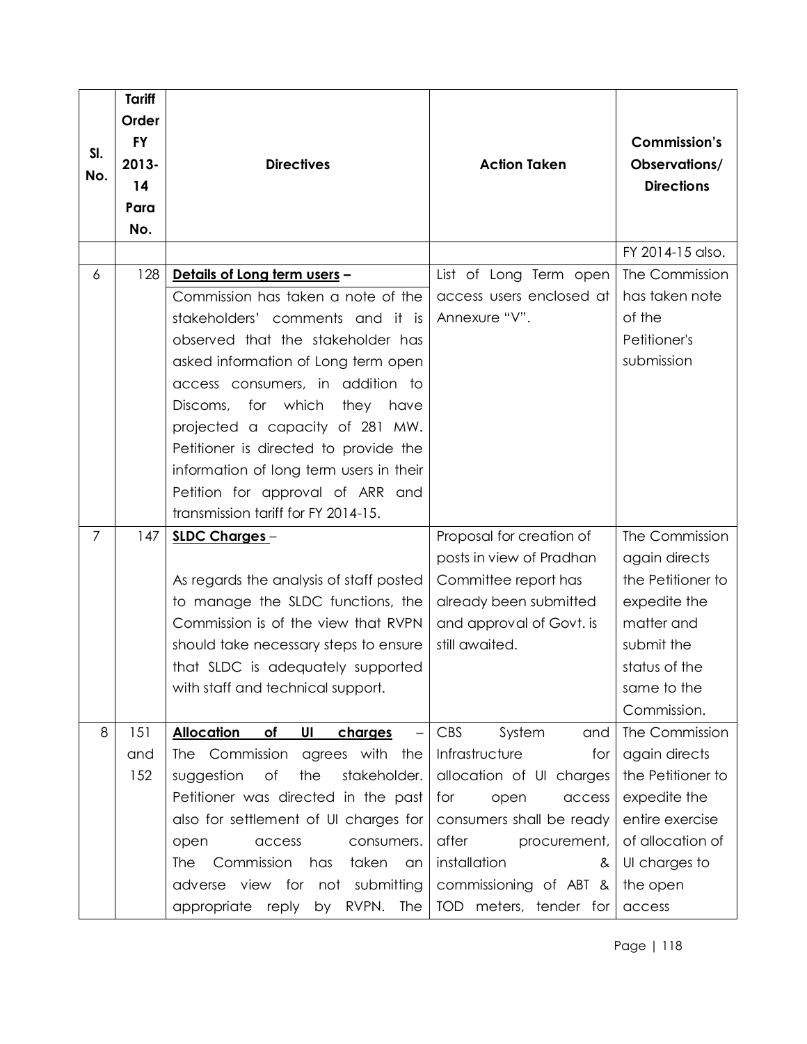| Sl. No. | Tariff Order FY 2013-14 Para No. | Directives | Action Taken | Commission's Observations/ Directions |
|---|---|---|---|---|
| | | | | FY 2014-15 also. |
| 6 | 128 | **Details of Long term users –** Commission has taken a note of the stakeholders' comments and it is observed that the stakeholder has asked information of Long term open access consumers, in addition to Discoms, for which they have projected a capacity of 281 MW. Petitioner is directed to provide the information of long term users in their Petition for approval of ARR and transmission tariff for FY 2014-15. | List of Long Term open access users enclosed at Annexure "V". | The Commission has taken note of the Petitioner's submission |
| 7 | 147 | **SLDC Charges** – As regards the analysis of staff posted to manage the SLDC functions, the Commission is of the view that RVPN should take necessary steps to ensure that SLDC is adequately supported with staff and technical support. | Proposal for creation of posts in view of Pradhan Committee report has already been submitted and approval of Govt. is still awaited. | The Commission again directs the Petitioner to expedite the matter and submit the status of the same to the Commission. |
| 8 | 151 and 152 | **Allocation of UI charges** – The Commission agrees with the suggestion of the stakeholder. Petitioner was directed in the past also for settlement of UI charges for open access consumers. The Commission has taken an adverse view for not submitting appropriate reply by RVPN. The | CBS System and Infrastructure for allocation of UI charges for open access consumers shall be ready after procurement, installation & commissioning of ABT & TOD meters, tender for | The Commission again directs the Petitioner to expedite the entire exercise of allocation of UI charges to the open access |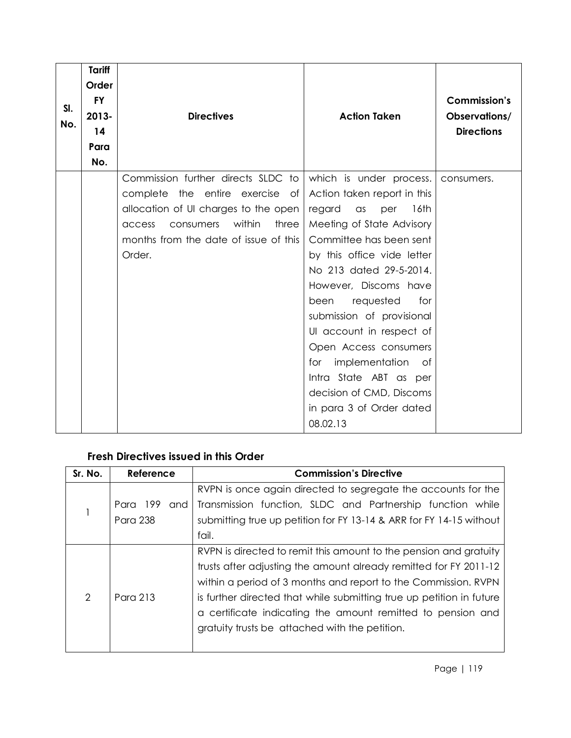| Sl. No. | Tariff Order FY 2013-14 Para No. | Directives | Action Taken | Commission's Observations/ Directions |
|---|---|---|---|---|
| | | Commission further directs SLDC to complete the entire exercise of allocation of UI charges to the open access consumers within three months from the date of issue of this Order. | which is under process. Action taken report in this regard as per 16th Meeting of State Advisory Committee has been sent by this office vide letter No 213 dated 29-5-2014. However, Discoms have been requested for submission of provisional UI account in respect of Open Access consumers for implementation of Intra State ABT as per decision of CMD, Discoms in para 3 of Order dated 08.02.13 | consumers. |

### Fresh Directives issued in this Order

| Sr. No. | Reference | Commission's Directive |
|---|---|---|
| 1 | Para 199 and Para 238 | RVPN is once again directed to segregate the accounts for the Transmission function, SLDC and Partnership function while submitting true up petition for FY 13-14 & ARR for FY 14-15 without fail. |
| 2 | Para 213 | RVPN is directed to remit this amount to the pension and gratuity trusts after adjusting the amount already remitted for FY 2011-12 within a period of 3 months and report to the Commission. RVPN is further directed that while submitting true up petition in future a certificate indicating the amount remitted to pension and gratuity trusts be attached with the petition. |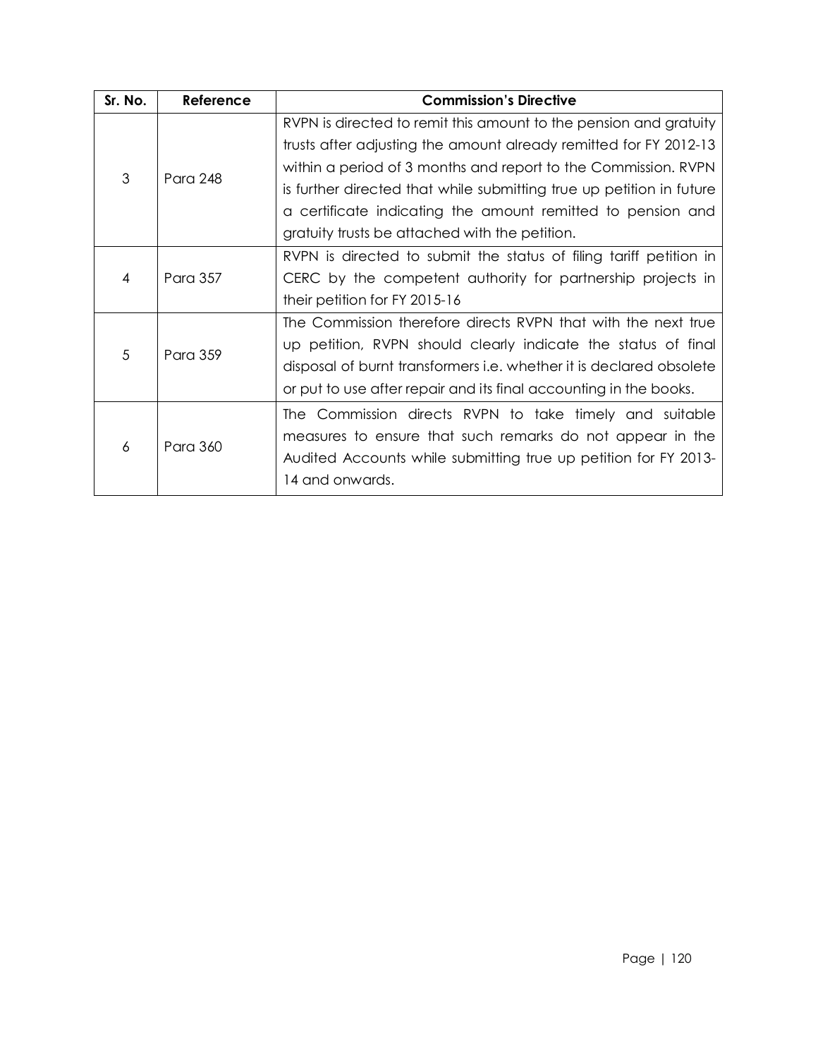| Sr. No. | Reference | Commission's Directive |
|---|---|---|
| 3 | Para 248 | RVPN is directed to remit this amount to the pension and gratuity trusts after adjusting the amount already remitted for FY 2012-13 within a period of 3 months and report to the Commission. RVPN is further directed that while submitting true up petition in future a certificate indicating the amount remitted to pension and gratuity trusts be attached with the petition. |
| 4 | Para 357 | RVPN is directed to submit the status of filing tariff petition in CERC by the competent authority for partnership projects in their petition for FY 2015-16 |
| 5 | Para 359 | The Commission therefore directs RVPN that with the next true up petition, RVPN should clearly indicate the status of final disposal of burnt transformers i.e. whether it is declared obsolete or put to use after repair and its final accounting in the books. |
| 6 | Para 360 | The Commission directs RVPN to take timely and suitable measures to ensure that such remarks do not appear in the Audited Accounts while submitting true up petition for FY 2013-14 and onwards. |